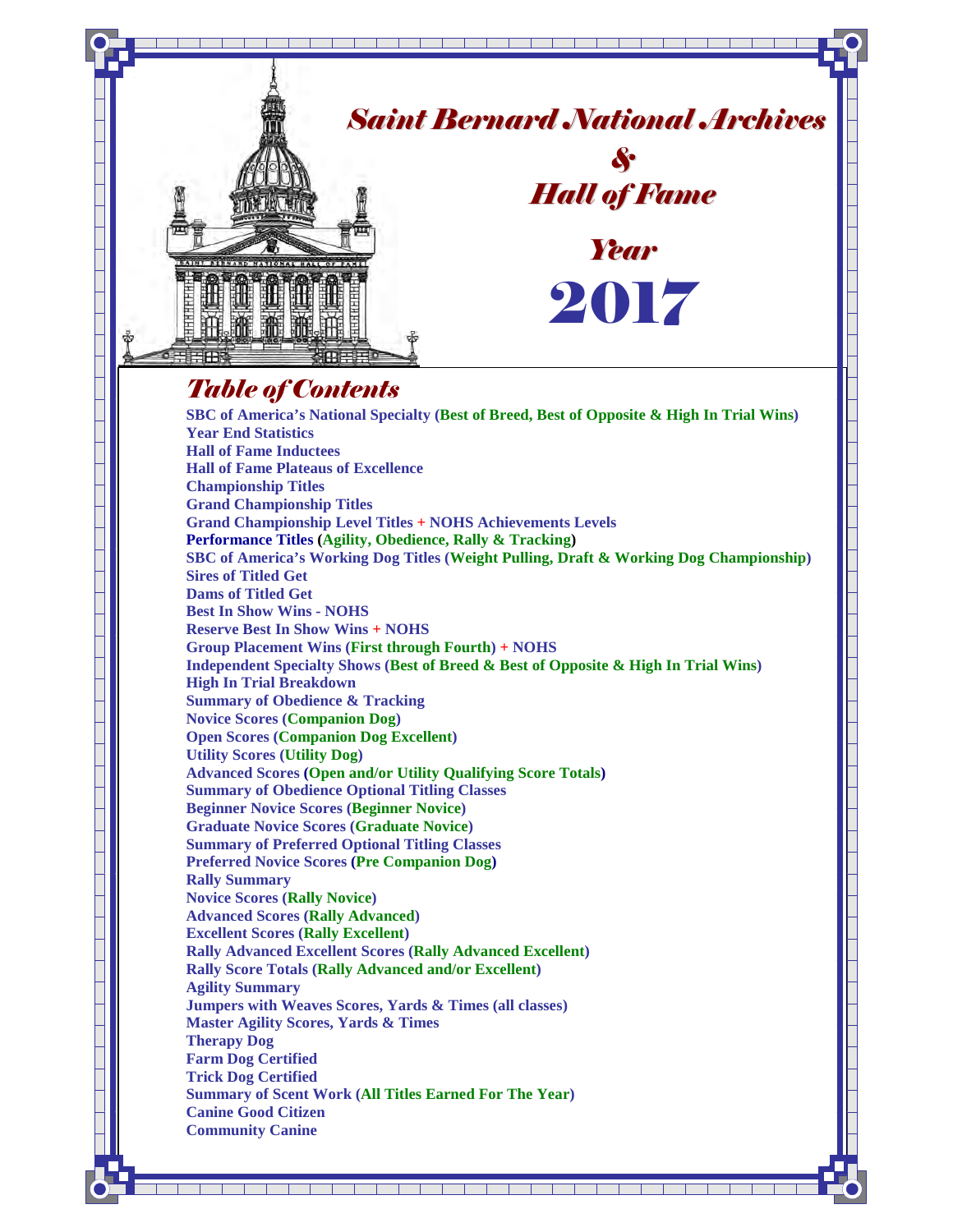# Saint Bernard National Archives
# &
# Hall of Fame

## Year
# 2017

## Table of Contents

**SBC of America's National Specialty (Best of Breed, Best of Opposite & High In Trial Wins)**
**Year End Statistics**
**Hall of Fame Inductees**
**Hall of Fame Plateaus of Excellence**
**Championship Titles**
**Grand Championship Titles**
**Grand Championship Level Titles + NOHS Achievements Levels**
**Performance Titles (Agility, Obedience, Rally & Tracking)**
**SBC of America's Working Dog Titles (Weight Pulling, Draft & Working Dog Championship)**
**Sires of Titled Get**
**Dams of Titled Get**
**Best In Show Wins - NOHS**
**Reserve Best In Show Wins + NOHS**
**Group Placement Wins (First through Fourth) + NOHS**
**Independent Specialty Shows (Best of Breed & Best of Opposite & High In Trial Wins)**
**High In Trial Breakdown**
**Summary of Obedience & Tracking**
**Novice Scores (Companion Dog)**
**Open Scores (Companion Dog Excellent)**
**Utility Scores (Utility Dog)**
**Advanced Scores (Open and/or Utility Qualifying Score Totals)**
**Summary of Obedience Optional Titling Classes**
**Beginner Novice Scores (Beginner Novice)**
**Graduate Novice Scores (Graduate Novice)**
**Summary of Preferred Optional Titling Classes**
**Preferred Novice Scores (Pre Companion Dog)**
**Rally Summary**
**Novice Scores (Rally Novice)**
**Advanced Scores (Rally Advanced)**
**Excellent Scores (Rally Excellent)**
**Rally Advanced Excellent Scores (Rally Advanced Excellent)**
**Rally Score Totals (Rally Advanced and/or Excellent)**
**Agility Summary**
**Jumpers with Weaves Scores, Yards & Times (all classes)**
**Master Agility Scores, Yards & Times**
**Therapy Dog**
**Farm Dog Certified**
**Trick Dog Certified**
**Summary of Scent Work (All Titles Earned For The Year)**
**Canine Good Citizen**
**Community Canine**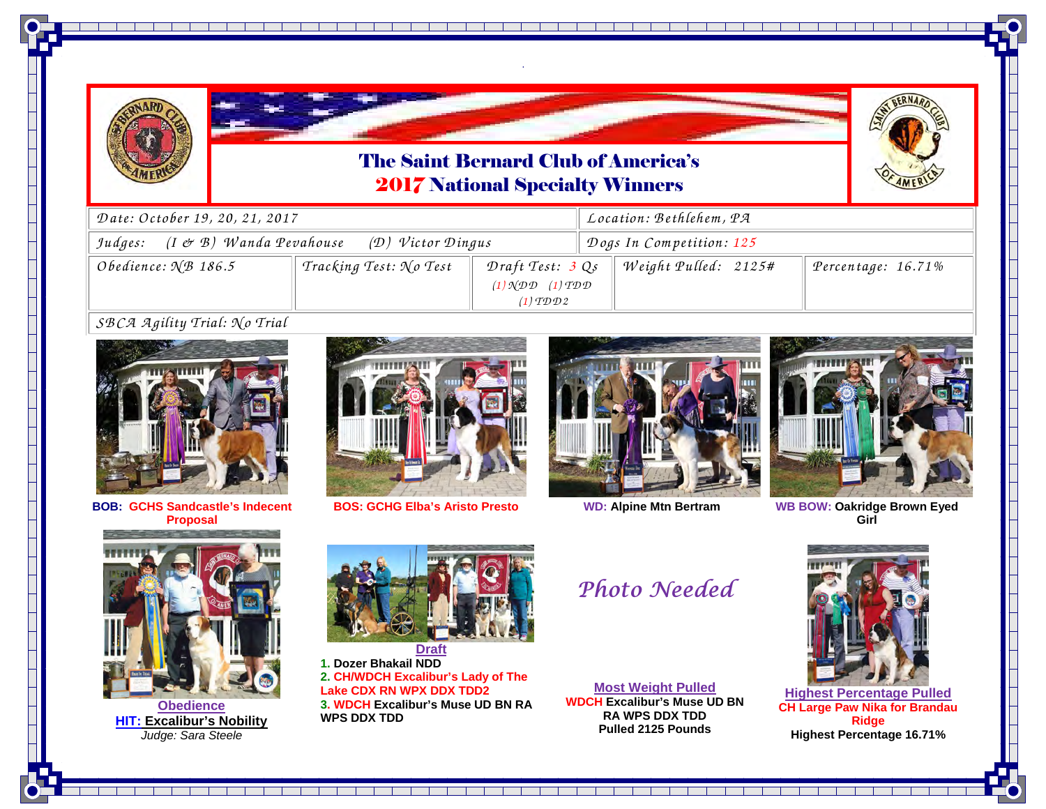# The Saint Bernard Club of America's
## 2017 National Specialty Winners

| Date: October 19, 20, 21, 2017 | Location: Bethlehem, PA |
|---|---|
| Judges: (I & B) Wanda Pevahouse (D) Victor Dingus | Dogs In Competition: 125 |

| Obedience: NB 186.5 | Tracking Test: No Test | Draft Test: 3 Qs (1) NDD (1) TDD (1) TDD2 | Weight Pulled: 2125# | Percentage: 16.71% |
|---|---|---|---|---|

SBCA Agility Trial: No Trial

**BOB: GCHS Sandcastle's Indecent Proposal**

**BOS: GCHG Elba's Aristo Presto**

**WD: Alpine Mtn Bertram**

**WB BOW: Oakridge Brown Eyed Girl**

**Obedience**

**HIT: Excalibur's Nobility**

*Judge: Sara Steele*

**Draft**

1. **Dozer Bhakail NDD**
2. **CH/WDCH Excalibur's Lady of The Lake CDX RN WPX DDX TDD2**
3. **WDCH Excalibur's Muse UD BN RA WPS DDX TDD**

*Photo Needed*

**Most Weight Pulled**

**WDCH Excalibur's Muse UD BN RA WPS DDX TDD**

**Pulled 2125 Pounds**

**Highest Percentage Pulled**

**CH Large Paw Nika for Brandau Ridge**

**Highest Percentage 16.71%**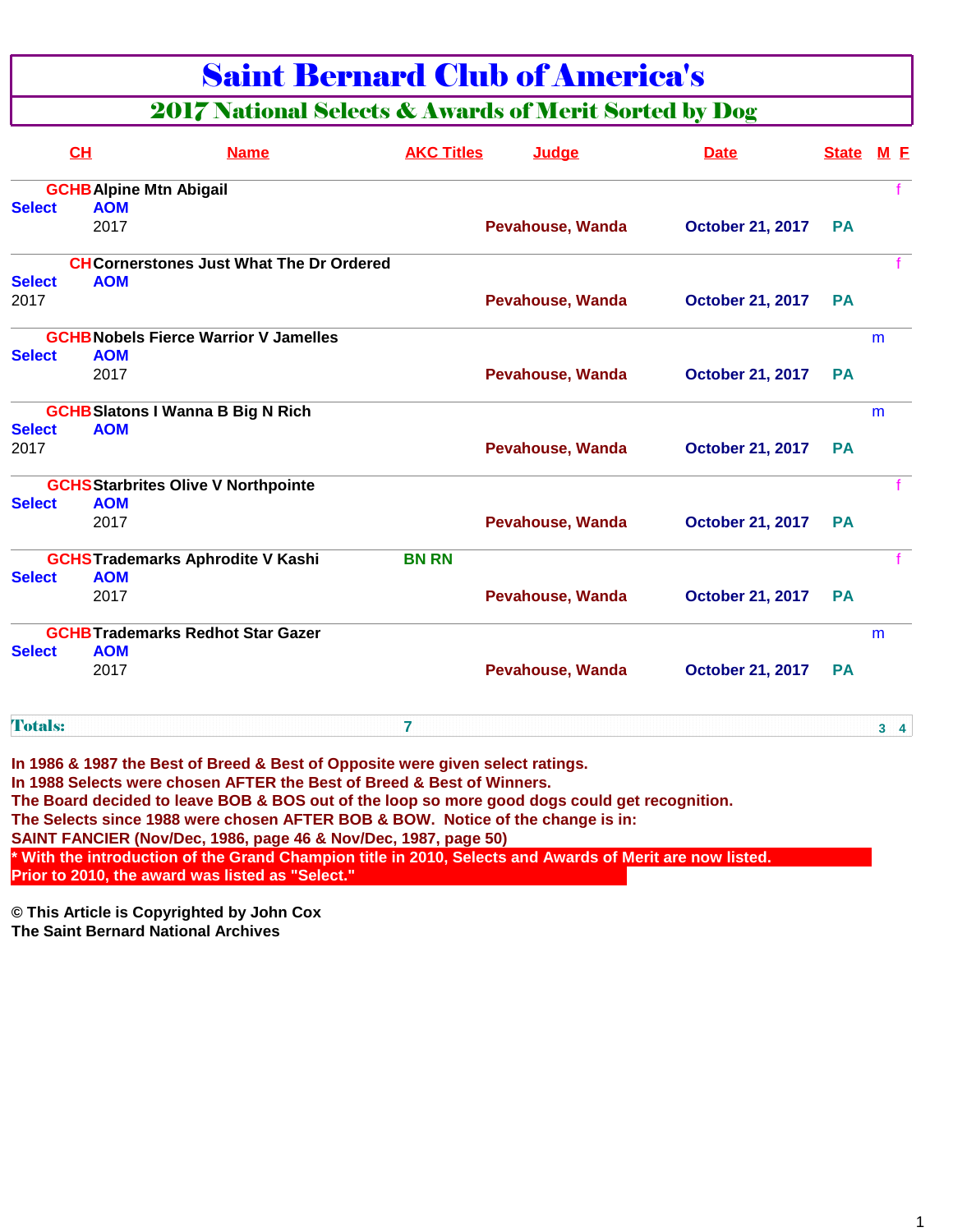# Saint Bernard Club of America's

## 2017 National Selects & Awards of Merit Sorted by Dog

| CH | Name | AKC Titles | Judge | Date | State | M | F |
|---|---|---|---|---|---|---|---|
| GCHB | Alpine Mtn Abigail | | | | | | f |
| Select | AOM 2017 | | Pevahouse, Wanda | October 21, 2017 | PA | | |
| CH | Cornerstones Just What The Dr Ordered | | | | | | f |
| Select 2017 | AOM | | Pevahouse, Wanda | October 21, 2017 | PA | | |
| GCHB | Nobels Fierce Warrior V Jamelles | | | | | m | |
| Select | AOM 2017 | | Pevahouse, Wanda | October 21, 2017 | PA | | |
| GCHB | Slatons I Wanna B Big N Rich | | | | | m | |
| Select 2017 | AOM | | Pevahouse, Wanda | October 21, 2017 | PA | | |
| GCHS | Starbrites Olive V Northpointe | | | | | | f |
| Select | AOM 2017 | | Pevahouse, Wanda | October 21, 2017 | PA | | |
| GCHS | Trademarks Aphrodite V Kashi | BN RN | | | | | f |
| Select | AOM 2017 | | Pevahouse, Wanda | October 21, 2017 | PA | | |
| GCHB | Trademarks Redhot Star Gazer | | | | | m | |
| Select | AOM 2017 | | Pevahouse, Wanda | October 21, 2017 | PA | | |
| **Totals:** | | 7 | | | | 3 | 4 |

**In 1986 & 1987 the Best of Breed & Best of Opposite were given select ratings.**
**In 1988 Selects were chosen AFTER the Best of Breed & Best of Winners.**
**The Board decided to leave BOB & BOS out of the loop so more good dogs could get recognition.**
**The Selects since 1988 were chosen AFTER BOB & BOW. Notice of the change is in:**
**SAINT FANCIER (Nov/Dec, 1986, page 46 & Nov/Dec, 1987, page 50)**
**\* With the introduction of the Grand Champion title in 2010, Selects and Awards of Merit are now listed.**
**Prior to 2010, the award was listed as "Select."**

**© This Article is Copyrighted by John Cox**
**The Saint Bernard National Archives**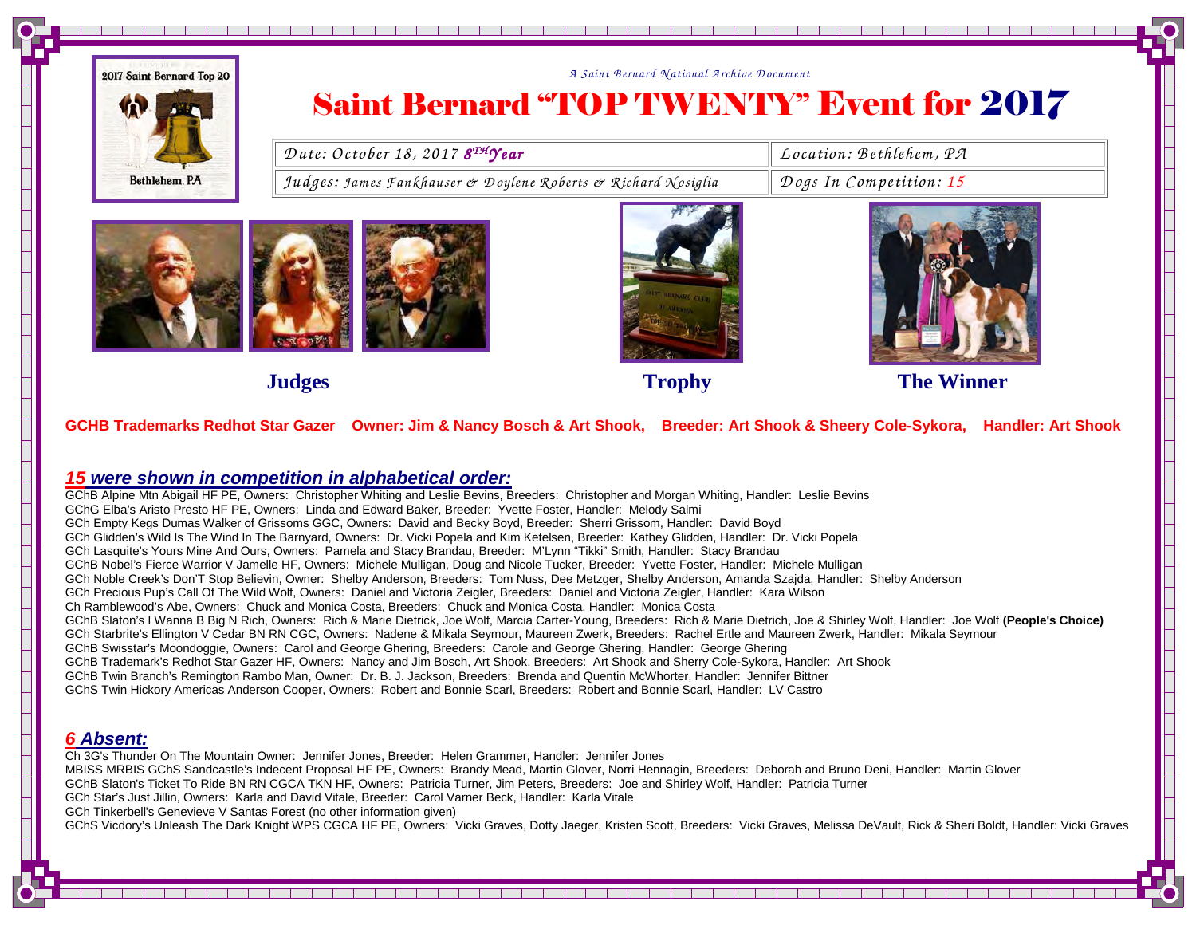2017 Saint Bernard Top 20

Bethlehem, PA

*A Saint Bernard National Archive Document*

# Saint Bernard "TOP TWENTY" Event for 2017

| Date: October 18, 2017 8TH Year | Location: Bethlehem, PA |
|---|---|
| Judges: James Fankhauser & Doylene Roberts & Richard Nosiglia | Dogs In Competition: 15 |

**Judges** **Trophy** **The Winner**

**GCHB Trademarks Redhot Star Gazer Owner: Jim & Nancy Bosch & Art Shook, Breeder: Art Shook & Sheery Cole-Sykora, Handler: Art Shook**

## *15 were shown in competition in alphabetical order:*

GChB Alpine Mtn Abigail HF PE, Owners: Christopher Whiting and Leslie Bevins, Breeders: Christopher and Morgan Whiting, Handler: Leslie Bevins
GChG Elba's Aristo Presto HF PE, Owners: Linda and Edward Baker, Breeder: Yvette Foster, Handler: Melody Salmi
GCh Empty Kegs Dumas Walker of Grissoms GGC, Owners: David and Becky Boyd, Breeder: Sherri Grissom, Handler: David Boyd
GCh Glidden's Wild Is The Wind In The Barnyard, Owners: Dr. Vicki Popela and Kim Ketelsen, Breeder: Kathey Glidden, Handler: Dr. Vicki Popela
GCh Lasquite's Yours Mine And Ours, Owners: Pamela and Stacy Brandau, Breeder: M'Lynn "Tikki" Smith, Handler: Stacy Brandau
GChB Nobel's Fierce Warrior V Jamelle HF, Owners: Michele Mulligan, Doug and Nicole Tucker, Breeder: Yvette Foster, Handler: Michele Mulligan
GCh Noble Creek's Don'T Stop Believin, Owner: Shelby Anderson, Breeders: Tom Nuss, Dee Metzger, Shelby Anderson, Amanda Szajda, Handler: Shelby Anderson
GCh Precious Pup's Call Of The Wild Wolf, Owners: Daniel and Victoria Zeigler, Breeders: Daniel and Victoria Zeigler, Handler: Kara Wilson
Ch Ramblewood's Abe, Owners: Chuck and Monica Costa, Breeders: Chuck and Monica Costa, Handler: Monica Costa
GChB Slaton's I Wanna B Big N Rich, Owners: Rich & Marie Dietrick, Joe Wolf, Marcia Carter-Young, Breeders: Rich & Marie Dietrich, Joe & Shirley Wolf, Handler: Joe Wolf **(People's Choice)**
GCh Starbrite's Ellington V Cedar BN RN CGC, Owners: Nadene & Mikala Seymour, Maureen Zwerk, Breeders: Rachel Ertle and Maureen Zwerk, Handler: Mikala Seymour
GChB Swisstar's Moondoggie, Owners: Carol and George Ghering, Breeders: Carole and George Ghering, Handler: George Ghering
GChB Trademark's Redhot Star Gazer HF, Owners: Nancy and Jim Bosch, Art Shook, Breeders: Art Shook and Sherry Cole-Sykora, Handler: Art Shook
GChB Twin Branch's Remington Rambo Man, Owner: Dr. B. J. Jackson, Breeders: Brenda and Quentin McWhorter, Handler: Jennifer Bittner
GChS Twin Hickory Americas Anderson Cooper, Owners: Robert and Bonnie Scarl, Breeders: Robert and Bonnie Scarl, Handler: LV Castro

## *6 Absent:*

Ch 3G's Thunder On The Mountain Owner: Jennifer Jones, Breeder: Helen Grammer, Handler: Jennifer Jones
MBISS MRBIS GChS Sandcastle's Indecent Proposal HF PE, Owners: Brandy Mead, Martin Glover, Norri Hennagin, Breeders: Deborah and Bruno Deni, Handler: Martin Glover
GChB Slaton's Ticket To Ride BN RN CGCA TKN HF, Owners: Patricia Turner, Jim Peters, Breeders: Joe and Shirley Wolf, Handler: Patricia Turner
GCh Star's Just Jillin, Owners: Karla and David Vitale, Breeder: Carol Varner Beck, Handler: Karla Vitale
GCh Tinkerbell's Genevieve V Santas Forest (no other information given)
GChS Vicdory's Unleash The Dark Knight WPS CGCA HF PE, Owners: Vicki Graves, Dotty Jaeger, Kristen Scott, Breeders: Vicki Graves, Melissa DeVault, Rick & Sheri Boldt, Handler: Vicki Graves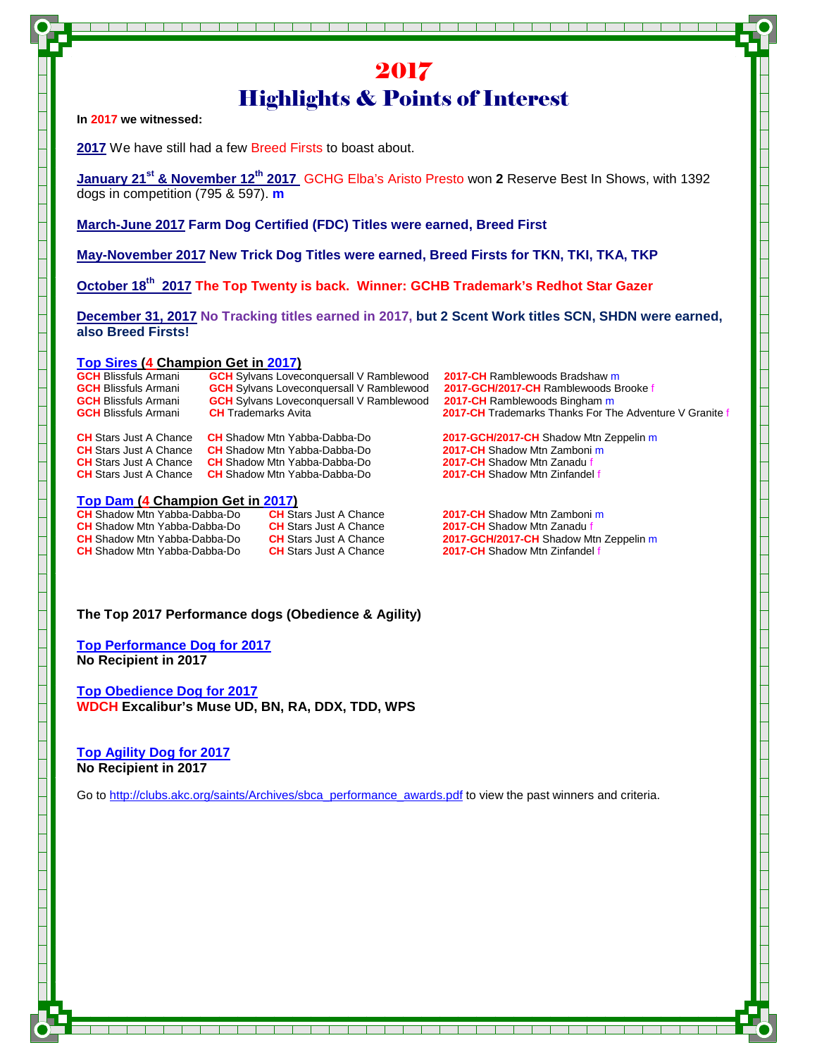# 2017

# Highlights & Points of Interest

**In 2017 we witnessed:**

**2017** We have still had a few Breed Firsts to boast about.

**January 21st & November 12th 2017** GCHG Elba's Aristo Presto won **2** Reserve Best In Shows, with 1392 dogs in competition (795 & 597). **m**

**March-June 2017 Farm Dog Certified (FDC) Titles were earned, Breed First**

**May-November 2017 New Trick Dog Titles were earned, Breed Firsts for TKN, TKI, TKA, TKP**

**October 18th 2017 The Top Twenty is back. Winner: GCHB Trademark's Redhot Star Gazer**

**December 31, 2017 No Tracking titles earned in 2017, but 2 Scent Work titles SCN, SHDN were earned, also Breed Firsts!**

**Top Sires (4 Champion Get in 2017)**

| Sire | Dam | Get |
|---|---|---|
| **GCH** Blissfuls Armani | **GCH** Sylvans Loveconquersall V Ramblewood | **2017-CH** Ramblewoods Bradshaw m |
| **GCH** Blissfuls Armani | **GCH** Sylvans Loveconquersall V Ramblewood | **2017-GCH/2017-CH** Ramblewoods Brooke f |
| **GCH** Blissfuls Armani | **GCH** Sylvans Loveconquersall V Ramblewood | **2017-CH** Ramblewoods Bingham m |
| **GCH** Blissfuls Armani | **CH** Trademarks Avita | **2017-CH** Trademarks Thanks For The Adventure V Granite f |
| **CH** Stars Just A Chance | **CH** Shadow Mtn Yabba-Dabba-Do | **2017-GCH/2017-CH** Shadow Mtn Zeppelin m |
| **CH** Stars Just A Chance | **CH** Shadow Mtn Yabba-Dabba-Do | **2017-CH** Shadow Mtn Zamboni m |
| **CH** Stars Just A Chance | **CH** Shadow Mtn Yabba-Dabba-Do | **2017-CH** Shadow Mtn Zanadu f |
| **CH** Stars Just A Chance | **CH** Shadow Mtn Yabba-Dabba-Do | **2017-CH** Shadow Mtn Zinfandel f |

**Top Dam (4 Champion Get in 2017)**

| Dam | Sire | Get |
|---|---|---|
| **CH** Shadow Mtn Yabba-Dabba-Do | **CH** Stars Just A Chance | **2017-CH** Shadow Mtn Zamboni m |
| **CH** Shadow Mtn Yabba-Dabba-Do | **CH** Stars Just A Chance | **2017-CH** Shadow Mtn Zanadu f |
| **CH** Shadow Mtn Yabba-Dabba-Do | **CH** Stars Just A Chance | **2017-GCH/2017-CH** Shadow Mtn Zeppelin m |
| **CH** Shadow Mtn Yabba-Dabba-Do | **CH** Stars Just A Chance | **2017-CH** Shadow Mtn Zinfandel f |

**The Top 2017 Performance dogs (Obedience & Agility)**

**Top Performance Dog for 2017**
**No Recipient in 2017**

**Top Obedience Dog for 2017**
**WDCH Excalibur's Muse UD, BN, RA, DDX, TDD, WPS**

**Top Agility Dog for 2017**
**No Recipient in 2017**

Go to http://clubs.akc.org/saints/Archives/sbca_performance_awards.pdf to view the past winners and criteria.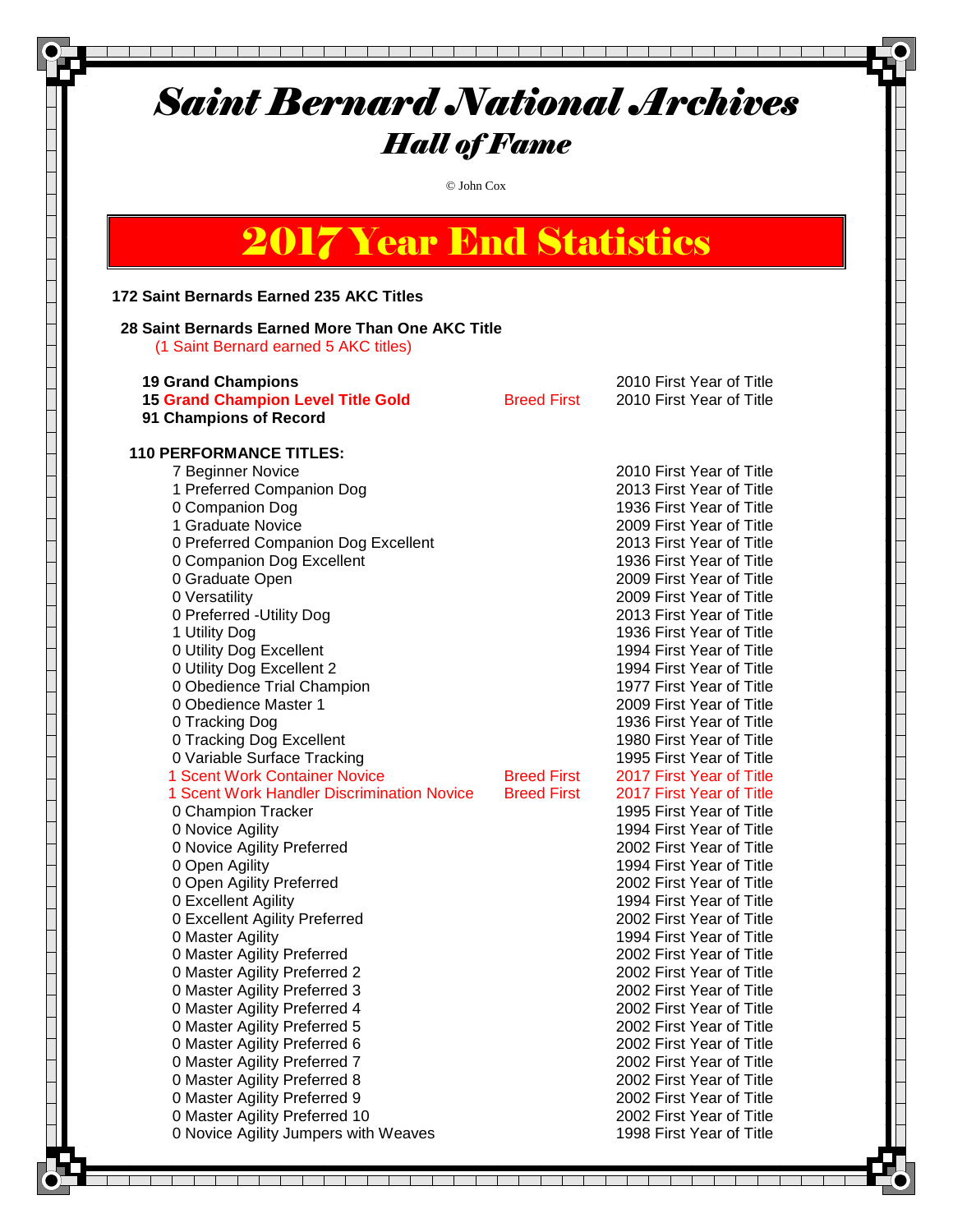# Saint Bernard National Archives

## Hall of Fame

© John Cox

## 2017 Year End Statistics

**172 Saint Bernards Earned 235 AKC Titles**

**28 Saint Bernards Earned More Than One AKC Title**
(1 Saint Bernard earned 5 AKC titles)

| Title | | First Year |
|---|---|---|
| **19 Grand Champions** | | 2010 First Year of Title |
| **15 Grand Champion Level Title Gold** | Breed First | 2010 First Year of Title |
| **91 Champions of Record** | | |

**110 PERFORMANCE TITLES:**

| Title | | First Year |
|---|---|---|
| 7 Beginner Novice | | 2010 First Year of Title |
| 1 Preferred Companion Dog | | 2013 First Year of Title |
| 0 Companion Dog | | 1936 First Year of Title |
| 1 Graduate Novice | | 2009 First Year of Title |
| 0 Preferred Companion Dog Excellent | | 2013 First Year of Title |
| 0 Companion Dog Excellent | | 1936 First Year of Title |
| 0 Graduate Open | | 2009 First Year of Title |
| 0 Versatility | | 2009 First Year of Title |
| 0 Preferred -Utility Dog | | 2013 First Year of Title |
| 1 Utility Dog | | 1936 First Year of Title |
| 0 Utility Dog Excellent | | 1994 First Year of Title |
| 0 Utility Dog Excellent 2 | | 1994 First Year of Title |
| 0 Obedience Trial Champion | | 1977 First Year of Title |
| 0 Obedience Master 1 | | 2009 First Year of Title |
| 0 Tracking Dog | | 1936 First Year of Title |
| 0 Tracking Dog Excellent | | 1980 First Year of Title |
| 0 Variable Surface Tracking | | 1995 First Year of Title |
| 1 Scent Work Container Novice | Breed First | 2017 First Year of Title |
| 1 Scent Work Handler Discrimination Novice | Breed First | 2017 First Year of Title |
| 0 Champion Tracker | | 1995 First Year of Title |
| 0 Novice Agility | | 1994 First Year of Title |
| 0 Novice Agility Preferred | | 2002 First Year of Title |
| 0 Open Agility | | 1994 First Year of Title |
| 0 Open Agility Preferred | | 2002 First Year of Title |
| 0 Excellent Agility | | 1994 First Year of Title |
| 0 Excellent Agility Preferred | | 2002 First Year of Title |
| 0 Master Agility | | 1994 First Year of Title |
| 0 Master Agility Preferred | | 2002 First Year of Title |
| 0 Master Agility Preferred 2 | | 2002 First Year of Title |
| 0 Master Agility Preferred 3 | | 2002 First Year of Title |
| 0 Master Agility Preferred 4 | | 2002 First Year of Title |
| 0 Master Agility Preferred 5 | | 2002 First Year of Title |
| 0 Master Agility Preferred 6 | | 2002 First Year of Title |
| 0 Master Agility Preferred 7 | | 2002 First Year of Title |
| 0 Master Agility Preferred 8 | | 2002 First Year of Title |
| 0 Master Agility Preferred 9 | | 2002 First Year of Title |
| 0 Master Agility Preferred 10 | | 2002 First Year of Title |
| 0 Novice Agility Jumpers with Weaves | | 1998 First Year of Title |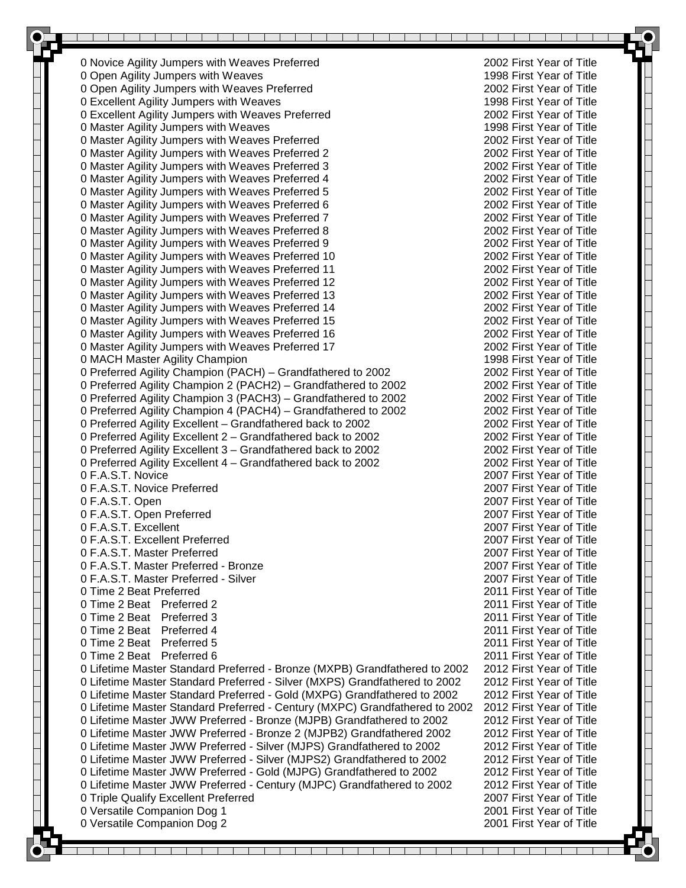| | |
|---|---|
| 0 Novice Agility Jumpers with Weaves Preferred | 2002 First Year of Title |
| 0 Open Agility Jumpers with Weaves | 1998 First Year of Title |
| 0 Open Agility Jumpers with Weaves Preferred | 2002 First Year of Title |
| 0 Excellent Agility Jumpers with Weaves | 1998 First Year of Title |
| 0 Excellent Agility Jumpers with Weaves Preferred | 2002 First Year of Title |
| 0 Master Agility Jumpers with Weaves | 1998 First Year of Title |
| 0 Master Agility Jumpers with Weaves Preferred | 2002 First Year of Title |
| 0 Master Agility Jumpers with Weaves Preferred 2 | 2002 First Year of Title |
| 0 Master Agility Jumpers with Weaves Preferred 3 | 2002 First Year of Title |
| 0 Master Agility Jumpers with Weaves Preferred 4 | 2002 First Year of Title |
| 0 Master Agility Jumpers with Weaves Preferred 5 | 2002 First Year of Title |
| 0 Master Agility Jumpers with Weaves Preferred 6 | 2002 First Year of Title |
| 0 Master Agility Jumpers with Weaves Preferred 7 | 2002 First Year of Title |
| 0 Master Agility Jumpers with Weaves Preferred 8 | 2002 First Year of Title |
| 0 Master Agility Jumpers with Weaves Preferred 9 | 2002 First Year of Title |
| 0 Master Agility Jumpers with Weaves Preferred 10 | 2002 First Year of Title |
| 0 Master Agility Jumpers with Weaves Preferred 11 | 2002 First Year of Title |
| 0 Master Agility Jumpers with Weaves Preferred 12 | 2002 First Year of Title |
| 0 Master Agility Jumpers with Weaves Preferred 13 | 2002 First Year of Title |
| 0 Master Agility Jumpers with Weaves Preferred 14 | 2002 First Year of Title |
| 0 Master Agility Jumpers with Weaves Preferred 15 | 2002 First Year of Title |
| 0 Master Agility Jumpers with Weaves Preferred 16 | 2002 First Year of Title |
| 0 Master Agility Jumpers with Weaves Preferred 17 | 2002 First Year of Title |
| 0 MACH Master Agility Champion | 1998 First Year of Title |
| 0 Preferred Agility Champion (PACH) – Grandfathered to 2002 | 2002 First Year of Title |
| 0 Preferred Agility Champion 2 (PACH2) – Grandfathered to 2002 | 2002 First Year of Title |
| 0 Preferred Agility Champion 3 (PACH3) – Grandfathered to 2002 | 2002 First Year of Title |
| 0 Preferred Agility Champion 4 (PACH4) – Grandfathered to 2002 | 2002 First Year of Title |
| 0 Preferred Agility Excellent – Grandfathered back to 2002 | 2002 First Year of Title |
| 0 Preferred Agility Excellent 2 – Grandfathered back to 2002 | 2002 First Year of Title |
| 0 Preferred Agility Excellent 3 – Grandfathered back to 2002 | 2002 First Year of Title |
| 0 Preferred Agility Excellent 4 – Grandfathered back to 2002 | 2002 First Year of Title |
| 0 F.A.S.T. Novice | 2007 First Year of Title |
| 0 F.A.S.T. Novice Preferred | 2007 First Year of Title |
| 0 F.A.S.T. Open | 2007 First Year of Title |
| 0 F.A.S.T. Open Preferred | 2007 First Year of Title |
| 0 F.A.S.T. Excellent | 2007 First Year of Title |
| 0 F.A.S.T. Excellent Preferred | 2007 First Year of Title |
| 0 F.A.S.T. Master Preferred | 2007 First Year of Title |
| 0 F.A.S.T. Master Preferred - Bronze | 2007 First Year of Title |
| 0 F.A.S.T. Master Preferred - Silver | 2007 First Year of Title |
| 0 Time 2 Beat Preferred | 2011 First Year of Title |
| 0 Time 2 Beat Preferred 2 | 2011 First Year of Title |
| 0 Time 2 Beat Preferred 3 | 2011 First Year of Title |
| 0 Time 2 Beat Preferred 4 | 2011 First Year of Title |
| 0 Time 2 Beat Preferred 5 | 2011 First Year of Title |
| 0 Time 2 Beat Preferred 6 | 2011 First Year of Title |
| 0 Lifetime Master Standard Preferred - Bronze (MXPB) Grandfathered to 2002 | 2012 First Year of Title |
| 0 Lifetime Master Standard Preferred - Silver (MXPS) Grandfathered to 2002 | 2012 First Year of Title |
| 0 Lifetime Master Standard Preferred - Gold (MXPG) Grandfathered to 2002 | 2012 First Year of Title |
| 0 Lifetime Master Standard Preferred - Century (MXPC) Grandfathered to 2002 | 2012 First Year of Title |
| 0 Lifetime Master JWW Preferred - Bronze (MJPB) Grandfathered to 2002 | 2012 First Year of Title |
| 0 Lifetime Master JWW Preferred - Bronze 2 (MJPB2) Grandfathered 2002 | 2012 First Year of Title |
| 0 Lifetime Master JWW Preferred - Silver (MJPS) Grandfathered to 2002 | 2012 First Year of Title |
| 0 Lifetime Master JWW Preferred - Silver (MJPS2) Grandfathered to 2002 | 2012 First Year of Title |
| 0 Lifetime Master JWW Preferred - Gold (MJPG) Grandfathered to 2002 | 2012 First Year of Title |
| 0 Lifetime Master JWW Preferred - Century (MJPC) Grandfathered to 2002 | 2012 First Year of Title |
| 0 Triple Qualify Excellent Preferred | 2007 First Year of Title |
| 0 Versatile Companion Dog 1 | 2001 First Year of Title |
| 0 Versatile Companion Dog 2 | 2001 First Year of Title |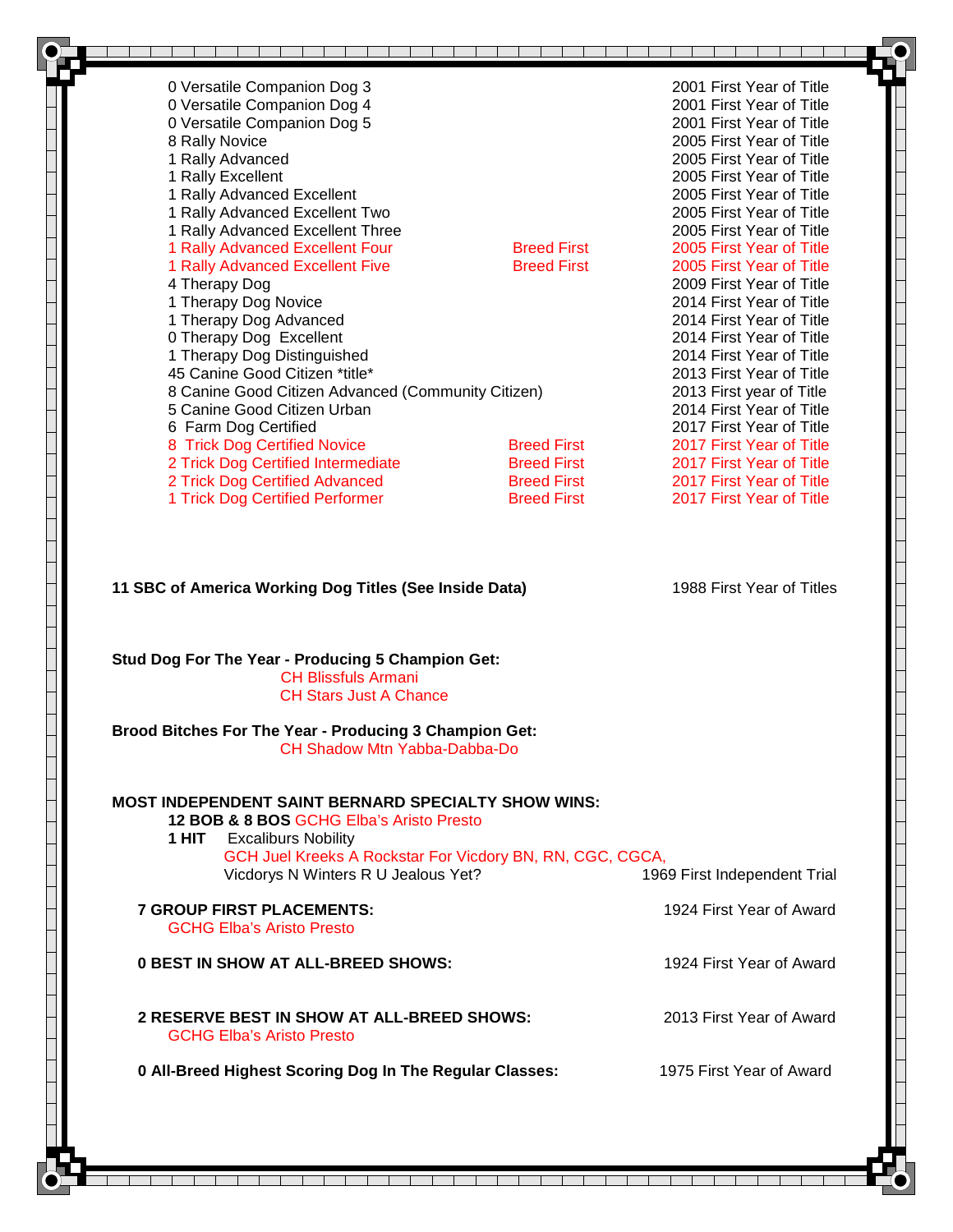| Title | Breed First | Year |
|---|---|---|
| 0 Versatile Companion Dog 3 | | 2001 First Year of Title |
| 0 Versatile Companion Dog 4 | | 2001 First Year of Title |
| 0 Versatile Companion Dog 5 | | 2001 First Year of Title |
| 8 Rally Novice | | 2005 First Year of Title |
| 1 Rally Advanced | | 2005 First Year of Title |
| 1 Rally Excellent | | 2005 First Year of Title |
| 1 Rally Advanced Excellent | | 2005 First Year of Title |
| 1 Rally Advanced Excellent Two | | 2005 First Year of Title |
| 1 Rally Advanced Excellent Three | | 2005 First Year of Title |
| 1 Rally Advanced Excellent Four | Breed First | 2005 First Year of Title |
| 1 Rally Advanced Excellent Five | Breed First | 2005 First Year of Title |
| 4 Therapy Dog | | 2009 First Year of Title |
| 1 Therapy Dog Novice | | 2014 First Year of Title |
| 1 Therapy Dog Advanced | | 2014 First Year of Title |
| 0 Therapy Dog Excellent | | 2014 First Year of Title |
| 1 Therapy Dog Distinguished | | 2014 First Year of Title |
| 45 Canine Good Citizen *title* | | 2013 First Year of Title |
| 8 Canine Good Citizen Advanced (Community Citizen) | | 2013 First year of Title |
| 5 Canine Good Citizen Urban | | 2014 First Year of Title |
| 6 Farm Dog Certified | | 2017 First Year of Title |
| 8 Trick Dog Certified Novice | Breed First | 2017 First Year of Title |
| 2 Trick Dog Certified Intermediate | Breed First | 2017 First Year of Title |
| 2 Trick Dog Certified Advanced | Breed First | 2017 First Year of Title |
| 1 Trick Dog Certified Performer | Breed First | 2017 First Year of Title |

**11 SBC of America Working Dog Titles (See Inside Data)** — 1988 First Year of Titles

**Stud Dog For The Year - Producing 5 Champion Get:**
CH Blissfuls Armani
CH Stars Just A Chance

**Brood Bitches For The Year - Producing 3 Champion Get:**
CH Shadow Mtn Yabba-Dabba-Do

**MOST INDEPENDENT SAINT BERNARD SPECIALTY SHOW WINS:**

**12 BOB & 8 BOS** GCHG Elba's Aristo Presto

**1 HIT** Excaliburs Nobility
GCH Juel Kreeks A Rockstar For Vicdory BN, RN, CGC, CGCA,
Vicdorys N Winters R U Jealous Yet? — 1969 First Independent Trial

**7 GROUP FIRST PLACEMENTS:** — 1924 First Year of Award
GCHG Elba's Aristo Presto

**0 BEST IN SHOW AT ALL-BREED SHOWS:** — 1924 First Year of Award

**2 RESERVE BEST IN SHOW AT ALL-BREED SHOWS:** — 2013 First Year of Award
GCHG Elba's Aristo Presto

**0 All-Breed Highest Scoring Dog In The Regular Classes:** — 1975 First Year of Award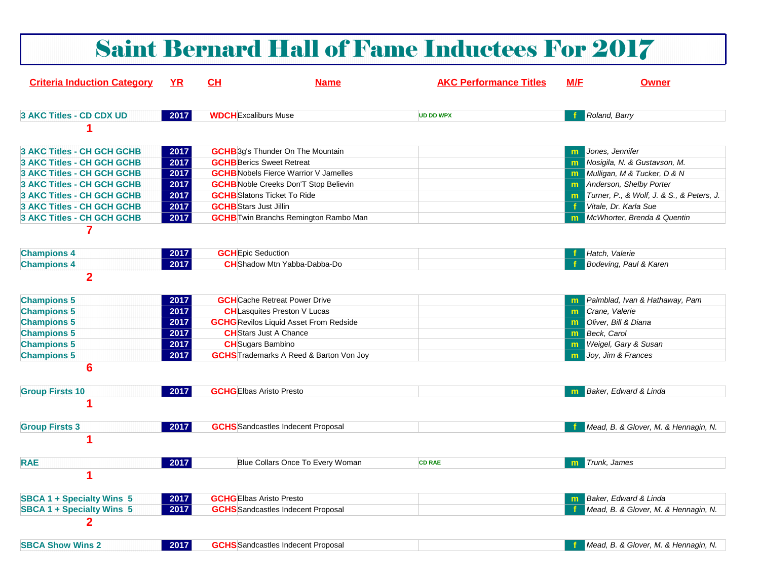# Saint Bernard Hall of Fame Inductees For 2017

| Criteria Induction Category | YR | CH | Name | AKC Performance Titles | M/F | Owner |
|---|---|---|---|---|---|---|
| 3 AKC Titles - CD CDX UD | 2017 | WDCH | Excaliburs Muse | UD DD WPX | f | Roland, Barry |
| 1 | | | | | | |
| 3 AKC Titles - CH GCH GCHB | 2017 | GCHB | 3g's Thunder On The Mountain | | m | Jones, Jennifer |
| 3 AKC Titles - CH GCH GCHB | 2017 | GCHB | Berics Sweet Retreat | | m | Nosigila, N. & Gustavson, M. |
| 3 AKC Titles - CH GCH GCHB | 2017 | GCHB | Nobels Fierce Warrior V Jamelles | | m | Mulligan, M & Tucker, D & N |
| 3 AKC Titles - CH GCH GCHB | 2017 | GCHB | Noble Creeks Don'T Stop Believin | | m | Anderson, Shelby Porter |
| 3 AKC Titles - CH GCH GCHB | 2017 | GCHB | Slatons Ticket To Ride | | m | Turner, P., & Wolf, J. & S., & Peters, J. |
| 3 AKC Titles - CH GCH GCHB | 2017 | GCHB | Stars Just Jillin | | f | Vitale, Dr. Karla Sue |
| 3 AKC Titles - CH GCH GCHB | 2017 | GCHB | Twin Branchs Remington Rambo Man | | m | McWhorter, Brenda & Quentin |
| 7 | | | | | | |
| Champions 4 | 2017 | GCH | Epic Seduction | | f | Hatch, Valerie |
| Champions 4 | 2017 | CH | Shadow Mtn Yabba-Dabba-Do | | f | Bodeving, Paul & Karen |
| 2 | | | | | | |
| Champions 5 | 2017 | GCH | Cache Retreat Power Drive | | m | Palmblad, Ivan & Hathaway, Pam |
| Champions 5 | 2017 | CH | Lasquites Preston V Lucas | | m | Crane, Valerie |
| Champions 5 | 2017 | GCHG | Revilos Liquid Asset From Redside | | m | Oliver, Bill & Diana |
| Champions 5 | 2017 | CH | Stars Just A Chance | | m | Beck, Carol |
| Champions 5 | 2017 | CH | Sugars Bambino | | m | Weigel, Gary & Susan |
| Champions 5 | 2017 | GCHS | Trademarks A Reed & Barton Von Joy | | m | Joy, Jim & Frances |
| 6 | | | | | | |
| Group Firsts 10 | 2017 | GCHG | Elbas Aristo Presto | | m | Baker, Edward & Linda |
| 1 | | | | | | |
| Group Firsts 3 | 2017 | GCHS | Sandcastles Indecent Proposal | | f | Mead, B. & Glover, M. & Hennagin, N. |
| 1 | | | | | | |
| RAE | 2017 | | Blue Collars Once To Every Woman | CD RAE | m | Trunk, James |
| 1 | | | | | | |
| SBCA 1 + Specialty Wins 5 | 2017 | GCHG | Elbas Aristo Presto | | m | Baker, Edward & Linda |
| SBCA 1 + Specialty Wins 5 | 2017 | GCHS | Sandcastles Indecent Proposal | | f | Mead, B. & Glover, M. & Hennagin, N. |
| 2 | | | | | | |
| SBCA Show Wins 2 | 2017 | GCHS | Sandcastles Indecent Proposal | | f | Mead, B. & Glover, M. & Hennagin, N. |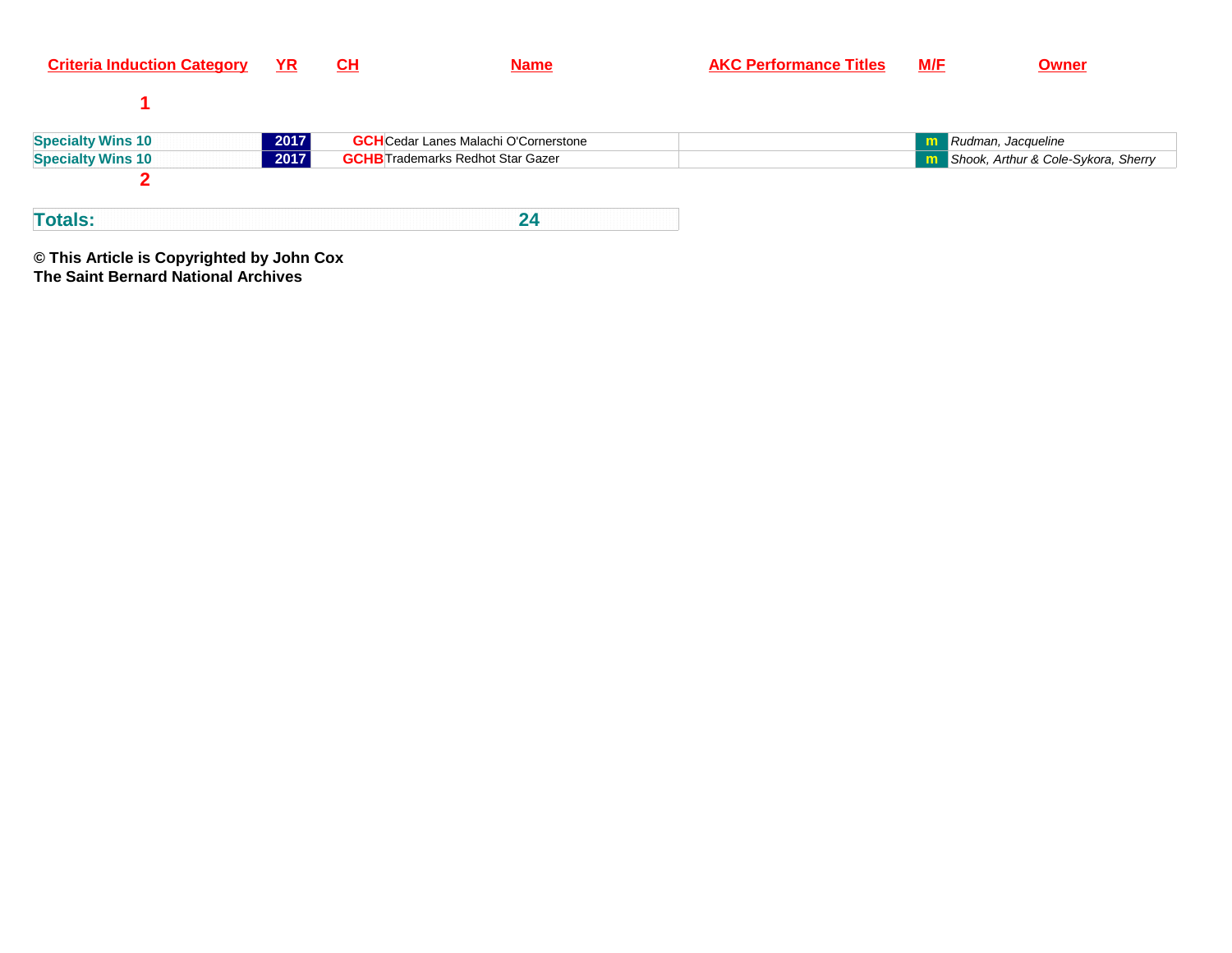| Criteria Induction Category | YR | CH | Name | AKC Performance Titles | M/F | Owner |
|---|---|---|---|---|---|---|
| 1 | | | | | | |
| Specialty Wins 10 | 2017 | GCH | Cedar Lanes Malachi O'Cornerstone | | m | *Rudman, Jacqueline* |
| Specialty Wins 10 | 2017 | GCHB | Trademarks Redhot Star Gazer | | m | *Shook, Arthur & Cole-Sykora, Sherry* |
| 2 | | | | | | |

| Totals: | 24 |
|---|---|

**© This Article is Copyrighted by John Cox**
**The Saint Bernard National Archives**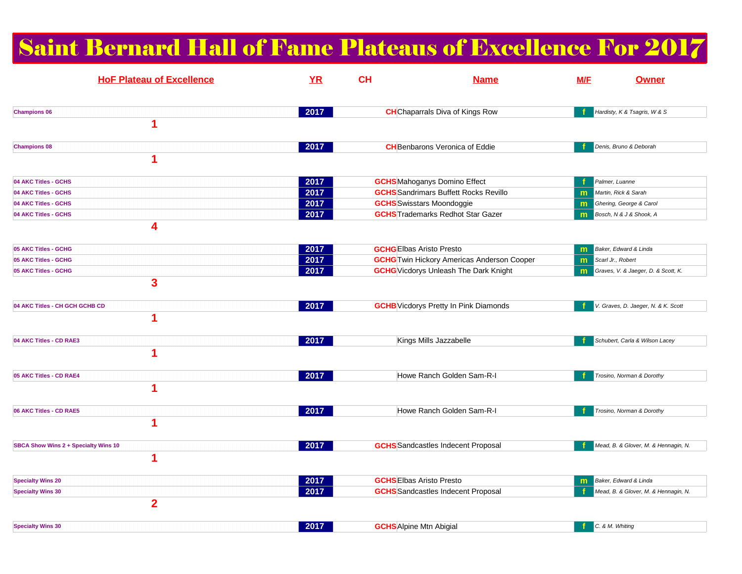# Saint Bernard Hall of Fame Plateaus of Excellence For 2017

| HoF Plateau of Excellence | YR | CH | Name | M/F | Owner |
|---|---|---|---|---|---|
| Champions 06 | 2017 | CH | Chaparrals Diva of Kings Row | f | Hardisty, K & Tsagris, W & S |
| 1 | | | | | |
| Champions 08 | 2017 | CH | Benbarons Veronica of Eddie | f | Denis, Bruno & Deborah |
| 1 | | | | | |
| 04 AKC Titles - GCHS | 2017 | GCHS | Mahoganys Domino Effect | f | Palmer, Luanne |
| 04 AKC Titles - GCHS | 2017 | GCHS | Sandrimars Buffett Rocks Revillo | m | Martin, Rick & Sarah |
| 04 AKC Titles - GCHS | 2017 | GCHS | Swisstars Moondoggie | m | Ghering, George & Carol |
| 04 AKC Titles - GCHS | 2017 | GCHS | Trademarks Redhot Star Gazer | m | Bosch, N & J & Shook, A |
| 4 | | | | | |
| 05 AKC Titles - GCHG | 2017 | GCHG | Elbas Aristo Presto | m | Baker, Edward & Linda |
| 05 AKC Titles - GCHG | 2017 | GCHG | Twin Hickory Americas Anderson Cooper | m | Scarl Jr., Robert |
| 05 AKC Titles - GCHG | 2017 | GCHG | Vicdorys Unleash The Dark Knight | m | Graves, V. & Jaeger, D. & Scott, K. |
| 3 | | | | | |
| 04 AKC Titles - CH GCH GCHB CD | 2017 | GCHB | Vicdorys Pretty In Pink Diamonds | f | V. Graves, D. Jaeger, N. & K. Scott |
| 1 | | | | | |
| 04 AKC Titles - CD RAE3 | 2017 | | Kings Mills Jazzabelle | f | Schubert, Carla & Wilson Lacey |
| 1 | | | | | |
| 05 AKC Titles - CD RAE4 | 2017 | | Howe Ranch Golden Sam-R-I | f | Trosino, Norman & Dorothy |
| 1 | | | | | |
| 06 AKC Titles - CD RAE5 | 2017 | | Howe Ranch Golden Sam-R-I | f | Trosino, Norman & Dorothy |
| 1 | | | | | |
| SBCA Show Wins 2 + Specialty Wins 10 | 2017 | GCHS | Sandcastles Indecent Proposal | f | Mead, B. & Glover, M. & Hennagin, N. |
| 1 | | | | | |
| Specialty Wins 20 | 2017 | GCHS | Elbas Aristo Presto | m | Baker, Edward & Linda |
| Specialty Wins 30 | 2017 | GCHS | Sandcastles Indecent Proposal | f | Mead, B. & Glover, M. & Hennagin, N. |
| 2 | | | | | |
| Specialty Wins 30 | 2017 | GCHS | Alpine Mtn Abigial | f | C. & M. Whiting |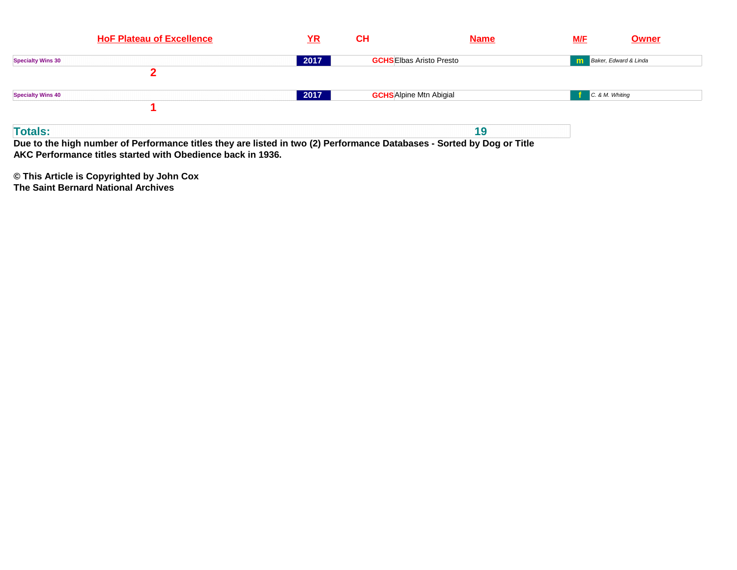| HoF Plateau of Excellence | YR | CH | Name | M/F | Owner |
| --- | --- | --- | --- | --- | --- |
| Specialty Wins 30 | 2017 | GCHS | Elbas Aristo Presto | m | Baker, Edward & Linda |
| 2 | | | | | |
| Specialty Wins 40 | 2017 | GCHS | Alpine Mtn Abigial | f | C. & M. Whiting |
| 1 | | | | | |

**Totals:** **19**

**Due to the high number of Performance titles they are listed in two (2) Performance Databases - Sorted by Dog or Title**
**AKC Performance titles started with Obedience back in 1936.**

**© This Article is Copyrighted by John Cox**
**The Saint Bernard National Archives**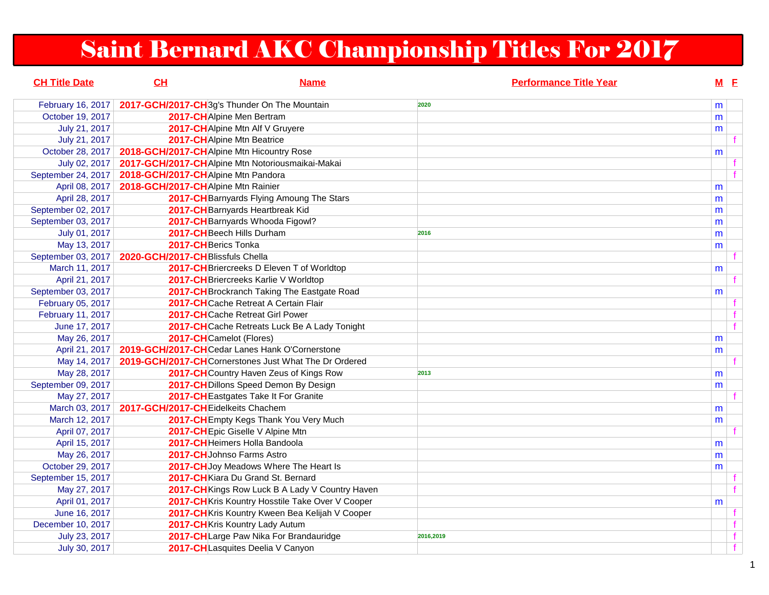# Saint Bernard AKC Championship Titles For 2017

| CH Title Date | CH | Name | Performance Title Year | M | F |
|---|---|---|---|---|---|
| February 16, 2017 | 2017-GCH/2017-CH | 3g's Thunder On The Mountain | 2020 | m | |
| October 19, 2017 | 2017-CH | Alpine Men Bertram | | m | |
| July 21, 2017 | 2017-CH | Alpine Mtn Alf V Gruyere | | m | |
| July 21, 2017 | 2017-CH | Alpine Mtn Beatrice | | | f |
| October 28, 2017 | 2018-GCH/2017-CH | Alpine Mtn Hicountry Rose | | m | |
| July 02, 2017 | 2017-GCH/2017-CH | Alpine Mtn Notoriousmaikai-Makai | | | f |
| September 24, 2017 | 2018-GCH/2017-CH | Alpine Mtn Pandora | | | f |
| April 08, 2017 | 2018-GCH/2017-CH | Alpine Mtn Rainier | | m | |
| April 28, 2017 | 2017-CH | Barnyards Flying Amoung The Stars | | m | |
| September 02, 2017 | 2017-CH | Barnyards Heartbreak Kid | | m | |
| September 03, 2017 | 2017-CH | Barnyards Whooda Figowl? | | m | |
| July 01, 2017 | 2017-CH | Beech Hills Durham | 2016 | m | |
| May 13, 2017 | 2017-CH | Berics Tonka | | m | |
| September 03, 2017 | 2020-GCH/2017-CH | Blissfuls Chella | | | f |
| March 11, 2017 | 2017-CH | Briercreeks D Eleven T of Worldtop | | m | |
| April 21, 2017 | 2017-CH | Briercreeks Karlie V Worldtop | | | f |
| September 03, 2017 | 2017-CH | Brockranch Taking The Eastgate Road | | m | |
| February 05, 2017 | 2017-CH | Cache Retreat A Certain Flair | | | f |
| February 11, 2017 | 2017-CH | Cache Retreat Girl Power | | | f |
| June 17, 2017 | 2017-CH | Cache Retreats Luck Be A Lady Tonight | | | f |
| May 26, 2017 | 2017-CH | Camelot (Flores) | | m | |
| April 21, 2017 | 2019-GCH/2017-CH | Cedar Lanes Hank O'Cornerstone | | m | |
| May 14, 2017 | 2019-GCH/2017-CH | Cornerstones Just What The Dr Ordered | | | f |
| May 28, 2017 | 2017-CH | Country Haven Zeus of Kings Row | 2013 | m | |
| September 09, 2017 | 2017-CH | Dillons Speed Demon By Design | | m | |
| May 27, 2017 | 2017-CH | Eastgates Take It For Granite | | | f |
| March 03, 2017 | 2017-GCH/2017-CH | Eidelkeits Chachem | | m | |
| March 12, 2017 | 2017-CH | Empty Kegs Thank You Very Much | | m | |
| April 07, 2017 | 2017-CH | Epic Giselle V Alpine Mtn | | | f |
| April 15, 2017 | 2017-CH | Heimers Holla Bandoola | | m | |
| May 26, 2017 | 2017-CH | Johnso Farms Astro | | m | |
| October 29, 2017 | 2017-CH | Joy Meadows Where The Heart Is | | m | |
| September 15, 2017 | 2017-CH | Kiara Du Grand St. Bernard | | | f |
| May 27, 2017 | 2017-CH | Kings Row Luck B A Lady V Country Haven | | | f |
| April 01, 2017 | 2017-CH | Kris Kountry Hosstile Take Over V Cooper | | m | |
| June 16, 2017 | 2017-CH | Kris Kountry Kween Bea Kelijah V Cooper | | | f |
| December 10, 2017 | 2017-CH | Kris Kountry Lady Autum | | | f |
| July 23, 2017 | 2017-CH | Large Paw Nika For Brandauridge | 2016,2019 | | f |
| July 30, 2017 | 2017-CH | Lasquites Deelia V Canyon | | | f |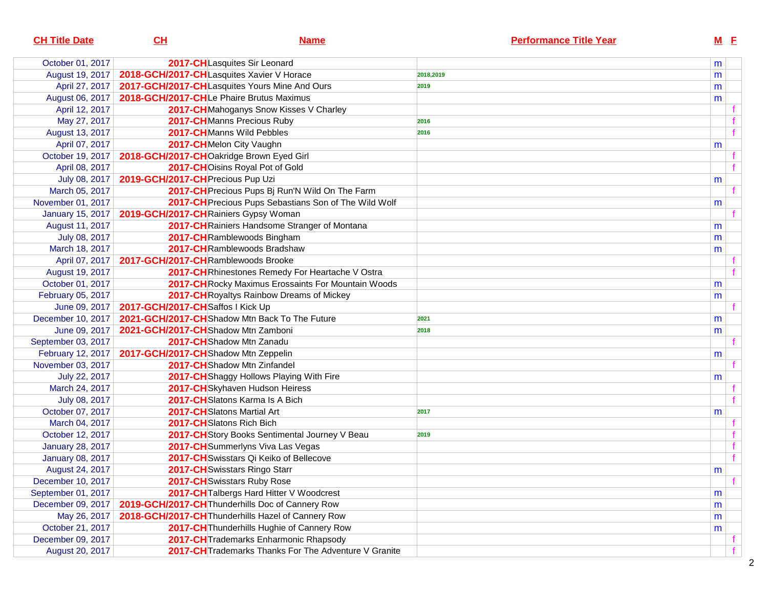| CH Title Date | CH | Name | Performance Title Year | M | F |
|---|---|---|---|---|---|
| October 01, 2017 | 2017-CH | Lasquites Sir Leonard | | m | |
| August 19, 2017 | 2018-GCH/2017-CH | Lasquites Xavier V Horace | 2018,2019 | m | |
| April 27, 2017 | 2017-GCH/2017-CH | Lasquites Yours Mine And Ours | 2019 | m | |
| August 06, 2017 | 2018-GCH/2017-CH | Le Phaire Brutus Maximus | | m | |
| April 12, 2017 | 2017-CH | Mahoganys Snow Kisses V Charley | | | f |
| May 27, 2017 | 2017-CH | Manns Precious Ruby | 2016 | | f |
| August 13, 2017 | 2017-CH | Manns Wild Pebbles | 2016 | | f |
| April 07, 2017 | 2017-CH | Melon City Vaughn | | m | |
| October 19, 2017 | 2018-GCH/2017-CH | Oakridge Brown Eyed Girl | | | f |
| April 08, 2017 | 2017-CH | Oisins Royal Pot of Gold | | | f |
| July 08, 2017 | 2019-GCH/2017-CH | Precious Pup Uzi | | m | |
| March 05, 2017 | 2017-CH | Precious Pups Bj Run'N Wild On The Farm | | | f |
| November 01, 2017 | 2017-CH | Precious Pups Sebastians Son of The Wild Wolf | | m | |
| January 15, 2017 | 2019-GCH/2017-CH | Rainiers Gypsy Woman | | | f |
| August 11, 2017 | 2017-CH | Rainiers Handsome Stranger of Montana | | m | |
| July 08, 2017 | 2017-CH | Ramblewoods Bingham | | m | |
| March 18, 2017 | 2017-CH | Ramblewoods Bradshaw | | m | |
| April 07, 2017 | 2017-GCH/2017-CH | Ramblewoods Brooke | | | f |
| August 19, 2017 | 2017-CH | Rhinestones Remedy For Heartache V Ostra | | | f |
| October 01, 2017 | 2017-CH | Rocky Maximus Erossaints For Mountain Woods | | m | |
| February 05, 2017 | 2017-CH | Royaltys Rainbow Dreams of Mickey | | m | |
| June 09, 2017 | 2017-GCH/2017-CH | Saffos I Kick Up | | | f |
| December 10, 2017 | 2021-GCH/2017-CH | Shadow Mtn Back To The Future | 2021 | m | |
| June 09, 2017 | 2021-GCH/2017-CH | Shadow Mtn Zamboni | 2018 | m | |
| September 03, 2017 | 2017-CH | Shadow Mtn Zanadu | | | f |
| February 12, 2017 | 2017-GCH/2017-CH | Shadow Mtn Zeppelin | | m | |
| November 03, 2017 | 2017-CH | Shadow Mtn Zinfandel | | | f |
| July 22, 2017 | 2017-CH | Shaggy Hollows Playing With Fire | | m | |
| March 24, 2017 | 2017-CH | Skyhaven Hudson Heiress | | | f |
| July 08, 2017 | 2017-CH | Slatons Karma Is A Bich | | | f |
| October 07, 2017 | 2017-CH | Slatons Martial Art | 2017 | m | |
| March 04, 2017 | 2017-CH | Slatons Rich Bich | | | f |
| October 12, 2017 | 2017-CH | Story Books Sentimental Journey V Beau | 2019 | | f |
| January 28, 2017 | 2017-CH | Summerlyns Viva Las Vegas | | | f |
| January 08, 2017 | 2017-CH | Swisstars Qi Keiko of Bellecove | | | f |
| August 24, 2017 | 2017-CH | Swisstars Ringo Starr | | m | |
| December 10, 2017 | 2017-CH | Swisstars Ruby Rose | | | f |
| September 01, 2017 | 2017-CH | Talbergs Hard Hitter V Woodcrest | | m | |
| December 09, 2017 | 2019-GCH/2017-CH | Thunderhills Doc of Cannery Row | | m | |
| May 26, 2017 | 2018-GCH/2017-CH | Thunderhills Hazel of Cannery Row | | m | |
| October 21, 2017 | 2017-CH | Thunderhills Hughie of Cannery Row | | m | |
| December 09, 2017 | 2017-CH | Trademarks Enharmonic Rhapsody | | | f |
| August 20, 2017 | 2017-CH | Trademarks Thanks For The Adventure V Granite | | | f |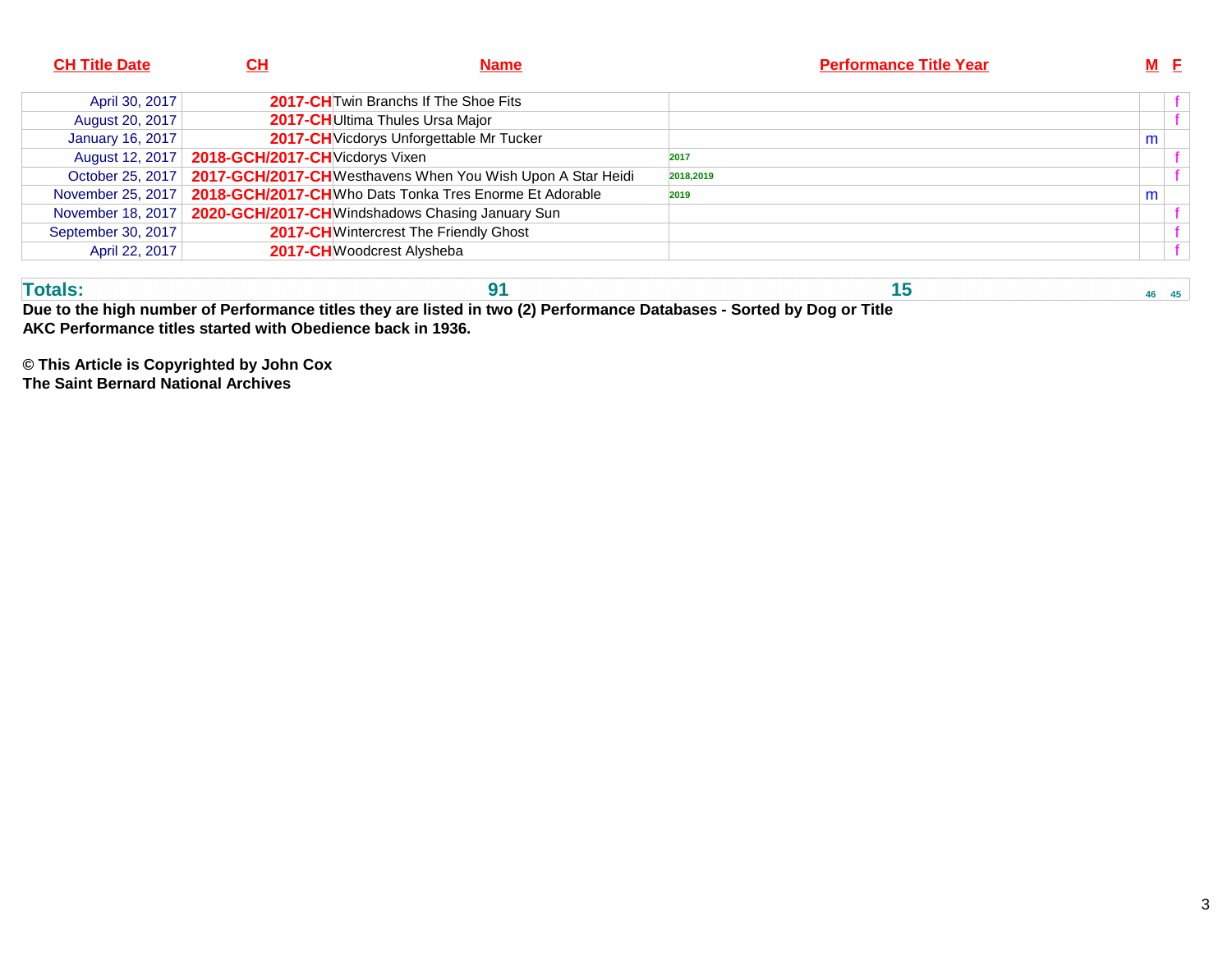| CH Title Date | CH | Name | Performance Title Year | M | F |
|---|---|---|---|---|---|
| April 30, 2017 | 2017-CH | Twin Branchs If The Shoe Fits | | | f |
| August 20, 2017 | 2017-CH | Ultima Thules Ursa Major | | | f |
| January 16, 2017 | 2017-CH | Vicdorys Unforgettable Mr Tucker | | m | |
| August 12, 2017 | 2018-GCH/2017-CH | Vicdorys Vixen | 2017 | | f |
| October 25, 2017 | 2017-GCH/2017-CH | Westhavens When You Wish Upon A Star Heidi | 2018,2019 | | f |
| November 25, 2017 | 2018-GCH/2017-CH | Who Dats Tonka Tres Enorme Et Adorable | 2019 | m | |
| November 18, 2017 | 2020-GCH/2017-CH | Windshadows Chasing January Sun | | | f |
| September 30, 2017 | 2017-CH | Wintercrest The Friendly Ghost | | | f |
| April 22, 2017 | 2017-CH | Woodcrest Alysheba | | | f |
| **Totals:** | | **91** | **15** | 46 | 45 |

**Due to the high number of Performance titles they are listed in two (2) Performance Databases - Sorted by Dog or Title**
**AKC Performance titles started with Obedience back in 1936.**

**© This Article is Copyrighted by John Cox**
**The Saint Bernard National Archives**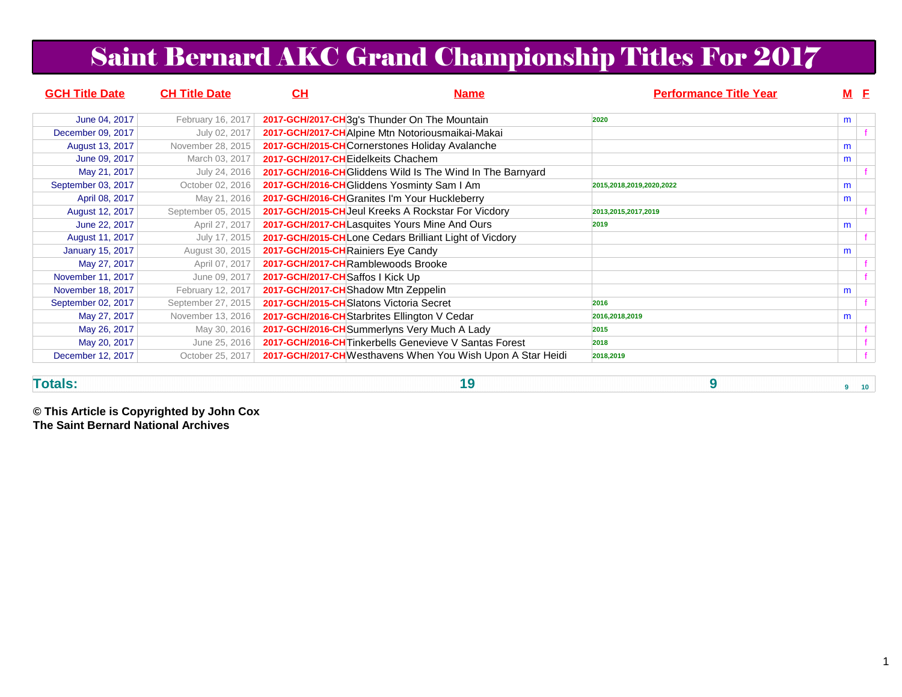# Saint Bernard AKC Grand Championship Titles For 2017

| GCH Title Date | CH Title Date | CH | Name | Performance Title Year | M | F |
|---|---|---|---|---|---|---|
| June 04, 2017 | February 16, 2017 | 2017-GCH/2017-CH | 3g's Thunder On The Mountain | 2020 | m | |
| December 09, 2017 | July 02, 2017 | 2017-GCH/2017-CH | Alpine Mtn Notoriousmaikai-Makai | | | f |
| August 13, 2017 | November 28, 2015 | 2017-GCH/2015-CH | Cornerstones Holiday Avalanche | | m | |
| June 09, 2017 | March 03, 2017 | 2017-GCH/2017-CH | Eidelkeits Chachem | | m | |
| May 21, 2017 | July 24, 2016 | 2017-GCH/2016-CH | Gliddens Wild Is The Wind In The Barnyard | | | f |
| September 03, 2017 | October 02, 2016 | 2017-GCH/2016-CH | Gliddens Yosminty Sam I Am | 2015,2018,2019,2020,2022 | m | |
| April 08, 2017 | May 21, 2016 | 2017-GCH/2016-CH | Granites I'm Your Huckleberry | | m | |
| August 12, 2017 | September 05, 2015 | 2017-GCH/2015-CH | Jeul Kreeks A Rockstar For Vicdory | 2013,2015,2017,2019 | | f |
| June 22, 2017 | April 27, 2017 | 2017-GCH/2017-CH | Lasquites Yours Mine And Ours | 2019 | m | |
| August 11, 2017 | July 17, 2015 | 2017-GCH/2015-CH | Lone Cedars Brilliant Light of Vicdory | | | f |
| January 15, 2017 | August 30, 2015 | 2017-GCH/2015-CH | Rainiers Eye Candy | | m | |
| May 27, 2017 | April 07, 2017 | 2017-GCH/2017-CH | Ramblewoods Brooke | | | f |
| November 11, 2017 | June 09, 2017 | 2017-GCH/2017-CH | Saffos I Kick Up | | | f |
| November 18, 2017 | February 12, 2017 | 2017-GCH/2017-CH | Shadow Mtn Zeppelin | | m | |
| September 02, 2017 | September 27, 2015 | 2017-GCH/2015-CH | Slatons Victoria Secret | 2016 | | f |
| May 27, 2017 | November 13, 2016 | 2017-GCH/2016-CH | Starbrites Ellington V Cedar | 2016,2018,2019 | m | |
| May 26, 2017 | May 30, 2016 | 2017-GCH/2016-CH | Summerlyns Very Much A Lady | 2015 | | f |
| May 20, 2017 | June 25, 2016 | 2017-GCH/2016-CH | Tinkerbells Genevieve V Santas Forest | 2018 | | f |
| December 12, 2017 | October 25, 2017 | 2017-GCH/2017-CH | Westhavens When You Wish Upon A Star Heidi | 2018,2019 | | f |
| **Totals:** | | | **19** | **9** | 9 | 10 |

**© This Article is Copyrighted by John Cox**
**The Saint Bernard National Archives**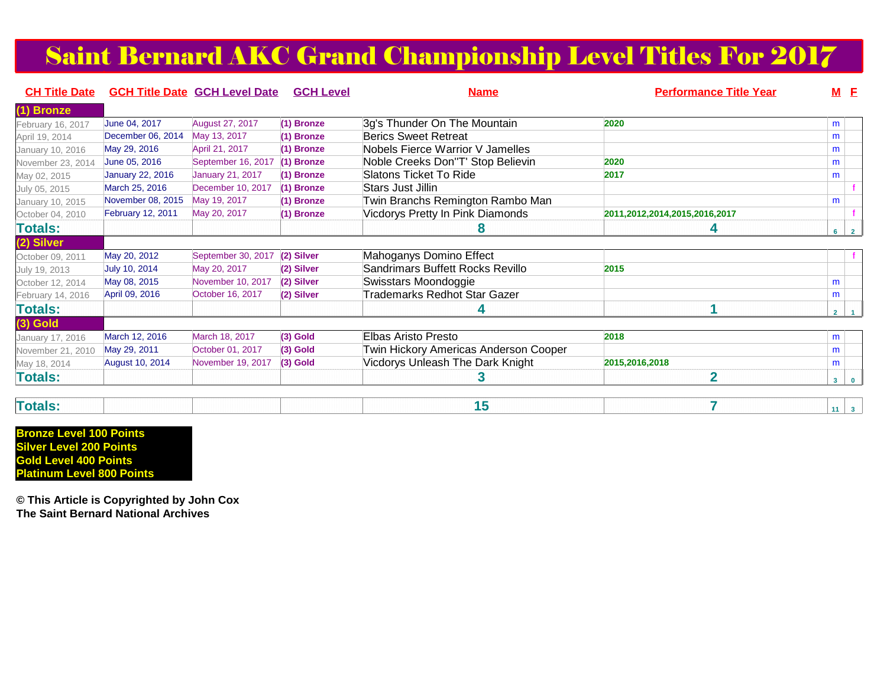# Saint Bernard AKC Grand Championship Level Titles For 2017

| CH Title Date | GCH Title Date | GCH Level Date | GCH Level | Name | Performance Title Year | M | F |
|---|---|---|---|---|---|---|---|
| **(1) Bronze** | | | | | | | |
| February 16, 2017 | June 04, 2017 | August 27, 2017 | (1) Bronze | 3g's Thunder On The Mountain | 2020 | m | |
| April 19, 2014 | December 06, 2014 | May 13, 2017 | (1) Bronze | Berics Sweet Retreat | | m | |
| January 10, 2016 | May 29, 2016 | April 21, 2017 | (1) Bronze | Nobels Fierce Warrior V Jamelles | | m | |
| November 23, 2014 | June 05, 2016 | September 16, 2017 | (1) Bronze | Noble Creeks Don"T' Stop Believin | 2020 | m | |
| May 02, 2015 | January 22, 2016 | January 21, 2017 | (1) Bronze | Slatons Ticket To Ride | 2017 | m | |
| July 05, 2015 | March 25, 2016 | December 10, 2017 | (1) Bronze | Stars Just Jillin | | | f |
| January 10, 2015 | November 08, 2015 | May 19, 2017 | (1) Bronze | Twin Branchs Remington Rambo Man | | m | |
| October 04, 2010 | February 12, 2011 | May 20, 2017 | (1) Bronze | Vicdorys Pretty In Pink Diamonds | 2011,2012,2014,2015,2016,2017 | | f |
| **Totals:** | | | | **8** | **4** | 6 | 2 |
| **(2) Silver** | | | | | | | |
| October 09, 2011 | May 20, 2012 | September 30, 2017 | (2) Silver | Mahoganys Domino Effect | | | f |
| July 19, 2013 | July 10, 2014 | May 20, 2017 | (2) Silver | Sandrimars Buffett Rocks Revillo | 2015 | | |
| October 12, 2014 | May 08, 2015 | November 10, 2017 | (2) Silver | Swisstars Moondoggie | | m | |
| February 14, 2016 | April 09, 2016 | October 16, 2017 | (2) Silver | Trademarks Redhot Star Gazer | | m | |
| **Totals:** | | | | **4** | **1** | 2 | 1 |
| **(3) Gold** | | | | | | | |
| January 17, 2016 | March 12, 2016 | March 18, 2017 | (3) Gold | Elbas Aristo Presto | 2018 | m | |
| November 21, 2010 | May 29, 2011 | October 01, 2017 | (3) Gold | Twin Hickory Americas Anderson Cooper | | m | |
| May 18, 2014 | August 10, 2014 | November 19, 2017 | (3) Gold | Vicdorys Unleash The Dark Knight | 2015,2016,2018 | m | |
| **Totals:** | | | | **3** | **2** | 3 | 0 |
| | | | | | | | |
| **Totals:** | | | | **15** | **7** | 11 | 3 |

**Bronze Level 100 Points**
**Silver Level 200 Points**
**Gold Level 400 Points**
**Platinum Level 800 Points**

**© This Article is Copyrighted by John Cox**
**The Saint Bernard National Archives**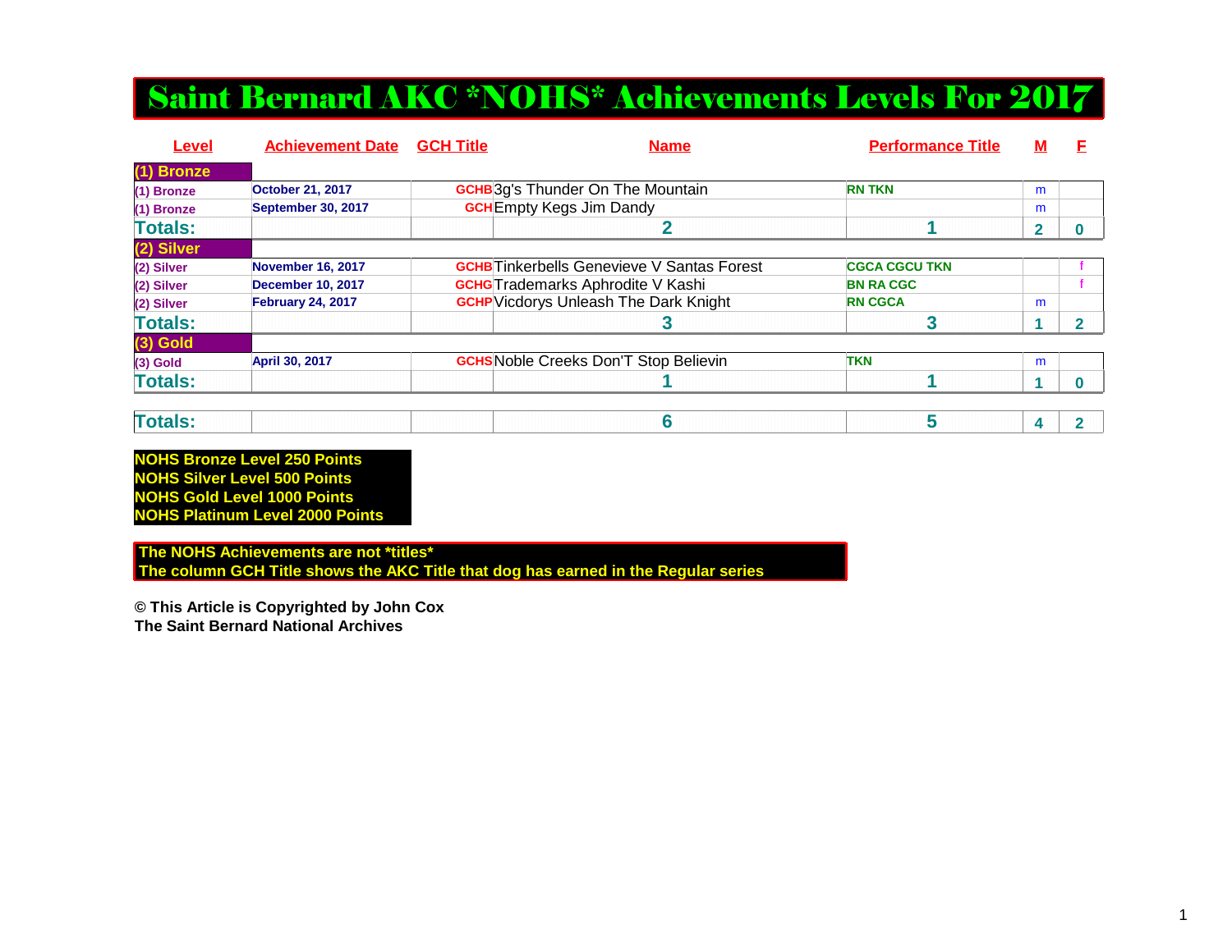# Saint Bernard AKC *NOHS* Achievements Levels For 2017

| Level | Achievement Date | GCH Title | Name | Performance Title | M | F |
|---|---|---|---|---|---|---|
| (1) Bronze | | | | | | |
| (1) Bronze | October 21, 2017 | GCHB | 3g's Thunder On The Mountain | RN TKN | m | |
| (1) Bronze | September 30, 2017 | GCH | Empty Kegs Jim Dandy | | m | |
| Totals: | | | 2 | 1 | 2 | 0 |
| (2) Silver | | | | | | |
| (2) Silver | November 16, 2017 | GCHB | Tinkerbells Genevieve V Santas Forest | CGCA CGCU TKN | | f |
| (2) Silver | December 10, 2017 | GCHG | Trademarks Aphrodite V Kashi | BN RA CGC | | f |
| (2) Silver | February 24, 2017 | GCHP | Vicdorys Unleash The Dark Knight | RN CGCA | m | |
| Totals: | | | 3 | 3 | 1 | 2 |
| (3) Gold | | | | | | |
| (3) Gold | April 30, 2017 | GCHS | Noble Creeks Don'T Stop Believin | TKN | m | |
| Totals: | | | 1 | 1 | 1 | 0 |
| Totals: | | | 6 | 5 | 4 | 2 |

**NOHS Bronze Level 250 Points**
**NOHS Silver Level 500 Points**
**NOHS Gold Level 1000 Points**
**NOHS Platinum Level 2000 Points**

**The NOHS Achievements are not *titles***
**The column GCH Title shows the AKC Title that dog has earned in the Regular series**

**© This Article is Copyrighted by John Cox**
**The Saint Bernard National Archives**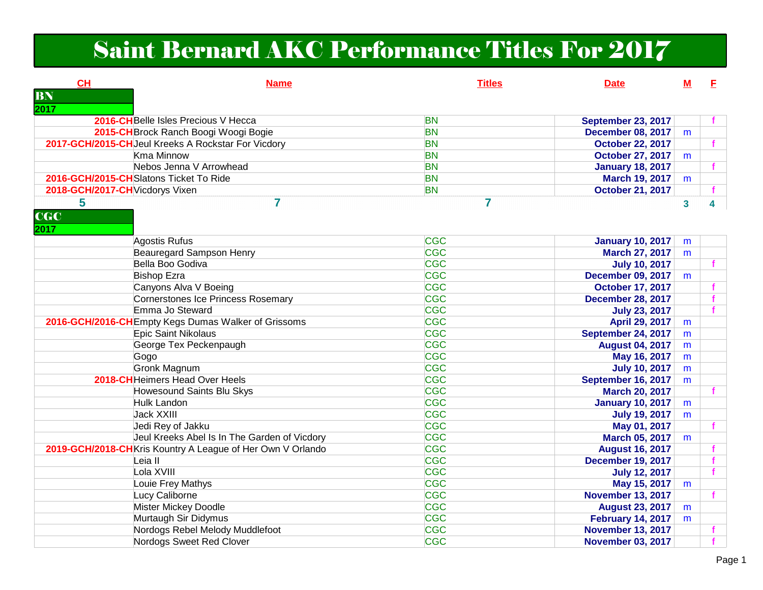# Saint Bernard AKC Performance Titles For 2017

| CH | Name | Titles | Date | M | F |
|---|---|---|---|---|---|
| **BN** | | | | | |
| **2017** | | | | | |
| 2016-CH | Belle Isles Precious V Hecca | BN | September 23, 2017 | | f |
| 2015-CH | Brock Ranch Boogi Woogi Bogie | BN | December 08, 2017 | m | |
| 2017-GCH/2015-CH | Jeul Kreeks A Rockstar For Vicdory | BN | October 22, 2017 | | f |
| | Kma Minnow | BN | October 27, 2017 | m | |
| | Nebos Jenna V Arrowhead | BN | January 18, 2017 | | f |
| 2016-GCH/2015-CH | Slatons Ticket To Ride | BN | March 19, 2017 | m | |
| 2018-GCH/2017-CH | Vicdorys Vixen | BN | October 21, 2017 | | f |
| 5 | 7 | 7 | | 3 | 4 |
| **CGC** | | | | | |
| **2017** | | | | | |
| | Agostis Rufus | CGC | January 10, 2017 | m | |
| | Beauregard Sampson Henry | CGC | March 27, 2017 | m | |
| | Bella Boo Godiva | CGC | July 10, 2017 | | f |
| | Bishop Ezra | CGC | December 09, 2017 | m | |
| | Canyons Alva V Boeing | CGC | October 17, 2017 | | f |
| | Cornerstones Ice Princess Rosemary | CGC | December 28, 2017 | | f |
| | Emma Jo Steward | CGC | July 23, 2017 | | f |
| 2016-GCH/2016-CH | Empty Kegs Dumas Walker of Grissoms | CGC | April 29, 2017 | m | |
| | Epic Saint Nikolaus | CGC | September 24, 2017 | m | |
| | George Tex Peckenpaugh | CGC | August 04, 2017 | m | |
| | Gogo | CGC | May 16, 2017 | m | |
| | Gronk Magnum | CGC | July 10, 2017 | m | |
| 2018-CH | Heimers Head Over Heels | CGC | September 16, 2017 | m | |
| | Howesound Saints Blu Skys | CGC | March 20, 2017 | | f |
| | Hulk Landon | CGC | January 10, 2017 | m | |
| | Jack XXIII | CGC | July 19, 2017 | m | |
| | Jedi Rey of Jakku | CGC | May 01, 2017 | | f |
| | Jeul Kreeks Abel Is In The Garden of Vicdory | CGC | March 05, 2017 | m | |
| 2019-GCH/2018-CH | Kris Kountry A League of Her Own V Orlando | CGC | August 16, 2017 | | f |
| | Leia II | CGC | December 19, 2017 | | f |
| | Lola XVIII | CGC | July 12, 2017 | | f |
| | Louie Frey Mathys | CGC | May 15, 2017 | m | |
| | Lucy Caliborne | CGC | November 13, 2017 | | f |
| | Mister Mickey Doodle | CGC | August 23, 2017 | m | |
| | Murtaugh Sir Didymus | CGC | February 14, 2017 | m | |
| | Nordogs Rebel Melody Muddlefoot | CGC | November 13, 2017 | | f |
| | Nordogs Sweet Red Clover | CGC | November 03, 2017 | | f |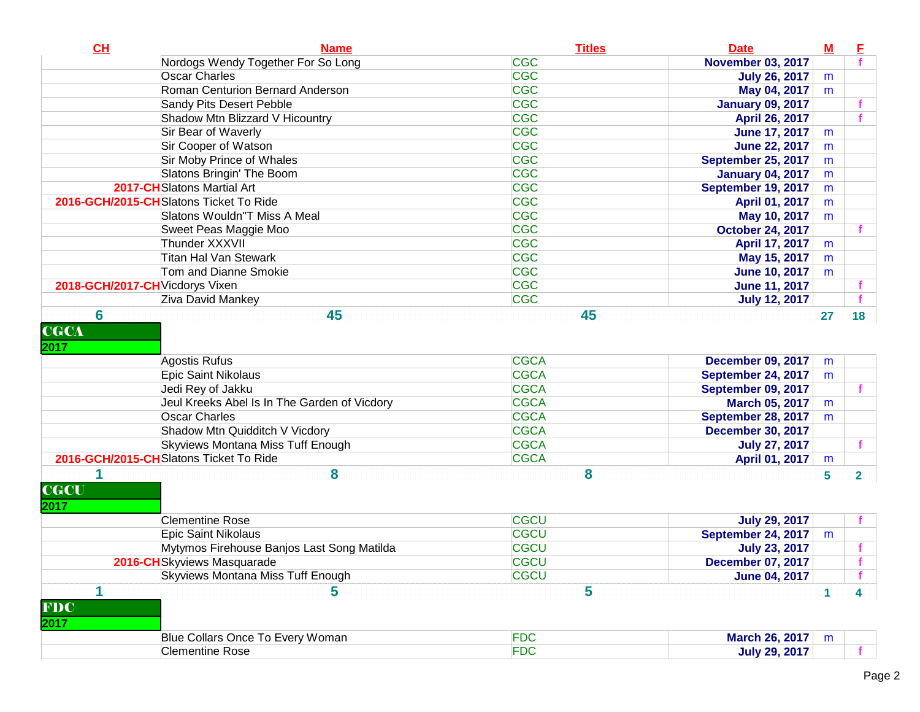| CH | Name | Titles | Date | M | F |
|---|---|---|---|---|---|
| | Nordogs Wendy Together For So Long | CGC | November 03, 2017 | | f |
| | Oscar Charles | CGC | July 26, 2017 | m | |
| | Roman Centurion Bernard Anderson | CGC | May 04, 2017 | m | |
| | Sandy Pits Desert Pebble | CGC | January 09, 2017 | | f |
| | Shadow Mtn Blizzard V Hicountry | CGC | April 26, 2017 | | f |
| | Sir Bear of Waverly | CGC | June 17, 2017 | m | |
| | Sir Cooper of Watson | CGC | June 22, 2017 | m | |
| | Sir Moby Prince of Whales | CGC | September 25, 2017 | m | |
| | Slatons Bringin' The Boom | CGC | January 04, 2017 | m | |
| 2017-CH | Slatons Martial Art | CGC | September 19, 2017 | m | |
| 2016-GCH/2015-CH | Slatons Ticket To Ride | CGC | April 01, 2017 | m | |
| | Slatons Wouldn"T Miss A Meal | CGC | May 10, 2017 | m | |
| | Sweet Peas Maggie Moo | CGC | October 24, 2017 | | f |
| | Thunder XXXVII | CGC | April 17, 2017 | m | |
| | Titan Hal Van Stewark | CGC | May 15, 2017 | m | |
| | Tom and Dianne Smokie | CGC | June 10, 2017 | m | |
| 2018-GCH/2017-CH | Vicdorys Vixen | CGC | June 11, 2017 | | f |
| | Ziva David Mankey | CGC | July 12, 2017 | | f |
| 6 | 45 | 45 | | 27 | 18 |

## CGCA

2017

| CH | Name | Titles | Date | M | F |
|---|---|---|---|---|---|
| | Agostis Rufus | CGCA | December 09, 2017 | m | |
| | Epic Saint Nikolaus | CGCA | September 24, 2017 | m | |
| | Jedi Rey of Jakku | CGCA | September 09, 2017 | | f |
| | Jeul Kreeks Abel Is In The Garden of Vicdory | CGCA | March 05, 2017 | m | |
| | Oscar Charles | CGCA | September 28, 2017 | m | |
| | Shadow Mtn Quidditch V Vicdory | CGCA | December 30, 2017 | | |
| | Skyviews Montana Miss Tuff Enough | CGCA | July 27, 2017 | | f |
| 2016-GCH/2015-CH | Slatons Ticket To Ride | CGCA | April 01, 2017 | m | |
| 1 | 8 | 8 | | 5 | 2 |

## CGCU

2017

| CH | Name | Titles | Date | M | F |
|---|---|---|---|---|---|
| | Clementine Rose | CGCU | July 29, 2017 | | f |
| | Epic Saint Nikolaus | CGCU | September 24, 2017 | m | |
| | Mytymos Firehouse Banjos Last Song Matilda | CGCU | July 23, 2017 | | f |
| 2016-CH | Skyviews Masquarade | CGCU | December 07, 2017 | | f |
| | Skyviews Montana Miss Tuff Enough | CGCU | June 04, 2017 | | f |
| 1 | 5 | 5 | | 1 | 4 |

## FDC

2017

| CH | Name | Titles | Date | M | F |
|---|---|---|---|---|---|
| | Blue Collars Once To Every Woman | FDC | March 26, 2017 | m | |
| | Clementine Rose | FDC | July 29, 2017 | | f |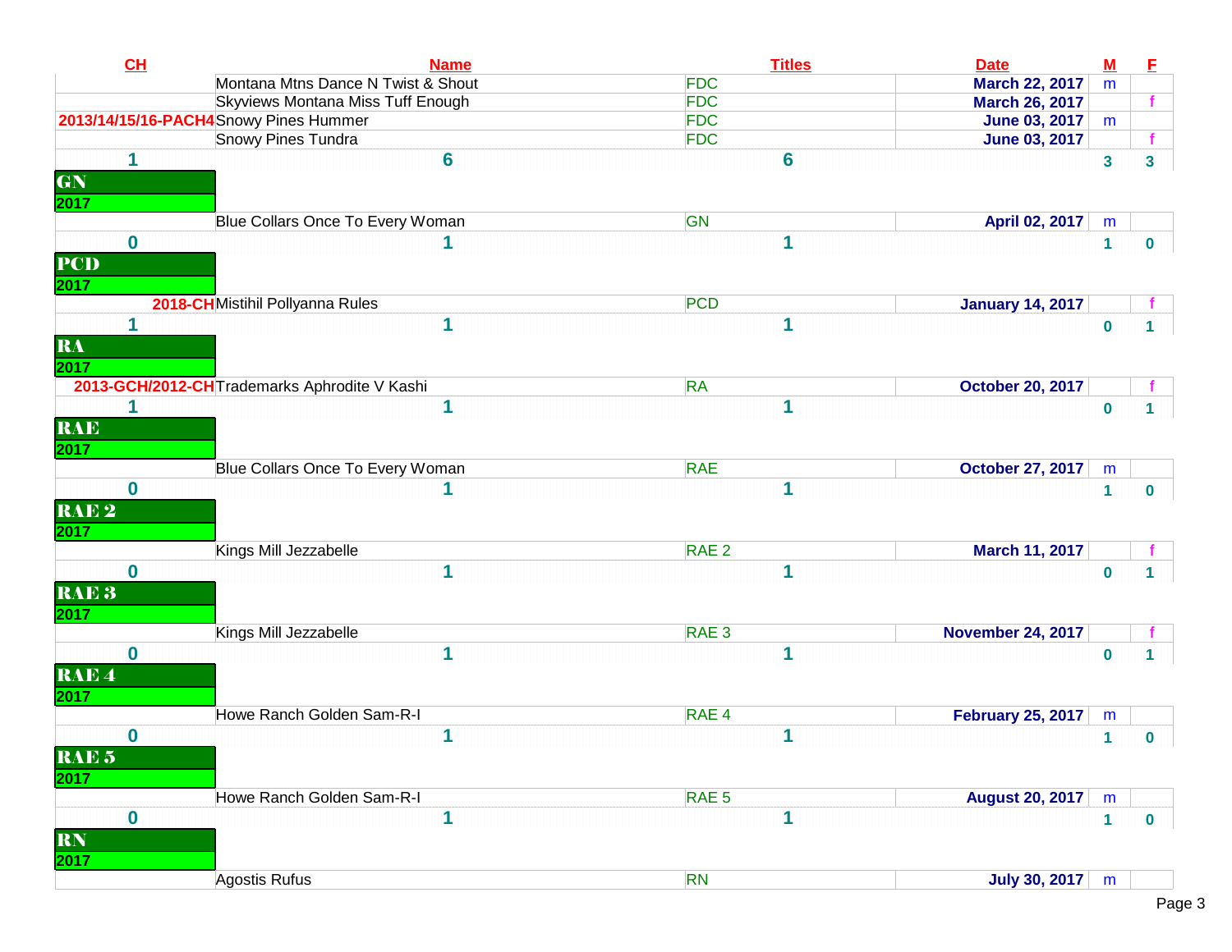| CH | Name | Titles | Date | M | F |
|---|---|---|---|---|---|
| | Montana Mtns Dance N Twist & Shout | FDC | March 22, 2017 | m | |
| | Skyviews Montana Miss Tuff Enough | FDC | March 26, 2017 | | f |
| 2013/14/15/16-PACH4 | Snowy Pines Hummer | FDC | June 03, 2017 | m | |
| | Snowy Pines Tundra | FDC | June 03, 2017 | | f |
| 1 | 6 | 6 | | 3 | 3 |

## GN

**2017**

| CH | Name | Titles | Date | M | F |
|---|---|---|---|---|---|
| | Blue Collars Once To Every Woman | GN | April 02, 2017 | m | |
| 0 | 1 | 1 | | 1 | 0 |

## PCD

**2017**

| CH | Name | Titles | Date | M | F |
|---|---|---|---|---|---|
| 2018-CH | Mistihil Pollyanna Rules | PCD | January 14, 2017 | | f |
| 1 | 1 | 1 | | 0 | 1 |

## RA

**2017**

| CH | Name | Titles | Date | M | F |
|---|---|---|---|---|---|
| 2013-GCH/2012-CH | Trademarks Aphrodite V Kashi | RA | October 20, 2017 | | f |
| 1 | 1 | 1 | | 0 | 1 |

## RAE

**2017**

| CH | Name | Titles | Date | M | F |
|---|---|---|---|---|---|
| | Blue Collars Once To Every Woman | RAE | October 27, 2017 | m | |
| 0 | 1 | 1 | | 1 | 0 |

## RAE 2

**2017**

| CH | Name | Titles | Date | M | F |
|---|---|---|---|---|---|
| | Kings Mill Jezzabelle | RAE 2 | March 11, 2017 | | f |
| 0 | 1 | 1 | | 0 | 1 |

## RAE 3

**2017**

| CH | Name | Titles | Date | M | F |
|---|---|---|---|---|---|
| | Kings Mill Jezzabelle | RAE 3 | November 24, 2017 | | f |
| 0 | 1 | 1 | | 0 | 1 |

## RAE 4

**2017**

| CH | Name | Titles | Date | M | F |
|---|---|---|---|---|---|
| | Howe Ranch Golden Sam-R-I | RAE 4 | February 25, 2017 | m | |
| 0 | 1 | 1 | | 1 | 0 |

## RAE 5

**2017**

| CH | Name | Titles | Date | M | F |
|---|---|---|---|---|---|
| | Howe Ranch Golden Sam-R-I | RAE 5 | August 20, 2017 | m | |
| 0 | 1 | 1 | | 1 | 0 |

## RN

**2017**

| CH | Name | Titles | Date | M | F |
|---|---|---|---|---|---|
| | Agostis Rufus | RN | July 30, 2017 | m | |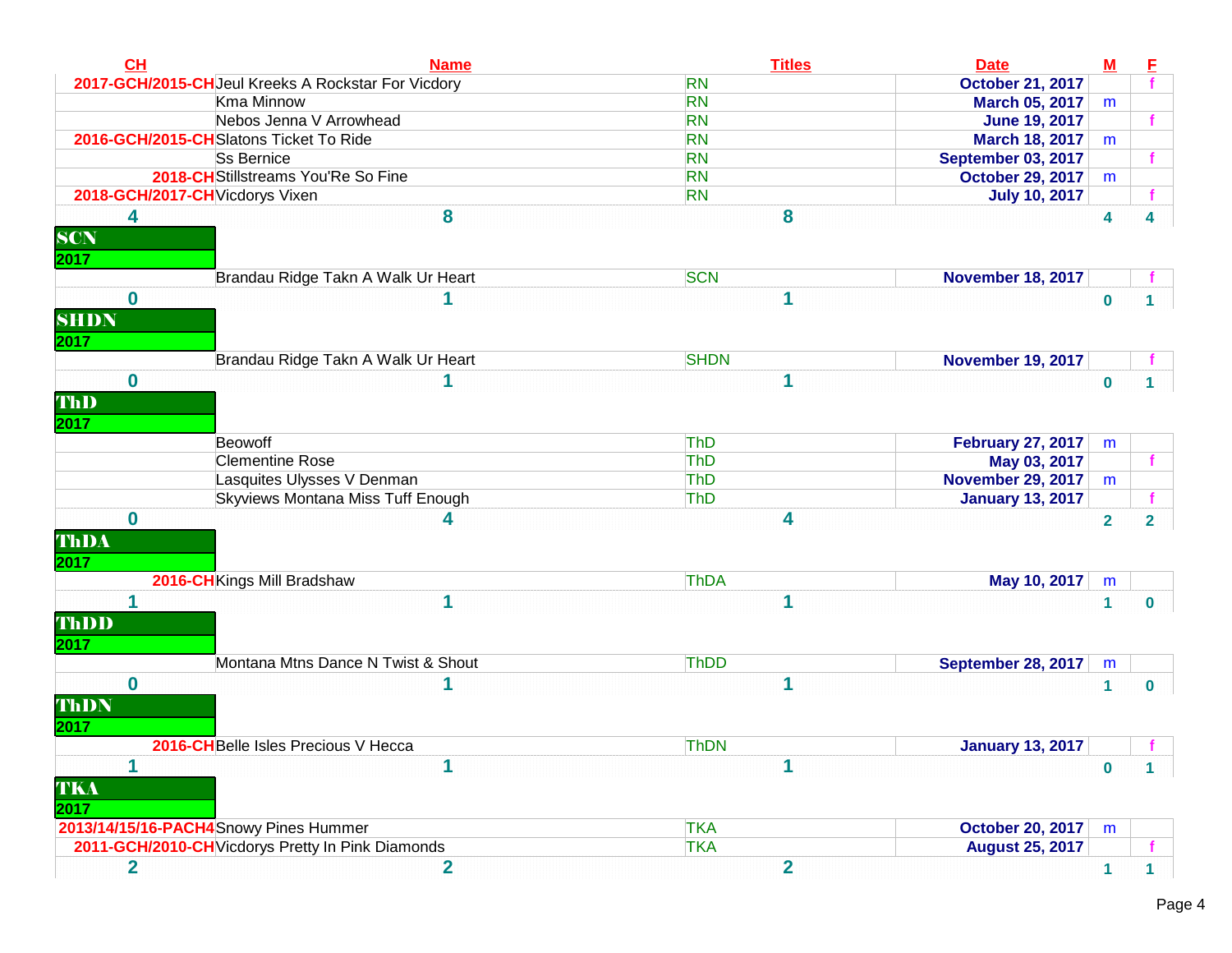| CH | Name | Titles | Date | M | F |
|---|---|---|---|---|---|
| 2017-GCH/2015-CH | Jeul Kreeks A Rockstar For Vicdory | RN | October 21, 2017 | | f |
| | Kma Minnow | RN | March 05, 2017 | m | |
| | Nebos Jenna V Arrowhead | RN | June 19, 2017 | | f |
| 2016-GCH/2015-CH | Slatons Ticket To Ride | RN | March 18, 2017 | m | |
| | Ss Bernice | RN | September 03, 2017 | | f |
| 2018-CH | Stillstreams You'Re So Fine | RN | October 29, 2017 | m | |
| 2018-GCH/2017-CH | Vicdorys Vixen | RN | July 10, 2017 | | f |
| 4 | 8 | 8 | | 4 | 4 |

**SCN**

**2017**

| CH | Name | Titles | Date | M | F |
|---|---|---|---|---|---|
| | Brandau Ridge Takn A Walk Ur Heart | SCN | November 18, 2017 | | f |
| 0 | 1 | 1 | | 0 | 1 |

**SHDN**

**2017**

| CH | Name | Titles | Date | M | F |
|---|---|---|---|---|---|
| | Brandau Ridge Takn A Walk Ur Heart | SHDN | November 19, 2017 | | f |
| 0 | 1 | 1 | | 0 | 1 |

**ThD**

**2017**

| CH | Name | Titles | Date | M | F |
|---|---|---|---|---|---|
| | Beowoff | ThD | February 27, 2017 | m | |
| | Clementine Rose | ThD | May 03, 2017 | | f |
| | Lasquites Ulysses V Denman | ThD | November 29, 2017 | m | |
| | Skyviews Montana Miss Tuff Enough | ThD | January 13, 2017 | | f |
| 0 | 4 | 4 | | 2 | 2 |

**ThDA**

**2017**

| CH | Name | Titles | Date | M | F |
|---|---|---|---|---|---|
| 2016-CH | Kings Mill Bradshaw | ThDA | May 10, 2017 | m | |
| 1 | 1 | 1 | | 1 | 0 |

**ThDD**

**2017**

| CH | Name | Titles | Date | M | F |
|---|---|---|---|---|---|
| | Montana Mtns Dance N Twist & Shout | ThDD | September 28, 2017 | m | |
| 0 | 1 | 1 | | 1 | 0 |

**ThDN**

**2017**

| CH | Name | Titles | Date | M | F |
|---|---|---|---|---|---|
| 2016-CH | Belle Isles Precious V Hecca | ThDN | January 13, 2017 | | f |
| 1 | 1 | 1 | | 0 | 1 |

**TKA**

**2017**

| CH | Name | Titles | Date | M | F |
|---|---|---|---|---|---|
| 2013/14/15/16-PACH4 | Snowy Pines Hummer | TKA | October 20, 2017 | m | |
| 2011-GCH/2010-CH | Vicdorys Pretty In Pink Diamonds | TKA | August 25, 2017 | | f |
| 2 | 2 | 2 | | 1 | 1 |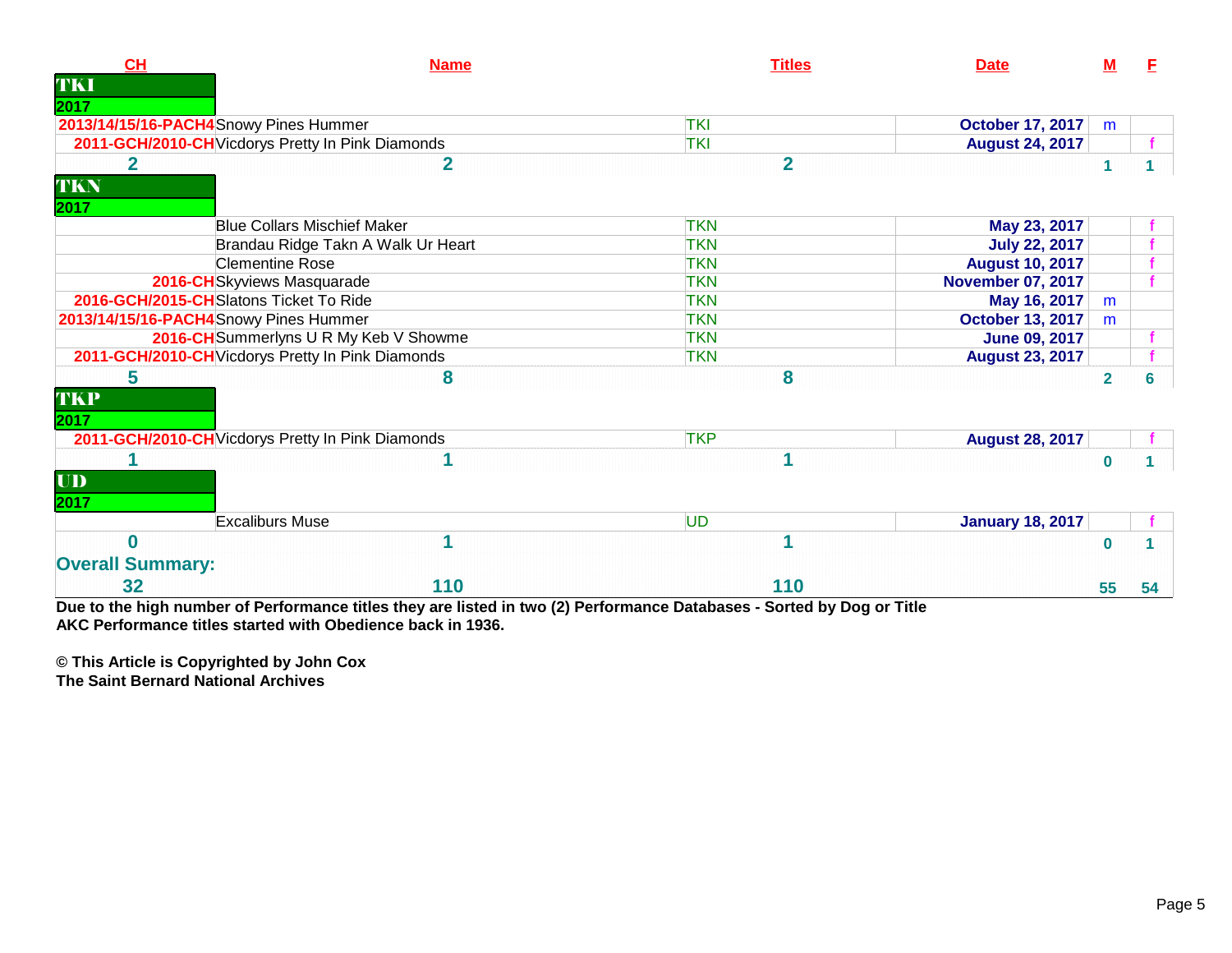| CH | Name | Titles | Date | M | F |
|---|---|---|---|---|---|
| **TKI** | | | | | |
| **2017** | | | | | |
| 2013/14/15/16-PACH4 | Snowy Pines Hummer | TKI | October 17, 2017 | m | |
| 2011-GCH/2010-CH | Vicdorys Pretty In Pink Diamonds | TKI | August 24, 2017 | | f |
| 2 | 2 | 2 | | 1 | 1 |
| **TKN** | | | | | |
| **2017** | | | | | |
| | Blue Collars Mischief Maker | TKN | May 23, 2017 | | f |
| | Brandau Ridge Takn A Walk Ur Heart | TKN | July 22, 2017 | | f |
| | Clementine Rose | TKN | August 10, 2017 | | f |
| 2016-CH | Skyviews Masquarade | TKN | November 07, 2017 | | f |
| 2016-GCH/2015-CH | Slatons Ticket To Ride | TKN | May 16, 2017 | m | |
| 2013/14/15/16-PACH4 | Snowy Pines Hummer | TKN | October 13, 2017 | m | |
| 2016-CH | Summerlyns U R My Keb V Showme | TKN | June 09, 2017 | | f |
| 2011-GCH/2010-CH | Vicdorys Pretty In Pink Diamonds | TKN | August 23, 2017 | | f |
| 5 | 8 | 8 | | 2 | 6 |
| **TKP** | | | | | |
| **2017** | | | | | |
| 2011-GCH/2010-CH | Vicdorys Pretty In Pink Diamonds | TKP | August 28, 2017 | | f |
| 1 | 1 | 1 | | 0 | 1 |
| **UD** | | | | | |
| **2017** | | | | | |
| | Excaliburs Muse | UD | January 18, 2017 | | f |
| 0 | 1 | 1 | | 0 | 1 |
| **Overall Summary:** | | | | | |
| 32 | 110 | 110 | | 55 | 54 |

**Due to the high number of Performance titles they are listed in two (2) Performance Databases - Sorted by Dog or Title**
**AKC Performance titles started with Obedience back in 1936.**

**© This Article is Copyrighted by John Cox**
**The Saint Bernard National Archives**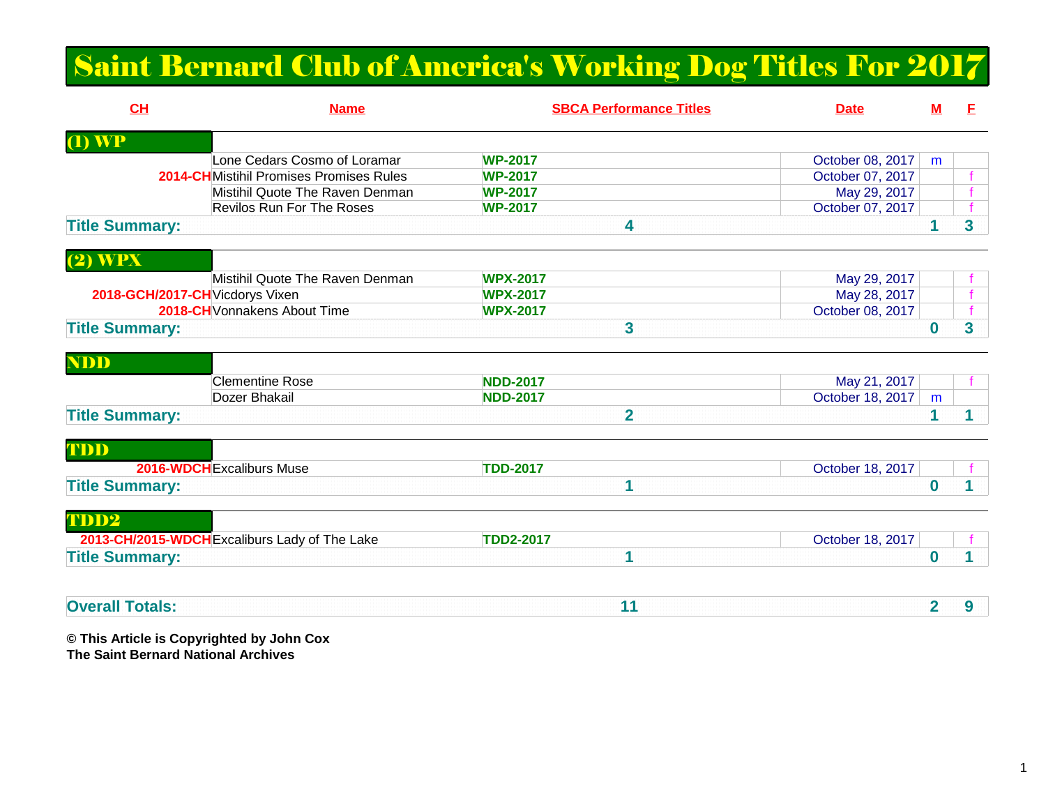# Saint Bernard Club of America's Working Dog Titles For 2017

| CH | Name | SBCA Performance Titles | Date | M | F |
|---|---|---|---|---|---|
| **(1) WP** | | | | | |
| | Lone Cedars Cosmo of Loramar | **WP-2017** | October 08, 2017 | m | |
| **2014-CH** | Mistihil Promises Promises Rules | **WP-2017** | October 07, 2017 | | f |
| | Mistihil Quote The Raven Denman | **WP-2017** | May 29, 2017 | | f |
| | Revilos Run For The Roses | **WP-2017** | October 07, 2017 | | f |
| **Title Summary:** | | **4** | | **1** | **3** |
| **(2) WPX** | | | | | |
| | Mistihil Quote The Raven Denman | **WPX-2017** | May 29, 2017 | | f |
| **2018-GCH/2017-CH** | Vicdorys Vixen | **WPX-2017** | May 28, 2017 | | f |
| **2018-CH** | Vonnakens About Time | **WPX-2017** | October 08, 2017 | | f |
| **Title Summary:** | | **3** | | **0** | **3** |
| **NDD** | | | | | |
| | Clementine Rose | **NDD-2017** | May 21, 2017 | | f |
| | Dozer Bhakail | **NDD-2017** | October 18, 2017 | m | |
| **Title Summary:** | | **2** | | **1** | **1** |
| **TDD** | | | | | |
| **2016-WDCH** | Excaliburs Muse | **TDD-2017** | October 18, 2017 | | f |
| **Title Summary:** | | **1** | | **0** | **1** |
| **TDD2** | | | | | |
| **2013-CH/2015-WDCH** | Excaliburs Lady of The Lake | **TDD2-2017** | October 18, 2017 | | f |
| **Title Summary:** | | **1** | | **0** | **1** |
| **Overall Totals:** | | **11** | | **2** | **9** |

**© This Article is Copyrighted by John Cox**
**The Saint Bernard National Archives**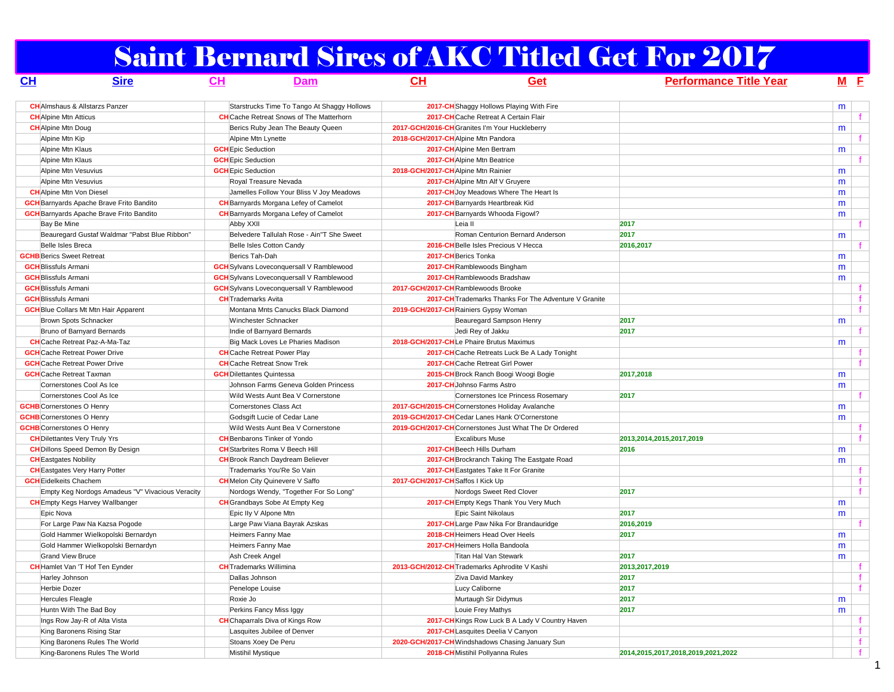# Saint Bernard Sires of AKC Titled Get For 2017

| CH | Sire | CH | Dam | CH | Get | Performance Title Year | M | F |
|---|---|---|---|---|---|---|---|---|
| CH | Almshaus & Allstarzs Panzer | | Starstrucks Time To Tango At Shaggy Hollows | 2017-CH | Shaggy Hollows Playing With Fire | | m | |
| CH | Alpine Mtn Atticus | CH | Cache Retreat Snows of The Matterhorn | 2017-CH | Cache Retreat A Certain Flair | | | f |
| CH | Alpine Mtn Doug | | Berics Ruby Jean The Beauty Queen | 2017-GCH/2016-CH | Granites I'm Your Huckleberry | | m | |
| | Alpine Mtn Kip | | Alpine Mtn Lynette | 2018-GCH/2017-CH | Alpine Mtn Pandora | | | f |
| | Alpine Mtn Klaus | GCH | Epic Seduction | 2017-CH | Alpine Men Bertram | | m | |
| | Alpine Mtn Klaus | GCH | Epic Seduction | 2017-CH | Alpine Mtn Beatrice | | | f |
| | Alpine Mtn Vesuvius | GCH | Epic Seduction | 2018-GCH/2017-CH | Alpine Mtn Rainier | | m | |
| | Alpine Mtn Vesuvius | | Royal Treasure Nevada | 2017-CH | Alpine Mtn Alf V Gruyere | | m | |
| CH | Alpine Mtn Von Diesel | | Jamelles Follow Your Bliss V Joy Meadows | 2017-CH | Joy Meadows Where The Heart Is | | m | |
| GCH | Barnyards Apache Brave Frito Bandito | CH | Barnyards Morgana Lefey of Camelot | 2017-CH | Barnyards Heartbreak Kid | | m | |
| GCH | Barnyards Apache Brave Frito Bandito | CH | Barnyards Morgana Lefey of Camelot | 2017-CH | Barnyards Whooda Figowl? | | m | |
| | Bay Be Mine | | Abby XXII | | Leia II | 2017 | | f |
| | Beauregard Gustaf Waldmar "Pabst Blue Ribbon" | | Belvedere Tallulah Rose - Ain"T She Sweet | | Roman Centurion Bernard Anderson | 2017 | m | |
| | Belle Isles Breca | | Belle Isles Cotton Candy | 2016-CH | Belle Isles Precious V Hecca | 2016,2017 | | f |
| GCHB | Berics Sweet Retreat | | Berics Tah-Dah | 2017-CH | Berics Tonka | | m | |
| GCH | Blissfuls Armani | GCH | Sylvans Loveconquersall V Ramblewood | 2017-CH | Ramblewoods Bingham | | m | |
| GCH | Blissfuls Armani | GCH | Sylvans Loveconquersall V Ramblewood | 2017-CH | Ramblewoods Bradshaw | | m | |
| GCH | Blissfuls Armani | GCH | Sylvans Loveconquersall V Ramblewood | 2017-GCH/2017-CH | Ramblewoods Brooke | | | f |
| GCH | Blissfuls Armani | CH | Trademarks Avita | 2017-CH | Trademarks Thanks For The Adventure V Granite | | | f |
| GCH | Blue Collars Mt Mtn Hair Apparent | | Montana Mnts Canucks Black Diamond | 2019-GCH/2017-CH | Rainiers Gypsy Woman | | | f |
| | Brown Spots Schnacker | | Winchester Schnacker | | Beauregard Sampson Henry | 2017 | m | |
| | Bruno of Barnyard Bernards | | Indie of Barnyard Bernards | | Jedi Rey of Jakku | 2017 | | f |
| CH | Cache Retreat Paz-A-Ma-Taz | | Big Mack Loves Le Pharies Madison | 2018-GCH/2017-CH | Le Phaire Brutus Maximus | | m | |
| GCH | Cache Retreat Power Drive | CH | Cache Retreat Power Play | 2017-CH | Cache Retreats Luck Be A Lady Tonight | | | f |
| GCH | Cache Retreat Power Drive | CH | Cache Retreat Snow Trek | 2017-CH | Cache Retreat Girl Power | | | f |
| GCH | Cache Retreat Taxman | GCH | Dilettantes Quintessa | 2015-CH | Brock Ranch Boogi Woogi Bogie | 2017,2018 | m | |
| | Cornerstones Cool As Ice | | Johnson Farms Geneva Golden Princess | 2017-CH | Johnso Farms Astro | | m | |
| | Cornerstones Cool As Ice | | Wild Wests Aunt Bea V Cornerstone | | Cornerstones Ice Princess Rosemary | 2017 | | f |
| GCHB | Cornerstones O Henry | | Cornerstones Class Act | 2017-GCH/2015-CH | Cornerstones Holiday Avalanche | | m | |
| GCHB | Cornerstones O Henry | | Godsgift Lucie of Cedar Lane | 2019-GCH/2017-CH | Cedar Lanes Hank O'Cornerstone | | m | |
| GCHB | Cornerstones O Henry | | Wild Wests Aunt Bea V Cornerstone | 2019-GCH/2017-CH | Cornerstones Just What The Dr Ordered | | | f |
| CH | Dilettantes Very Truly Yrs | CH | Benbarons Tinker of Yondo | | Excaliburs Muse | 2013,2014,2015,2017,2019 | | f |
| CH | Dillons Speed Demon By Design | CH | Starbrites Roma V Beech Hill | 2017-CH | Beech Hills Durham | 2016 | m | |
| CH | Eastgates Nobility | CH | Brook Ranch Daydream Believer | 2017-CH | Brockranch Taking The Eastgate Road | | m | |
| CH | Eastgates Very Harry Potter | | Trademarks You'Re So Vain | 2017-CH | Eastgates Take It For Granite | | | f |
| GCH | Eidelkeits Chachem | CH | Melon City Quinevere V Saffo | 2017-GCH/2017-CH | Saffos I Kick Up | | | f |
| | Empty Keg Nordogs Amadeus "V" Vivacious Veracity | | Nordogs Wendy, "Together For So Long" | | Nordogs Sweet Red Clover | 2017 | | f |
| CH | Empty Kegs Harvey Wallbanger | CH | Grandbays Sobe At Empty Keg | 2017-CH | Empty Kegs Thank You Very Much | | m | |
| | Epic Nova | | Epic Ily V Alpone Mtn | | Epic Saint Nikolaus | 2017 | m | |
| | For Large Paw Na Kazsa Pogode | | Large Paw Viana Bayrak Azskas | 2017-CH | Large Paw Nika For Brandauridge | 2016,2019 | | f |
| | Gold Hammer Wielkopolski Bernardyn | | Heimers Fanny Mae | 2018-CH | Heimers Head Over Heels | 2017 | m | |
| | Gold Hammer Wielkopolski Bernardyn | | Heimers Fanny Mae | 2017-CH | Heimers Holla Bandoola | | m | |
| | Grand View Bruce | | Ash Creek Angel | | Titan Hal Van Stewark | 2017 | m | |
| CH | Hamlet Van 'T Hof Ten Eynder | CH | Trademarks Willimina | 2013-GCH/2012-CH | Trademarks Aphrodite V Kashi | 2013,2017,2019 | | f |
| | Harley Johnson | | Dallas Johnson | | Ziva David Mankey | 2017 | | f |
| | Herbie Dozer | | Penelope Louise | | Lucy Caliborne | 2017 | | f |
| | Hercules Fleagle | | Roxie Jo | | Murtaugh Sir Didymus | 2017 | m | |
| | Huntn With The Bad Boy | | Perkins Fancy Miss Iggy | | Louie Frey Mathys | 2017 | m | |
| | Ings Row Jay-R of Alta Vista | CH | Chaparrals Diva of Kings Row | 2017-CH | Kings Row Luck B A Lady V Country Haven | | | f |
| | King Baronens Rising Star | | Lasquites Jubilee of Denver | 2017-CH | Lasquites Deelia V Canyon | | | f |
| | King Baronens Rules The World | | Stoans Xoey De Peru | 2020-GCH/2017-CH | Windshadows Chasing January Sun | | | f |
| | King-Baronens Rules The World | | Mistihil Mystique | 2018-CH | Mistihil Pollyanna Rules | 2014,2015,2017,2018,2019,2021,2022 | | f |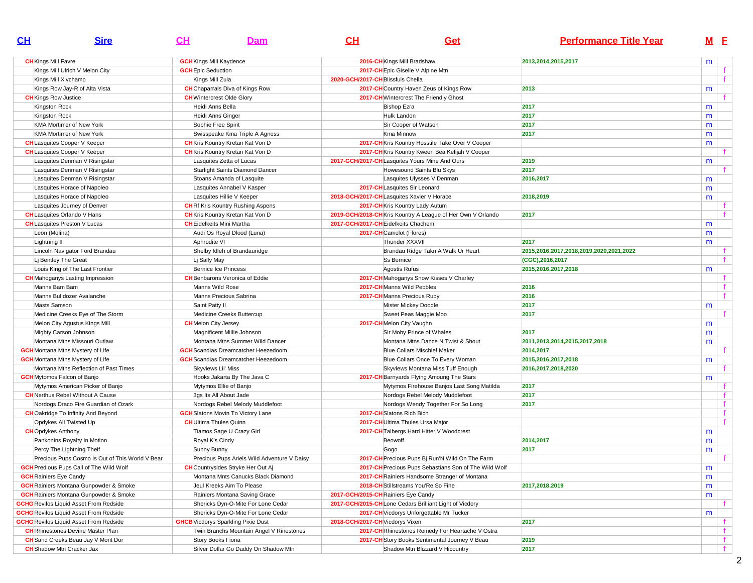| CH | Sire | CH | Dam | CH | Get | Performance Title Year | M | F |
|---|---|---|---|---|---|---|---|---|
| CH | Kings Mill Favre | GCH | Kings Mill Kaydence | 2016-CH | Kings Mill Bradshaw | 2013,2014,2015,2017 | m | |
| | Kings Mill Ulrich V Melon City | GCH | Epic Seduction | 2017-CH | Epic Giselle V Alpine Mtn | | | f |
| | Kings Mill Xlvchamp | | Kings Mill Zula | 2020-GCH/2017-CH | Blissfuls Chella | | | f |
| | Kings Row Jay-R of Alta Vista | CH | Chaparrals Diva of Kings Row | 2017-CH | Country Haven Zeus of Kings Row | 2013 | m | |
| CH | Kings Row Justice | CH | Wintercrest Olde Glory | 2017-CH | Wintercrest The Friendly Ghost | | | f |
| | Kingston Rock | | Heidi Anns Bella | | Bishop Ezra | 2017 | m | |
| | Kingston Rock | | Heidi Anns Ginger | | Hulk Landon | 2017 | m | |
| | KMA Mortimer of New York | | Sophie Free Spirit | | Sir Cooper of Watson | 2017 | m | |
| | KMA Mortimer of New York | | Swisspeake Kma Triple A Agness | | Kma Minnow | 2017 | m | |
| CH | Lasquites Cooper V Keeper | CH | Kris Kountry Kretan Kat Von D | 2017-CH | Kris Kountry Hosstile Take Over V Cooper | | m | |
| CH | Lasquites Cooper V Keeper | CH | Kris Kountry Kretan Kat Von D | 2017-CH | Kris Kountry Kween Bea Kelijah V Cooper | | | f |
| | Lasquites Denman V Risingstar | | Lasquites Zetta of Lucas | 2017-GCH/2017-CH | Lasquites Yours Mine And Ours | 2019 | m | |
| | Lasquites Denman V Risingstar | | Starlight Saints Diamond Dancer | | Howesound Saints Blu Skys | 2017 | | f |
| | Lasquites Denman V Risingstar | | Stoans Amanda of Lasquite | | Lasquites Ulysses V Denman | 2016,2017 | m | |
| | Lasquites Horace of Napoleo | | Lasquites Annabel V Kasper | 2017-CH | Lasquites Sir Leonard | | m | |
| | Lasquites Horace of Napoleo | | Lasquites Hillie V Keeper | 2018-GCH/2017-CH | Lasquites Xavier V Horace | 2018,2019 | m | |
| | Lasquites Journey of Denver | CH | Rf Kris Kountry Rushing Aspens | 2017-CH | Kris Kountry Lady Autum | | | f |
| CH | Lasquites Orlando V Hans | CH | Kris Kountry Kretan Kat Von D | 2019-GCH/2018-CH | Kris Kountry A League of Her Own V Orlando | 2017 | | f |
| CH | Lasquites Preston V Lucas | CH | Eidelkeits Mini Martha | 2017-GCH/2017-CH | Eidelkeits Chachem | | m | |
| | Leon (Molina) | | Audi Os Royal Dlood (Luna) | 2017-CH | Camelot (Flores) | | m | |
| | Lightning II | | Aphrodite VI | | Thunder XXXVII | 2017 | m | |
| | Lincoln Navigator Ford Brandau | | Shelby Idleh of Brandauridge | | Brandau Ridge Takn A Walk Ur Heart | 2015,2016,2017,2018,2019,2020,2021,2022 | | f |
| | Lj Bentley The Great | | Lj Sally May | | Ss Bernice | (CGC),2016,2017 | | f |
| | Louis King of The Last Frontier | | Bernice Ice Princess | | Agostis Rufus | 2015,2016,2017,2018 | m | |
| CH | Mahoganys Lasting Impression | CH | Benbarons Veronica of Eddie | 2017-CH | Mahoganys Snow Kisses V Charley | | | f |
| | Manns Bam Bam | | Manns Wild Rose | 2017-CH | Manns Wild Pebbles | 2016 | | f |
| | Manns Bulldozer Avalanche | | Manns Precious Sabrina | 2017-CH | Manns Precious Ruby | 2016 | | f |
| | Masts Samson | | Saint Patty II | | Mister Mickey Doodle | 2017 | m | |
| | Medicine Creeks Eye of The Storm | | Medicine Creeks Buttercup | | Sweet Peas Maggie Moo | 2017 | | f |
| | Melon City Agustus Kings Mill | CH | Melon City Jersey | 2017-CH | Melon City Vaughn | | m | |
| | Mighty Carson Johnson | | Magnificent Millie Johnson | | Sir Moby Prince of Whales | 2017 | m | |
| | Montana Mtns Missouri Outlaw | | Montana Mtns Summer Wild Dancer | | Montana Mtns Dance N Twist & Shout | 2011,2013,2014,2015,2017,2018 | m | |
| GCH | Montana Mtns Mystery of Life | GCH | Scandias Dreamcatcher Heezedoom | | Blue Collars Mischief Maker | 2014,2017 | | f |
| GCH | Montana Mtns Mystery of Life | GCH | Scandias Dreamcatcher Heezedoom | | Blue Collars Once To Every Woman | 2015,2016,2017,2018 | m | |
| | Montana Mtns Reflection of Past Times | | Skyviews Lil' Miss | | Skyviews Montana Miss Tuff Enough | 2016,2017,2018,2020 | | f |
| GCH | Mytymos Falcon of Banjo | | Hooks Jakarta By The Java C | 2017-CH | Barnyards Flying Amoung The Stars | | m | |
| | Mytymos American Picker of Banjo | | Mytymos Ellie of Banjo | | Mytymos Firehouse Banjos Last Song Matilda | 2017 | | f |
| CH | Nerthus Rebel Without A Cause | | 3gs Its All About Jade | | Nordogs Rebel Melody Muddlefoot | 2017 | | f |
| | Nordogs Draco Fire Guardian of Ozark | | Nordogs Rebel Melody Muddlefoot | | Nordogs Wendy Together For So Long | 2017 | | f |
| CH | Oakridge To Infinity And Beyond | GCH | Slatons Movin To Victory Lane | 2017-CH | Slatons Rich Bich | | | f |
| | Opdykes All Twisted Up | CH | Ultima Thules Quinn | 2017-CH | Ultima Thules Ursa Major | | | f |
| CH | Opdykes Anthony | | Tiamos Sage U Crazy Girl | 2017-CH | Talbergs Hard Hitter V Woodcrest | | m | |
| | Pankonins Royalty In Motion | | Royal K's Cindy | | Beowoff | 2014,2017 | m | |
| | Percy The Lightning Theif | | Sunny Bunny | | Gogo | 2017 | m | |
| | Precious Pups Cosmo Is Out of This World V Bear | | Precious Pups Ariels Wild Adventure V Daisy | 2017-CH | Precious Pups Bj Run'N Wild On The Farm | | | f |
| GCH | Precious Pups Call of The Wild Wolf | CH | Countrysides Stryke Her Out Aj | 2017-CH | Precious Pups Sebastians Son of The Wild Wolf | | m | |
| GCH | Rainiers Eye Candy | | Montana Mnts Canucks Black Diamond | 2017-CH | Rainiers Handsome Stranger of Montana | | m | |
| GCH | Rainiers Montana Gunpowder & Smoke | | Jeul Kreeks Aim To Please | 2018-CH | Stillstreams You'Re So Fine | 2017,2018,2019 | m | |
| GCH | Rainiers Montana Gunpowder & Smoke | | Rainiers Montana Saving Grace | 2017-GCH/2015-CH | Rainiers Eye Candy | | m | |
| GCHG | Revilos Liquid Asset From Redside | | Shericks Dyn-O-Mite For Lone Cedar | 2017-GCH/2015-CH | Lone Cedars Brilliant Light of Vicdory | | | f |
| GCHG | Revilos Liquid Asset From Redside | | Shericks Dyn-O-Mite For Lone Cedar | 2017-CH | Vicdorys Unforgettable Mr Tucker | | m | |
| GCHG | Revilos Liquid Asset From Redside | GHCB | Vicdorys Sparkling Pixie Dust | 2018-GCH/2017-CH | Vicdorys Vixen | 2017 | | f |
| CH | Rhinestones Devine Master Plan | | Twin Branchs Mountain Angel V Rinestones | 2017-CH | Rhinestones Remedy For Heartache V Ostra | | | f |
| CH | Sand Creeks Beau Jay V Mont Dor | | Story Books Fiona | 2017-CH | Story Books Sentimental Journey V Beau | 2019 | | f |
| CH | Shadow Mtn Cracker Jax | | Silver Dollar Go Daddy On Shadow Mtn | | Shadow Mtn Blizzard V Hicountry | 2017 | | f |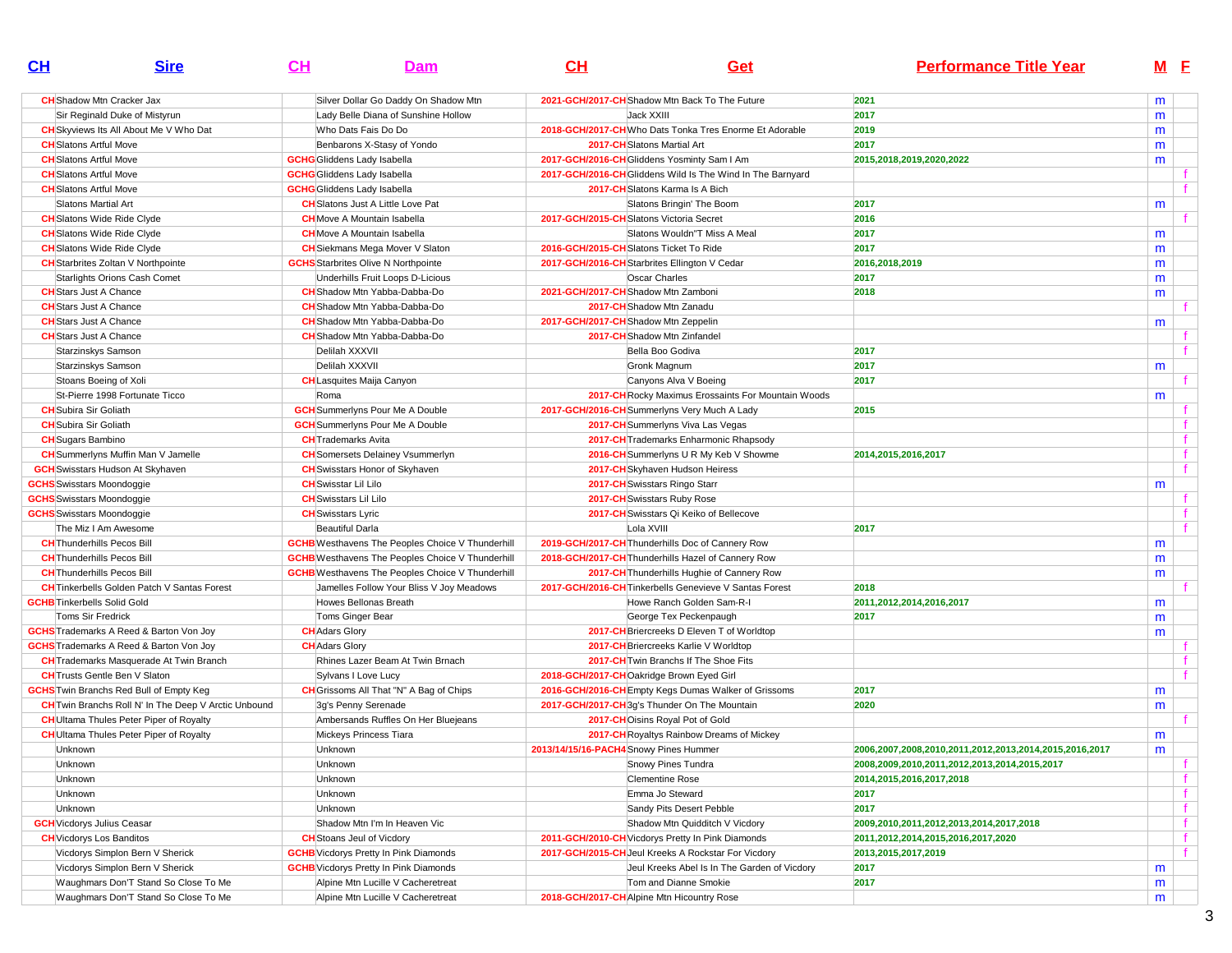| CH | Sire | CH | Dam | CH | Get | Performance Title Year | M | F |
|---|---|---|---|---|---|---|---|---|
| CH | Shadow Mtn Cracker Jax | | Silver Dollar Go Daddy On Shadow Mtn | 2021-GCH/2017-CH | Shadow Mtn Back To The Future | 2021 | m | |
| | Sir Reginald Duke of Mistyrun | | Lady Belle Diana of Sunshine Hollow | | Jack XXIII | 2017 | m | |
| CH | Skyviews Its All About Me V Who Dat | | Who Dats Fais Do Do | 2018-GCH/2017-CH | Who Dats Tonka Tres Enorme Et Adorable | 2019 | m | |
| CH | Slatons Artful Move | | Benbarons X-Stasy of Yondo | 2017-CH | Slatons Martial Art | 2017 | m | |
| CH | Slatons Artful Move | GCHG | Gliddens Lady Isabella | 2017-GCH/2016-CH | Gliddens Yosminty Sam I Am | 2015,2018,2019,2020,2022 | m | |
| CH | Slatons Artful Move | GCHG | Gliddens Lady Isabella | 2017-GCH/2016-CH | Gliddens Wild Is The Wind In The Barnyard | | | f |
| CH | Slatons Artful Move | GCHG | Gliddens Lady Isabella | 2017-CH | Slatons Karma Is A Bich | | | f |
| | Slatons Martial Art | CH | Slatons Just A Little Love Pat | | Slatons Bringin' The Boom | 2017 | m | |
| CH | Slatons Wide Ride Clyde | CH | Move A Mountain Isabella | 2017-GCH/2015-CH | Slatons Victoria Secret | 2016 | | f |
| CH | Slatons Wide Ride Clyde | CH | Move A Mountain Isabella | | Slatons Wouldn"T Miss A Meal | 2017 | m | |
| CH | Slatons Wide Ride Clyde | CH | Siekmans Mega Mover V Slaton | 2016-GCH/2015-CH | Slatons Ticket To Ride | 2017 | m | |
| CH | Starbrites Zoltan V Northpointe | GCHS | Starbrites Olive N Northpointe | 2017-GCH/2016-CH | Starbrites Ellington V Cedar | 2016,2018,2019 | m | |
| | Starlights Orions Cash Comet | | Underhills Fruit Loops D-Licious | | Oscar Charles | 2017 | m | |
| CH | Stars Just A Chance | CH | Shadow Mtn Yabba-Dabba-Do | 2021-GCH/2017-CH | Shadow Mtn Zamboni | 2018 | m | |
| CH | Stars Just A Chance | CH | Shadow Mtn Yabba-Dabba-Do | 2017-CH | Shadow Mtn Zanadu | | | f |
| CH | Stars Just A Chance | CH | Shadow Mtn Yabba-Dabba-Do | 2017-GCH/2017-CH | Shadow Mtn Zeppelin | | m | |
| CH | Stars Just A Chance | CH | Shadow Mtn Yabba-Dabba-Do | 2017-CH | Shadow Mtn Zinfandel | | | f |
| | Starzinskys Samson | | Delilah XXXVII | | Bella Boo Godiva | 2017 | | f |
| | Starzinskys Samson | | Delilah XXXVII | | Gronk Magnum | 2017 | m | |
| | Stoans Boeing of Xoli | CH | Lasquites Maija Canyon | | Canyons Alva V Boeing | 2017 | | f |
| | St-Pierre 1998 Fortunate Ticco | | Roma | 2017-CH | Rocky Maximus Erossaints For Mountain Woods | | m | |
| CH | Subira Sir Goliath | GCH | Summerlyns Pour Me A Double | 2017-GCH/2016-CH | Summerlyns Very Much A Lady | 2015 | | f |
| CH | Subira Sir Goliath | GCH | Summerlyns Pour Me A Double | 2017-CH | Summerlyns Viva Las Vegas | | | f |
| CH | Sugars Bambino | CH | Trademarks Avita | 2017-CH | Trademarks Enharmonic Rhapsody | | | f |
| CH | Summerlyns Muffin Man V Jamelle | CH | Somersets Delainey Vsummerlyn | 2016-CH | Summerlyns U R My Keb V Showme | 2014,2015,2016,2017 | | f |
| GCH | Swisstars Hudson At Skyhaven | CH | Swisstars Honor of Skyhaven | 2017-CH | Skyhaven Hudson Heiress | | | f |
| GCHS | Swisstars Moondoggie | CH | Swisstar Lil Lilo | 2017-CH | Swisstars Ringo Starr | | m | |
| GCHS | Swisstars Moondoggie | CH | Swisstars Lil Lilo | 2017-CH | Swisstars Ruby Rose | | | f |
| GCHS | Swisstars Moondoggie | CH | Swisstars Lyric | 2017-CH | Swisstars Qi Keiko of Bellecove | | | f |
| | The Miz I Am Awesome | | Beautiful Darla | | Lola XVIII | 2017 | | f |
| CH | Thunderhills Pecos Bill | GCHB | Westhavens The Peoples Choice V Thunderhill | 2019-GCH/2017-CH | Thunderhills Doc of Cannery Row | | m | |
| CH | Thunderhills Pecos Bill | GCHB | Westhavens The Peoples Choice V Thunderhill | 2018-GCH/2017-CH | Thunderhills Hazel of Cannery Row | | m | |
| CH | Thunderhills Pecos Bill | GCHB | Westhavens The Peoples Choice V Thunderhill | 2017-CH | Thunderhills Hughie of Cannery Row | | m | |
| CH | Tinkerbells Golden Patch V Santas Forest | | Jamelles Follow Your Bliss V Joy Meadows | 2017-GCH/2016-CH | Tinkerbells Genevieve V Santas Forest | 2018 | | f |
| GCHB | Tinkerbells Solid Gold | | Howes Bellonas Breath | | Howe Ranch Golden Sam-R-I | 2011,2012,2014,2016,2017 | m | |
| | Toms Sir Fredrick | | Toms Ginger Bear | | George Tex Peckenpaugh | 2017 | m | |
| GCHS | Trademarks A Reed & Barton Von Joy | CH | Adars Glory | 2017-CH | Briercreeks D Eleven T of Worldtop | | m | |
| GCHS | Trademarks A Reed & Barton Von Joy | CH | Adars Glory | 2017-CH | Briercreeks Karlie V Worldtop | | | f |
| CH | Trademarks Masquerade At Twin Branch | | Rhines Lazer Beam At Twin Brnach | 2017-CH | Twin Branchs If The Shoe Fits | | | f |
| CH | Trusts Gentle Ben V Slaton | | Sylvans I Love Lucy | 2018-GCH/2017-CH | Oakridge Brown Eyed Girl | | | f |
| GCHS | Twin Branchs Red Bull of Empty Keg | CH | Grissoms All That "N" A Bag of Chips | 2016-GCH/2016-CH | Empty Kegs Dumas Walker of Grissoms | 2017 | m | |
| CH | Twin Branchs Roll N' In The Deep V Arctic Unbound | | 3g's Penny Serenade | 2017-GCH/2017-CH | 3g's Thunder On The Mountain | 2020 | m | |
| CH | Ultama Thules Peter Piper of Royalty | | Ambersands Ruffles On Her Bluejeans | 2017-CH | Oisins Royal Pot of Gold | | | f |
| CH | Ultama Thules Peter Piper of Royalty | | Mickeys Princess Tiara | 2017-CH | Royaltys Rainbow Dreams of Mickey | | m | |
| | Unknown | | Unknown | 2013/14/15/16-PACH4 | Snowy Pines Hummer | 2006,2007,2008,2010,2011,2012,2013,2014,2015,2016,2017 | m | |
| | Unknown | | Unknown | | Snowy Pines Tundra | 2008,2009,2010,2011,2012,2013,2014,2015,2017 | | f |
| | Unknown | | Unknown | | Clementine Rose | 2014,2015,2016,2017,2018 | | f |
| | Unknown | | Unknown | | Emma Jo Steward | 2017 | | f |
| | Unknown | | Unknown | | Sandy Pits Desert Pebble | 2017 | | f |
| GCH | Vicdorys Julius Ceasar | | Shadow Mtn I'm In Heaven Vic | | Shadow Mtn Quidditch V Vicdory | 2009,2010,2011,2012,2013,2014,2017,2018 | | f |
| CH | Vicdorys Los Banditos | CH | Stoans Jeul of Vicdory | 2011-GCH/2010-CH | Vicdorys Pretty In Pink Diamonds | 2011,2012,2014,2015,2016,2017,2020 | | f |
| | Vicdorys Simplon Bern V Sherick | GCHB | Vicdorys Pretty In Pink Diamonds | 2017-GCH/2015-CH | Jeul Kreeks A Rockstar For Vicdory | 2013,2015,2017,2019 | | f |
| | Vicdorys Simplon Bern V Sherick | GCHB | Vicdorys Pretty In Pink Diamonds | | Jeul Kreeks Abel Is In The Garden of Vicdory | 2017 | m | |
| | Waughmars Don'T Stand So Close To Me | | Alpine Mtn Lucille V Cacheretreat | | Tom and Dianne Smokie | 2017 | m | |
| | Waughmars Don'T Stand So Close To Me | | Alpine Mtn Lucille V Cacheretreat | 2018-GCH/2017-CH | Alpine Mtn Hicountry Rose | | m | |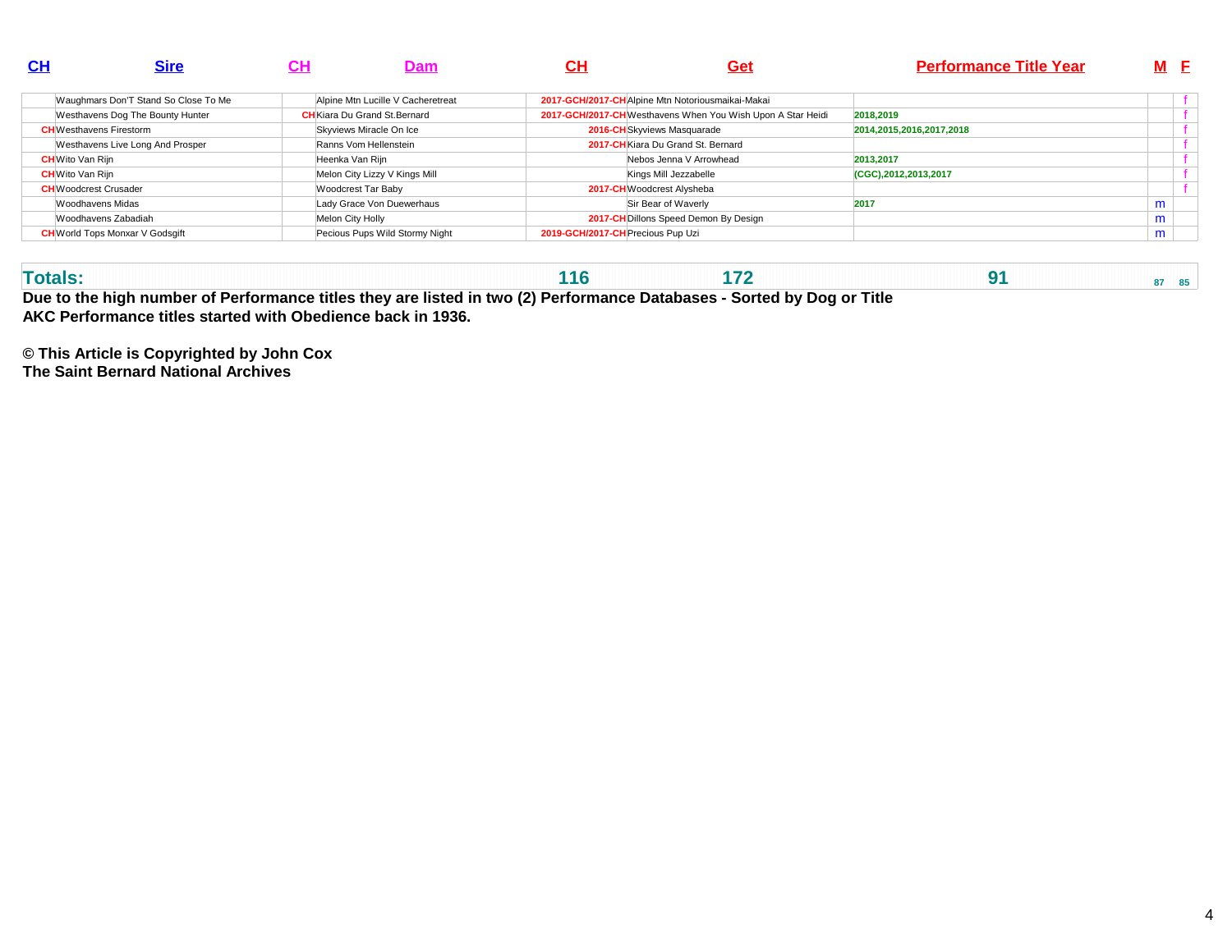| CH | Sire | CH | Dam | CH | Get | Performance Title Year | M | F |
|---|---|---|---|---|---|---|---|---|
| | Waughmars Don'T Stand So Close To Me | | Alpine Mtn Lucille V Cacheretreat | 2017-GCH/2017-CH | Alpine Mtn Notoriousmaikai-Makai | | | f |
| | Westhavens Dog The Bounty Hunter | CH | Kiara Du Grand St.Bernard | 2017-GCH/2017-CH | Westhavens When You Wish Upon A Star Heidi | 2018,2019 | | f |
| CH | Westhavens Firestorm | | Skyviews Miracle On Ice | 2016-CH | Skyviews Masquarade | 2014,2015,2016,2017,2018 | | f |
| | Westhavens Live Long And Prosper | | Ranns Vom Hellenstein | 2017-CH | Kiara Du Grand St. Bernard | | | f |
| CH | Wito Van Rijn | | Heenka Van Rijn | | Nebos Jenna V Arrowhead | 2013,2017 | | f |
| CH | Wito Van Rijn | | Melon City Lizzy V Kings Mill | | Kings Mill Jezzabelle | (CGC),2012,2013,2017 | | f |
| CH | Woodcrest Crusader | | Woodcrest Tar Baby | 2017-CH | Woodcrest Alysheba | | | f |
| | Woodhavens Midas | | Lady Grace Von Duewerhaus | | Sir Bear of Waverly | 2017 | m | |
| | Woodhavens Zabadiah | | Melon City Holly | 2017-CH | Dillons Speed Demon By Design | | m | |
| CH | World Tops Monxar V Godsgift | | Pecious Pups Wild Stormy Night | 2019-GCH/2017-CH | Precious Pup Uzi | | m | |
| **Totals:** | | | | **116** | **172** | **91** | **87** | **85** |

**Due to the high number of Performance titles they are listed in two (2) Performance Databases - Sorted by Dog or Title**
**AKC Performance titles started with Obedience back in 1936.**

**© This Article is Copyrighted by John Cox**
**The Saint Bernard National Archives**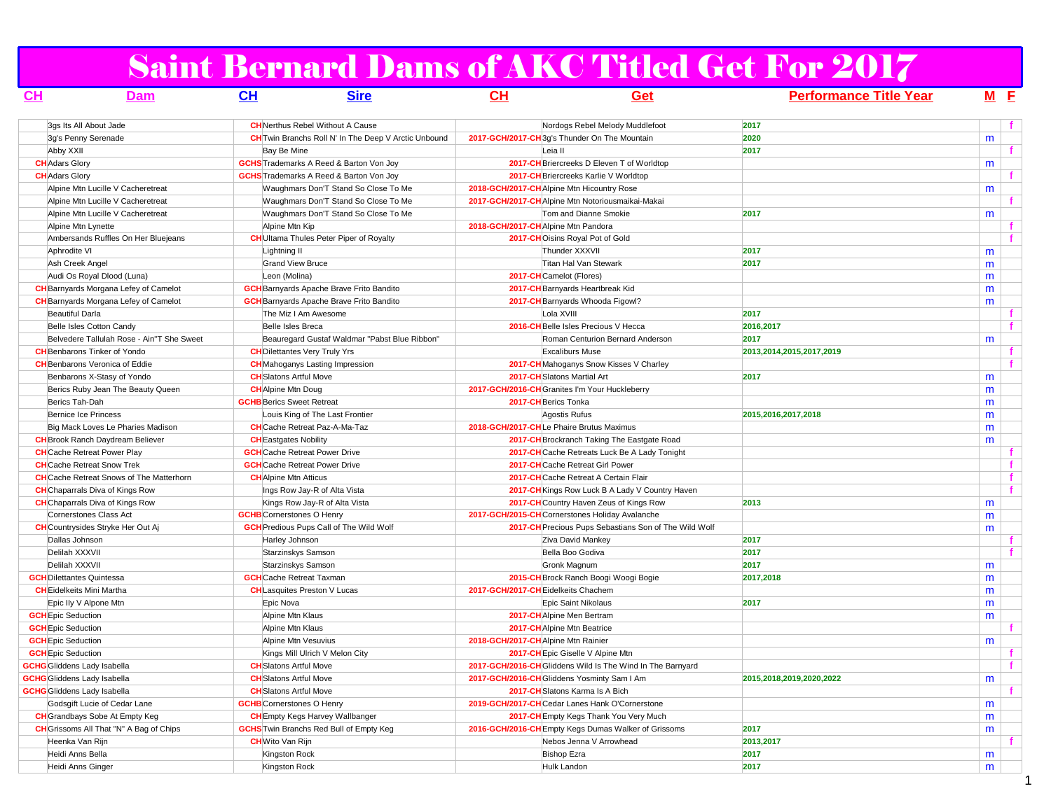# Saint Bernard Dams of AKC Titled Get For 2017

| CH | Dam | CH | Sire | CH | Get | Performance Title Year | M | F |
|---|---|---|---|---|---|---|---|---|
| | 3gs Its All About Jade | CH | Nerthus Rebel Without A Cause | | Nordogs Rebel Melody Muddlefoot | 2017 | | f |
| | 3g's Penny Serenade | CH | Twin Branchs Roll N' In The Deep V Arctic Unbound | 2017-GCH/2017-CH | 3g's Thunder On The Mountain | 2020 | m | |
| | Abby XXII | | Bay Be Mine | | Leia II | 2017 | | f |
| CH | Adars Glory | GCHS | Trademarks A Reed & Barton Von Joy | 2017-CH | Briercreeks D Eleven T of Worldtop | | m | |
| CH | Adars Glory | GCHS | Trademarks A Reed & Barton Von Joy | 2017-CH | Briercreeks Karlie V Worldtop | | | f |
| | Alpine Mtn Lucille V Cacheretreat | | Waughmars Don'T Stand So Close To Me | 2018-GCH/2017-CH | Alpine Mtn Hicountry Rose | | m | |
| | Alpine Mtn Lucille V Cacheretreat | | Waughmars Don'T Stand So Close To Me | 2017-GCH/2017-CH | Alpine Mtn Notoriousmaikai-Makai | | | f |
| | Alpine Mtn Lucille V Cacheretreat | | Waughmars Don'T Stand So Close To Me | | Tom and Dianne Smokie | 2017 | m | |
| | Alpine Mtn Lynette | | Alpine Mtn Kip | 2018-GCH/2017-CH | Alpine Mtn Pandora | | | f |
| | Ambersands Ruffles On Her Bluejeans | CH | Ultama Thules Peter Piper of Royalty | 2017-CH | Oisins Royal Pot of Gold | | | f |
| | Aphrodite VI | | Lightning II | | Thunder XXXVII | 2017 | m | |
| | Ash Creek Angel | | Grand View Bruce | | Titan Hal Van Stewart | 2017 | m | |
| | Audi Os Royal Dlood (Luna) | | Leon (Molina) | 2017-CH | Camelot (Flores) | | m | |
| CH | Barnyards Morgana Lefey of Camelot | GCH | Barnyards Apache Brave Frito Bandito | 2017-CH | Barnyards Heartbreak Kid | | m | |
| CH | Barnyards Morgana Lefey of Camelot | GCH | Barnyards Apache Brave Frito Bandito | 2017-CH | Barnyards Whooda Figowl? | | m | |
| | Beautiful Darla | | The Miz I Am Awesome | | Lola XVIII | 2017 | | f |
| | Belle Isles Cotton Candy | | Belle Isles Breca | 2016-CH | Belle Isles Precious V Hecca | 2016,2017 | | f |
| | Belvedere Tallulah Rose - Ain"T She Sweet | | Beauregard Gustaf Waldmar "Pabst Blue Ribbon" | | Roman Centurion Bernard Anderson | 2017 | m | |
| CH | Benbarons Tinker of Yondo | CH | Dilettantes Very Truly Yrs | | Excaliburs Muse | 2013,2014,2015,2017,2019 | | f |
| CH | Benbarons Veronica of Eddie | CH | Mahoganys Lasting Impression | 2017-CH | Mahoganys Snow Kisses V Charley | | | f |
| | Benbarons X-Stasy of Yondo | CH | Slatons Artful Move | 2017-CH | Slatons Martial Art | 2017 | m | |
| | Berics Ruby Jean The Beauty Queen | CH | Alpine Mtn Doug | 2017-GCH/2016-CH | Granites I'm Your Huckleberry | | m | |
| | Berics Tah-Dah | GCHB | Berics Sweet Retreat | 2017-CH | Berics Tonka | | m | |
| | Bernice Ice Princess | | Louis King of The Last Frontier | | Agostis Rufus | 2015,2016,2017,2018 | m | |
| | Big Mack Loves Le Pharies Madison | CH | Cache Retreat Paz-A-Ma-Taz | 2018-GCH/2017-CH | Le Phaire Brutus Maximus | | m | |
| CH | Brook Ranch Daydream Believer | CH | Eastgates Nobility | 2017-CH | Brockranch Taking The Eastgate Road | | m | |
| CH | Cache Retreat Power Play | GCH | Cache Retreat Power Drive | 2017-CH | Cache Retreats Luck Be A Lady Tonight | | | f |
| CH | Cache Retreat Snow Trek | GCH | Cache Retreat Power Drive | 2017-CH | Cache Retreat Girl Power | | | f |
| CH | Cache Retreat Snows of The Matterhorn | CH | Alpine Mtn Atticus | 2017-CH | Cache Retreat A Certain Flair | | | f |
| CH | Chaparrals Diva of Kings Row | | Ings Row Jay-R of Alta Vista | 2017-CH | Kings Row Luck B A Lady V Country Haven | | | f |
| CH | Chaparrals Diva of Kings Row | | Kings Row Jay-R of Alta Vista | 2017-CH | Country Haven Zeus of Kings Row | 2013 | m | |
| | Cornerstones Class Act | GCHB | Cornerstones O Henry | 2017-GCH/2015-CH | Cornerstones Holiday Avalanche | | m | |
| CH | Countrysides Stryke Her Out Aj | GCH | Predious Pups Call of The Wild Wolf | 2017-CH | Precious Pups Sebastians Son of The Wild Wolf | | m | |
| | Dallas Johnson | | Harley Johnson | | Ziva David Mankey | 2017 | | f |
| | Delilah XXXVII | | Starzinskys Samson | | Bella Boo Godiva | 2017 | | f |
| | Delilah XXXVII | | Starzinskys Samson | | Gronk Magnum | 2017 | m | |
| GCH | Dilettantes Quintessa | GCH | Cache Retreat Taxman | 2015-CH | Brock Ranch Boogi Woogi Bogie | 2017,2018 | m | |
| CH | Eidelkeits Mini Martha | CH | Lasquites Preston V Lucas | 2017-GCH/2017-CH | Eidelkeits Chachem | | m | |
| | Epic Ily V Alpone Mtn | | Epic Nova | | Epic Saint Nikolaus | 2017 | m | |
| GCH | Epic Seduction | | Alpine Mtn Klaus | 2017-CH | Alpine Men Bertram | | m | |
| GCH | Epic Seduction | | Alpine Mtn Klaus | 2017-CH | Alpine Mtn Beatrice | | | f |
| GCH | Epic Seduction | | Alpine Mtn Vesuvius | 2018-GCH/2017-CH | Alpine Mtn Rainier | | m | |
| GCH | Epic Seduction | | Kings Mill Ulrich V Melon City | 2017-CH | Epic Giselle V Alpine Mtn | | | f |
| GCHG | Gliddens Lady Isabella | CH | Slatons Artful Move | 2017-GCH/2016-CH | Gliddens Wild Is The Wind In The Barnyard | | | f |
| GCHG | Gliddens Lady Isabella | CH | Slatons Artful Move | 2017-GCH/2016-CH | Gliddens Yosminty Sam I Am | 2015,2018,2019,2020,2022 | m | |
| GCHG | Gliddens Lady Isabella | CH | Slatons Artful Move | 2017-CH | Slatons Karma Is A Bich | | | f |
| | Godsgift Lucie of Cedar Lane | GCHB | Cornerstones O Henry | 2019-GCH/2017-CH | Cedar Lanes Hank O'Cornerstone | | m | |
| CH | Grandbays Sobe At Empty Keg | CH | Empty Kegs Harvey Wallbanger | 2017-CH | Empty Kegs Thank You Very Much | | m | |
| CH | Grissoms All That "N" A Bag of Chips | GCHS | Twin Branchs Red Bull of Empty Keg | 2016-GCH/2016-CH | Empty Kegs Dumas Walker of Grissoms | 2017 | m | |
| | Heenka Van Rijn | CH | Wito Van Rijn | | Nebos Jenna V Arrowhead | 2013,2017 | | f |
| | Heidi Anns Bella | | Kingston Rock | | Bishop Ezra | 2017 | m | |
| | Heidi Anns Ginger | | Kingston Rock | | Hulk Landon | 2017 | m | |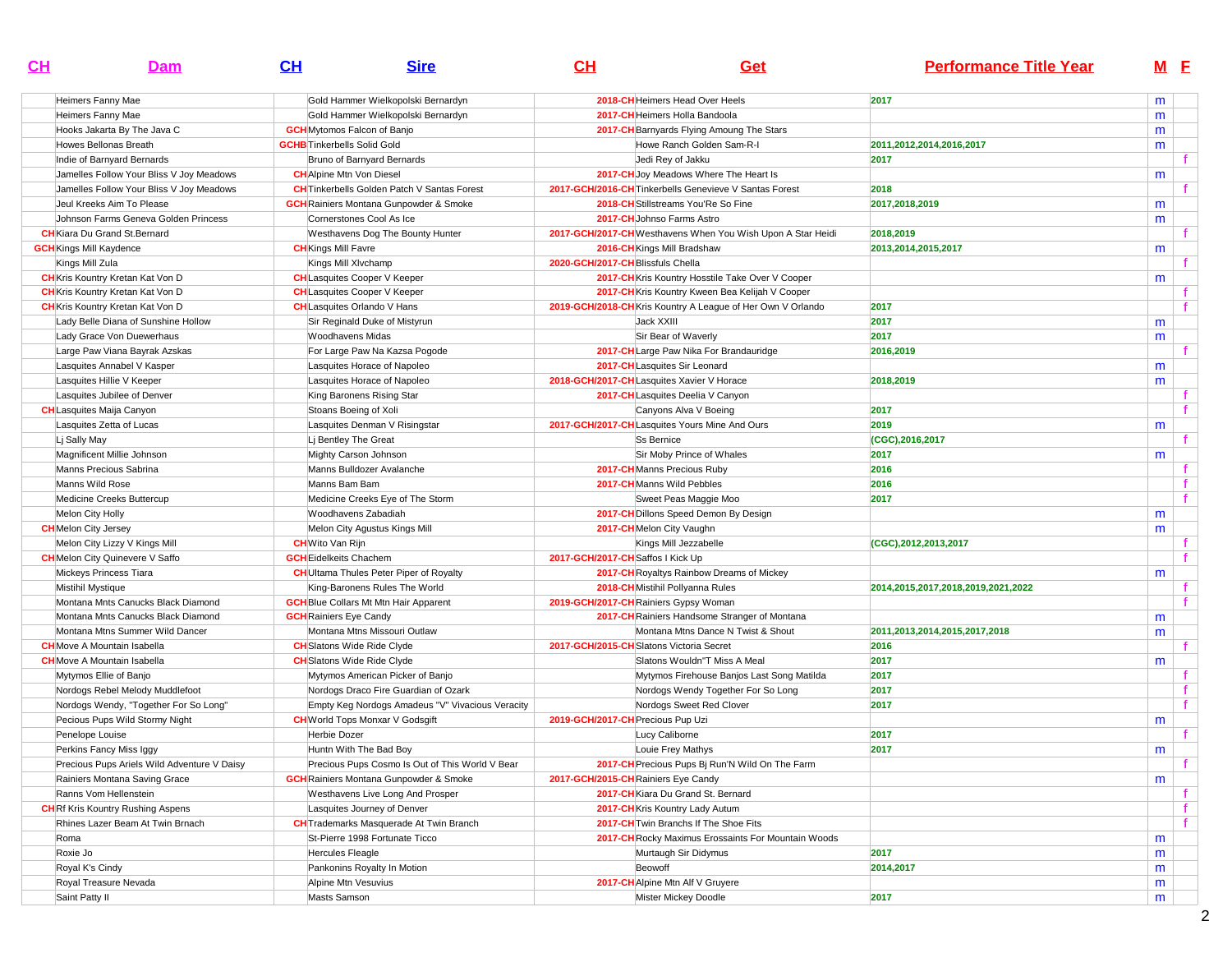| CH | Dam | CH | Sire | CH | Get | Performance Title Year | M | F |
|---|---|---|---|---|---|---|---|---|
| | Heimers Fanny Mae | | Gold Hammer Wielkopolski Bernardyn | 2018-CH | Heimers Head Over Heels | 2017 | m | |
| | Heimers Fanny Mae | | Gold Hammer Wielkopolski Bernardyn | 2017-CH | Heimers Holla Bandoola | | m | |
| | Hooks Jakarta By The Java C | GCH | Mytymos Falcon of Banjo | 2017-CH | Barnyards Flying Amoung The Stars | | m | |
| | Howes Bellonas Breath | GCHB | Tinkerbells Solid Gold | | Howe Ranch Golden Sam-R-I | 2011,2012,2014,2016,2017 | m | |
| | Indie of Barnyard Bernards | | Bruno of Barnyard Bernards | | Jedi Rey of Jakku | 2017 | | f |
| | Jamelles Follow Your Bliss V Joy Meadows | CH | Alpine Mtn Von Diesel | 2017-CH | Joy Meadows Where The Heart Is | | m | |
| | Jamelles Follow Your Bliss V Joy Meadows | CH | Tinkerbells Golden Patch V Santas Forest | 2017-GCH/2016-CH | Tinkerbells Genevieve V Santas Forest | 2018 | | f |
| | Jeul Kreeks Aim To Please | GCH | Rainiers Montana Gunpowder & Smoke | 2018-CH | Stillstreams You'Re So Fine | 2017,2018,2019 | m | |
| | Johnson Farms Geneva Golden Princess | | Cornerstones Cool As Ice | 2017-CH | Johnso Farms Astro | | m | |
| CH | Kiara Du Grand St.Bernard | | Westhavens Dog The Bounty Hunter | 2017-GCH/2017-CH | Westhavens When You Wish Upon A Star Heidi | 2018,2019 | | f |
| GCH | Kings Mill Kaydence | CH | Kings Mill Favre | 2016-CH | Kings Mill Bradshaw | 2013,2014,2015,2017 | m | |
| | Kings Mill Zula | | Kings Mill Xlvchamp | 2020-GCH/2017-CH | Blissfuls Chella | | | f |
| CH | Kris Kountry Kretan Kat Von D | CH | Lasquites Cooper V Keeper | 2017-CH | Kris Kountry Hosstile Take Over V Cooper | | m | |
| CH | Kris Kountry Kretan Kat Von D | CH | Lasquites Cooper V Keeper | 2017-CH | Kris Kountry Kween Bea Kelijah V Cooper | | | f |
| CH | Kris Kountry Kretan Kat Von D | CH | Lasquites Orlando V Hans | 2019-GCH/2018-CH | Kris Kountry A League of Her Own V Orlando | 2017 | | f |
| | Lady Belle Diana of Sunshine Hollow | | Sir Reginald Duke of Mistyrun | | Jack XXIII | 2017 | m | |
| | Lady Grace Von Duewerhaus | | Woodhavens Midas | | Sir Bear of Waverly | 2017 | m | |
| | Large Paw Viana Bayrak Azskas | | For Large Paw Na Kazsa Pogode | 2017-CH | Large Paw Nika For Brandauridge | 2016,2019 | | f |
| | Lasquites Annabel V Kasper | | Lasquites Horace of Napoleo | 2017-CH | Lasquites Sir Leonard | | m | |
| | Lasquites Hillie V Keeper | | Lasquites Horace of Napoleo | 2018-GCH/2017-CH | Lasquites Xavier V Horace | 2018,2019 | m | |
| | Lasquites Jubilee of Denver | | King Baronens Rising Star | 2017-CH | Lasquites Deelia V Canyon | | | f |
| CH | Lasquites Maija Canyon | | Stoans Boeing of Xoli | | Canyons Alva V Boeing | 2017 | | f |
| | Lasquites Zetta of Lucas | | Lasquites Denman V Risingstar | 2017-GCH/2017-CH | Lasquites Yours Mine And Ours | 2019 | m | |
| | Lj Sally May | | Lj Bentley The Great | | Ss Bernice | (CGC),2016,2017 | | f |
| | Magnificent Millie Johnson | | Mighty Carson Johnson | | Sir Moby Prince of Whales | 2017 | m | |
| | Manns Precious Sabrina | | Manns Bulldozer Avalanche | 2017-CH | Manns Precious Ruby | 2016 | | f |
| | Manns Wild Rose | | Manns Bam Bam | 2017-CH | Manns Wild Pebbles | 2016 | | f |
| | Medicine Creeks Buttercup | | Medicine Creeks Eye of The Storm | | Sweet Peas Maggie Moo | 2017 | | f |
| | Melon City Holly | | Woodhavens Zabadiah | 2017-CH | Dillons Speed Demon By Design | | m | |
| CH | Melon City Jersey | | Melon City Agustus Kings Mill | 2017-CH | Melon City Vaughn | | m | |
| | Melon City Lizzy V Kings Mill | CH | Wito Van Rijn | | Kings Mill Jezzabelle | (CGC),2012,2013,2017 | | f |
| CH | Melon City Quinevere V Saffo | GCH | Eidelkeits Chachem | 2017-GCH/2017-CH | Saffos I Kick Up | | | f |
| | Mickeys Princess Tiara | CH | Ultama Thules Peter Piper of Royalty | 2017-CH | Royaltys Rainbow Dreams of Mickey | | m | |
| | Mistihil Mystique | | King-Baronens Rules The World | 2018-CH | Mistihil Pollyanna Rules | 2014,2015,2017,2018,2019,2021,2022 | | f |
| | Montana Mnts Canucks Black Diamond | GCH | Blue Collars Mt Mtn Hair Apparent | 2019-GCH/2017-CH | Rainiers Gypsy Woman | | | f |
| | Montana Mnts Canucks Black Diamond | GCH | Rainiers Eye Candy | 2017-CH | Rainiers Handsome Stranger of Montana | | m | |
| | Montana Mtns Summer Wild Dancer | | Montana Mtns Missouri Outlaw | | Montana Mtns Dance N Twist & Shout | 2011,2013,2014,2015,2017,2018 | m | |
| CH | Move A Mountain Isabella | CH | Slatons Wide Ride Clyde | 2017-GCH/2015-CH | Slatons Victoria Secret | 2016 | | f |
| CH | Move A Mountain Isabella | CH | Slatons Wide Ride Clyde | | Slatons Wouldn"T Miss A Meal | 2017 | m | |
| | Mytymos Ellie of Banjo | | Mytymos American Picker of Banjo | | Mytymos Firehouse Banjos Last Song Matilda | 2017 | | f |
| | Nordogs Rebel Melody Muddlefoot | | Nordogs Draco Fire Guardian of Ozark | | Nordogs Wendy Together For So Long | 2017 | | f |
| | Nordogs Wendy, "Together For So Long" | | Empty Keg Nordogs Amadeus "V" Vivacious Veracity | | Nordogs Sweet Red Clover | 2017 | | f |
| | Pecious Pups Wild Stormy Night | CH | World Tops Monxar V Godsgift | 2019-GCH/2017-CH | Precious Pup Uzi | | m | |
| | Penelope Louise | | Herbie Dozer | | Lucy Caliborne | 2017 | | f |
| | Perkins Fancy Miss Iggy | | Huntn With The Bad Boy | | Louie Frey Mathys | 2017 | m | |
| | Precious Pups Ariels Wild Adventure V Daisy | | Precious Pups Cosmo Is Out of This World V Bear | 2017-CH | Precious Pups Bj Run'N Wild On The Farm | | | f |
| | Rainiers Montana Saving Grace | GCH | Rainiers Montana Gunpowder & Smoke | 2017-GCH/2015-CH | Rainiers Eye Candy | | m | |
| | Ranns Vom Hellenstein | | Westhavens Live Long And Prosper | 2017-CH | Kiara Du Grand St. Bernard | | | f |
| CH | Rf Kris Kountry Rushing Aspens | | Lasquites Journey of Denver | 2017-CH | Kris Kountry Lady Autum | | | f |
| | Rhines Lazer Beam At Twin Brnach | CH | Trademarks Masquerade At Twin Branch | 2017-CH | Twin Branchs If The Shoe Fits | | | f |
| | Roma | | St-Pierre 1998 Fortunate Ticco | 2017-CH | Rocky Maximus Erossaints For Mountain Woods | | m | |
| | Roxie Jo | | Hercules Fleagle | | Murtaugh Sir Didymus | 2017 | m | |
| | Royal K's Cindy | | Pankonins Royalty In Motion | | Beowoff | 2014,2017 | m | |
| | Royal Treasure Nevada | | Alpine Mtn Vesuvius | 2017-CH | Alpine Mtn Alf V Gruyere | | m | |
| | Saint Patty II | | Masts Samson | | Mister Mickey Doodle | 2017 | m | |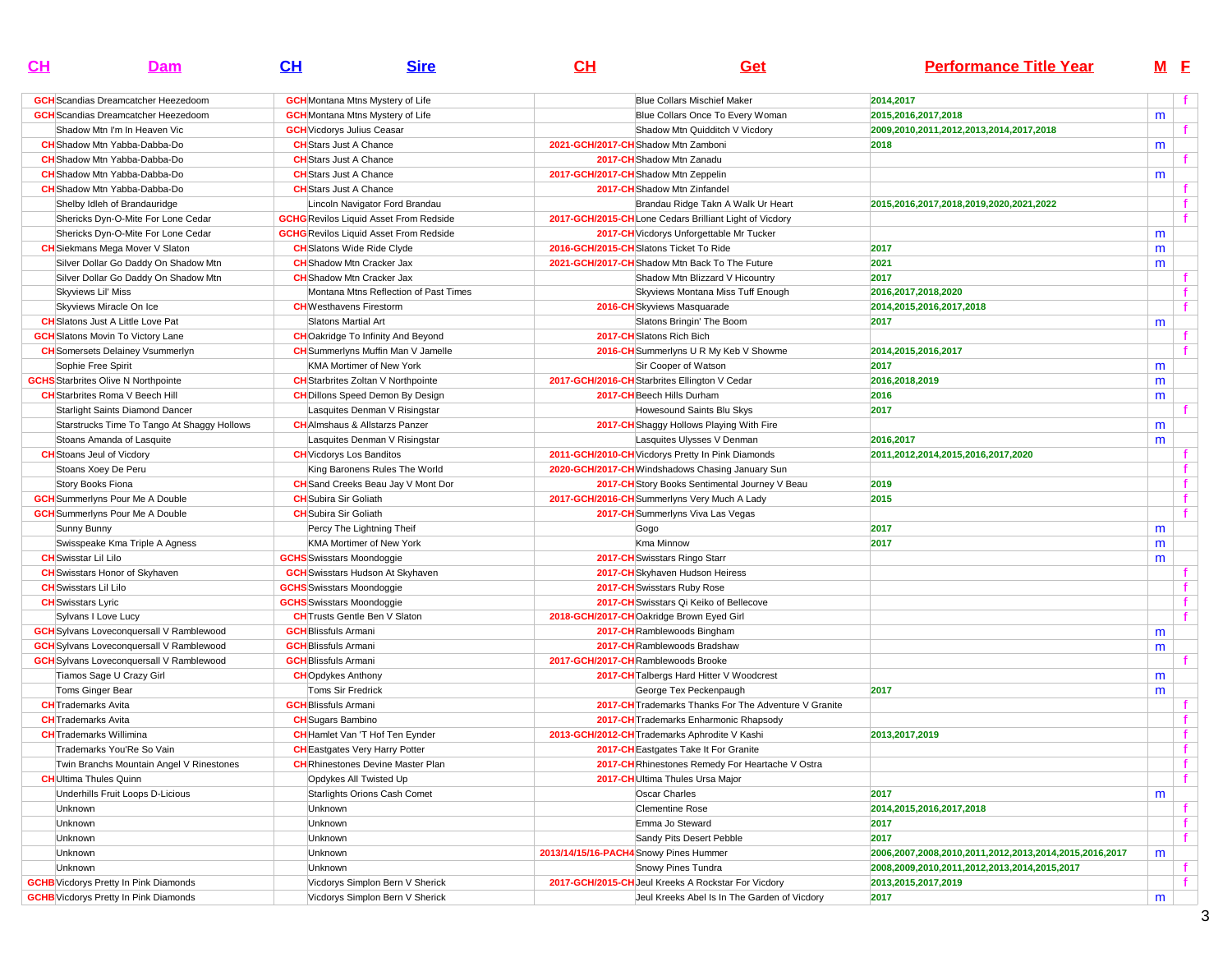| CH | Dam | CH | Sire | CH | Get | Performance Title Year | M | F |
|---|---|---|---|---|---|---|---|---|
| GCH | Scandias Dreamcatcher Heezedoom | GCH | Montana Mtns Mystery of Life | | Blue Collars Mischief Maker | 2014,2017 | | f |
| GCH | Scandias Dreamcatcher Heezedoom | GCH | Montana Mtns Mystery of Life | | Blue Collars Once To Every Woman | 2015,2016,2017,2018 | m | |
| | Shadow Mtn I'm In Heaven Vic | GCH | Vicdorys Julius Ceasar | | Shadow Mtn Quidditch V Vicdory | 2009,2010,2011,2012,2013,2014,2017,2018 | | f |
| CH | Shadow Mtn Yabba-Dabba-Do | CH | Stars Just A Chance | 2021-GCH/2017-CH | Shadow Mtn Zamboni | 2018 | m | |
| CH | Shadow Mtn Yabba-Dabba-Do | CH | Stars Just A Chance | 2017-CH | Shadow Mtn Zanadu | | | f |
| CH | Shadow Mtn Yabba-Dabba-Do | CH | Stars Just A Chance | 2017-GCH/2017-CH | Shadow Mtn Zeppelin | | m | |
| CH | Shadow Mtn Yabba-Dabba-Do | CH | Stars Just A Chance | 2017-CH | Shadow Mtn Zinfandel | | | f |
| | Shelby Idleh of Brandauridge | | Lincoln Navigator Ford Brandau | | Brandau Ridge Takn A Walk Ur Heart | 2015,2016,2017,2018,2019,2020,2021,2022 | | f |
| | Shericks Dyn-O-Mite For Lone Cedar | GCHG | Revilos Liquid Asset From Redside | 2017-GCH/2015-CH | Lone Cedars Brilliant Light of Vicdory | | | f |
| | Shericks Dyn-O-Mite For Lone Cedar | GCHG | Revilos Liquid Asset From Redside | 2017-CH | Vicdorys Unforgettable Mr Tucker | | m | |
| CH | Siekmans Mega Mover V Slaton | CH | Slatons Wide Ride Clyde | 2016-GCH/2015-CH | Slatons Ticket To Ride | 2017 | m | |
| | Silver Dollar Go Daddy On Shadow Mtn | CH | Shadow Mtn Cracker Jax | 2021-GCH/2017-CH | Shadow Mtn Back To The Future | 2021 | m | |
| | Silver Dollar Go Daddy On Shadow Mtn | CH | Shadow Mtn Cracker Jax | | Shadow Mtn Blizzard V Hicountry | 2017 | | f |
| | Skyviews Lil' Miss | | Montana Mtns Reflection of Past Times | | Skyviews Montana Miss Tuff Enough | 2016,2017,2018,2020 | | f |
| | Skyviews Miracle On Ice | CH | Westhavens Firestorm | 2016-CH | Skyviews Masquarade | 2014,2015,2016,2017,2018 | | f |
| CH | Slatons Just A Little Love Pat | | Slatons Martial Art | | Slatons Bringin' The Boom | 2017 | m | |
| GCH | Slatons Movin To Victory Lane | CH | Oakridge To Infinity And Beyond | 2017-CH | Slatons Rich Bich | | | f |
| CH | Somersets Delainey Vsummerlyn | CH | Summerlyns Muffin Man V Jamelle | 2016-CH | Summerlyns U R My Keb V Showme | 2014,2015,2016,2017 | | f |
| | Sophie Free Spirit | | KMA Mortimer of New York | | Sir Cooper of Watson | 2017 | m | |
| GCHS | Starbrites Olive N Northpointe | CH | Starbrites Zoltan V Northpointe | 2017-GCH/2016-CH | Starbrites Ellington V Cedar | 2016,2018,2019 | m | |
| CH | Starbrites Roma V Beech Hill | CH | Dillons Speed Demon By Design | 2017-CH | Beech Hills Durham | 2016 | m | |
| | Starlight Saints Diamond Dancer | | Lasquites Denman V Risingstar | | Howesound Saints Blu Skys | 2017 | | f |
| | Starstrucks Time To Tango At Shaggy Hollows | CH | Almshaus & Allstarzs Panzer | 2017-CH | Shaggy Hollows Playing With Fire | | m | |
| | Stoans Amanda of Lasquite | | Lasquites Denman V Risingstar | | Lasquites Ulysses V Denman | 2016,2017 | m | |
| CH | Stoans Jeul of Vicdory | CH | Vicdorys Los Banditos | 2011-GCH/2010-CH | Vicdorys Pretty In Pink Diamonds | 2011,2012,2014,2015,2016,2017,2020 | | f |
| | Stoans Xoey De Peru | | King Baronens Rules The World | 2020-GCH/2017-CH | Windshadows Chasing January Sun | | | f |
| | Story Books Fiona | CH | Sand Creeks Beau Jay V Mont Dor | 2017-CH | Story Books Sentimental Journey V Beau | 2019 | | f |
| GCH | Summerlyns Pour Me A Double | CH | Subira Sir Goliath | 2017-GCH/2016-CH | Summerlyns Very Much A Lady | 2015 | | f |
| GCH | Summerlyns Pour Me A Double | CH | Subira Sir Goliath | 2017-CH | Summerlyns Viva Las Vegas | | | f |
| | Sunny Bunny | | Percy The Lightning Theif | | Gogo | 2017 | m | |
| | Swisspeake Kma Triple A Agness | | KMA Mortimer of New York | | Kma Minnow | 2017 | m | |
| CH | Swisstar Lil Lilo | GCHS | Swisstars Moondoggie | 2017-CH | Swisstars Ringo Starr | | m | |
| CH | Swisstars Honor of Skyhaven | GCH | Swisstars Hudson At Skyhaven | 2017-CH | Skyhaven Hudson Heiress | | | f |
| CH | Swisstars Lil Lilo | GCHS | Swisstars Moondoggie | 2017-CH | Swisstars Ruby Rose | | | f |
| CH | Swisstars Lyric | GCHS | Swisstars Moondoggie | 2017-CH | Swisstars Qi Keiko of Bellecove | | | f |
| | Sylvans I Love Lucy | CH | Trusts Gentle Ben V Slaton | 2018-GCH/2017-CH | Oakridge Brown Eyed Girl | | | f |
| GCH | Sylvans Loveconquersall V Ramblewood | GCH | Blissfuls Armani | 2017-CH | Ramblewoods Bingham | | m | |
| GCH | Sylvans Loveconquersall V Ramblewood | GCH | Blissfuls Armani | 2017-CH | Ramblewoods Bradshaw | | m | |
| GCH | Sylvans Loveconquersall V Ramblewood | GCH | Blissfuls Armani | 2017-GCH/2017-CH | Ramblewoods Brooke | | | f |
| | Tiamos Sage U Crazy Girl | CH | Opdykes Anthony | 2017-CH | Talbergs Hard Hitter V Woodcrest | | m | |
| | Toms Ginger Bear | | Toms Sir Fredrick | | George Tex Peckenpaugh | 2017 | m | |
| CH | Trademarks Avita | GCH | Blissfuls Armani | 2017-CH | Trademarks Thanks For The Adventure V Granite | | | f |
| CH | Trademarks Avita | CH | Sugars Bambino | 2017-CH | Trademarks Enharmonic Rhapsody | | | f |
| CH | Trademarks Willimina | CH | Hamlet Van 'T Hof Ten Eynder | 2013-GCH/2012-CH | Trademarks Aphrodite V Kashi | 2013,2017,2019 | | f |
| | Trademarks You'Re So Vain | CH | Eastgates Very Harry Potter | 2017-CH | Eastgates Take It For Granite | | | f |
| | Twin Branchs Mountain Angel V Rinestones | CH | Rhinestones Devine Master Plan | 2017-CH | Rhinestones Remedy For Heartache V Ostra | | | f |
| CH | Ultima Thules Quinn | | Opdykes All Twisted Up | 2017-CH | Ultima Thules Ursa Major | | | f |
| | Underhills Fruit Loops D-Licious | | Starlights Orions Cash Comet | | Oscar Charles | 2017 | m | |
| | Unknown | | Unknown | | Clementine Rose | 2014,2015,2016,2017,2018 | | f |
| | Unknown | | Unknown | | Emma Jo Steward | 2017 | | f |
| | Unknown | | Unknown | | Sandy Pits Desert Pebble | 2017 | | f |
| | Unknown | | Unknown | 2013/14/15/16-PACH4 | Snowy Pines Hummer | 2006,2007,2008,2010,2011,2012,2013,2014,2015,2016,2017 | m | |
| | Unknown | | Unknown | | Snowy Pines Tundra | 2008,2009,2010,2011,2012,2013,2014,2015,2017 | | f |
| GCHB | Vicdorys Pretty In Pink Diamonds | | Vicdorys Simplon Bern V Sherick | 2017-GCH/2015-CH | Jeul Kreeks A Rockstar For Vicdory | 2013,2015,2017,2019 | | f |
| GCHB | Vicdorys Pretty In Pink Diamonds | | Vicdorys Simplon Bern V Sherick | | Jeul Kreeks Abel Is In The Garden of Vicdory | 2017 | m | |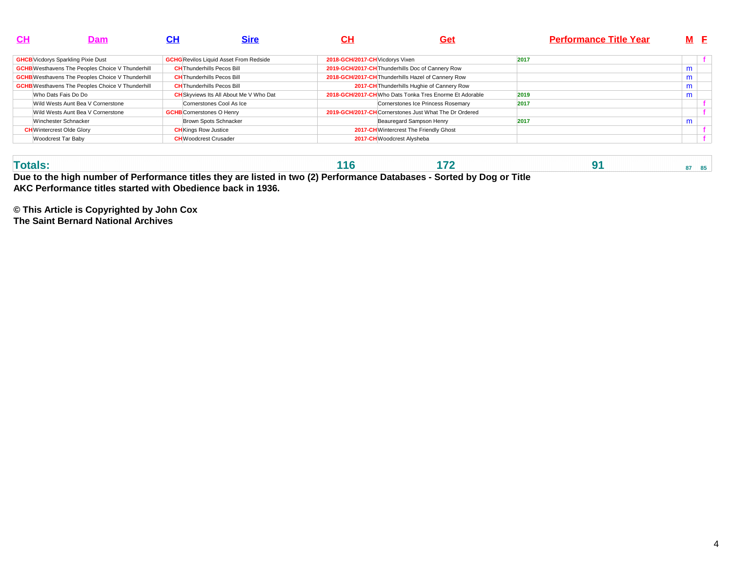| CH | Dam | CH | Sire | CH | Get | Performance Title Year | M | F |
|---|---|---|---|---|---|---|---|---|
| GHCB | Vicdorys Sparkling Pixie Dust | GCHG | Revilos Liquid Asset From Redside | 2018-GCH/2017-CH | Vicdorys Vixen | 2017 | | f |
| GCHB | Westhavens The Peoples Choice V Thunderhill | CH | Thunderhills Pecos Bill | 2019-GCH/2017-CH | Thunderhills Doc of Cannery Row | | m | |
| GCHB | Westhavens The Peoples Choice V Thunderhill | CH | Thunderhills Pecos Bill | 2018-GCH/2017-CH | Thunderhills Hazel of Cannery Row | | m | |
| GCHB | Westhavens The Peoples Choice V Thunderhill | CH | Thunderhills Pecos Bill | 2017-CH | Thunderhills Hughie of Cannery Row | | m | |
| | Who Dats Fais Do Do | CH | Skyviews Its All About Me V Who Dat | 2018-GCH/2017-CH | Who Dats Tonka Tres Enorme Et Adorable | 2019 | m | |
| | Wild Wests Aunt Bea V Cornerstone | | Cornerstones Cool As Ice | | Cornerstones Ice Princess Rosemary | 2017 | | f |
| | Wild Wests Aunt Bea V Cornerstone | GCHB | Cornerstones O Henry | 2019-GCH/2017-CH | Cornerstones Just What The Dr Ordered | | | f |
| | Winchester Schnacker | | Brown Spots Schnacker | | Beauregard Sampson Henry | 2017 | m | |
| CH | Wintercrest Olde Glory | CH | Kings Row Justice | 2017-CH | Wintercrest The Friendly Ghost | | | f |
| | Woodcrest Tar Baby | CH | Woodcrest Crusader | 2017-CH | Woodcrest Alysheba | | | f |
| **Totals:** | | | | **116** | **172** | **91** | **87** | **85** |

**Due to the high number of Performance titles they are listed in two (2) Performance Databases - Sorted by Dog or Title**
**AKC Performance titles started with Obedience back in 1936.**

**© This Article is Copyrighted by John Cox**
**The Saint Bernard National Archives**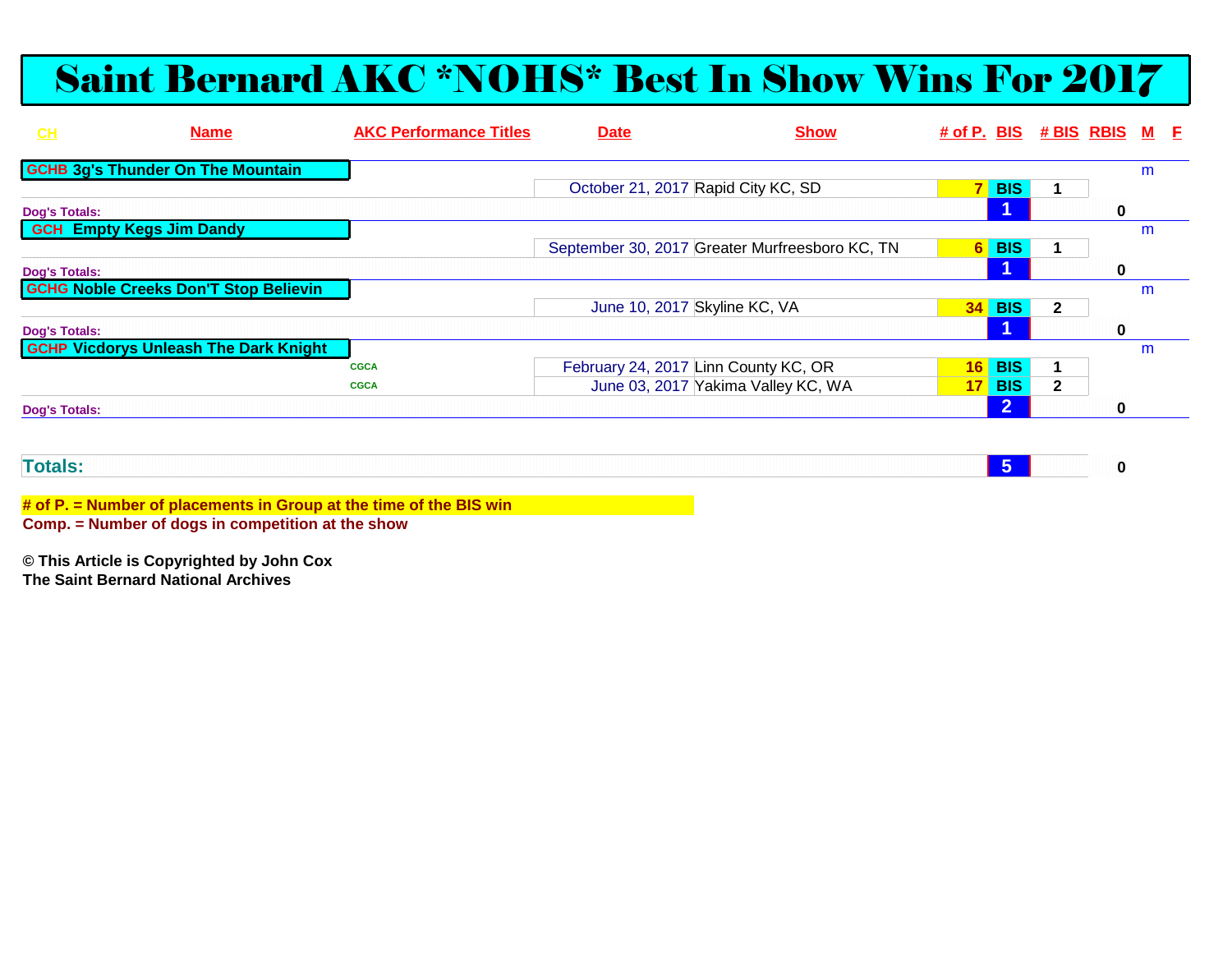# Saint Bernard AKC *NOHS* Best In Show Wins For 2017

| CH | Name | AKC Performance Titles | Date | Show | # of P. | BIS | # BIS | RBIS | M | F |
|---|---|---|---|---|---|---|---|---|---|---|
| GCHB | 3g's Thunder On The Mountain | | | | | | | | m | |
| | | | October 21, 2017 | Rapid City KC, SD | 7 | BIS | 1 | | | |
| | Dog's Totals: | | | | | 1 | | 0 | | |
| GCH | Empty Kegs Jim Dandy | | | | | | | | m | |
| | | | September 30, 2017 | Greater Murfreesboro KC, TN | 6 | BIS | 1 | | | |
| | Dog's Totals: | | | | | 1 | | 0 | | |
| GCHG | Noble Creeks Don'T Stop Believin | | | | | | | | m | |
| | | | June 10, 2017 | Skyline KC, VA | 34 | BIS | 2 | | | |
| | Dog's Totals: | | | | | 1 | | 0 | | |
| GCHP | Vicdorys Unleash The Dark Knight | | | | | | | | m | |
| | | CGCA | February 24, 2017 | Linn County KC, OR | 16 | BIS | 1 | | | |
| | | CGCA | June 03, 2017 | Yakima Valley KC, WA | 17 | BIS | 2 | | | |
| | Dog's Totals: | | | | | 2 | | 0 | | |
| | **Totals:** | | | | | 5 | | 0 | | |

**# of P. = Number of placements in Group at the time of the BIS win**
**Comp. = Number of dogs in competition at the show**

**© This Article is Copyrighted by John Cox**
**The Saint Bernard National Archives**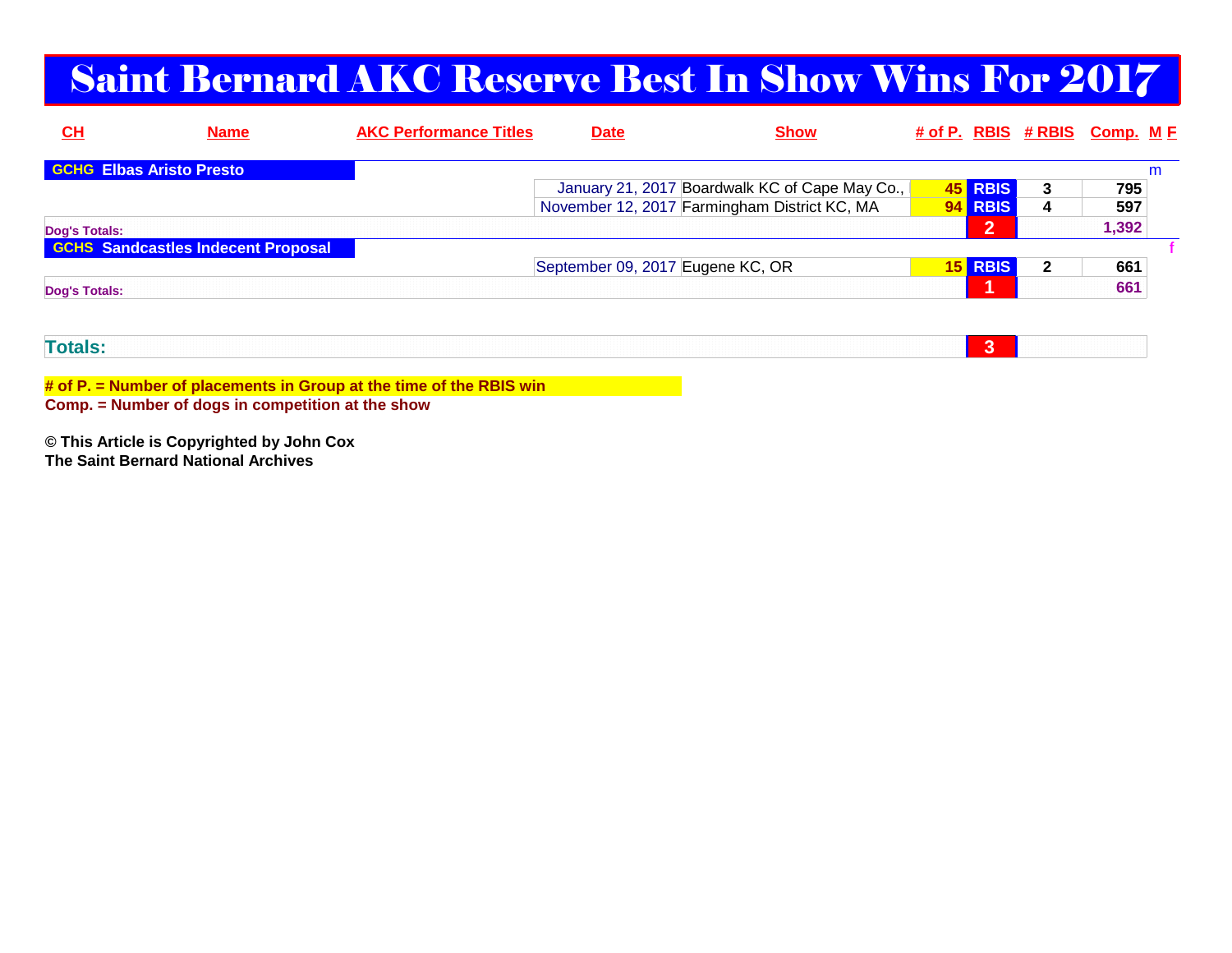# Saint Bernard AKC Reserve Best In Show Wins For 2017

| CH | Name | AKC Performance Titles | Date | Show | # of P. | RBIS | # RBIS | Comp. | M F |
|---|---|---|---|---|---|---|---|---|---|
| GCHG | Elbas Aristo Presto | | | | | | | | m |
| | | | January 21, 2017 | Boardwalk KC of Cape May Co., | 45 | RBIS | 3 | 795 | |
| | | | November 12, 2017 | Farmingham District KC, MA | 94 | RBIS | 4 | 597 | |
| Dog's Totals: | | | | | | 2 | | 1,392 | |
| GCHS | Sandcastles Indecent Proposal | | | | | | | | f |
| | | | September 09, 2017 | Eugene KC, OR | 15 | RBIS | 2 | 661 | |
| Dog's Totals: | | | | | | 1 | | 661 | |
| Totals: | | | | | | 3 | | | |

**# of P. = Number of placements in Group at the time of the RBIS win**
**Comp. = Number of dogs in competition at the show**

**© This Article is Copyrighted by John Cox**
**The Saint Bernard National Archives**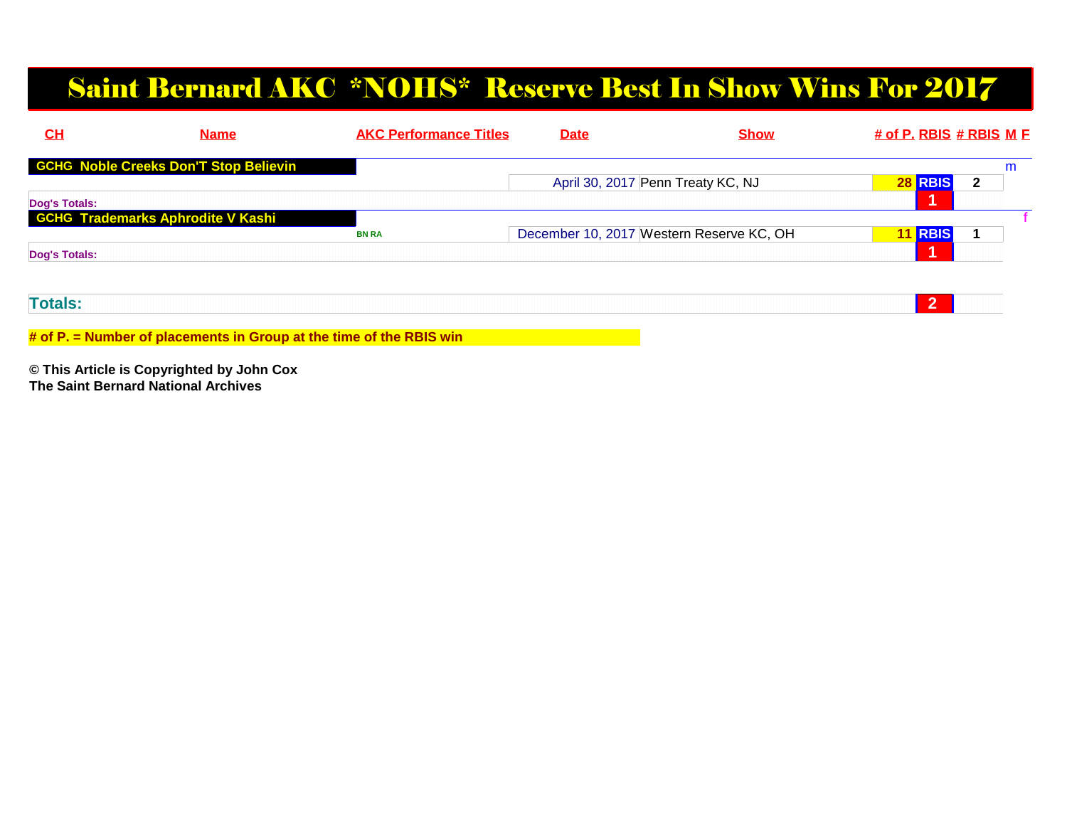# Saint Bernard AKC *NOHS* Reserve Best In Show Wins For 2017

| CH | Name | AKC Performance Titles | Date | Show | # of P. | RBIS | # RBIS | M | F |
|---|---|---|---|---|---|---|---|---|---|
| GCHG | Noble Creeks Don'T Stop Believin | | | | | | | m | |
| | | | April 30, 2017 | Penn Treaty KC, NJ | 28 | RBIS | 2 | | |
| Dog's Totals: | | | | | | 1 | | | |
| GCHG | Trademarks Aphrodite V Kashi | | | | | | | | f |
| | | BN RA | December 10, 2017 | Western Reserve KC, OH | 11 | RBIS | 1 | | |
| Dog's Totals: | | | | | | 1 | | | |
| **Totals:** | | | | | | 2 | | | |

**# of P. = Number of placements in Group at the time of the RBIS win**

**© This Article is Copyrighted by John Cox**
**The Saint Bernard National Archives**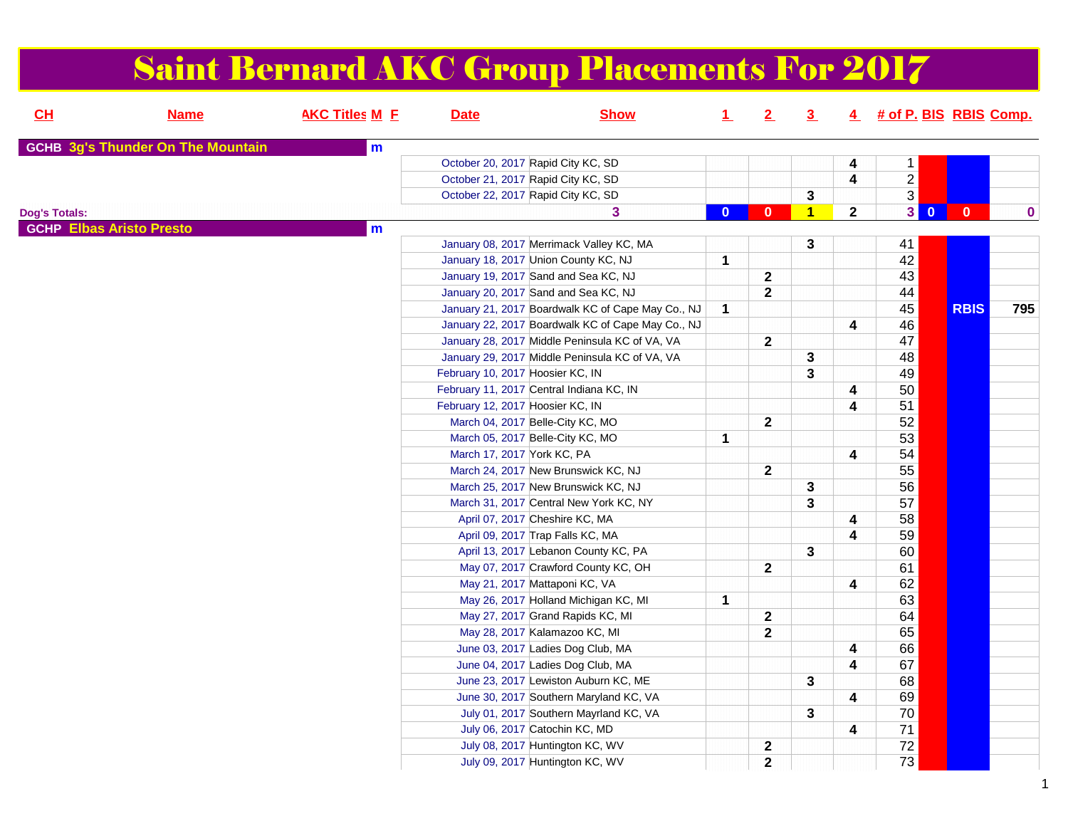# Saint Bernard AKC Group Placements For 2017

| CH | Name | AKC Titles | M | F | Date | Show | 1 | 2 | 3 | 4 | # of P. | BIS | RBIS | Comp. |
|---|---|---|---|---|---|---|---|---|---|---|---|---|---|---|
| GCHB | 3g's Thunder On The Mountain | | m | | | | | | | | | | | |
| | | | | | October 20, 2017 | Rapid City KC, SD | | | | 4 | 1 | | | |
| | | | | | October 21, 2017 | Rapid City KC, SD | | | | 4 | 2 | | | |
| | | | | | October 22, 2017 | Rapid City KC, SD | | | 3 | | 3 | | | |
| Dog's Totals: | | | | | | 3 | 0 | 0 | 1 | 2 | 3 | 0 | 0 | 0 |
| GCHP | Elbas Aristo Presto | | m | | | | | | | | | | | |
| | | | | | January 08, 2017 | Merrimack Valley KC, MA | | | 3 | | 41 | | | |
| | | | | | January 18, 2017 | Union County KC, NJ | 1 | | | | 42 | | | |
| | | | | | January 19, 2017 | Sand and Sea KC, NJ | | 2 | | | 43 | | | |
| | | | | | January 20, 2017 | Sand and Sea KC, NJ | | 2 | | | 44 | | | |
| | | | | | January 21, 2017 | Boardwalk KC of Cape May Co., NJ | 1 | | | | 45 | | RBIS | 795 |
| | | | | | January 22, 2017 | Boardwalk KC of Cape May Co., NJ | | | | 4 | 46 | | | |
| | | | | | January 28, 2017 | Middle Peninsula KC of VA, VA | | 2 | | | 47 | | | |
| | | | | | January 29, 2017 | Middle Peninsula KC of VA, VA | | | 3 | | 48 | | | |
| | | | | | February 10, 2017 | Hoosier KC, IN | | | 3 | | 49 | | | |
| | | | | | February 11, 2017 | Central Indiana KC, IN | | | | 4 | 50 | | | |
| | | | | | February 12, 2017 | Hoosier KC, IN | | | | 4 | 51 | | | |
| | | | | | March 04, 2017 | Belle-City KC, MO | | 2 | | | 52 | | | |
| | | | | | March 05, 2017 | Belle-City KC, MO | 1 | | | | 53 | | | |
| | | | | | March 17, 2017 | York KC, PA | | | | 4 | 54 | | | |
| | | | | | March 24, 2017 | New Brunswick KC, NJ | | 2 | | | 55 | | | |
| | | | | | March 25, 2017 | New Brunswick KC, NJ | | | 3 | | 56 | | | |
| | | | | | March 31, 2017 | Central New York KC, NY | | | 3 | | 57 | | | |
| | | | | | April 07, 2017 | Cheshire KC, MA | | | | 4 | 58 | | | |
| | | | | | April 09, 2017 | Trap Falls KC, MA | | | | 4 | 59 | | | |
| | | | | | April 13, 2017 | Lebanon County KC, PA | | | 3 | | 60 | | | |
| | | | | | May 07, 2017 | Crawford County KC, OH | | 2 | | | 61 | | | |
| | | | | | May 21, 2017 | Mattaponi KC, VA | | | | 4 | 62 | | | |
| | | | | | May 26, 2017 | Holland Michigan KC, MI | 1 | | | | 63 | | | |
| | | | | | May 27, 2017 | Grand Rapids KC, MI | | 2 | | | 64 | | | |
| | | | | | May 28, 2017 | Kalamazoo KC, MI | | 2 | | | 65 | | | |
| | | | | | June 03, 2017 | Ladies Dog Club, MA | | | | 4 | 66 | | | |
| | | | | | June 04, 2017 | Ladies Dog Club, MA | | | | 4 | 67 | | | |
| | | | | | June 23, 2017 | Lewiston Auburn KC, ME | | | 3 | | 68 | | | |
| | | | | | June 30, 2017 | Southern Maryland KC, VA | | | | 4 | 69 | | | |
| | | | | | July 01, 2017 | Southern Mayrland KC, VA | | | 3 | | 70 | | | |
| | | | | | July 06, 2017 | Catochin KC, MD | | | | 4 | 71 | | | |
| | | | | | July 08, 2017 | Huntington KC, WV | | 2 | | | 72 | | | |
| | | | | | July 09, 2017 | Huntington KC, WV | | 2 | | | 73 | | | |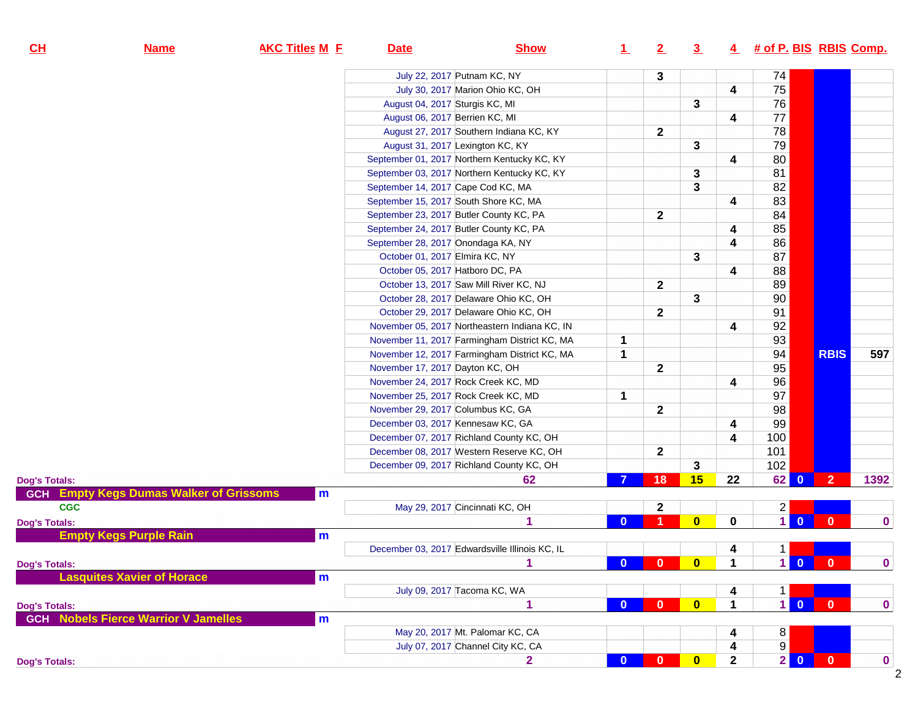| CH | Name | AKC Titles | M | F | Date | Show | 1 | 2 | 3 | 4 | # of P. | BIS | RBIS | Comp. |
|---|---|---|---|---|---|---|---|---|---|---|---|---|---|---|
| | | | | | July 22, 2017 | Putnam KC, NY | | 3 | | | 74 | | | |
| | | | | | July 30, 2017 | Marion Ohio KC, OH | | | | 4 | 75 | | | |
| | | | | | August 04, 2017 | Sturgis KC, MI | | | 3 | | 76 | | | |
| | | | | | August 06, 2017 | Berrien KC, MI | | | | 4 | 77 | | | |
| | | | | | August 27, 2017 | Southern Indiana KC, KY | | 2 | | | 78 | | | |
| | | | | | August 31, 2017 | Lexington KC, KY | | | 3 | | 79 | | | |
| | | | | | September 01, 2017 | Northern Kentucky KC, KY | | | | 4 | 80 | | | |
| | | | | | September 03, 2017 | Northern Kentucky KC, KY | | | 3 | | 81 | | | |
| | | | | | September 14, 2017 | Cape Cod KC, MA | | | 3 | | 82 | | | |
| | | | | | September 15, 2017 | South Shore KC, MA | | | | 4 | 83 | | | |
| | | | | | September 23, 2017 | Butler County KC, PA | | 2 | | | 84 | | | |
| | | | | | September 24, 2017 | Butler County KC, PA | | | | 4 | 85 | | | |
| | | | | | September 28, 2017 | Onondaga KA, NY | | | | 4 | 86 | | | |
| | | | | | October 01, 2017 | Elmira KC, NY | | | 3 | | 87 | | | |
| | | | | | October 05, 2017 | Hatboro DC, PA | | | | 4 | 88 | | | |
| | | | | | October 13, 2017 | Saw Mill River KC, NJ | | 2 | | | 89 | | | |
| | | | | | October 28, 2017 | Delaware Ohio KC, OH | | | 3 | | 90 | | | |
| | | | | | October 29, 2017 | Delaware Ohio KC, OH | | 2 | | | 91 | | | |
| | | | | | November 05, 2017 | Northeastern Indiana KC, IN | | | | 4 | 92 | | | |
| | | | | | November 11, 2017 | Farmingham District KC, MA | 1 | | | | 93 | | | |
| | | | | | November 12, 2017 | Farmingham District KC, MA | 1 | | | | 94 | | RBIS | 597 |
| | | | | | November 17, 2017 | Dayton KC, OH | | 2 | | | 95 | | | |
| | | | | | November 24, 2017 | Rock Creek KC, MD | | | | 4 | 96 | | | |
| | | | | | November 25, 2017 | Rock Creek KC, MD | 1 | | | | 97 | | | |
| | | | | | November 29, 2017 | Columbus KC, GA | | 2 | | | 98 | | | |
| | | | | | December 03, 2017 | Kennesaw KC, GA | | | | 4 | 99 | | | |
| | | | | | December 07, 2017 | Richland County KC, OH | | | | 4 | 100 | | | |
| | | | | | December 08, 2017 | Western Reserve KC, OH | | 2 | | | 101 | | | |
| | | | | | December 09, 2017 | Richland County KC, OH | | | 3 | | 102 | | | |
| Dog's Totals: | | | | | | 62 | 7 | 18 | 15 | 22 | 62 | 0 | 2 | 1392 |
| GCH | Empty Kegs Dumas Walker of Grissoms | | m | | | | | | | | | | | |
| | CGC | | | | May 29, 2017 | Cincinnati KC, OH | | 2 | | | 2 | | | |
| Dog's Totals: | | | | | | 1 | 0 | 1 | 0 | 0 | 1 | 0 | 0 | 0 |
| | Empty Kegs Purple Rain | | m | | | | | | | | | | | |
| | | | | | December 03, 2017 | Edwardsville Illinois KC, IL | | | | 4 | 1 | | | |
| Dog's Totals: | | | | | | 1 | 0 | 0 | 0 | 1 | 1 | 0 | 0 | 0 |
| | Lasquites Xavier of Horace | | m | | | | | | | | | | | |
| | | | | | July 09, 2017 | Tacoma KC, WA | | | | 4 | 1 | | | |
| Dog's Totals: | | | | | | 1 | 0 | 0 | 0 | 1 | 1 | 0 | 0 | 0 |
| GCH | Nobels Fierce Warrior V Jamelles | | m | | | | | | | | | | | |
| | | | | | May 20, 2017 | Mt. Palomar KC, CA | | | | 4 | 8 | | | |
| | | | | | July 07, 2017 | Channel City KC, CA | | | | 4 | 9 | | | |
| Dog's Totals: | | | | | | 2 | 0 | 0 | 0 | 2 | 2 | 0 | 0 | 0 |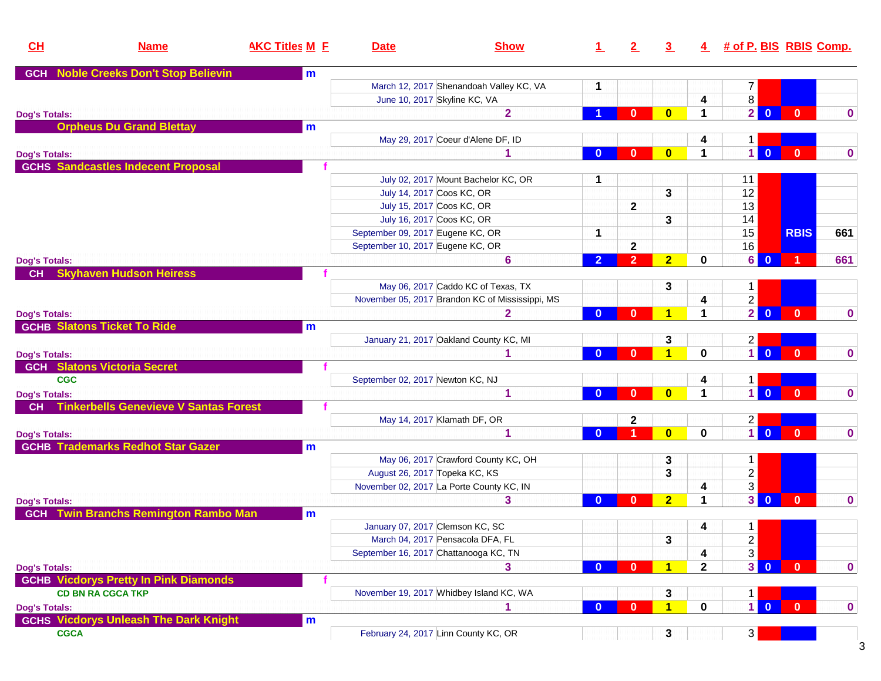| CH | Name | AKC Titles | M | F | Date | Show | 1 | 2 | 3 | 4 | # of P. | BIS | RBIS | Comp. |
|---|---|---|---|---|---|---|---|---|---|---|---|---|---|---|
| GCH | Noble Creeks Don't Stop Believin | | m | | | | | | | | | | | |
| | | | | | March 12, 2017 | Shenandoah Valley KC, VA | 1 | | | | 7 | | | |
| | | | | | June 10, 2017 | Skyline KC, VA | | | | 4 | 8 | | | |
| Dog's Totals: | | | | | | 2 | 1 | 0 | 0 | 1 | 2 | 0 | 0 | 0 |
| | Orpheus Du Grand Blettay | | m | | | | | | | | | | | |
| | | | | | May 29, 2017 | Coeur d'Alene DF, ID | | | | 4 | 1 | | | |
| Dog's Totals: | | | | | | 1 | 0 | 0 | 0 | 1 | 1 | 0 | 0 | 0 |
| GCHS | Sandcastles Indecent Proposal | | | f | | | | | | | | | | |
| | | | | | July 02, 2017 | Mount Bachelor KC, OR | 1 | | | | 11 | | | |
| | | | | | July 14, 2017 | Coos KC, OR | | | 3 | | 12 | | | |
| | | | | | July 15, 2017 | Coos KC, OR | | 2 | | | 13 | | | |
| | | | | | July 16, 2017 | Coos KC, OR | | | 3 | | 14 | | | |
| | | | | | September 09, 2017 | Eugene KC, OR | 1 | | | | 15 | | RBIS | 661 |
| | | | | | September 10, 2017 | Eugene KC, OR | | 2 | | | 16 | | | |
| Dog's Totals: | | | | | | 6 | 2 | 2 | 2 | 0 | 6 | 0 | 1 | 661 |
| CH | Skyhaven Hudson Heiress | | | f | | | | | | | | | | |
| | | | | | May 06, 2017 | Caddo KC of Texas, TX | | | 3 | | 1 | | | |
| | | | | | November 05, 2017 | Brandon KC of Mississippi, MS | | | | 4 | 2 | | | |
| Dog's Totals: | | | | | | 2 | 0 | 0 | 1 | 1 | 2 | 0 | 0 | 0 |
| GCHB | Slatons Ticket To Ride | | m | | | | | | | | | | | |
| | | | | | January 21, 2017 | Oakland County KC, MI | | | 3 | | 2 | | | |
| Dog's Totals: | | | | | | 1 | 0 | 0 | 1 | 0 | 1 | 0 | 0 | 0 |
| GCH | Slatons Victoria Secret | | | f | | | | | | | | | | |
| | CGC | | | | September 02, 2017 | Newton KC, NJ | | | | 4 | 1 | | | |
| Dog's Totals: | | | | | | 1 | 0 | 0 | 0 | 1 | 1 | 0 | 0 | 0 |
| CH | Tinkerbells Genevieve V Santas Forest | | | f | | | | | | | | | | |
| | | | | | May 14, 2017 | Klamath DF, OR | | 2 | | | 2 | | | |
| Dog's Totals: | | | | | | 1 | 0 | 1 | 0 | 0 | 1 | 0 | 0 | 0 |
| GCHB | Trademarks Redhot Star Gazer | | m | | | | | | | | | | | |
| | | | | | May 06, 2017 | Crawford County KC, OH | | | 3 | | 1 | | | |
| | | | | | August 26, 2017 | Topeka KC, KS | | | 3 | | 2 | | | |
| | | | | | November 02, 2017 | La Porte County KC, IN | | | | 4 | 3 | | | |
| Dog's Totals: | | | | | | 3 | 0 | 0 | 2 | 1 | 3 | 0 | 0 | 0 |
| GCH | Twin Branchs Remington Rambo Man | | m | | | | | | | | | | | |
| | | | | | January 07, 2017 | Clemson KC, SC | | | | 4 | 1 | | | |
| | | | | | March 04, 2017 | Pensacola DFA, FL | | | 3 | | 2 | | | |
| | | | | | September 16, 2017 | Chattanooga KC, TN | | | | 4 | 3 | | | |
| Dog's Totals: | | | | | | 3 | 0 | 0 | 1 | 2 | 3 | 0 | 0 | 0 |
| GCHB | Vicdorys Pretty In Pink Diamonds | | | f | | | | | | | | | | |
| | CD BN RA CGCA TKP | | | | November 19, 2017 | Whidbey Island KC, WA | | | 3 | | 1 | | | |
| Dog's Totals: | | | | | | 1 | 0 | 0 | 1 | 0 | 1 | 0 | 0 | 0 |
| GCHS | Vicdorys Unleash The Dark Knight | | m | | | | | | | | | | | |
| | CGCA | | | | February 24, 2017 | Linn County KC, OR | | | 3 | | 3 | | | |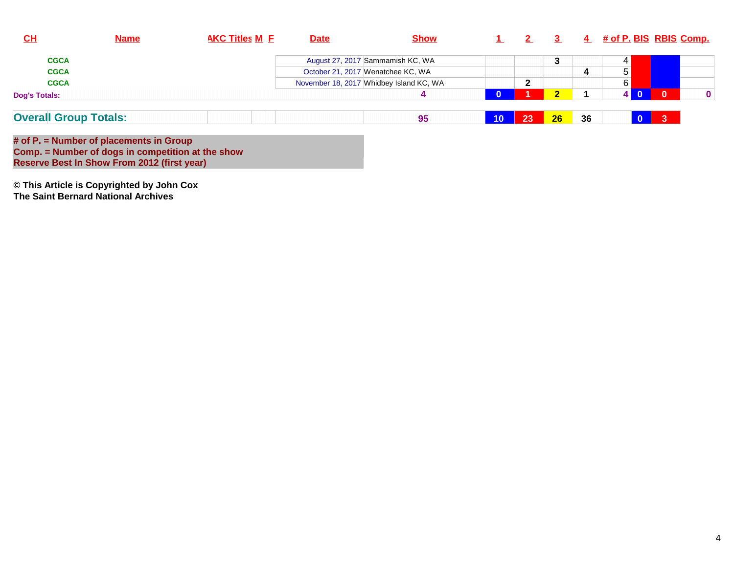| CH | Name | AKC Titles | M | F | Date | Show | 1 | 2 | 3 | 4 | # of P. | BIS | RBIS | Comp. |
|---|---|---|---|---|---|---|---|---|---|---|---|---|---|---|
| CGCA | | | | | August 27, 2017 | Sammamish KC, WA | | | 3 | | 4 | | | |
| CGCA | | | | | October 21, 2017 | Wenatchee KC, WA | | | | 4 | 5 | | | |
| CGCA | | | | | November 18, 2017 | Whidbey Island KC, WA | | 2 | | | 6 | | | |
| Dog's Totals: | | | | | | 4 | 0 | 1 | 2 | 1 | 4 | 0 | 0 | 0 |
| Overall Group Totals: | | | | | | 95 | 10 | 23 | 26 | 36 | | 0 | 3 | |

**# of P. = Number of placements in Group**
**Comp. = Number of dogs in competition at the show**
**Reserve Best In Show From 2012 (first year)**

**© This Article is Copyrighted by John Cox**
**The Saint Bernard National Archives**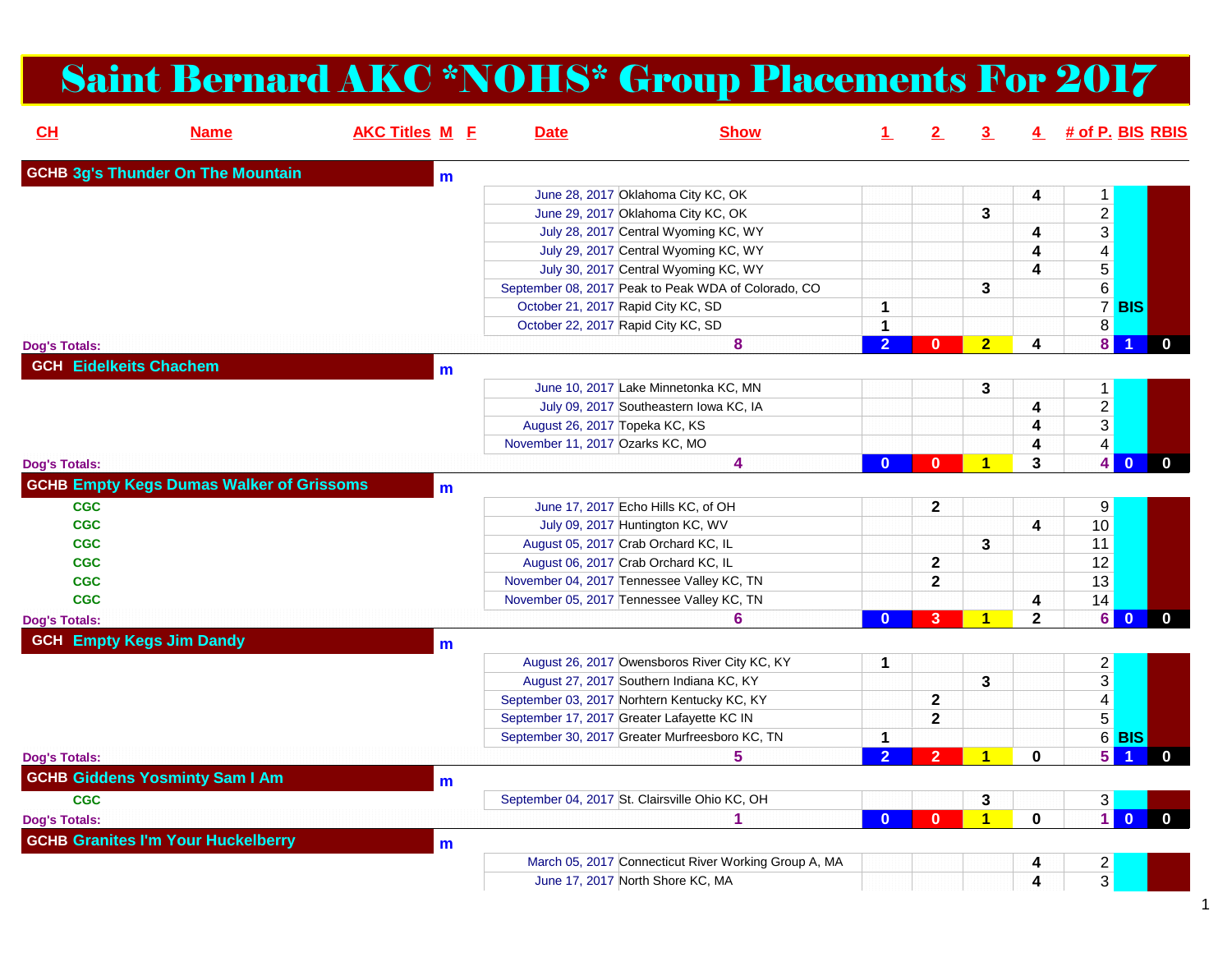# Saint Bernard AKC *NOHS* Group Placements For 2017

| CH | Name | AKC Titles | M | F | Date | Show | 1 | 2 | 3 | 4 | # of P. | BIS | RBIS |
|---|---|---|---|---|---|---|---|---|---|---|---|---|---|
| GCHB | 3g's Thunder On The Mountain | | m | | | | | | | | | | |
| | | | | | June 28, 2017 | Oklahoma City KC, OK | | | | 4 | 1 | | |
| | | | | | June 29, 2017 | Oklahoma City KC, OK | | | 3 | | 2 | | |
| | | | | | July 28, 2017 | Central Wyoming KC, WY | | | | 4 | 3 | | |
| | | | | | July 29, 2017 | Central Wyoming KC, WY | | | | 4 | 4 | | |
| | | | | | July 30, 2017 | Central Wyoming KC, WY | | | | 4 | 5 | | |
| | | | | | September 08, 2017 | Peak to Peak WDA of Colorado, CO | | | 3 | | 6 | | |
| | | | | | October 21, 2017 | Rapid City KC, SD | 1 | | | | 7 | BIS | |
| | | | | | October 22, 2017 | Rapid City KC, SD | 1 | | | | 8 | | |
| Dog's Totals: | | | | | | 8 | 2 | 0 | 2 | 4 | 8 | 1 | 0 |
| GCH | Eidelkeits Chachem | | m | | | | | | | | | | |
| | | | | | June 10, 2017 | Lake Minnetonka KC, MN | | | 3 | | 1 | | |
| | | | | | July 09, 2017 | Southeastern Iowa KC, IA | | | | 4 | 2 | | |
| | | | | | August 26, 2017 | Topeka KC, KS | | | | 4 | 3 | | |
| | | | | | November 11, 2017 | Ozarks KC, MO | | | | 4 | 4 | | |
| Dog's Totals: | | | | | | 4 | 0 | 0 | 1 | 3 | 4 | 0 | 0 |
| GCHB | Empty Kegs Dumas Walker of Grissoms | | m | | | | | | | | | | |
| | | CGC | | | June 17, 2017 | Echo Hills KC, of OH | | 2 | | | 9 | | |
| | | CGC | | | July 09, 2017 | Huntington KC, WV | | | | 4 | 10 | | |
| | | CGC | | | August 05, 2017 | Crab Orchard KC, IL | | | 3 | | 11 | | |
| | | CGC | | | August 06, 2017 | Crab Orchard KC, IL | | 2 | | | 12 | | |
| | | CGC | | | November 04, 2017 | Tennessee Valley KC, TN | | 2 | | | 13 | | |
| | | CGC | | | November 05, 2017 | Tennessee Valley KC, TN | | | | 4 | 14 | | |
| Dog's Totals: | | | | | | 6 | 0 | 3 | 1 | 2 | 6 | 0 | 0 |
| GCH | Empty Kegs Jim Dandy | | m | | | | | | | | | | |
| | | | | | August 26, 2017 | Owensboros River City KC, KY | 1 | | | | 2 | | |
| | | | | | August 27, 2017 | Southern Indiana KC, KY | | | 3 | | 3 | | |
| | | | | | September 03, 2017 | Norhtern Kentucky KC, KY | | 2 | | | 4 | | |
| | | | | | September 17, 2017 | Greater Lafayette KC IN | | 2 | | | 5 | | |
| | | | | | September 30, 2017 | Greater Murfreesboro KC, TN | 1 | | | | 6 | BIS | |
| Dog's Totals: | | | | | | 5 | 2 | 2 | 1 | 0 | 5 | 1 | 0 |
| GCHB | Giddens Yosminty Sam I Am | | m | | | | | | | | | | |
| | | CGC | | | September 04, 2017 | St. Clairsville Ohio KC, OH | | | 3 | | 3 | | |
| Dog's Totals: | | | | | | 1 | 0 | 0 | 1 | 0 | 1 | 0 | 0 |
| GCHB | Granites I'm Your Huckelberry | | m | | | | | | | | | | |
| | | | | | March 05, 2017 | Connecticut River Working Group A, MA | | | | 4 | 2 | | |
| | | | | | June 17, 2017 | North Shore KC, MA | | | | 4 | 3 | | |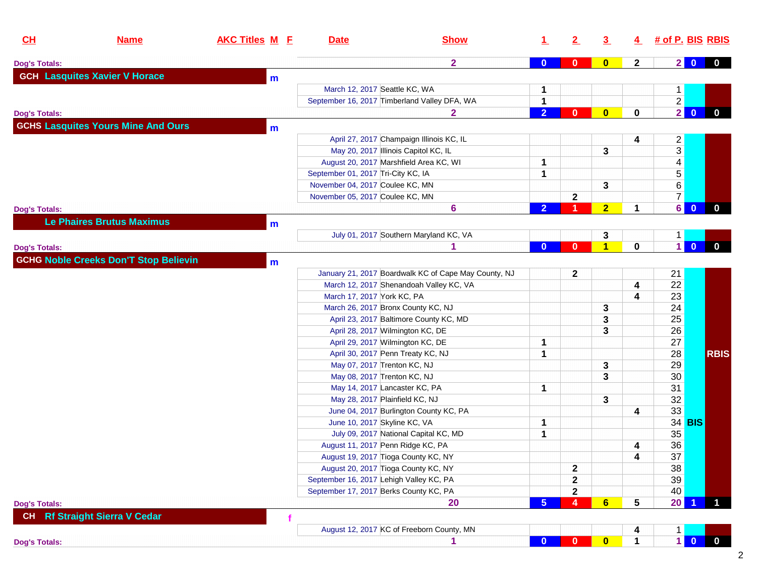| CH | Name | AKC Titles | M | F | Date | Show | 1 | 2 | 3 | 4 | # of P. | BIS | RBIS |
|---|---|---|---|---|---|---|---|---|---|---|---|---|---|
| Dog's Totals: | | | | | | 2 | 0 | 0 | 0 | 2 | 2 | 0 | 0 |
| GCH | Lasquites Xavier V Horace | | m | | | | | | | | | | |
| | | | | | March 12, 2017 | Seattle KC, WA | 1 | | | | 1 | | |
| | | | | | September 16, 2017 | Timberland Valley DFA, WA | 1 | | | | 2 | | |
| Dog's Totals: | | | | | | 2 | 2 | 0 | 0 | 0 | 2 | 0 | 0 |
| GCHS | Lasquites Yours Mine And Ours | | m | | | | | | | | | | |
| | | | | | April 27, 2017 | Champaign Illinois KC, IL | | | | 4 | 2 | | |
| | | | | | May 20, 2017 | Illinois Capitol KC, IL | | | 3 | | 3 | | |
| | | | | | August 20, 2017 | Marshfield Area KC, WI | 1 | | | | 4 | | |
| | | | | | September 01, 2017 | Tri-City KC, IA | 1 | | | | 5 | | |
| | | | | | November 04, 2017 | Coulee KC, MN | | | 3 | | 6 | | |
| | | | | | November 05, 2017 | Coulee KC, MN | | 2 | | | 7 | | |
| Dog's Totals: | | | | | | 6 | 2 | 1 | 2 | 1 | 6 | 0 | 0 |
| | Le Phaires Brutus Maximus | | m | | | | | | | | | | |
| | | | | | July 01, 2017 | Southern Maryland KC, VA | | | 3 | | 1 | | |
| Dog's Totals: | | | | | | 1 | 0 | 0 | 1 | 0 | 1 | 0 | 0 |
| GCHG | Noble Creeks Don'T Stop Believin | | m | | | | | | | | | | |
| | | | | | January 21, 2017 | Boardwalk KC of Cape May County, NJ | | 2 | | | 21 | | |
| | | | | | March 12, 2017 | Shenandoah Valley KC, VA | | | | 4 | 22 | | |
| | | | | | March 17, 2017 | York KC, PA | | | | 4 | 23 | | |
| | | | | | March 26, 2017 | Bronx County KC, NJ | | | 3 | | 24 | | |
| | | | | | April 23, 2017 | Baltimore County KC, MD | | | 3 | | 25 | | |
| | | | | | April 28, 2017 | Wilmington KC, DE | | | 3 | | 26 | | |
| | | | | | April 29, 2017 | Wilmington KC, DE | 1 | | | | 27 | | |
| | | | | | April 30, 2017 | Penn Treaty KC, NJ | 1 | | | | 28 | | RBIS |
| | | | | | May 07, 2017 | Trenton KC, NJ | | | 3 | | 29 | | |
| | | | | | May 08, 2017 | Trenton KC, NJ | | | 3 | | 30 | | |
| | | | | | May 14, 2017 | Lancaster KC, PA | 1 | | | | 31 | | |
| | | | | | May 28, 2017 | Plainfield KC, NJ | | | 3 | | 32 | | |
| | | | | | June 04, 2017 | Burlington County KC, PA | | | | 4 | 33 | | |
| | | | | | June 10, 2017 | Skyline KC, VA | 1 | | | | 34 | BIS | |
| | | | | | July 09, 2017 | National Capital KC, MD | 1 | | | | 35 | | |
| | | | | | August 11, 2017 | Penn Ridge KC, PA | | | | 4 | 36 | | |
| | | | | | August 19, 2017 | Tioga County KC, NY | | | | 4 | 37 | | |
| | | | | | August 20, 2017 | Tioga County KC, NY | | 2 | | | 38 | | |
| | | | | | September 16, 2017 | Lehigh Valley KC, PA | | 2 | | | 39 | | |
| | | | | | September 17, 2017 | Berks County KC, PA | | 2 | | | 40 | | |
| Dog's Totals: | | | | | | 20 | 5 | 4 | 6 | 5 | 20 | 1 | 1 |
| CH | Rf Straight Sierra V Cedar | | | f | | | | | | | | | |
| | | | | | August 12, 2017 | KC of Freeborn County, MN | | | | 4 | 1 | | |
| Dog's Totals: | | | | | | 1 | 0 | 0 | 0 | 1 | 1 | 0 | 0 |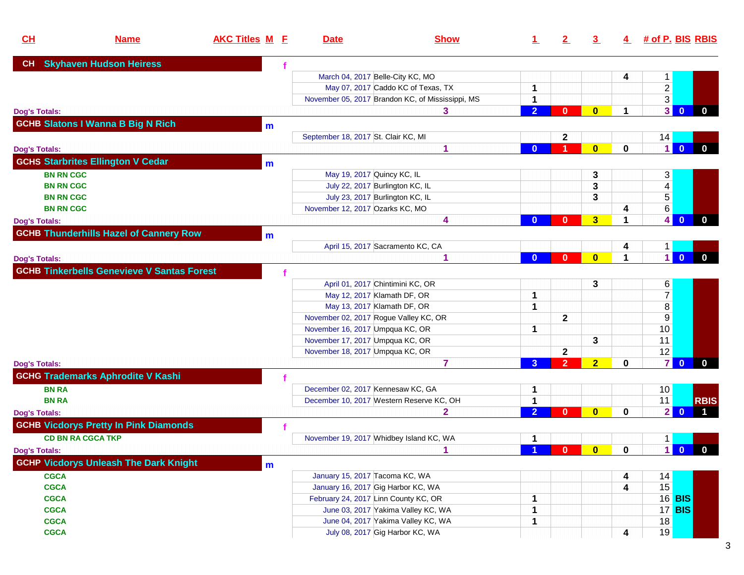| CH | Name | AKC Titles | M | F | Date | Show | 1 | 2 | 3 | 4 | # of P. | BIS | RBIS |
|---|---|---|---|---|---|---|---|---|---|---|---|---|---|
| CH | Skyhaven Hudson Heiress | | | f | | | | | | | | | |
| | | | | | March 04, 2017 | Belle-City KC, MO | | | | 4 | 1 | | |
| | | | | | May 07, 2017 | Caddo KC of Texas, TX | 1 | | | | 2 | | |
| | | | | | November 05, 2017 | Brandon KC, of Mississippi, MS | 1 | | | | 3 | | |
| Dog's Totals: | | | | | | 3 | 2 | 0 | 0 | 1 | 3 | 0 | 0 |
| GCHB | Slatons I Wanna B Big N Rich | | m | | | | | | | | | | |
| | | | | | September 18, 2017 | St. Clair KC, MI | | 2 | | | 14 | | |
| Dog's Totals: | | | | | | 1 | 0 | 1 | 0 | 0 | 1 | 0 | 0 |
| GCHS | Starbrites Ellington V Cedar | | m | | | | | | | | | | |
| | | BN RN CGC | | | May 19, 2017 | Quincy KC, IL | | | 3 | | 3 | | |
| | | BN RN CGC | | | July 22, 2017 | Burlington KC, IL | | | 3 | | 4 | | |
| | | BN RN CGC | | | July 23, 2017 | Burlington KC, IL | | | 3 | | 5 | | |
| | | BN RN CGC | | | November 12, 2017 | Ozarks KC, MO | | | | 4 | 6 | | |
| Dog's Totals: | | | | | | 4 | 0 | 0 | 3 | 1 | 4 | 0 | 0 |
| GCHB | Thunderhills Hazel of Cannery Row | | m | | | | | | | | | | |
| | | | | | April 15, 2017 | Sacramento KC, CA | | | | 4 | 1 | | |
| Dog's Totals: | | | | | | 1 | 0 | 0 | 0 | 1 | 1 | 0 | 0 |
| GCHB | Tinkerbells Genevieve V Santas Forest | | | f | | | | | | | | | |
| | | | | | April 01, 2017 | Chintimini KC, OR | | | 3 | | 6 | | |
| | | | | | May 12, 2017 | Klamath DF, OR | 1 | | | | 7 | | |
| | | | | | May 13, 2017 | Klamath DF, OR | 1 | | | | 8 | | |
| | | | | | November 02, 2017 | Rogue Valley KC, OR | | 2 | | | 9 | | |
| | | | | | November 16, 2017 | Umpqua KC, OR | 1 | | | | 10 | | |
| | | | | | November 17, 2017 | Umpqua KC, OR | | | 3 | | 11 | | |
| | | | | | November 18, 2017 | Umpqua KC, OR | | 2 | | | 12 | | |
| Dog's Totals: | | | | | | 7 | 3 | 2 | 2 | 0 | 7 | 0 | 0 |
| GCHG | Trademarks Aphrodite V Kashi | | | f | | | | | | | | | |
| | | BN RA | | | December 02, 2017 | Kennesaw KC, GA | 1 | | | | 10 | | |
| | | BN RA | | | December 10, 2017 | Western Reserve KC, OH | 1 | | | | 11 | | RBIS |
| Dog's Totals: | | | | | | 2 | 2 | 0 | 0 | 0 | 2 | 0 | 1 |
| GCHB | Vicdorys Pretty In Pink Diamonds | | | f | | | | | | | | | |
| | | CD BN RA CGCA TKP | | | November 19, 2017 | Whidbey Island KC, WA | 1 | | | | 1 | | |
| Dog's Totals: | | | | | | 1 | 1 | 0 | 0 | 0 | 1 | 0 | 0 |
| GCHP | Vicdorys Unleash The Dark Knight | | m | | | | | | | | | | |
| | | CGCA | | | January 15, 2017 | Tacoma KC, WA | | | | 4 | 14 | | |
| | | CGCA | | | January 16, 2017 | Gig Harbor KC, WA | | | | 4 | 15 | | |
| | | CGCA | | | February 24, 2017 | Linn County KC, OR | 1 | | | | 16 | BIS | |
| | | CGCA | | | June 03, 2017 | Yakima Valley KC, WA | 1 | | | | 17 | BIS | |
| | | CGCA | | | June 04, 2017 | Yakima Valley KC, WA | 1 | | | | 18 | | |
| | | CGCA | | | July 08, 2017 | Gig Harbor KC, WA | | | | 4 | 19 | | |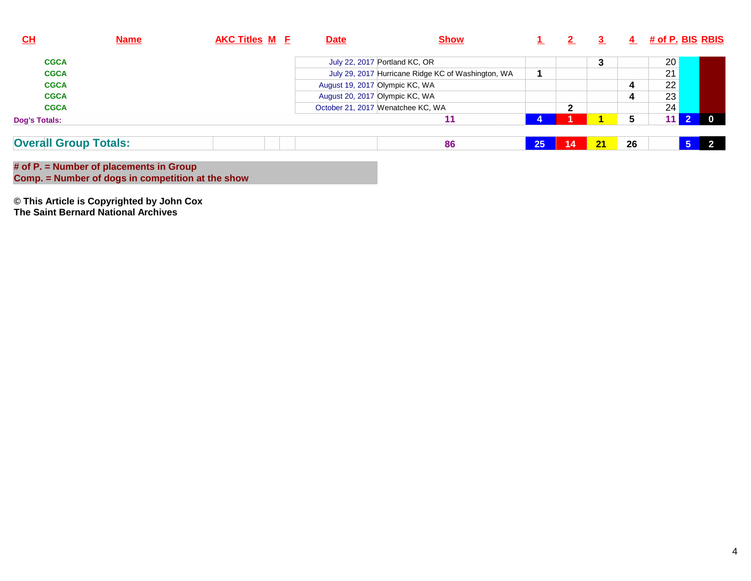| CH | Name | AKC Titles | M | F | Date | Show | 1 | 2 | 3 | 4 | # of P. | BIS | RBIS |
|---|---|---|---|---|---|---|---|---|---|---|---|---|---|
| CGCA | | | | | July 22, 2017 | Portland KC, OR | | | 3 | | 20 | | |
| CGCA | | | | | July 29, 2017 | Hurricane Ridge KC of Washington, WA | 1 | | | | 21 | | |
| CGCA | | | | | August 19, 2017 | Olympic KC, WA | | | | 4 | 22 | | |
| CGCA | | | | | August 20, 2017 | Olympic KC, WA | | | | 4 | 23 | | |
| CGCA | | | | | October 21, 2017 | Wenatchee KC, WA | | 2 | | | 24 | | |
| Dog's Totals: | | | | | | 11 | 4 | 1 | 1 | 5 | 11 | 2 | 0 |
| Overall Group Totals: | | | | | | 86 | 25 | 14 | 21 | 26 | | 5 | 2 |

**# of P. = Number of placements in Group**
**Comp. = Number of dogs in competition at the show**

**© This Article is Copyrighted by John Cox**
**The Saint Bernard National Archives**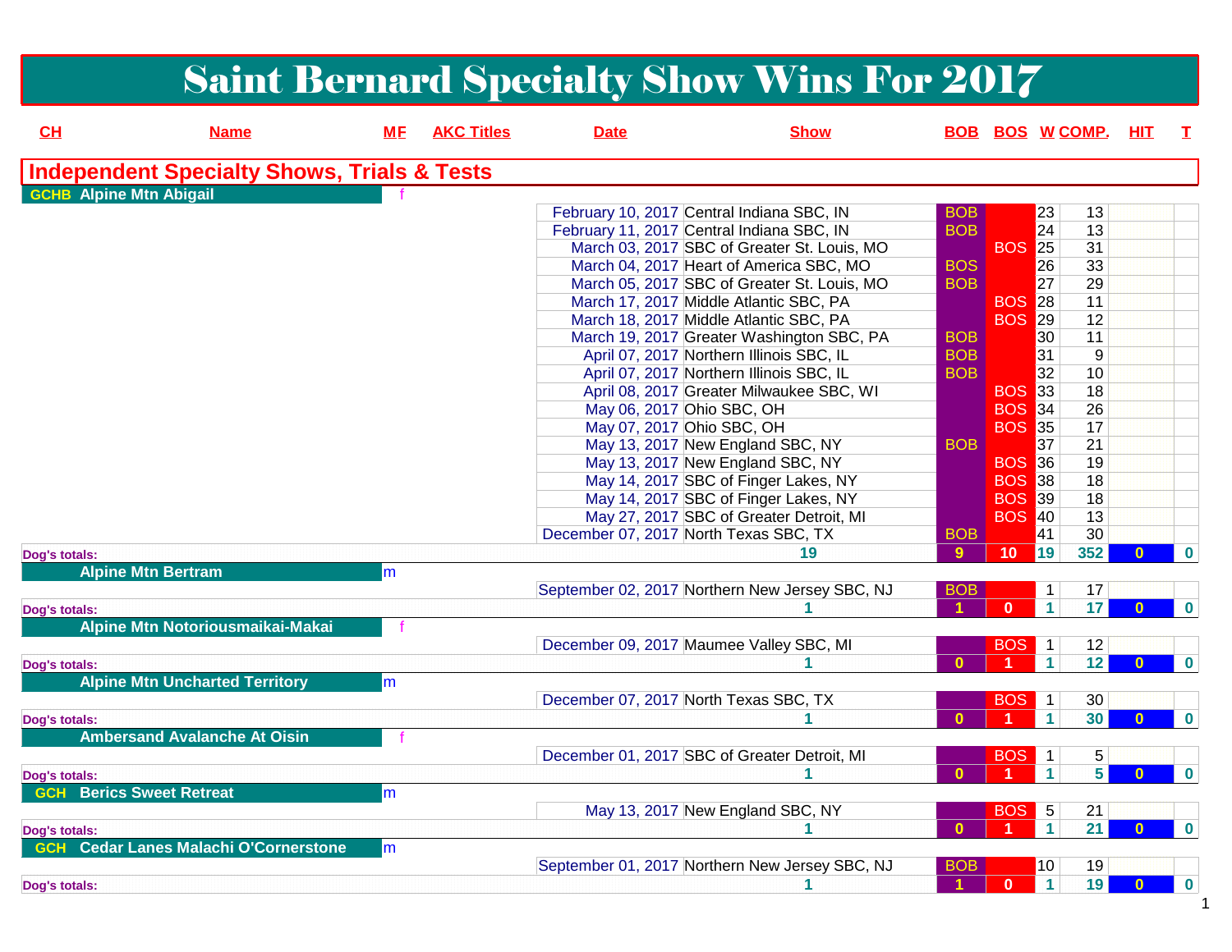# Saint Bernard Specialty Show Wins For 2017

## Independent Specialty Shows, Trials & Tests

| CH | Name | MF | AKC Titles | Date | Show | BOB | BOS | W | COMP. | HIT | T |
|---|---|---|---|---|---|---|---|---|---|---|---|
| GCHB | Alpine Mtn Abigail | f | | | | | | | | | |
| | | | | February 10, 2017 | Central Indiana SBC, IN | BOB | | 23 | 13 | | |
| | | | | February 11, 2017 | Central Indiana SBC, IN | BOB | | 24 | 13 | | |
| | | | | March 03, 2017 | SBC of Greater St. Louis, MO | | BOS | 25 | 31 | | |
| | | | | March 04, 2017 | Heart of America SBC, MO | BOS | | 26 | 33 | | |
| | | | | March 05, 2017 | SBC of Greater St. Louis, MO | BOB | | 27 | 29 | | |
| | | | | March 17, 2017 | Middle Atlantic SBC, PA | | BOS | 28 | 11 | | |
| | | | | March 18, 2017 | Middle Atlantic SBC, PA | | BOS | 29 | 12 | | |
| | | | | March 19, 2017 | Greater Washington SBC, PA | BOB | | 30 | 11 | | |
| | | | | April 07, 2017 | Northern Illinois SBC, IL | BOB | | 31 | 9 | | |
| | | | | April 07, 2017 | Northern Illinois SBC, IL | BOB | | 32 | 10 | | |
| | | | | April 08, 2017 | Greater Milwaukee SBC, WI | | BOS | 33 | 18 | | |
| | | | | May 06, 2017 | Ohio SBC, OH | | BOS | 34 | 26 | | |
| | | | | May 07, 2017 | Ohio SBC, OH | | BOS | 35 | 17 | | |
| | | | | May 13, 2017 | New England SBC, NY | BOB | | 37 | 21 | | |
| | | | | May 13, 2017 | New England SBC, NY | | BOS | 36 | 19 | | |
| | | | | May 14, 2017 | SBC of Finger Lakes, NY | | BOS | 38 | 18 | | |
| | | | | May 14, 2017 | SBC of Finger Lakes, NY | | BOS | 39 | 18 | | |
| | | | | May 27, 2017 | SBC of Greater Detroit, MI | | BOS | 40 | 13 | | |
| | | | | December 07, 2017 | North Texas SBC, TX | BOB | | 41 | 30 | | |
| Dog's totals: | | | | | 19 | 9 | 10 | 19 | 352 | 0 | 0 |
| | Alpine Mtn Bertram | m | | | | | | | | | |
| | | | | September 02, 2017 | Northern New Jersey SBC, NJ | BOB | | 1 | 17 | | |
| Dog's totals: | | | | | 1 | 1 | 0 | 1 | 17 | 0 | 0 |
| | Alpine Mtn Notoriousmaikai-Makai | f | | | | | | | | | |
| | | | | December 09, 2017 | Maumee Valley SBC, MI | | BOS | 1 | 12 | | |
| Dog's totals: | | | | | 1 | 0 | 1 | 1 | 12 | 0 | 0 |
| | Alpine Mtn Uncharted Territory | m | | | | | | | | | |
| | | | | December 07, 2017 | North Texas SBC, TX | | BOS | 1 | 30 | | |
| Dog's totals: | | | | | 1 | 0 | 1 | 1 | 30 | 0 | 0 |
| | Ambersand Avalanche At Oisin | f | | | | | | | | | |
| | | | | December 01, 2017 | SBC of Greater Detroit, MI | | BOS | 1 | 5 | | |
| Dog's totals: | | | | | 1 | 0 | 1 | 1 | 5 | 0 | 0 |
| GCH | Berics Sweet Retreat | m | | | | | | | | | |
| | | | | May 13, 2017 | New England SBC, NY | | BOS | 5 | 21 | | |
| Dog's totals: | | | | | 1 | 0 | 1 | 1 | 21 | 0 | 0 |
| GCH | Cedar Lanes Malachi O'Cornerstone | m | | | | | | | | | |
| | | | | September 01, 2017 | Northern New Jersey SBC, NJ | BOB | | 10 | 19 | | |
| Dog's totals: | | | | | 1 | 1 | 0 | 1 | 19 | 0 | 0 |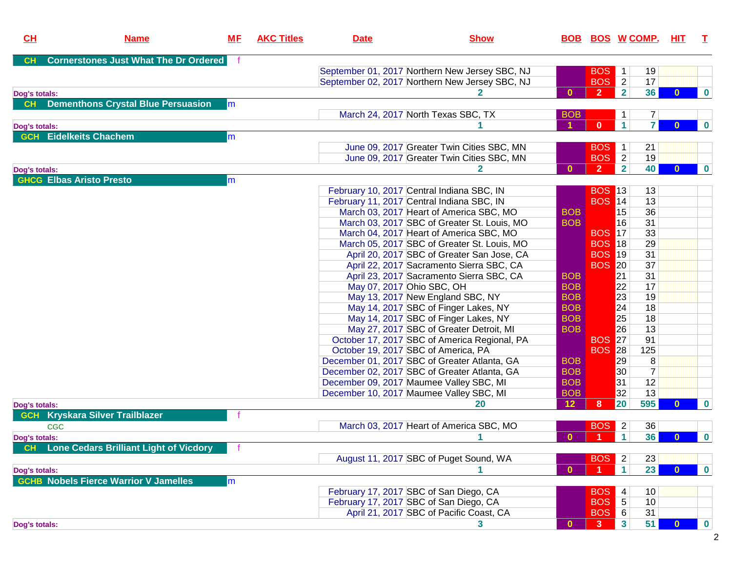| CH | Name | MF | AKC Titles | Date | Show | BOB | BOS | W | COMP. | HIT | T |
|---|---|---|---|---|---|---|---|---|---|---|---|
| CH | Cornerstones Just What The Dr Ordered | f | | | | | | | | | |
| | | | | September 01, 2017 | Northern New Jersey SBC, NJ | | BOS | 1 | 19 | | |
| | | | | September 02, 2017 | Northern New Jersey SBC, NJ | | BOS | 2 | 17 | | |
| Dog's totals: | | | | 2 | | 0 | 2 | 2 | 36 | 0 | 0 |
| CH | Dementhons Crystal Blue Persuasion | m | | | | | | | | | |
| | | | | March 24, 2017 | North Texas SBC, TX | BOB | | 1 | 7 | | |
| Dog's totals: | | | | 1 | | 1 | 0 | 1 | 7 | 0 | 0 |
| GCH | Eidelkeits Chachem | m | | | | | | | | | |
| | | | | June 09, 2017 | Greater Twin Cities SBC, MN | | BOS | 1 | 21 | | |
| | | | | June 09, 2017 | Greater Twin Cities SBC, MN | | BOS | 2 | 19 | | |
| Dog's totals: | | | | 2 | | 0 | 2 | 2 | 40 | 0 | 0 |
| GHCG | Elbas Aristo Presto | m | | | | | | | | | |
| | | | | February 10, 2017 | Central Indiana SBC, IN | | BOS | 13 | 13 | | |
| | | | | February 11, 2017 | Central Indiana SBC, IN | | BOS | 14 | 13 | | |
| | | | | March 03, 2017 | Heart of America SBC, MO | BOB | | 15 | 36 | | |
| | | | | March 03, 2017 | SBC of Greater St. Louis, MO | BOB | | 16 | 31 | | |
| | | | | March 04, 2017 | Heart of America SBC, MO | | BOS | 17 | 33 | | |
| | | | | March 05, 2017 | SBC of Greater St. Louis, MO | | BOS | 18 | 29 | | |
| | | | | April 20, 2017 | SBC of Greater San Jose, CA | | BOS | 19 | 31 | | |
| | | | | April 22, 2017 | Sacramento Sierra SBC, CA | | BOS | 20 | 37 | | |
| | | | | April 23, 2017 | Sacramento Sierra SBC, CA | BOB | | 21 | 31 | | |
| | | | | May 07, 2017 | Ohio SBC, OH | BOB | | 22 | 17 | | |
| | | | | May 13, 2017 | New England SBC, NY | BOB | | 23 | 19 | | |
| | | | | May 14, 2017 | SBC of Finger Lakes, NY | BOB | | 24 | 18 | | |
| | | | | May 14, 2017 | SBC of Finger Lakes, NY | BOB | | 25 | 18 | | |
| | | | | May 27, 2017 | SBC of Greater Detroit, MI | BOB | | 26 | 13 | | |
| | | | | October 17, 2017 | SBC of America Regional, PA | | BOS | 27 | 91 | | |
| | | | | October 19, 2017 | SBC of America, PA | | BOS | 28 | 125 | | |
| | | | | December 01, 2017 | SBC of Greater Atlanta, GA | BOB | | 29 | 8 | | |
| | | | | December 02, 2017 | SBC of Greater Atlanta, GA | BOB | | 30 | 7 | | |
| | | | | December 09, 2017 | Maumee Valley SBC, MI | BOB | | 31 | 12 | | |
| | | | | December 10, 2017 | Maumee Valley SBC, MI | BOB | | 32 | 13 | | |
| Dog's totals: | | | | 20 | | 12 | 8 | 20 | 595 | 0 | 0 |
| GCH | Kryskara Silver Trailblazer | f | | | | | | | | | |
| | CGC | | | March 03, 2017 | Heart of America SBC, MO | | BOS | 2 | 36 | | |
| Dog's totals: | | | | 1 | | 0 | 1 | 1 | 36 | 0 | 0 |
| CH | Lone Cedars Brilliant Light of Vicdory | f | | | | | | | | | |
| | | | | August 11, 2017 | SBC of Puget Sound, WA | | BOS | 2 | 23 | | |
| Dog's totals: | | | | 1 | | 0 | 1 | 1 | 23 | 0 | 0 |
| GCHB | Nobels Fierce Warrior V Jamelles | m | | | | | | | | | |
| | | | | February 17, 2017 | SBC of San Diego, CA | | BOS | 4 | 10 | | |
| | | | | February 17, 2017 | SBC of San Diego, CA | | BOS | 5 | 10 | | |
| | | | | April 21, 2017 | SBC of Pacific Coast, CA | | BOS | 6 | 31 | | |
| Dog's totals: | | | | 3 | | 0 | 3 | 3 | 51 | 0 | 0 |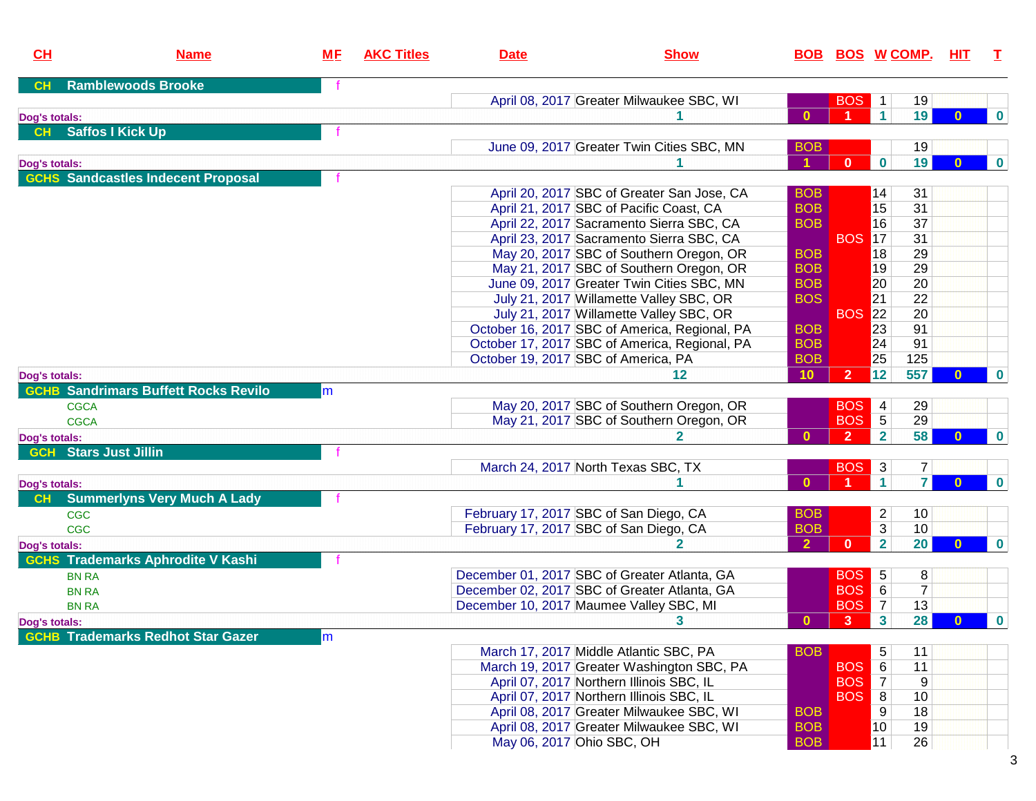| CH | Name | MF | AKC Titles | Date | Show | BOB | BOS | W | COMP. | HIT | T |
|---|---|---|---|---|---|---|---|---|---|---|---|
| CH | Ramblewoods Brooke | f | | | | | | | | | |
| | | | | April 08, 2017 | Greater Milwaukee SBC, WI | | BOS | 1 | 19 | | |
| Dog's totals: | | | | | 1 | 0 | 1 | 1 | 19 | 0 | 0 |
| CH | Saffos I Kick Up | f | | | | | | | | | |
| | | | | June 09, 2017 | Greater Twin Cities SBC, MN | BOB | | | 19 | | |
| Dog's totals: | | | | | 1 | 1 | 0 | 0 | 19 | 0 | 0 |
| GCHS | Sandcastles Indecent Proposal | f | | | | | | | | | |
| | | | | April 20, 2017 | SBC of Greater San Jose, CA | BOB | | 14 | 31 | | |
| | | | | April 21, 2017 | SBC of Pacific Coast, CA | BOB | | 15 | 31 | | |
| | | | | April 22, 2017 | Sacramento Sierra SBC, CA | BOB | | 16 | 37 | | |
| | | | | April 23, 2017 | Sacramento Sierra SBC, CA | | BOS | 17 | 31 | | |
| | | | | May 20, 2017 | SBC of Southern Oregon, OR | BOB | | 18 | 29 | | |
| | | | | May 21, 2017 | SBC of Southern Oregon, OR | BOB | | 19 | 29 | | |
| | | | | June 09, 2017 | Greater Twin Cities SBC, MN | BOB | | 20 | 20 | | |
| | | | | July 21, 2017 | Willamette Valley SBC, OR | BOS | | 21 | 22 | | |
| | | | | July 21, 2017 | Willamette Valley SBC, OR | | BOS | 22 | 20 | | |
| | | | | October 16, 2017 | SBC of America, Regional, PA | BOB | | 23 | 91 | | |
| | | | | October 17, 2017 | SBC of America, Regional, PA | BOB | | 24 | 91 | | |
| | | | | October 19, 2017 | SBC of America, PA | BOB | | 25 | 125 | | |
| Dog's totals: | | | | | 12 | 10 | 2 | 12 | 557 | 0 | 0 |
| GCHB | Sandrimars Buffett Rocks Revilo | m | | | | | | | | | |
| | | | CGCA | May 20, 2017 | SBC of Southern Oregon, OR | | BOS | 4 | 29 | | |
| | | | CGCA | May 21, 2017 | SBC of Southern Oregon, OR | | BOS | 5 | 29 | | |
| Dog's totals: | | | | | 2 | 0 | 2 | 2 | 58 | 0 | 0 |
| GCH | Stars Just Jillin | f | | | | | | | | | |
| | | | | March 24, 2017 | North Texas SBC, TX | | BOS | 3 | 7 | | |
| Dog's totals: | | | | | 1 | 0 | 1 | 1 | 7 | 0 | 0 |
| CH | Summerlyns Very Much A Lady | f | | | | | | | | | |
| | | | CGC | February 17, 2017 | SBC of San Diego, CA | BOB | | 2 | 10 | | |
| | | | CGC | February 17, 2017 | SBC of San Diego, CA | BOB | | 3 | 10 | | |
| Dog's totals: | | | | | 2 | 2 | 0 | 2 | 20 | 0 | 0 |
| GCHS | Trademarks Aphrodite V Kashi | f | | | | | | | | | |
| | | | BN RA | December 01, 2017 | SBC of Greater Atlanta, GA | | BOS | 5 | 8 | | |
| | | | BN RA | December 02, 2017 | SBC of Greater Atlanta, GA | | BOS | 6 | 7 | | |
| | | | BN RA | December 10, 2017 | Maumee Valley SBC, MI | | BOS | 7 | 13 | | |
| Dog's totals: | | | | | 3 | 0 | 3 | 3 | 28 | 0 | 0 |
| GCHB | Trademarks Redhot Star Gazer | m | | | | | | | | | |
| | | | | March 17, 2017 | Middle Atlantic SBC, PA | BOB | | 5 | 11 | | |
| | | | | March 19, 2017 | Greater Washington SBC, PA | | BOS | 6 | 11 | | |
| | | | | April 07, 2017 | Northern Illinois SBC, IL | | BOS | 7 | 9 | | |
| | | | | April 07, 2017 | Northern Illinois SBC, IL | | BOS | 8 | 10 | | |
| | | | | April 08, 2017 | Greater Milwaukee SBC, WI | BOB | | 9 | 18 | | |
| | | | | April 08, 2017 | Greater Milwaukee SBC, WI | BOB | | 10 | 19 | | |
| | | | | May 06, 2017 | Ohio SBC, OH | BOB | | 11 | 26 | | |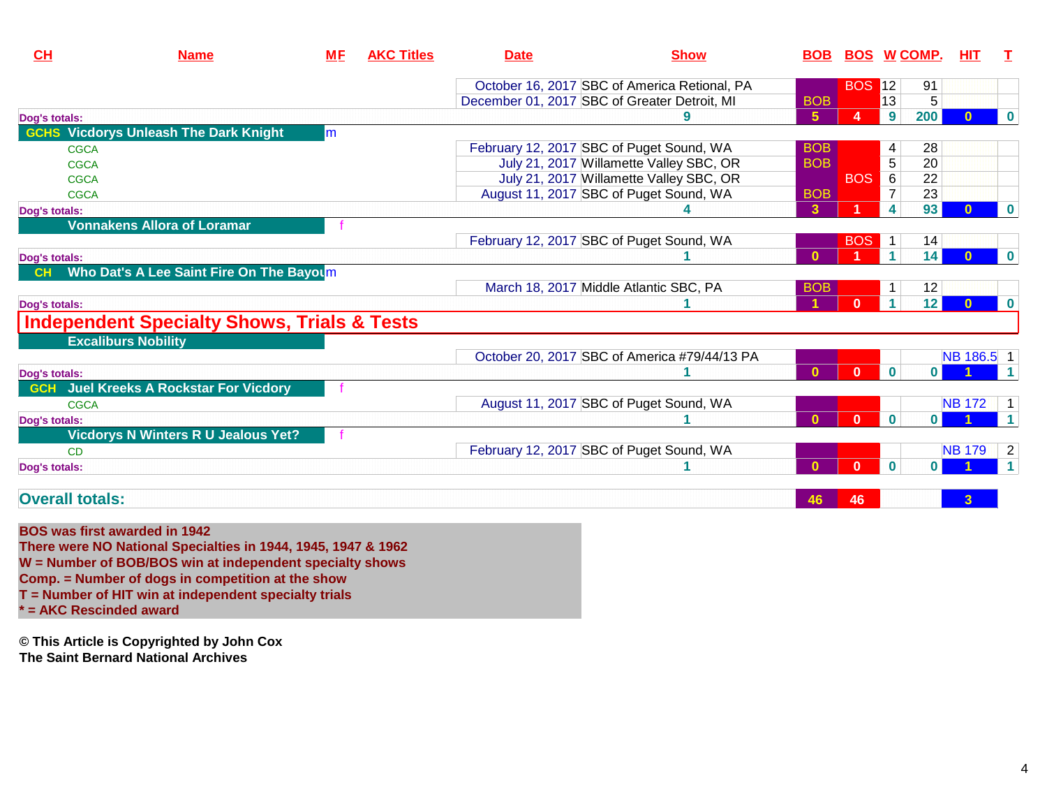| CH | Name | MF | AKC Titles | Date | Show | BOB | BOS | W | COMP. | HIT | T |
|---|---|---|---|---|---|---|---|---|---|---|---|
| | | | | October 16, 2017 | SBC of America Retional, PA | | BOS | 12 | 91 | | |
| | | | | December 01, 2017 | SBC of Greater Detroit, MI | BOB | | 13 | 5 | | |
| Dog's totals: | | | | | 9 | 5 | 4 | 9 | 200 | 0 | 0 |
| GCHS | Vicdorys Unleash The Dark Knight | m | | | | | | | | | |
| | CGCA | | | February 12, 2017 | SBC of Puget Sound, WA | BOB | | 4 | 28 | | |
| | CGCA | | | July 21, 2017 | Willamette Valley SBC, OR | BOB | | 5 | 20 | | |
| | CGCA | | | July 21, 2017 | Willamette Valley SBC, OR | | BOS | 6 | 22 | | |
| | CGCA | | | August 11, 2017 | SBC of Puget Sound, WA | BOB | | 7 | 23 | | |
| Dog's totals: | | | | | 4 | 3 | 1 | 4 | 93 | 0 | 0 |
| | Vonnakens Allora of Loramar | f | | | | | | | | | |
| | | | | February 12, 2017 | SBC of Puget Sound, WA | | BOS | 1 | 14 | | |
| Dog's totals: | | | | | 1 | 0 | 1 | 1 | 14 | 0 | 0 |
| CH | Who Dat's A Lee Saint Fire On The Bayou | m | | | | | | | | | |
| | | | | March 18, 2017 | Middle Atlantic SBC, PA | BOB | | 1 | 12 | | |
| Dog's totals: | | | | | 1 | 1 | 0 | 1 | 12 | 0 | 0 |
| **Independent Specialty Shows, Trials & Tests** | | | | | | | | | | | |
| | Excaliburs Nobility | | | | | | | | | | |
| | | | | October 20, 2017 | SBC of America #79/44/13 PA | | | | | NB 186.5 | 1 |
| Dog's totals: | | | | | 1 | 0 | 0 | 0 | 0 | 1 | 1 |
| GCH | Juel Kreeks A Rockstar For Vicdory | f | | | | | | | | | |
| | CGCA | | | August 11, 2017 | SBC of Puget Sound, WA | | | | | NB 172 | 1 |
| Dog's totals: | | | | | 1 | 0 | 0 | 0 | 0 | 1 | 1 |
| | Vicdorys N Winters R U Jealous Yet? | f | | | | | | | | | |
| | CD | | | February 12, 2017 | SBC of Puget Sound, WA | | | | | NB 179 | 2 |
| Dog's totals: | | | | | 1 | 0 | 0 | 0 | 0 | 1 | 1 |
| **Overall totals:** | | | | | | 46 | 46 | | | 3 | |

**BOS was first awarded in 1942**
**There were NO National Specialties in 1944, 1945, 1947 & 1962**
**W = Number of BOB/BOS win at independent specialty shows**
**Comp. = Number of dogs in competition at the show**
**T = Number of HIT win at independent specialty trials**
**\* = AKC Rescinded award**

**© This Article is Copyrighted by John Cox**
**The Saint Bernard National Archives**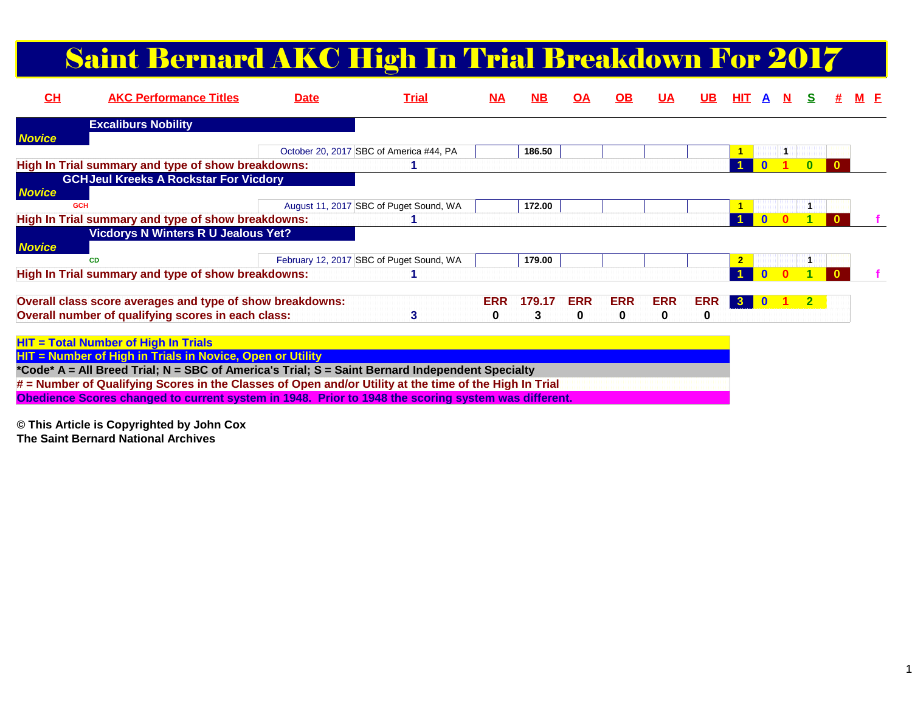# Saint Bernard AKC High In Trial Breakdown For 2017

| CH | AKC Performance Titles | Date | Trial | NA | NB | OA | OB | UA | UB | HIT | A | N | S | # | M | F |
|---|---|---|---|---|---|---|---|---|---|---|---|---|---|---|---|---|
| | **Excaliburs Nobility** | | | | | | | | | | | | | | | |
| ***Novice*** | | | | | | | | | | | | | | | | |
| | | October 20, 2017 | SBC of America #44, PA | | 186.50 | | | | | 1 | | 1 | | | | |
| **High In Trial summary and type of show breakdowns:** | | | 1 | | | | | | | 1 | 0 | 1 | 0 | 0 | | |
| GCH | **Jeul Kreeks A Rockstar For Vicdory** | | | | | | | | | | | | | | | |
| ***Novice*** | | | | | | | | | | | | | | | | |
| GCH | | August 11, 2017 | SBC of Puget Sound, WA | | 172.00 | | | | | 1 | | | 1 | | | |
| **High In Trial summary and type of show breakdowns:** | | | 1 | | | | | | | 1 | 0 | 0 | 1 | 0 | | f |
| | **Vicdorys N Winters R U Jealous Yet?** | | | | | | | | | | | | | | | |
| ***Novice*** | | | | | | | | | | | | | | | | |
| | CD | February 12, 2017 | SBC of Puget Sound, WA | | 179.00 | | | | | 2 | | | 1 | | | |
| **High In Trial summary and type of show breakdowns:** | | | 1 | | | | | | | 1 | 0 | 0 | 1 | 0 | | f |
| **Overall class score averages and type of show breakdowns:** | | | | ERR | 179.17 | ERR | ERR | ERR | ERR | 3 | 0 | 1 | 2 | | | |
| **Overall number of qualifying scores in each class:** | | | 3 | 0 | 3 | 0 | 0 | 0 | 0 | | | | | | | |

**HIT = Total Number of High In Trials**
**HIT = Number of High in Trials in Novice, Open or Utility**
***Code* A = All Breed Trial; N = SBC of America's Trial; S = Saint Bernard Independent Specialty**
**# = Number of Qualifying Scores in the Classes of Open and/or Utility at the time of the High In Trial**
**Obedience Scores changed to current system in 1948. Prior to 1948 the scoring system was different.**

**© This Article is Copyrighted by John Cox**
**The Saint Bernard National Archives**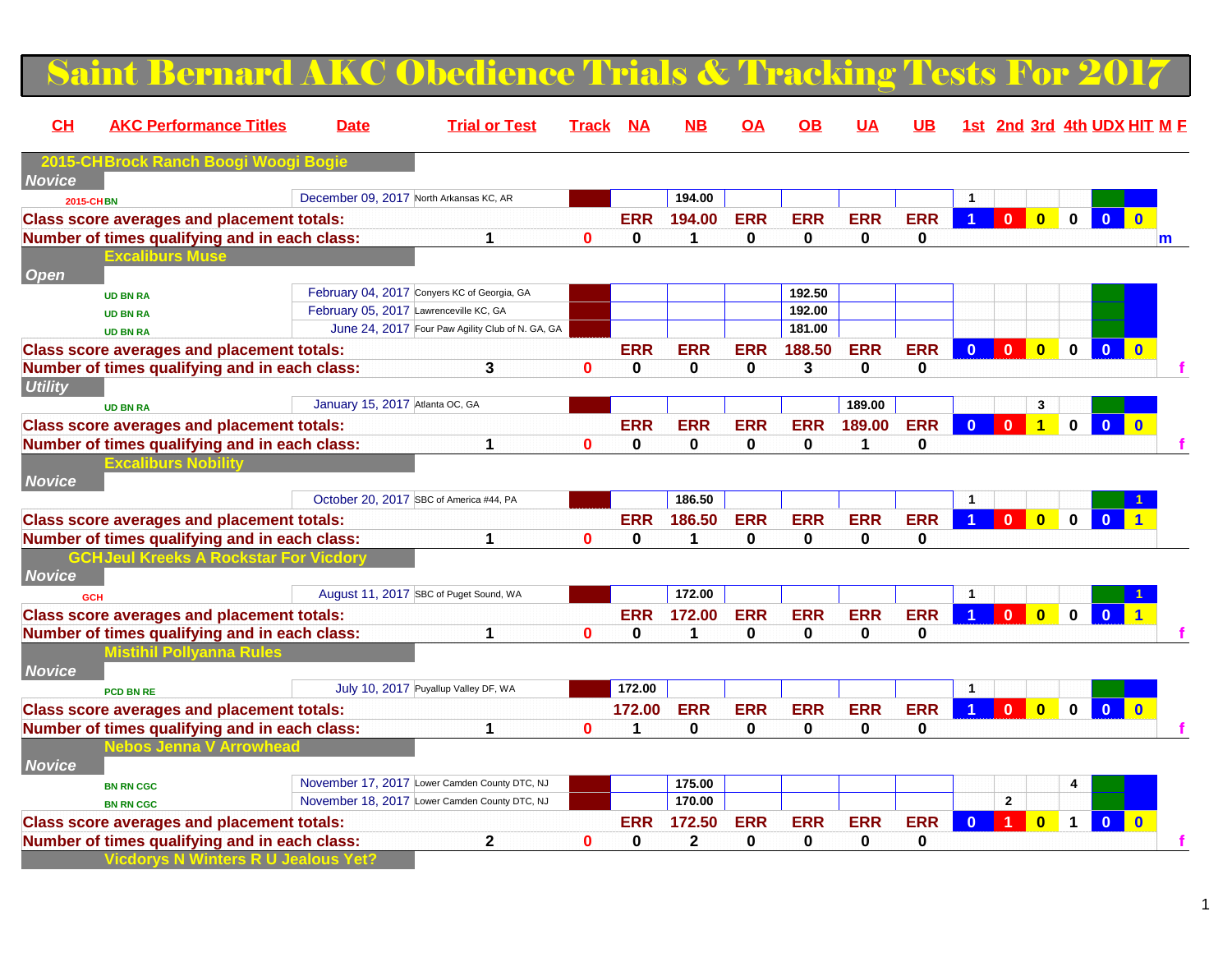# Saint Bernard AKC Obedience Trials & Tracking Tests For 2017

| CH | AKC Performance Titles | Date | Trial or Test | Track | NA | NB | OA | OB | UA | UB | 1st | 2nd | 3rd | 4th | UDX | HIT | M | F |
|---|---|---|---|---|---|---|---|---|---|---|---|---|---|---|---|---|---|---|
| **2015-CH** | **Brock Ranch Boogi Woogi Bogie** | | | | | | | | | | | | | | | | | |
| *Novice* | | | | | | | | | | | | | | | | | | |
| 2015-CH | BN | December 09, 2017 | North Arkansas KC, AR | | | 194.00 | | | | | 1 | | | | | | | |
| **Class score averages and placement totals:** | | | | | ERR | 194.00 | ERR | ERR | ERR | ERR | 1 | 0 | 0 | 0 | 0 | 0 | | |
| **Number of times qualifying and in each class:** | | | 1 | 0 | 0 | 1 | 0 | 0 | 0 | 0 | | | | | | | m | |
| | **Excaliburs Muse** | | | | | | | | | | | | | | | | | |
| *Open* | | | | | | | | | | | | | | | | | | |
| | UD BN RA | February 04, 2017 | Conyers KC of Georgia, GA | | | | | 192.50 | | | | | | | | | | |
| | UD BN RA | February 05, 2017 | Lawrenceville KC, GA | | | | | 192.00 | | | | | | | | | | |
| | UD BN RA | June 24, 2017 | Four Paw Agility Club of N. GA, GA | | | | | 181.00 | | | | | | | | | | |
| **Class score averages and placement totals:** | | | | | ERR | ERR | ERR | 188.50 | ERR | ERR | 0 | 0 | 0 | 0 | 0 | 0 | | |
| **Number of times qualifying and in each class:** | | | 3 | 0 | 0 | 0 | 0 | 3 | 0 | 0 | | | | | | | | f |
| *Utility* | | | | | | | | | | | | | | | | | | |
| | UD BN RA | January 15, 2017 | Atlanta OC, GA | | | | | | 189.00 | | | | 3 | | | | | |
| **Class score averages and placement totals:** | | | | | ERR | ERR | ERR | ERR | 189.00 | ERR | 0 | 0 | 1 | 0 | 0 | 0 | | |
| **Number of times qualifying and in each class:** | | | 1 | 0 | 0 | 0 | 0 | 0 | 1 | 0 | | | | | | | | f |
| | **Excaliburs Nobility** | | | | | | | | | | | | | | | | | |
| *Novice* | | | | | | | | | | | | | | | | | | |
| | | October 20, 2017 | SBC of America #44, PA | | | 186.50 | | | | | 1 | | | | | 1 | | |
| **Class score averages and placement totals:** | | | | | ERR | 186.50 | ERR | ERR | ERR | ERR | 1 | 0 | 0 | 0 | 0 | 1 | | |
| **Number of times qualifying and in each class:** | | | 1 | 0 | 0 | 1 | 0 | 0 | 0 | 0 | | | | | | | | |
| **GCH** | **Jeul Kreeks A Rockstar For Vicdory** | | | | | | | | | | | | | | | | | |
| *Novice* | | | | | | | | | | | | | | | | | | |
| GCH | | August 11, 2017 | SBC of Puget Sound, WA | | | 172.00 | | | | | 1 | | | | | 1 | | |
| **Class score averages and placement totals:** | | | | | ERR | 172.00 | ERR | ERR | ERR | ERR | 1 | 0 | 0 | 0 | 0 | 1 | | |
| **Number of times qualifying and in each class:** | | | 1 | 0 | 0 | 1 | 0 | 0 | 0 | 0 | | | | | | | | f |
| | **Mistihil Pollyanna Rules** | | | | | | | | | | | | | | | | | |
| *Novice* | | | | | | | | | | | | | | | | | | |
| | PCD BN RE | July 10, 2017 | Puyallup Valley DF, WA | | 172.00 | | | | | | 1 | | | | | | | |
| **Class score averages and placement totals:** | | | | | 172.00 | ERR | ERR | ERR | ERR | ERR | 1 | 0 | 0 | 0 | 0 | 0 | | |
| **Number of times qualifying and in each class:** | | | 1 | 0 | 1 | 0 | 0 | 0 | 0 | 0 | | | | | | | | f |
| | **Nebos Jenna V Arrowhead** | | | | | | | | | | | | | | | | | |
| *Novice* | | | | | | | | | | | | | | | | | | |
| | BN RN CGC | November 17, 2017 | Lower Camden County DTC, NJ | | | 175.00 | | | | | | | | 4 | | | | |
| | BN RN CGC | November 18, 2017 | Lower Camden County DTC, NJ | | | 170.00 | | | | | | 2 | | | | | | |
| **Class score averages and placement totals:** | | | | | ERR | 172.50 | ERR | ERR | ERR | ERR | 0 | 1 | 0 | 1 | 0 | 0 | | |
| **Number of times qualifying and in each class:** | | | 2 | 0 | 0 | 2 | 0 | 0 | 0 | 0 | | | | | | | | f |
| | **Vicdorys N Winters R U Jealous Yet?** | | | | | | | | | | | | | | | | | |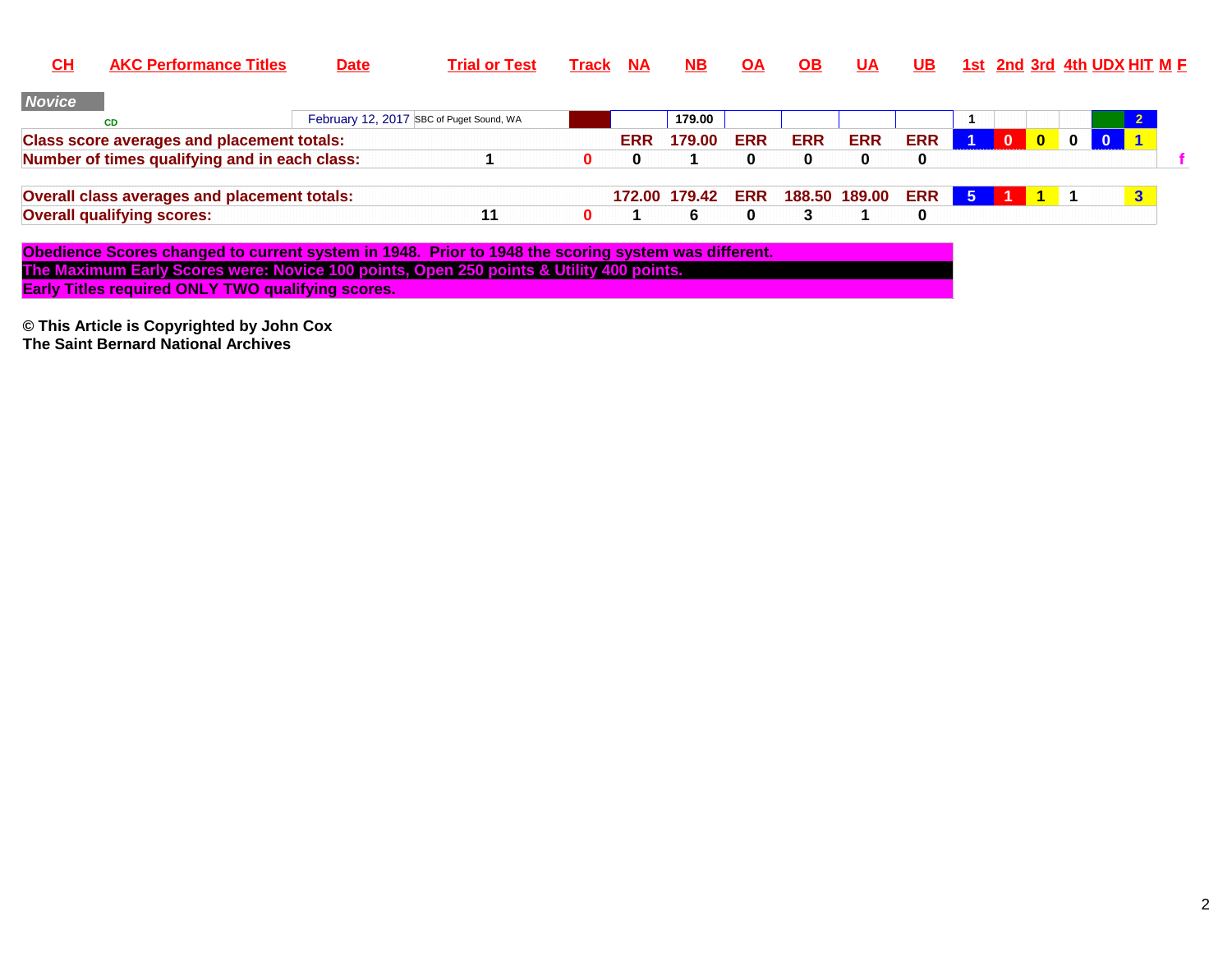| CH | AKC Performance Titles | Date | Trial or Test | Track | NA | NB | OA | OB | UA | UB | 1st | 2nd | 3rd | 4th | UDX | HIT | M | F |
|---|---|---|---|---|---|---|---|---|---|---|---|---|---|---|---|---|---|---|
| ***Novice*** | | | | | | | | | | | | | | | | | | |
| CD | | February 12, 2017 | SBC of Puget Sound, WA | | | 179.00 | | | | | 1 | | | | | 2 | | |
| **Class score averages and placement totals:** | | | | | ERR | 179.00 | ERR | ERR | ERR | ERR | 1 | 0 | 0 | 0 | 0 | 1 | | |
| **Number of times qualifying and in each class:** | | | 1 | 0 | 0 | 1 | 0 | 0 | 0 | 0 | | | | | | | | f |
| **Overall class averages and placement totals:** | | | | | 172.00 | 179.42 | ERR | 188.50 | 189.00 | ERR | 5 | 1 | 1 | 1 | | 3 | | |
| **Overall qualifying scores:** | | | 11 | 0 | 1 | 6 | 0 | 3 | 1 | 0 | | | | | | | | |

**Obedience Scores changed to current system in 1948. Prior to 1948 the scoring system was different.**
**The Maximum Early Scores were: Novice 100 points, Open 250 points & Utility 400 points.**
**Early Titles required ONLY TWO qualifying scores.**

**© This Article is Copyrighted by John Cox**
**The Saint Bernard National Archives**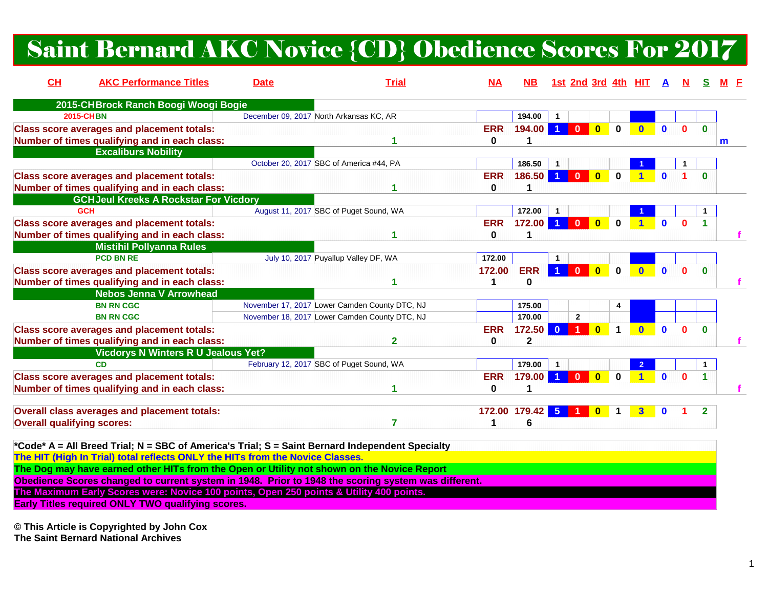# Saint Bernard AKC Novice {CD} Obedience Scores For 2017

| CH | AKC Performance Titles | Date | Trial | NA | NB | 1st | 2nd | 3rd | 4th | HIT | A | N | S | M | F |
|---|---|---|---|---|---|---|---|---|---|---|---|---|---|---|---|
| **2015-CH Brock Ranch Boogi Woogi Bogie** | | | | | | | | | | | | | | | |
| 2015-CH | BN | December 09, 2017 | North Arkansas KC, AR | | 194.00 | 1 | | | | | | | | | |
| **Class score averages and placement totals:** | | | | ERR | 194.00 | 1 | 0 | 0 | 0 | 0 | 0 | 0 | 0 | | |
| **Number of times qualifying and in each class:** | | | 1 | 0 | 1 | | | | | | | | | m | |
| **Excaliburs Nobility** | | | | | | | | | | | | | | | |
| | | October 20, 2017 | SBC of America #44, PA | | 186.50 | 1 | | | | 1 | | 1 | | | |
| **Class score averages and placement totals:** | | | | ERR | 186.50 | 1 | 0 | 0 | 0 | 1 | 0 | 1 | 0 | | |
| **Number of times qualifying and in each class:** | | | 1 | 0 | 1 | | | | | | | | | | |
| **GCH Jeul Kreeks A Rockstar For Vicdory** | | | | | | | | | | | | | | | |
| GCH | | August 11, 2017 | SBC of Puget Sound, WA | | 172.00 | 1 | | | | 1 | | | 1 | | |
| **Class score averages and placement totals:** | | | | ERR | 172.00 | 1 | 0 | 0 | 0 | 1 | 0 | 0 | 1 | | |
| **Number of times qualifying and in each class:** | | | 1 | 0 | 1 | | | | | | | | | | f |
| **Mistihil Pollyanna Rules** | | | | | | | | | | | | | | | |
| | PCD BN RE | July 10, 2017 | Puyallup Valley DF, WA | 172.00 | | 1 | | | | | | | | | |
| **Class score averages and placement totals:** | | | | 172.00 | ERR | 1 | 0 | 0 | 0 | 0 | 0 | 0 | 0 | | |
| **Number of times qualifying and in each class:** | | | 1 | 1 | 0 | | | | | | | | | | f |
| **Nebos Jenna V Arrowhead** | | | | | | | | | | | | | | | |
| | BN RN CGC | November 17, 2017 | Lower Camden County DTC, NJ | | 175.00 | | | | 4 | | | | | | |
| | BN RN CGC | November 18, 2017 | Lower Camden County DTC, NJ | | 170.00 | | 2 | | | | | | | | |
| **Class score averages and placement totals:** | | | | ERR | 172.50 | 0 | 1 | 0 | 1 | 0 | 0 | 0 | 0 | | |
| **Number of times qualifying and in each class:** | | | 2 | 0 | 2 | | | | | | | | | | f |
| **Vicdorys N Winters R U Jealous Yet?** | | | | | | | | | | | | | | | |
| | CD | February 12, 2017 | SBC of Puget Sound, WA | | 179.00 | 1 | | | | 2 | | | 1 | | |
| **Class score averages and placement totals:** | | | | ERR | 179.00 | 1 | 0 | 0 | 0 | 1 | 0 | 0 | 1 | | |
| **Number of times qualifying and in each class:** | | | 1 | 0 | 1 | | | | | | | | | | f |
| **Overall class averages and placement totals:** | | | | 172.00 | 179.42 | 5 | 1 | 0 | 1 | 3 | 0 | 1 | 2 | | |
| **Overall qualifying scores:** | | | 7 | 1 | 6 | | | | | | | | | | |

**\*Code\* A = All Breed Trial; N = SBC of America's Trial; S = Saint Bernard Independent Specialty**

**The HIT (High In Trial) total reflects ONLY the HITs from the Novice Classes.**

**The Dog may have earned other HITs from the Open or Utility not shown on the Novice Report**

**Obedience Scores changed to current system in 1948. Prior to 1948 the scoring system was different.**

**The Maximum Early Scores were: Novice 100 points, Open 250 points & Utility 400 points.**

**Early Titles required ONLY TWO qualifying scores.**

**© This Article is Copyrighted by John Cox**
**The Saint Bernard National Archives**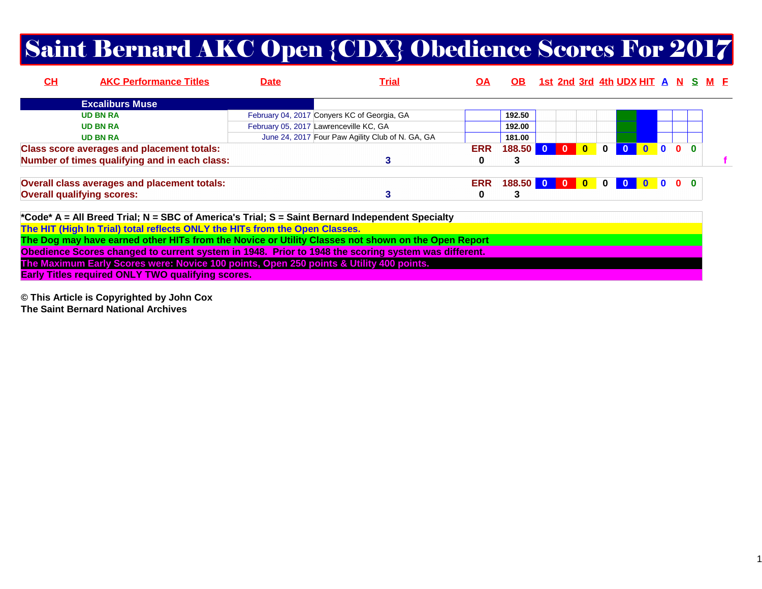# Saint Bernard AKC Open {CDX} Obedience Scores For 2017

| CH | AKC Performance Titles | Date | Trial | OA | OB | 1st | 2nd | 3rd | 4th | UDX | HIT | A | N | S | M | F |
|---|---|---|---|---|---|---|---|---|---|---|---|---|---|---|---|---|
| | **Excaliburs Muse** | | | | | | | | | | | | | | | |
| | UD BN RA | February 04, 2017 | Conyers KC of Georgia, GA | | 192.50 | | | | | | | | | | | |
| | UD BN RA | February 05, 2017 | Lawrenceville KC, GA | | 192.00 | | | | | | | | | | | |
| | UD BN RA | June 24, 2017 | Four Paw Agility Club of N. GA, GA | | 181.00 | | | | | | | | | | | |
| **Class score averages and placement totals:** | | | | ERR | 188.50 | 0 | 0 | 0 | 0 | 0 | 0 | 0 | 0 | 0 | | |
| **Number of times qualifying and in each class:** | | | 3 | 0 | 3 | | | | | | | | | | | f |
| **Overall class averages and placement totals:** | | | | ERR | 188.50 | 0 | 0 | 0 | 0 | 0 | 0 | 0 | 0 | 0 | | |
| **Overall qualifying scores:** | | | 3 | 0 | 3 | | | | | | | | | | | |

**\*Code\* A = All Breed Trial; N = SBC of America's Trial; S = Saint Bernard Independent Specialty**

**The HIT (High In Trial) total reflects ONLY the HITs from the Open Classes.**

**The Dog may have earned other HITs from the Novice or Utility Classes not shown on the Open Report**

**Obedience Scores changed to current system in 1948. Prior to 1948 the scoring system was different.**

**The Maximum Early Scores were: Novice 100 points, Open 250 points & Utility 400 points.**

**Early Titles required ONLY TWO qualifying scores.**

**© This Article is Copyrighted by John Cox**
**The Saint Bernard National Archives**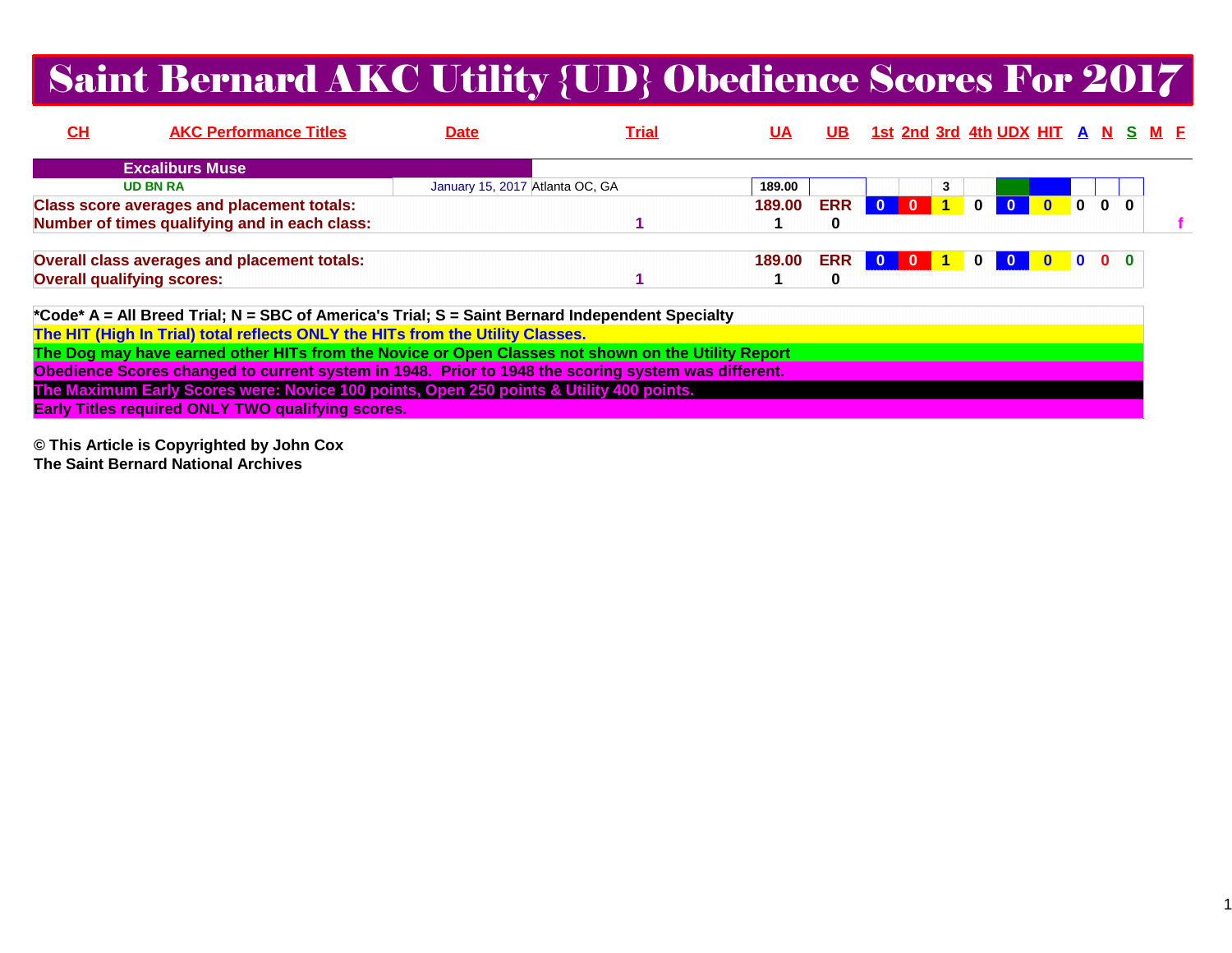# Saint Bernard AKC Utility {UD} Obedience Scores For 2017

| CH | AKC Performance Titles | Date | Trial | UA | UB | 1st | 2nd | 3rd | 4th | UDX | HIT | A | N | S | M | F |
|---|---|---|---|---|---|---|---|---|---|---|---|---|---|---|---|---|
| | **Excaliburs Muse** | | | | | | | | | | | | | | | |
| | UD BN RA | January 15, 2017 | Atlanta OC, GA | 189.00 | | | | 3 | | | | | | | | |
| **Class score averages and placement totals:** | | | | 189.00 | ERR | 0 | 0 | 1 | 0 | 0 | 0 | 0 | 0 | 0 | | |
| **Number of times qualifying and in each class:** | | | 1 | 1 | 0 | | | | | | | | | | | f |
| **Overall class averages and placement totals:** | | | | 189.00 | ERR | 0 | 0 | 1 | 0 | 0 | 0 | 0 | 0 | 0 | | |
| **Overall qualifying scores:** | | | 1 | 1 | 0 | | | | | | | | | | | |

**\*Code\* A = All Breed Trial; N = SBC of America's Trial; S = Saint Bernard Independent Specialty**

**The HIT (High In Trial) total reflects ONLY the HITs from the Utility Classes.**

**The Dog may have earned other HITs from the Novice or Open Classes not shown on the Utility Report**

**Obedience Scores changed to current system in 1948. Prior to 1948 the scoring system was different.**

**The Maximum Early Scores were: Novice 100 points, Open 250 points & Utility 400 points.**

**Early Titles required ONLY TWO qualifying scores.**

**© This Article is Copyrighted by John Cox**
**The Saint Bernard National Archives**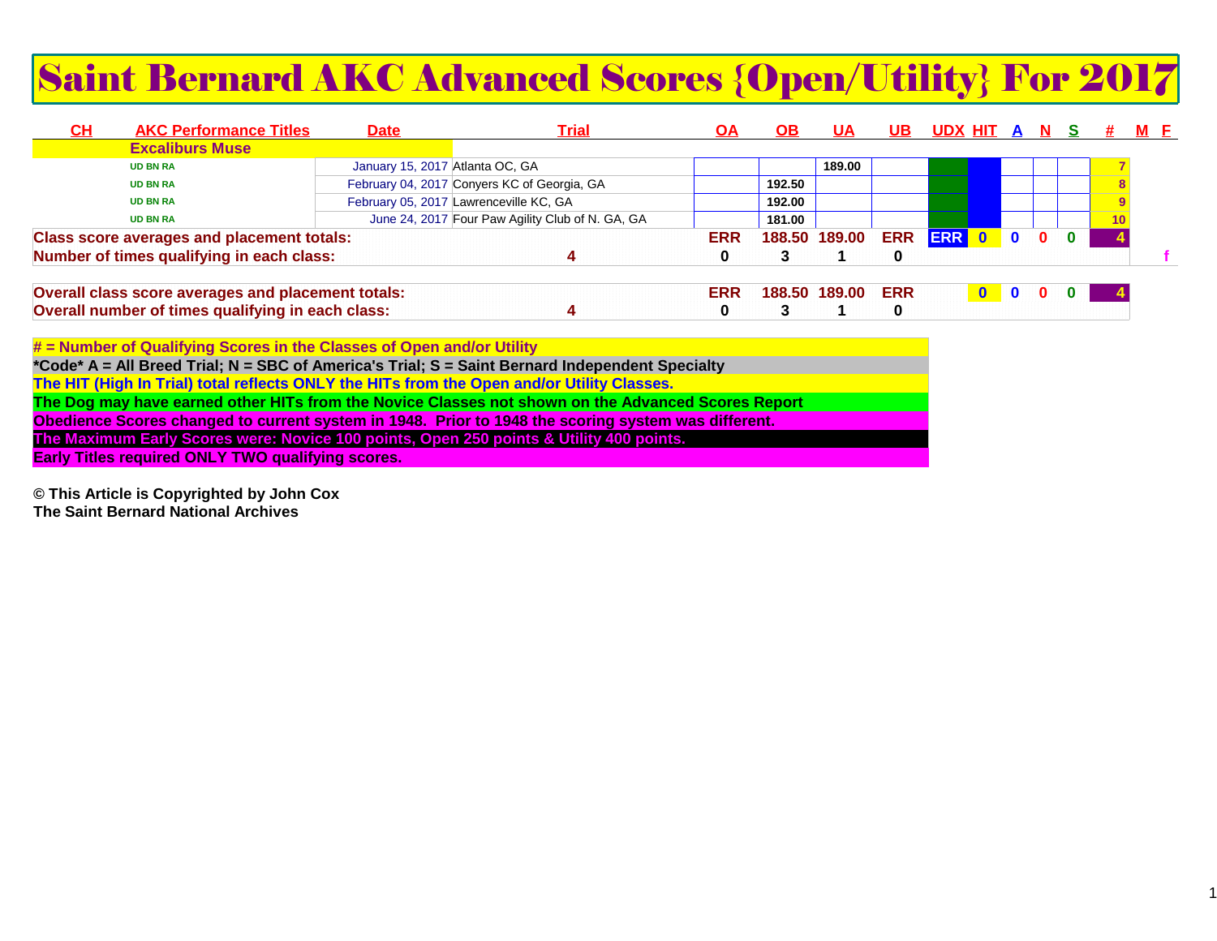# Saint Bernard AKC Advanced Scores {Open/Utility} For 2017

| CH | AKC Performance Titles | Date | Trial | OA | OB | UA | UB | UDX | HIT | A | N | S | # | M | F |
|---|---|---|---|---|---|---|---|---|---|---|---|---|---|---|---|
| | Excaliburs Muse | | | | | | | | | | | | | | |
| | UD BN RA | January 15, 2017 | Atlanta OC, GA | | | 189.00 | | | | | | | 7 | | |
| | UD BN RA | February 04, 2017 | Conyers KC of Georgia, GA | | 192.50 | | | | | | | | 8 | | |
| | UD BN RA | February 05, 2017 | Lawrenceville KC, GA | | 192.00 | | | | | | | | 9 | | |
| | UD BN RA | June 24, 2017 | Four Paw Agility Club of N. GA, GA | | 181.00 | | | | | | | | 10 | | |
| Class score averages and placement totals: | | | | ERR | 188.50 | 189.00 | ERR | ERR | 0 | 0 | 0 | 0 | 4 | | |
| Number of times qualifying in each class: | | | 4 | 0 | 3 | 1 | 0 | | | | | | | | f |
| Overall class score averages and placement totals: | | | | ERR | 188.50 | 189.00 | ERR | | 0 | 0 | 0 | 0 | 4 | | |
| Overall number of times qualifying in each class: | | | 4 | 0 | 3 | 1 | 0 | | | | | | | | |

# = Number of Qualifying Scores in the Classes of Open and/or Utility

*Code* A = All Breed Trial; N = SBC of America's Trial; S = Saint Bernard Independent Specialty

The HIT (High In Trial) total reflects ONLY the HITs from the Open and/or Utility Classes.

The Dog may have earned other HITs from the Novice Classes not shown on the Advanced Scores Report

Obedience Scores changed to current system in 1948. Prior to 1948 the scoring system was different.

The Maximum Early Scores were: Novice 100 points, Open 250 points & Utility 400 points.

Early Titles required ONLY TWO qualifying scores.

© This Article is Copyrighted by John Cox
The Saint Bernard National Archives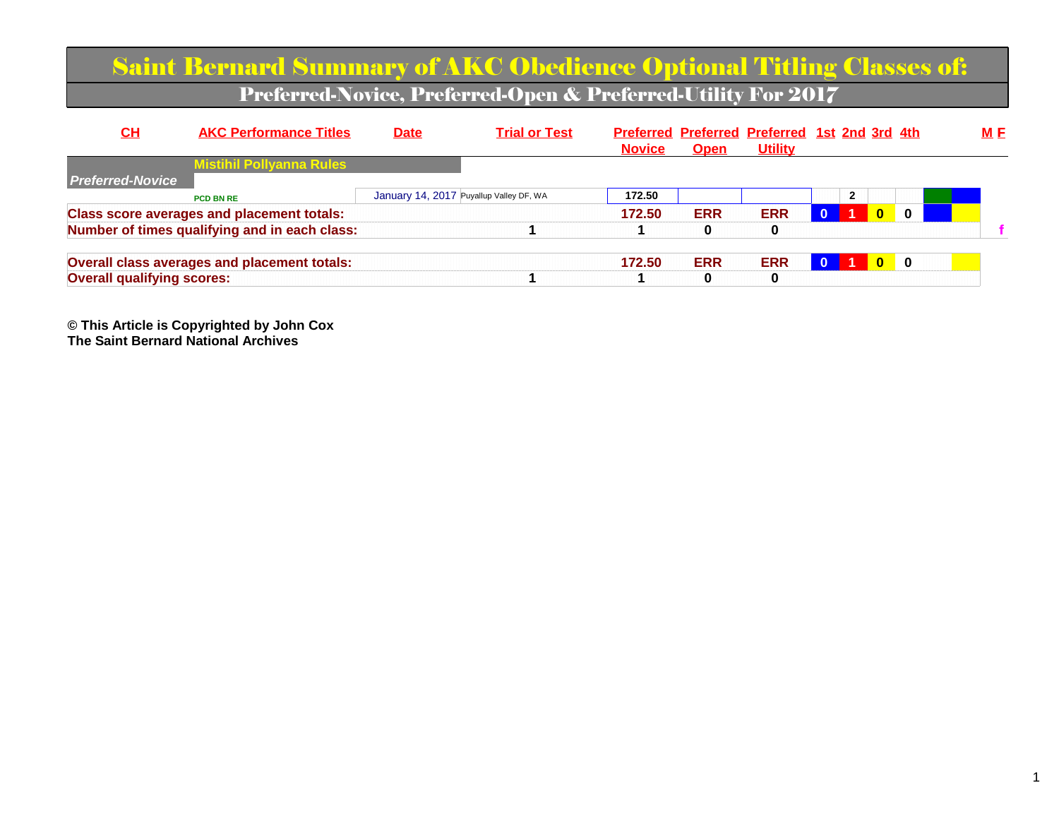# Saint Bernard Summary of AKC Obedience Optional Titling Classes of:

## Preferred-Novice, Preferred-Open & Preferred-Utility For 2017

| CH | AKC Performance Titles | Date | Trial or Test | Preferred Novice | Preferred Open | Preferred Utility | 1st | 2nd | 3rd | 4th | | | M F |
|---|---|---|---|---|---|---|---|---|---|---|---|---|---|
| | **Mistihil Pollyanna Rules** | | | | | | | | | | | | |
| *Preferred-Novice* | | | | | | | | | | | | | |
| | PCD BN RE | January 14, 2017 | Puyallup Valley DF, WA | 172.50 | | | | 2 | | | | | |
| **Class score averages and placement totals:** | | | | **172.50** | **ERR** | **ERR** | **0** | **1** | **0** | **0** | | | |
| **Number of times qualifying and in each class:** | | | **1** | **1** | **0** | **0** | | | | | | | **f** |
| **Overall class averages and placement totals:** | | | | **172.50** | **ERR** | **ERR** | **0** | **1** | **0** | **0** | | | |
| **Overall qualifying scores:** | | | **1** | **1** | **0** | **0** | | | | | | | |

**© This Article is Copyrighted by John Cox**
**The Saint Bernard National Archives**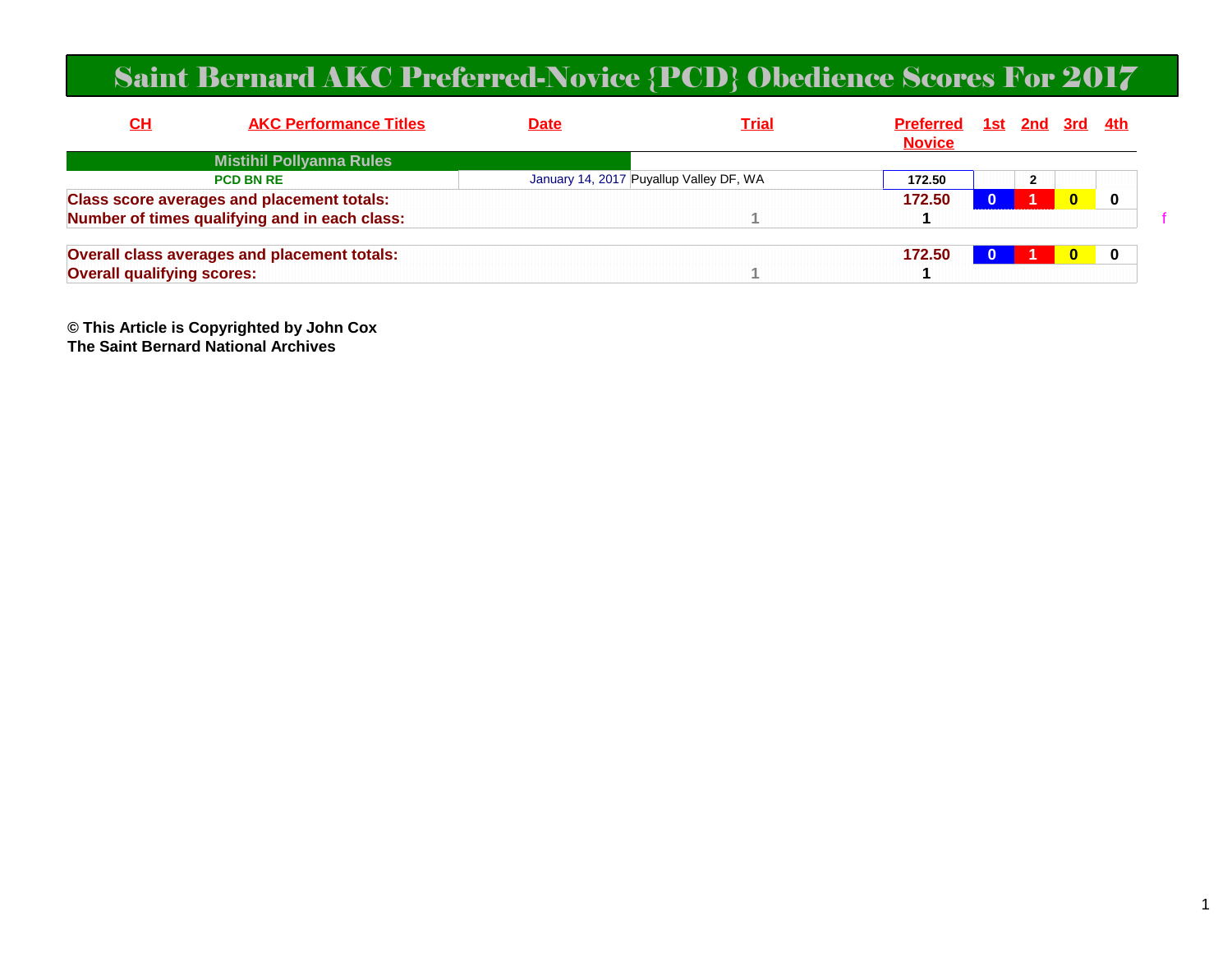# Saint Bernard AKC Preferred-Novice {PCD} Obedience Scores For 2017

| CH | AKC Performance Titles | Date | Trial | Preferred Novice | 1st | 2nd | 3rd | 4th |
|---|---|---|---|---|---|---|---|---|
| | **Mistihil Pollyanna Rules** | | | | | | | |
| | **PCD BN RE** | January 14, 2017 | Puyallup Valley DF, WA | 172.50 | | 2 | | |
| **Class score averages and placement totals:** | | | | **172.50** | **0** | **1** | **0** | **0** |
| **Number of times qualifying and in each class:** | | | 1 | **1** | | | | |
| **Overall class averages and placement totals:** | | | | **172.50** | **0** | **1** | **0** | **0** |
| **Overall qualifying scores:** | | | 1 | **1** | | | | |

f

**© This Article is Copyrighted by John Cox**
**The Saint Bernard National Archives**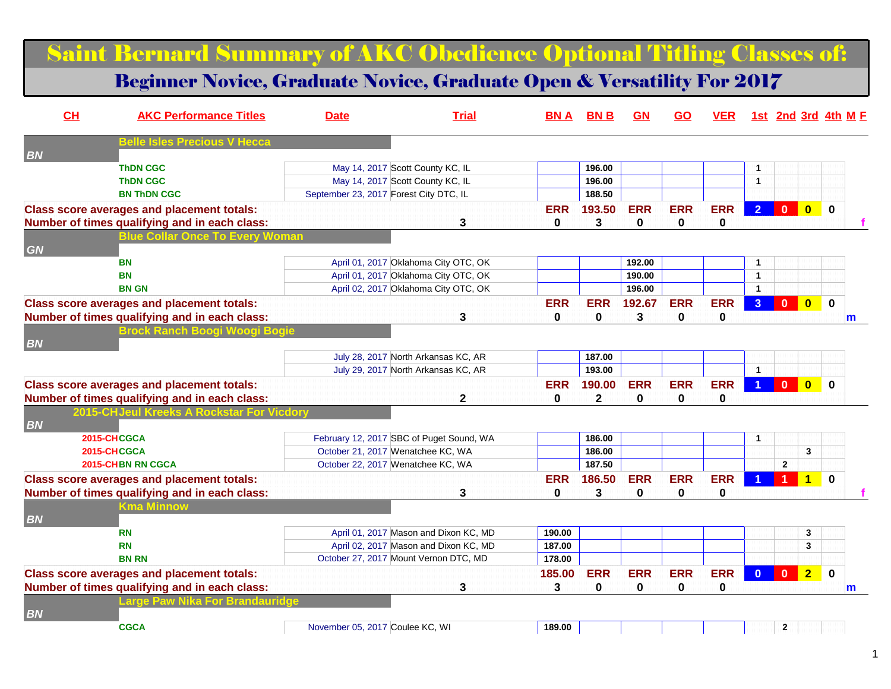# Saint Bernard Summary of AKC Obedience Optional Titling Classes of:

## Beginner Novice, Graduate Novice, Graduate Open & Versatility For 2017

| CH | AKC Performance Titles | Date | Trial | BN A | BN B | GN | GO | VER | 1st | 2nd | 3rd | 4th | M | F |
|---|---|---|---|---|---|---|---|---|---|---|---|---|---|---|
| | **Belle Isles Precious V Hecca** | | | | | | | | | | | | | |
| BN | | | | | | | | | | | | | | |
| | ThDN CGC | May 14, 2017 | Scott County KC, IL | | 196.00 | | | | 1 | | | | | |
| | ThDN CGC | May 14, 2017 | Scott County KC, IL | | 196.00 | | | | 1 | | | | | |
| | BN ThDN CGC | September 23, 2017 | Forest City DTC, IL | | 188.50 | | | | | | | | | |
| **Class score averages and placement totals:** | | | | ERR | 193.50 | ERR | ERR | ERR | 2 | 0 | 0 | 0 | | |
| **Number of times qualifying and in each class:** | | | 3 | 0 | 3 | 0 | 0 | 0 | | | | | | f |
| | **Blue Collar Once To Every Woman** | | | | | | | | | | | | | |
| GN | | | | | | | | | | | | | | |
| | BN | April 01, 2017 | Oklahoma City OTC, OK | | | 192.00 | | | 1 | | | | | |
| | BN | April 01, 2017 | Oklahoma City OTC, OK | | | 190.00 | | | 1 | | | | | |
| | BN GN | April 02, 2017 | Oklahoma City OTC, OK | | | 196.00 | | | 1 | | | | | |
| **Class score averages and placement totals:** | | | | ERR | ERR | 192.67 | ERR | ERR | 3 | 0 | 0 | 0 | | |
| **Number of times qualifying and in each class:** | | | 3 | 0 | 0 | 3 | 0 | 0 | | | | | m | |
| | **Brock Ranch Boogi Woogi Bogie** | | | | | | | | | | | | | |
| BN | | | | | | | | | | | | | | |
| | | July 28, 2017 | North Arkansas KC, AR | | 187.00 | | | | | | | | | |
| | | July 29, 2017 | North Arkansas KC, AR | | 193.00 | | | | 1 | | | | | |
| **Class score averages and placement totals:** | | | | ERR | 190.00 | ERR | ERR | ERR | 1 | 0 | 0 | 0 | | |
| **Number of times qualifying and in each class:** | | | 2 | 0 | 2 | 0 | 0 | 0 | | | | | | |
| 2015-CH | **Jeul Kreeks A Rockstar For Vicdory** | | | | | | | | | | | | | |
| BN | | | | | | | | | | | | | | |
| 2015-CH | CGCA | February 12, 2017 | SBC of Puget Sound, WA | | 186.00 | | | | 1 | | | | | |
| 2015-CH | CGCA | October 21, 2017 | Wenatchee KC, WA | | 186.00 | | | | | | 3 | | | |
| 2015-CH | BN RN CGCA | October 22, 2017 | Wenatchee KC, WA | | 187.50 | | | | | 2 | | | | |
| **Class score averages and placement totals:** | | | | ERR | 186.50 | ERR | ERR | ERR | 1 | 1 | 1 | 0 | | |
| **Number of times qualifying and in each class:** | | | 3 | 0 | 3 | 0 | 0 | 0 | | | | | | f |
| | **Kma Minnow** | | | | | | | | | | | | | |
| BN | | | | | | | | | | | | | | |
| | RN | April 01, 2017 | Mason and Dixon KC, MD | 190.00 | | | | | | | 3 | | | |
| | RN | April 02, 2017 | Mason and Dixon KC, MD | 187.00 | | | | | | | 3 | | | |
| | BN RN | October 27, 2017 | Mount Vernon DTC, MD | 178.00 | | | | | | | | | | |
| **Class score averages and placement totals:** | | | | 185.00 | ERR | ERR | ERR | ERR | 0 | 0 | 2 | 0 | | |
| **Number of times qualifying and in each class:** | | | 3 | 3 | 0 | 0 | 0 | 0 | | | | | m | |
| | **Large Paw Nika For Brandauridge** | | | | | | | | | | | | | |
| BN | | | | | | | | | | | | | | |
| | CGCA | November 05, 2017 | Coulee KC, WI | 189.00 | | | | | | 2 | | | | |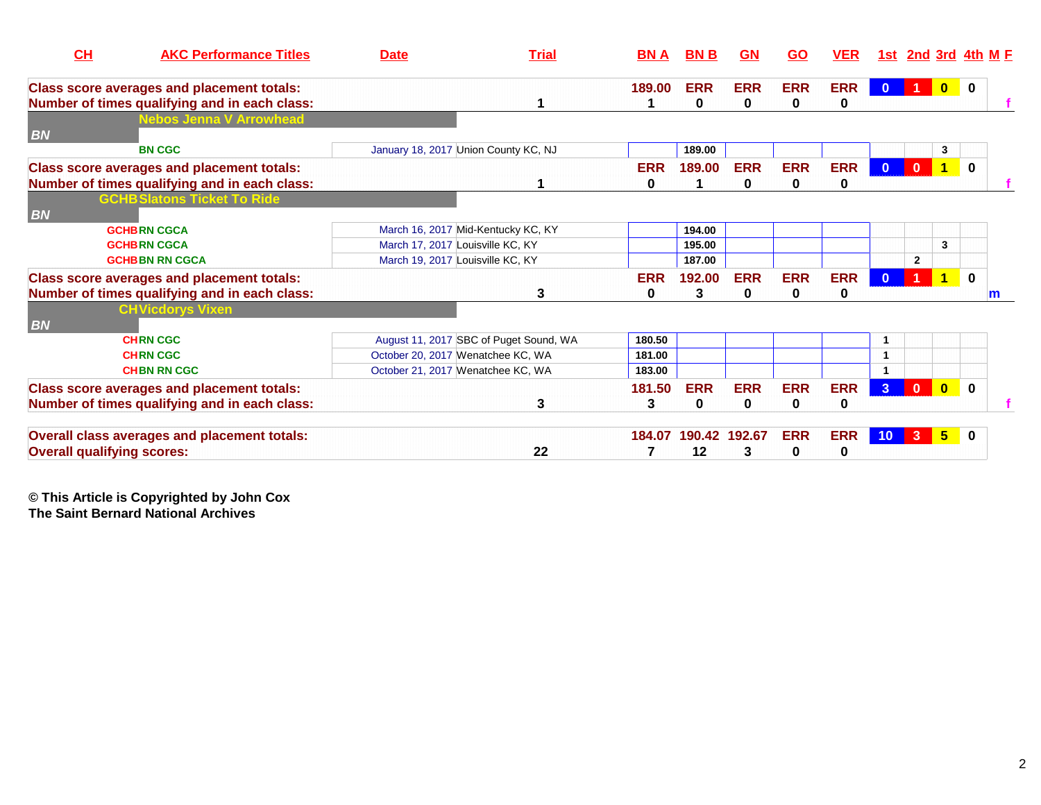| CH | AKC Performance Titles | Date | Trial | BN A | BN B | GN | GO | VER | 1st | 2nd | 3rd | 4th | M F |
|---|---|---|---|---|---|---|---|---|---|---|---|---|---|
| **Class score averages and placement totals:** | | | | 189.00 | ERR | ERR | ERR | ERR | 0 | 1 | 0 | 0 | |
| **Number of times qualifying and in each class:** | | | 1 | 1 | 0 | 0 | 0 | 0 | | | | | f |
| | **Nebos Jenna V Arrowhead** | | | | | | | | | | | | |
| ***BN*** | | | | | | | | | | | | | |
| | BN CGC | January 18, 2017 | Union County KC, NJ | | 189.00 | | | | | | 3 | | |
| **Class score averages and placement totals:** | | | | ERR | 189.00 | ERR | ERR | ERR | 0 | 0 | 1 | 0 | |
| **Number of times qualifying and in each class:** | | | 1 | 0 | 1 | 0 | 0 | 0 | | | | | f |
| GCHB | **Slatons Ticket To Ride** | | | | | | | | | | | | |
| ***BN*** | | | | | | | | | | | | | |
| GCHB | RN CGCA | March 16, 2017 | Mid-Kentucky KC, KY | | 194.00 | | | | | | | | |
| GCHB | RN CGCA | March 17, 2017 | Louisville KC, KY | | 195.00 | | | | | | 3 | | |
| GCHB | BN RN CGCA | March 19, 2017 | Louisville KC, KY | | 187.00 | | | | | 2 | | | |
| **Class score averages and placement totals:** | | | | ERR | 192.00 | ERR | ERR | ERR | 0 | 1 | 1 | 0 | |
| **Number of times qualifying and in each class:** | | | 3 | 0 | 3 | 0 | 0 | 0 | | | | | m |
| CH | **Vicdorys Vixen** | | | | | | | | | | | | |
| ***BN*** | | | | | | | | | | | | | |
| CH | RN CGC | August 11, 2017 | SBC of Puget Sound, WA | 180.50 | | | | | 1 | | | | |
| CH | RN CGC | October 20, 2017 | Wenatchee KC, WA | 181.00 | | | | | 1 | | | | |
| CH | BN RN CGC | October 21, 2017 | Wenatchee KC, WA | 183.00 | | | | | 1 | | | | |
| **Class score averages and placement totals:** | | | | 181.50 | ERR | ERR | ERR | ERR | 3 | 0 | 0 | 0 | |
| **Number of times qualifying and in each class:** | | | 3 | 3 | 0 | 0 | 0 | 0 | | | | | f |
| **Overall class averages and placement totals:** | | | | 184.07 | 190.42 | 192.67 | ERR | ERR | 10 | 3 | 5 | 0 | |
| **Overall qualifying scores:** | | | 22 | 7 | 12 | 3 | 0 | 0 | | | | | |

**© This Article is Copyrighted by John Cox**
**The Saint Bernard National Archives**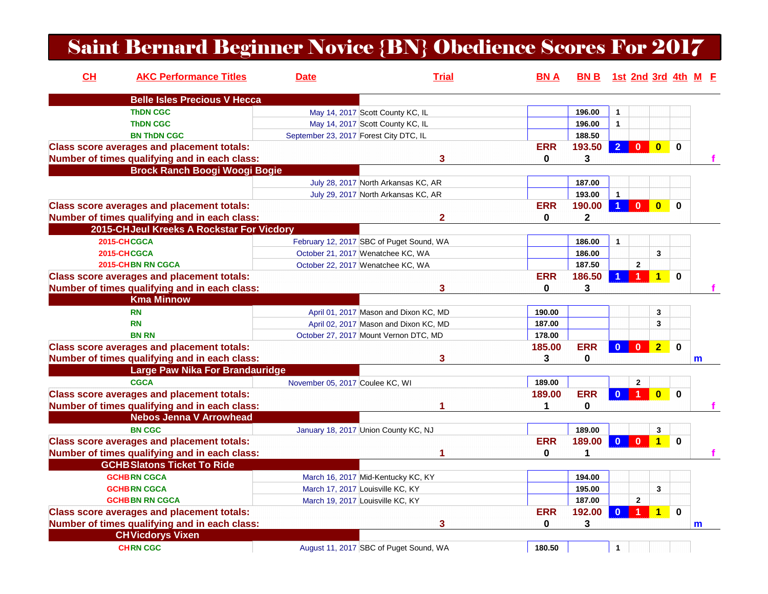# Saint Bernard Beginner Novice {BN} Obedience Scores For 2017

| CH | AKC Performance Titles | Date | Trial | BN A | BN B | 1st | 2nd | 3rd | 4th | M | F |
|---|---|---|---|---|---|---|---|---|---|---|---|
| | **Belle Isles Precious V Hecca** | | | | | | | | | | |
| | ThDN CGC | May 14, 2017 | Scott County KC, IL | | 196.00 | 1 | | | | | |
| | ThDN CGC | May 14, 2017 | Scott County KC, IL | | 196.00 | 1 | | | | | |
| | BN ThDN CGC | September 23, 2017 | Forest City DTC, IL | | 188.50 | | | | | | |
| **Class score averages and placement totals:** | | | | ERR | 193.50 | 2 | 0 | 0 | 0 | | |
| **Number of times qualifying and in each class:** | | | 3 | 0 | 3 | | | | | | f |
| | **Brock Ranch Boogi Woogi Bogie** | | | | | | | | | | |
| | | July 28, 2017 | North Arkansas KC, AR | | 187.00 | | | | | | |
| | | July 29, 2017 | North Arkansas KC, AR | | 193.00 | 1 | | | | | |
| **Class score averages and placement totals:** | | | | ERR | 190.00 | 1 | 0 | 0 | 0 | | |
| **Number of times qualifying and in each class:** | | | 2 | 0 | 2 | | | | | | |
| 2015-CH | **Jeul Kreeks A Rockstar For Vicdory** | | | | | | | | | | |
| 2015-CH | CGCA | February 12, 2017 | SBC of Puget Sound, WA | | 186.00 | 1 | | | | | |
| 2015-CH | CGCA | October 21, 2017 | Wenatchee KC, WA | | 186.00 | | | 3 | | | |
| 2015-CH | BN RN CGCA | October 22, 2017 | Wenatchee KC, WA | | 187.50 | | 2 | | | | |
| **Class score averages and placement totals:** | | | | ERR | 186.50 | 1 | 1 | 1 | 0 | | |
| **Number of times qualifying and in each class:** | | | 3 | 0 | 3 | | | | | | f |
| | **Kma Minnow** | | | | | | | | | | |
| | RN | April 01, 2017 | Mason and Dixon KC, MD | 190.00 | | | | 3 | | | |
| | RN | April 02, 2017 | Mason and Dixon KC, MD | 187.00 | | | | 3 | | | |
| | BN RN | October 27, 2017 | Mount Vernon DTC, MD | 178.00 | | | | | | | |
| **Class score averages and placement totals:** | | | | 185.00 | ERR | 0 | 0 | 2 | 0 | | |
| **Number of times qualifying and in each class:** | | | 3 | 3 | 0 | | | | | m | |
| | **Large Paw Nika For Brandauridge** | | | | | | | | | | |
| | CGCA | November 05, 2017 | Coulee KC, WI | 189.00 | | | 2 | | | | |
| **Class score averages and placement totals:** | | | | 189.00 | ERR | 0 | 1 | 0 | 0 | | |
| **Number of times qualifying and in each class:** | | | 1 | 1 | 0 | | | | | | f |
| | **Nebos Jenna V Arrowhead** | | | | | | | | | | |
| | BN CGC | January 18, 2017 | Union County KC, NJ | | 189.00 | | | 3 | | | |
| **Class score averages and placement totals:** | | | | ERR | 189.00 | 0 | 0 | 1 | 0 | | |
| **Number of times qualifying and in each class:** | | | 1 | 0 | 1 | | | | | | f |
| GCHB | **Slatons Ticket To Ride** | | | | | | | | | | |
| GCHB | RN CGCA | March 16, 2017 | Mid-Kentucky KC, KY | | 194.00 | | | | | | |
| GCHB | RN CGCA | March 17, 2017 | Louisville KC, KY | | 195.00 | | | 3 | | | |
| GCHB | BN RN CGCA | March 19, 2017 | Louisville KC, KY | | 187.00 | | 2 | | | | |
| **Class score averages and placement totals:** | | | | ERR | 192.00 | 0 | 1 | 1 | 0 | | |
| **Number of times qualifying and in each class:** | | | 3 | 0 | 3 | | | | | m | |
| CH | **Vicdorys Vixen** | | | | | | | | | | |
| CH | RN CGC | August 11, 2017 | SBC of Puget Sound, WA | 180.50 | | 1 | | | | | |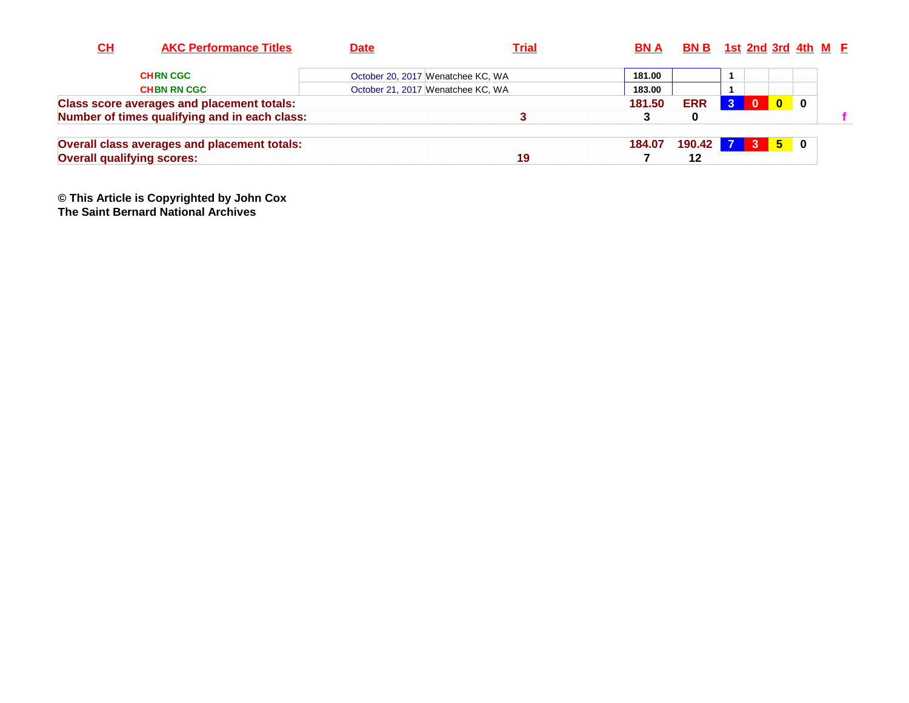| CH | AKC Performance Titles | Date | Trial | BN A | BN B | 1st | 2nd | 3rd | 4th | M | F |
|---|---|---|---|---|---|---|---|---|---|---|---|
| | CH RN CGC | October 20, 2017 | Wenatchee KC, WA | 181.00 | | 1 | | | | | |
| | CH BN RN CGC | October 21, 2017 | Wenatchee KC, WA | 183.00 | | 1 | | | | | |
| **Class score averages and placement totals:** | | | | **181.50** | **ERR** | **3** | **0** | **0** | **0** | | |
| **Number of times qualifying and in each class:** | | | **3** | **3** | **0** | | | | | | **f** |
| **Overall class averages and placement totals:** | | | | **184.07** | **190.42** | **7** | **3** | **5** | **0** | | |
| **Overall qualifying scores:** | | | **19** | **7** | **12** | | | | | | |

**© This Article is Copyrighted by John Cox**
**The Saint Bernard National Archives**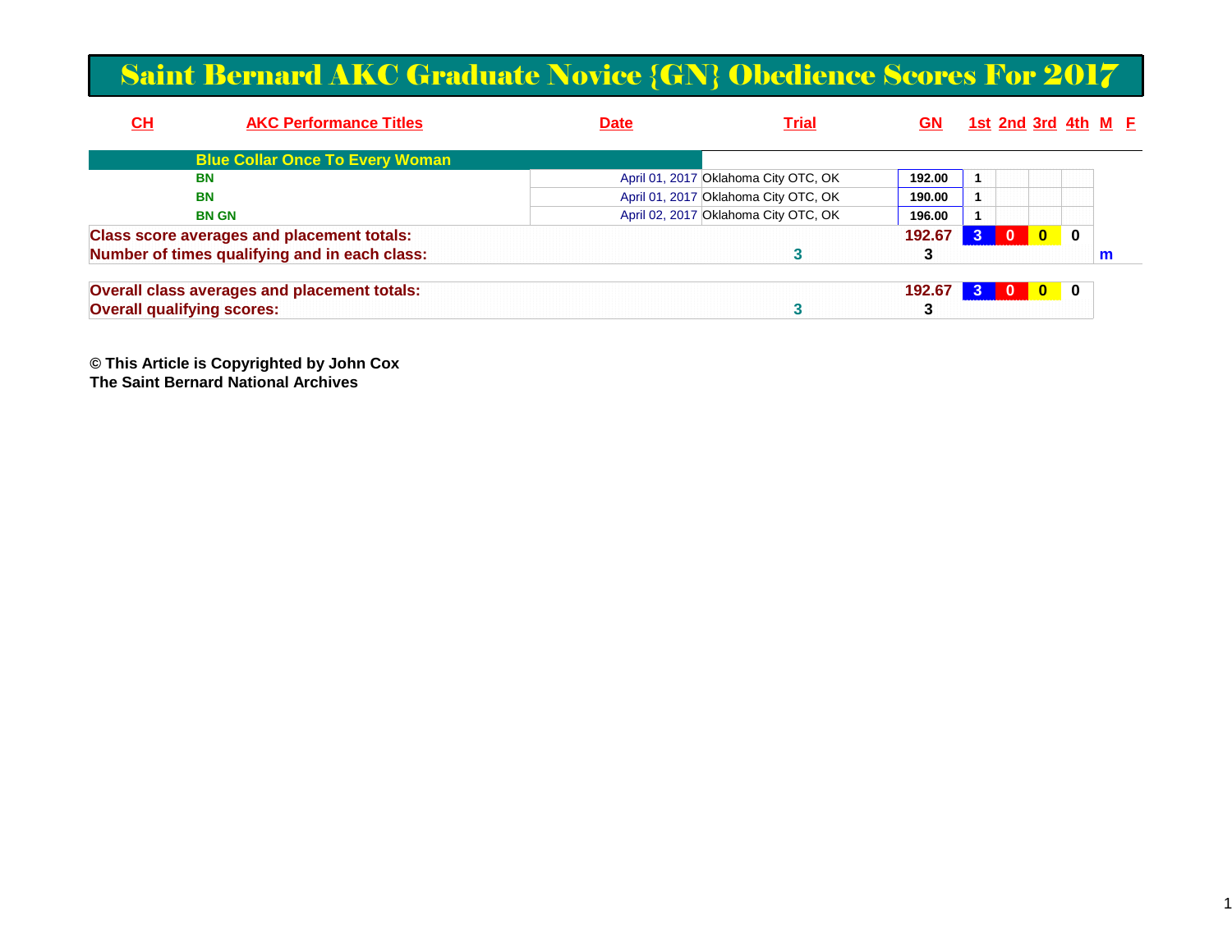# Saint Bernard AKC Graduate Novice {GN} Obedience Scores For 2017

| CH | AKC Performance Titles | Date | Trial | GN | 1st | 2nd | 3rd | 4th | M | F |
|---|---|---|---|---|---|---|---|---|---|---|
| | **Blue Collar Once To Every Woman** | | | | | | | | | |
| | BN | April 01, 2017 | Oklahoma City OTC, OK | 192.00 | 1 | | | | | |
| | BN | April 01, 2017 | Oklahoma City OTC, OK | 190.00 | 1 | | | | | |
| | BN GN | April 02, 2017 | Oklahoma City OTC, OK | 196.00 | 1 | | | | | |
| **Class score averages and placement totals:** | | | | **192.67** | **3** | **0** | **0** | **0** | | |
| **Number of times qualifying and in each class:** | | | **3** | **3** | | | | | **m** | |
| **Overall class averages and placement totals:** | | | | **192.67** | **3** | **0** | **0** | **0** | | |
| **Overall qualifying scores:** | | | **3** | **3** | | | | | | |

**© This Article is Copyrighted by John Cox**
**The Saint Bernard National Archives**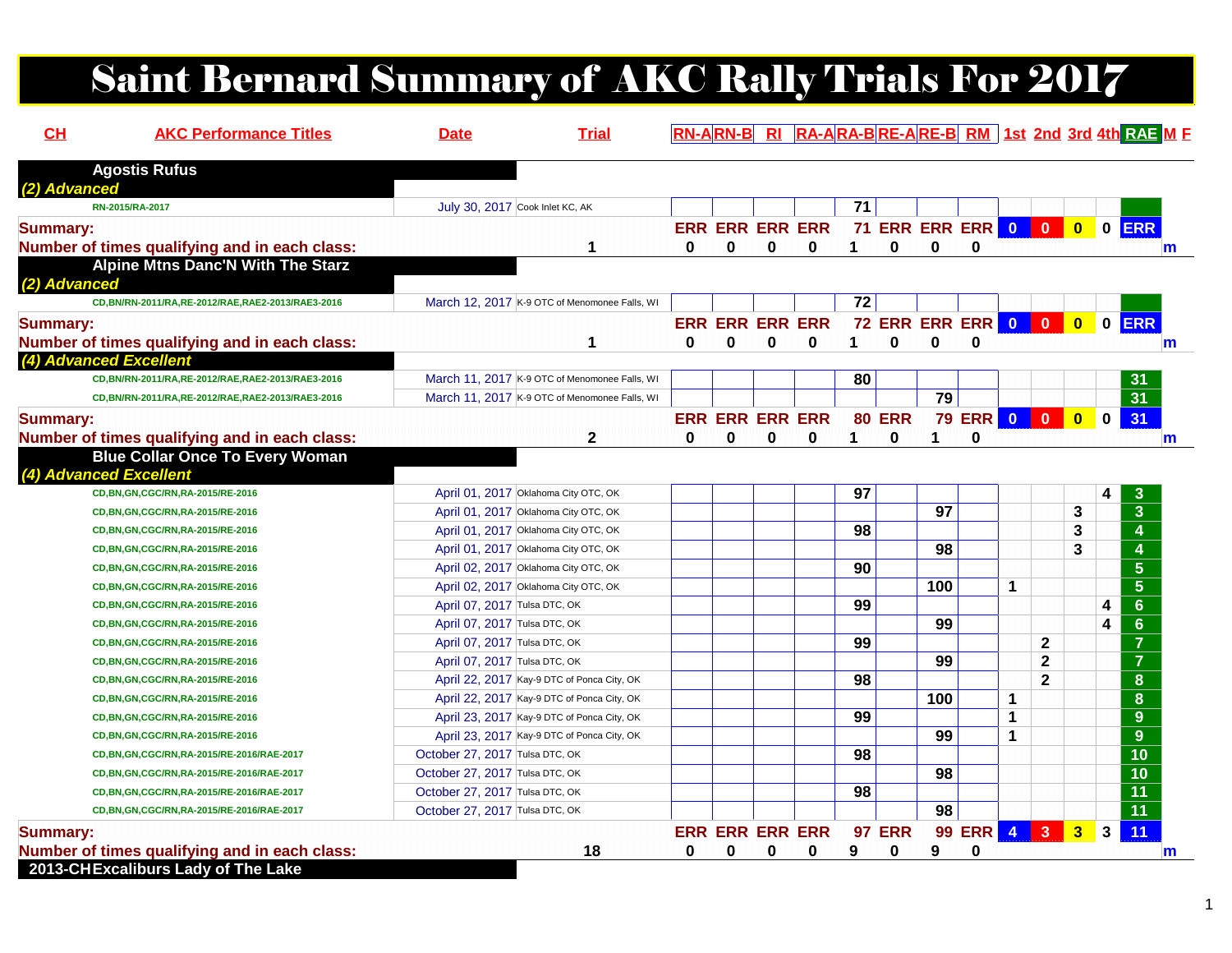# Saint Bernard Summary of AKC Rally Trials For 2017

| CH | AKC Performance Titles | Date | Trial | RN-A | RN-B | RI | RA-A | RA-B | RE-A | RE-B | RM | 1st | 2nd | 3rd | 4th | RAE | M | F |
|---|---|---|---|---|---|---|---|---|---|---|---|---|---|---|---|---|---|---|
| | **Agostis Rufus** | | | | | | | | | | | | | | | | | |
| | *(2) Advanced* | | | | | | | | | | | | | | | | | |
| | RN-2015/RA-2017 | July 30, 2017 | Cook Inlet KC, AK | | | | | 71 | | | | | | | | | | |
| | **Summary:** | | | ERR | ERR | ERR | ERR | 71 | ERR | ERR | ERR | 0 | 0 | 0 | 0 | ERR | | |
| | **Number of times qualifying and in each class:** | | 1 | 0 | 0 | 0 | 0 | 1 | 0 | 0 | 0 | | | | | | m | |
| | **Alpine Mtns Danc'N With The Starz** | | | | | | | | | | | | | | | | | |
| | *(2) Advanced* | | | | | | | | | | | | | | | | | |
| | CD,BN/RN-2011/RA,RE-2012/RAE,RAE2-2013/RAE3-2016 | March 12, 2017 | K-9 OTC of Menomonee Falls, WI | | | | | 72 | | | | | | | | | | |
| | **Summary:** | | | ERR | ERR | ERR | ERR | 72 | ERR | ERR | ERR | 0 | 0 | 0 | 0 | ERR | | |
| | **Number of times qualifying and in each class:** | | 1 | 0 | 0 | 0 | 0 | 1 | 0 | 0 | 0 | | | | | | m | |
| | *(4) Advanced Excellent* | | | | | | | | | | | | | | | | | |
| | CD,BN/RN-2011/RA,RE-2012/RAE,RAE2-2013/RAE3-2016 | March 11, 2017 | K-9 OTC of Menomonee Falls, WI | | | | | 80 | | | | | | | | 31 | | |
| | CD,BN/RN-2011/RA,RE-2012/RAE,RAE2-2013/RAE3-2016 | March 11, 2017 | K-9 OTC of Menomonee Falls, WI | | | | | | | 79 | | | | | | 31 | | |
| | **Summary:** | | | ERR | ERR | ERR | ERR | 80 | ERR | 79 | ERR | 0 | 0 | 0 | 0 | 31 | | |
| | **Number of times qualifying and in each class:** | | 2 | 0 | 0 | 0 | 0 | 1 | 0 | 1 | 0 | | | | | | m | |
| | **Blue Collar Once To Every Woman** | | | | | | | | | | | | | | | | | |
| | *(4) Advanced Excellent* | | | | | | | | | | | | | | | | | |
| | CD,BN,GN,CGC/RN,RA-2015/RE-2016 | April 01, 2017 | Oklahoma City OTC, OK | | | | | 97 | | | | | | | 4 | 3 | | |
| | CD,BN,GN,CGC/RN,RA-2015/RE-2016 | April 01, 2017 | Oklahoma City OTC, OK | | | | | | | 97 | | | | 3 | | 3 | | |
| | CD,BN,GN,CGC/RN,RA-2015/RE-2016 | April 01, 2017 | Oklahoma City OTC, OK | | | | | 98 | | | | | | 3 | | 4 | | |
| | CD,BN,GN,CGC/RN,RA-2015/RE-2016 | April 01, 2017 | Oklahoma City OTC, OK | | | | | | | 98 | | | | 3 | | 4 | | |
| | CD,BN,GN,CGC/RN,RA-2015/RE-2016 | April 02, 2017 | Oklahoma City OTC, OK | | | | | 90 | | | | | | | | 5 | | |
| | CD,BN,GN,CGC/RN,RA-2015/RE-2016 | April 02, 2017 | Oklahoma City OTC, OK | | | | | | | 100 | | 1 | | | | 5 | | |
| | CD,BN,GN,CGC/RN,RA-2015/RE-2016 | April 07, 2017 | Tulsa DTC, OK | | | | | 99 | | | | | | | 4 | 6 | | |
| | CD,BN,GN,CGC/RN,RA-2015/RE-2016 | April 07, 2017 | Tulsa DTC, OK | | | | | | | 99 | | | | | 4 | 6 | | |
| | CD,BN,GN,CGC/RN,RA-2015/RE-2016 | April 07, 2017 | Tulsa DTC, OK | | | | | 99 | | | | | 2 | | | 7 | | |
| | CD,BN,GN,CGC/RN,RA-2015/RE-2016 | April 07, 2017 | Tulsa DTC, OK | | | | | | | 99 | | | 2 | | | 7 | | |
| | CD,BN,GN,CGC/RN,RA-2015/RE-2016 | April 22, 2017 | Kay-9 DTC of Ponca City, OK | | | | | 98 | | | | | 2 | | | 8 | | |
| | CD,BN,GN,CGC/RN,RA-2015/RE-2016 | April 22, 2017 | Kay-9 DTC of Ponca City, OK | | | | | | | 100 | | 1 | | | | 8 | | |
| | CD,BN,GN,CGC/RN,RA-2015/RE-2016 | April 23, 2017 | Kay-9 DTC of Ponca City, OK | | | | | 99 | | | | 1 | | | | 9 | | |
| | CD,BN,GN,CGC/RN,RA-2015/RE-2016 | April 23, 2017 | Kay-9 DTC of Ponca City, OK | | | | | | | 99 | | 1 | | | | 9 | | |
| | CD,BN,GN,CGC/RN,RA-2015/RE-2016/RAE-2017 | October 27, 2017 | Tulsa DTC, OK | | | | | 98 | | | | | | | | 10 | | |
| | CD,BN,GN,CGC/RN,RA-2015/RE-2016/RAE-2017 | October 27, 2017 | Tulsa DTC, OK | | | | | | | 98 | | | | | | 10 | | |
| | CD,BN,GN,CGC/RN,RA-2015/RE-2016/RAE-2017 | October 27, 2017 | Tulsa DTC, OK | | | | | 98 | | | | | | | | 11 | | |
| | CD,BN,GN,CGC/RN,RA-2015/RE-2016/RAE-2017 | October 27, 2017 | Tulsa DTC, OK | | | | | | | 98 | | | | | | 11 | | |
| | **Summary:** | | | ERR | ERR | ERR | ERR | 97 | ERR | 99 | ERR | 4 | 3 | 3 | 3 | 11 | | |
| | **Number of times qualifying and in each class:** | | 18 | 0 | 0 | 0 | 0 | 9 | 0 | 9 | 0 | | | | | | m | |
| 2013-CH | **Excaliburs Lady of The Lake** | | | | | | | | | | | | | | | | | |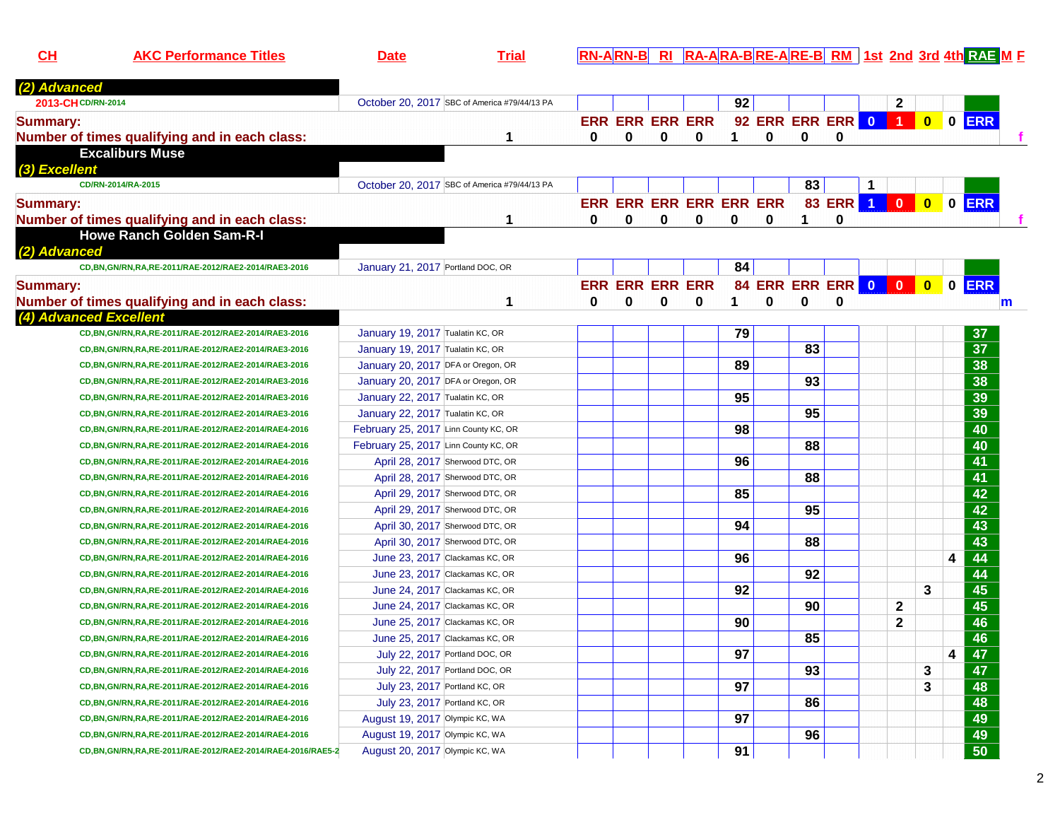| CH | AKC Performance Titles | Date | Trial | RN-A | RN-B | RI | RA-A | RA-B | RE-A | RE-B | RM | 1st | 2nd | 3rd | 4th | RAE | M | F |
|---|---|---|---|---|---|---|---|---|---|---|---|---|---|---|---|---|---|---|
| *(2) Advanced* | | | | | | | | | | | | | | | | | | |
| 2013-CH | CD/RN-2014 | October 20, 2017 | SBC of America #79/44/13 PA | | | | | 92 | | | | | 2 | | | | | |
| **Summary:** | | | | ERR | ERR | ERR | ERR | 92 | ERR | ERR | ERR | 0 | 1 | 0 | 0 | ERR | | |
| **Number of times qualifying and in each class:** | | | 1 | 0 | 0 | 0 | 0 | 1 | 0 | 0 | 0 | | | | | | | f |
| **Excaliburs Muse** | | | | | | | | | | | | | | | | | | |
| *(3) Excellent* | | | | | | | | | | | | | | | | | | |
| | CD/RN-2014/RA-2015 | October 20, 2017 | SBC of America #79/44/13 PA | | | | | | | 83 | | 1 | | | | | | |
| **Summary:** | | | | ERR | ERR | ERR | ERR | ERR | ERR | 83 | ERR | 1 | 0 | 0 | 0 | ERR | | |
| **Number of times qualifying and in each class:** | | | 1 | 0 | 0 | 0 | 0 | 0 | 0 | 1 | 0 | | | | | | | f |
| **Howe Ranch Golden Sam-R-I** | | | | | | | | | | | | | | | | | | |
| *(2) Advanced* | | | | | | | | | | | | | | | | | | |
| | CD,BN,GN/RN,RA,RE-2011/RAE-2012/RAE2-2014/RAE3-2016 | January 21, 2017 | Portland DOC, OR | | | | | 84 | | | | | | | | | | |
| **Summary:** | | | | ERR | ERR | ERR | ERR | 84 | ERR | ERR | ERR | 0 | 0 | 0 | 0 | ERR | | |
| **Number of times qualifying and in each class:** | | | 1 | 0 | 0 | 0 | 0 | 1 | 0 | 0 | 0 | | | | | | m | |
| *(4) Advanced Excellent* | | | | | | | | | | | | | | | | | | |
| | CD,BN,GN/RN,RA,RE-2011/RAE-2012/RAE2-2014/RAE3-2016 | January 19, 2017 | Tualatin KC, OR | | | | | 79 | | | | | | | | 37 | | |
| | CD,BN,GN/RN,RA,RE-2011/RAE-2012/RAE2-2014/RAE3-2016 | January 19, 2017 | Tualatin KC, OR | | | | | | | 83 | | | | | | 37 | | |
| | CD,BN,GN/RN,RA,RE-2011/RAE-2012/RAE2-2014/RAE3-2016 | January 20, 2017 | DFA or Oregon, OR | | | | | 89 | | | | | | | | 38 | | |
| | CD,BN,GN/RN,RA,RE-2011/RAE-2012/RAE2-2014/RAE3-2016 | January 20, 2017 | DFA or Oregon, OR | | | | | | | 93 | | | | | | 38 | | |
| | CD,BN,GN/RN,RA,RE-2011/RAE-2012/RAE2-2014/RAE3-2016 | January 22, 2017 | Tualatin KC, OR | | | | | 95 | | | | | | | | 39 | | |
| | CD,BN,GN/RN,RA,RE-2011/RAE-2012/RAE2-2014/RAE3-2016 | January 22, 2017 | Tualatin KC, OR | | | | | | | 95 | | | | | | 39 | | |
| | CD,BN,GN/RN,RA,RE-2011/RAE-2012/RAE2-2014/RAE4-2016 | February 25, 2017 | Linn County KC, OR | | | | | 98 | | | | | | | | 40 | | |
| | CD,BN,GN/RN,RA,RE-2011/RAE-2012/RAE2-2014/RAE4-2016 | February 25, 2017 | Linn County KC, OR | | | | | | | 88 | | | | | | 40 | | |
| | CD,BN,GN/RN,RA,RE-2011/RAE-2012/RAE2-2014/RAE4-2016 | April 28, 2017 | Sherwood DTC, OR | | | | | 96 | | | | | | | | 41 | | |
| | CD,BN,GN/RN,RA,RE-2011/RAE-2012/RAE2-2014/RAE4-2016 | April 28, 2017 | Sherwood DTC, OR | | | | | | | 88 | | | | | | 41 | | |
| | CD,BN,GN/RN,RA,RE-2011/RAE-2012/RAE2-2014/RAE4-2016 | April 29, 2017 | Sherwood DTC, OR | | | | | 85 | | | | | | | | 42 | | |
| | CD,BN,GN/RN,RA,RE-2011/RAE-2012/RAE2-2014/RAE4-2016 | April 29, 2017 | Sherwood DTC, OR | | | | | | | 95 | | | | | | 42 | | |
| | CD,BN,GN/RN,RA,RE-2011/RAE-2012/RAE2-2014/RAE4-2016 | April 30, 2017 | Sherwood DTC, OR | | | | | 94 | | | | | | | | 43 | | |
| | CD,BN,GN/RN,RA,RE-2011/RAE-2012/RAE2-2014/RAE4-2016 | April 30, 2017 | Sherwood DTC, OR | | | | | | | 88 | | | | | | 43 | | |
| | CD,BN,GN/RN,RA,RE-2011/RAE-2012/RAE2-2014/RAE4-2016 | June 23, 2017 | Clackamas KC, OR | | | | | 96 | | | | | | | 4 | 44 | | |
| | CD,BN,GN/RN,RA,RE-2011/RAE-2012/RAE2-2014/RAE4-2016 | June 23, 2017 | Clackamas KC, OR | | | | | | | 92 | | | | | | 44 | | |
| | CD,BN,GN/RN,RA,RE-2011/RAE-2012/RAE2-2014/RAE4-2016 | June 24, 2017 | Clackamas KC, OR | | | | | 92 | | | | | | 3 | | 45 | | |
| | CD,BN,GN/RN,RA,RE-2011/RAE-2012/RAE2-2014/RAE4-2016 | June 24, 2017 | Clackamas KC, OR | | | | | | | 90 | | | 2 | | | 45 | | |
| | CD,BN,GN/RN,RA,RE-2011/RAE-2012/RAE2-2014/RAE4-2016 | June 25, 2017 | Clackamas KC, OR | | | | | 90 | | | | | 2 | | | 46 | | |
| | CD,BN,GN/RN,RA,RE-2011/RAE-2012/RAE2-2014/RAE4-2016 | June 25, 2017 | Clackamas KC, OR | | | | | | | 85 | | | | | | 46 | | |
| | CD,BN,GN/RN,RA,RE-2011/RAE-2012/RAE2-2014/RAE4-2016 | July 22, 2017 | Portland DOC, OR | | | | | 97 | | | | | | | 4 | 47 | | |
| | CD,BN,GN/RN,RA,RE-2011/RAE-2012/RAE2-2014/RAE4-2016 | July 22, 2017 | Portland DOC, OR | | | | | | | 93 | | | | 3 | | 47 | | |
| | CD,BN,GN/RN,RA,RE-2011/RAE-2012/RAE2-2014/RAE4-2016 | July 23, 2017 | Portland KC, OR | | | | | 97 | | | | | | 3 | | 48 | | |
| | CD,BN,GN/RN,RA,RE-2011/RAE-2012/RAE2-2014/RAE4-2016 | July 23, 2017 | Portland KC, OR | | | | | | | 86 | | | | | | 48 | | |
| | CD,BN,GN/RN,RA,RE-2011/RAE-2012/RAE2-2014/RAE4-2016 | August 19, 2017 | Olympic KC, WA | | | | | 97 | | | | | | | | 49 | | |
| | CD,BN,GN/RN,RA,RE-2011/RAE-2012/RAE2-2014/RAE4-2016 | August 19, 2017 | Olympic KC, WA | | | | | | | 96 | | | | | | 49 | | |
| | CD,BN,GN/RN,RA,RE-2011/RAE-2012/RAE2-2014/RAE4-2016/RAE5-2 | August 20, 2017 | Olympic KC, WA | | | | | 91 | | | | | | | | 50 | | |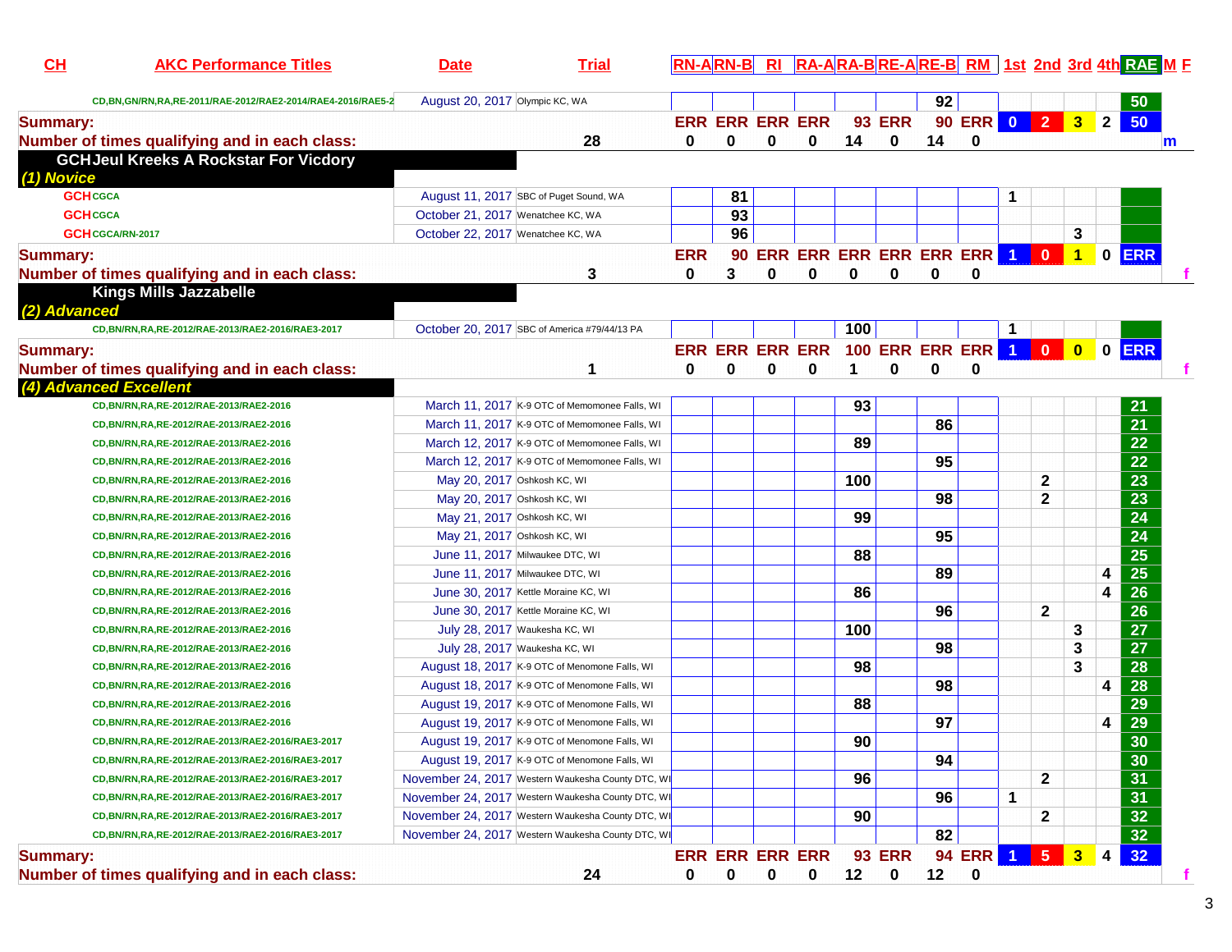| CH | AKC Performance Titles | Date | Trial | RN-A | RN-B | RI | RA-A | RA-B | RE-A | RE-B | RM | 1st | 2nd | 3rd | 4th | RAE | M | F |
|---|---|---|---|---|---|---|---|---|---|---|---|---|---|---|---|---|---|---|
| | CD,BN,GN/RN,RA,RE-2011/RAE-2012/RAE2-2014/RAE4-2016/RAE5-2 | August 20, 2017 | Olympic KC, WA | | | | | | | 92 | | | | | | 50 | | |
| Summary: | | | | ERR | ERR | ERR | ERR | 93 | ERR | 90 | ERR | 0 | 2 | 3 | 2 | 50 | | |
| Number of times qualifying and in each class: | | | 28 | 0 | 0 | 0 | 0 | 14 | 0 | 14 | 0 | | | | | | m | |
| **GCH Jeul Kreeks A Rockstar For Vicdory** | | | | | | | | | | | | | | | | | | |
| *(1) Novice* | | | | | | | | | | | | | | | | | | |
| GCH | CGCA | August 11, 2017 | SBC of Puget Sound, WA | | 81 | | | | | | | 1 | | | | | | |
| GCH | CGCA | October 21, 2017 | Wenatchee KC, WA | | 93 | | | | | | | | | | | | | |
| GCH | CGCA/RN-2017 | October 22, 2017 | Wenatchee KC, WA | | 96 | | | | | | | | | 3 | | | | |
| Summary: | | | | ERR | 90 | ERR | ERR | ERR | ERR | ERR | ERR | 1 | 0 | 1 | 0 | ERR | | |
| Number of times qualifying and in each class: | | | 3 | 0 | 3 | 0 | 0 | 0 | 0 | 0 | 0 | | | | | | | f |
| **Kings Mills Jazzabelle** | | | | | | | | | | | | | | | | | | |
| *(2) Advanced* | | | | | | | | | | | | | | | | | | |
| | CD,BN/RN,RA,RE-2012/RAE-2013/RAE2-2016/RAE3-2017 | October 20, 2017 | SBC of America #79/44/13 PA | | | | | 100 | | | | 1 | | | | | | |
| Summary: | | | | ERR | ERR | ERR | ERR | 100 | ERR | ERR | ERR | 1 | 0 | 0 | 0 | ERR | | |
| Number of times qualifying and in each class: | | | 1 | 0 | 0 | 0 | 0 | 1 | 0 | 0 | 0 | | | | | | | f |
| *(4) Advanced Excellent* | | | | | | | | | | | | | | | | | | |
| | CD,BN/RN,RA,RE-2012/RAE-2013/RAE2-2016 | March 11, 2017 | K-9 OTC of Memomonee Falls, WI | | | | | 93 | | | | | | | | 21 | | |
| | CD,BN/RN,RA,RE-2012/RAE-2013/RAE2-2016 | March 11, 2017 | K-9 OTC of Memomonee Falls, WI | | | | | | | 86 | | | | | | 21 | | |
| | CD,BN/RN,RA,RE-2012/RAE-2013/RAE2-2016 | March 12, 2017 | K-9 OTC of Memomonee Falls, WI | | | | | 89 | | | | | | | | 22 | | |
| | CD,BN/RN,RA,RE-2012/RAE-2013/RAE2-2016 | March 12, 2017 | K-9 OTC of Memomonee Falls, WI | | | | | | | 95 | | | | | | 22 | | |
| | CD,BN/RN,RA,RE-2012/RAE-2013/RAE2-2016 | May 20, 2017 | Oshkosh KC, WI | | | | | 100 | | | | | 2 | | | 23 | | |
| | CD,BN/RN,RA,RE-2012/RAE-2013/RAE2-2016 | May 20, 2017 | Oshkosh KC, WI | | | | | | | 98 | | | 2 | | | 23 | | |
| | CD,BN/RN,RA,RE-2012/RAE-2013/RAE2-2016 | May 21, 2017 | Oshkosh KC, WI | | | | | 99 | | | | | | | | 24 | | |
| | CD,BN/RN,RA,RE-2012/RAE-2013/RAE2-2016 | May 21, 2017 | Oshkosh KC, WI | | | | | | | 95 | | | | | | 24 | | |
| | CD,BN/RN,RA,RE-2012/RAE-2013/RAE2-2016 | June 11, 2017 | Milwaukee DTC, WI | | | | | 88 | | | | | | | | 25 | | |
| | CD,BN/RN,RA,RE-2012/RAE-2013/RAE2-2016 | June 11, 2017 | Milwaukee DTC, WI | | | | | | | 89 | | | | | 4 | 25 | | |
| | CD,BN/RN,RA,RE-2012/RAE-2013/RAE2-2016 | June 30, 2017 | Kettle Moraine KC, WI | | | | | 86 | | | | | | | 4 | 26 | | |
| | CD,BN/RN,RA,RE-2012/RAE-2013/RAE2-2016 | June 30, 2017 | Kettle Moraine KC, WI | | | | | | | 96 | | | 2 | | | 26 | | |
| | CD,BN/RN,RA,RE-2012/RAE-2013/RAE2-2016 | July 28, 2017 | Waukesha KC, WI | | | | | 100 | | | | | | 3 | | 27 | | |
| | CD,BN/RN,RA,RE-2012/RAE-2013/RAE2-2016 | July 28, 2017 | Waukesha KC, WI | | | | | | | 98 | | | | 3 | | 27 | | |
| | CD,BN/RN,RA,RE-2012/RAE-2013/RAE2-2016 | August 18, 2017 | K-9 OTC of Menomone Falls, WI | | | | | 98 | | | | | | 3 | | 28 | | |
| | CD,BN/RN,RA,RE-2012/RAE-2013/RAE2-2016 | August 18, 2017 | K-9 OTC of Menomone Falls, WI | | | | | | | 98 | | | | | 4 | 28 | | |
| | CD,BN/RN,RA,RE-2012/RAE-2013/RAE2-2016 | August 19, 2017 | K-9 OTC of Menomone Falls, WI | | | | | 88 | | | | | | | | 29 | | |
| | CD,BN/RN,RA,RE-2012/RAE-2013/RAE2-2016 | August 19, 2017 | K-9 OTC of Menomone Falls, WI | | | | | | | 97 | | | | | 4 | 29 | | |
| | CD,BN/RN,RA,RE-2012/RAE-2013/RAE2-2016/RAE3-2017 | August 19, 2017 | K-9 OTC of Menomone Falls, WI | | | | | 90 | | | | | | | | 30 | | |
| | CD,BN/RN,RA,RE-2012/RAE-2013/RAE2-2016/RAE3-2017 | August 19, 2017 | K-9 OTC of Menomone Falls, WI | | | | | | | 94 | | | | | | 30 | | |
| | CD,BN/RN,RA,RE-2012/RAE-2013/RAE2-2016/RAE3-2017 | November 24, 2017 | Western Waukesha County DTC, WI | | | | | 96 | | | | | 2 | | | 31 | | |
| | CD,BN/RN,RA,RE-2012/RAE-2013/RAE2-2016/RAE3-2017 | November 24, 2017 | Western Waukesha County DTC, WI | | | | | | | 96 | | 1 | | | | 31 | | |
| | CD,BN/RN,RA,RE-2012/RAE-2013/RAE2-2016/RAE3-2017 | November 24, 2017 | Western Waukesha County DTC, WI | | | | | 90 | | | | | 2 | | | 32 | | |
| | CD,BN/RN,RA,RE-2012/RAE-2013/RAE2-2016/RAE3-2017 | November 24, 2017 | Western Waukesha County DTC, WI | | | | | | | 82 | | | | | | 32 | | |
| Summary: | | | | ERR | ERR | ERR | ERR | 93 | ERR | 94 | ERR | 1 | 5 | 3 | 4 | 32 | | |
| Number of times qualifying and in each class: | | | 24 | 0 | 0 | 0 | 0 | 12 | 0 | 12 | 0 | | | | | | | f |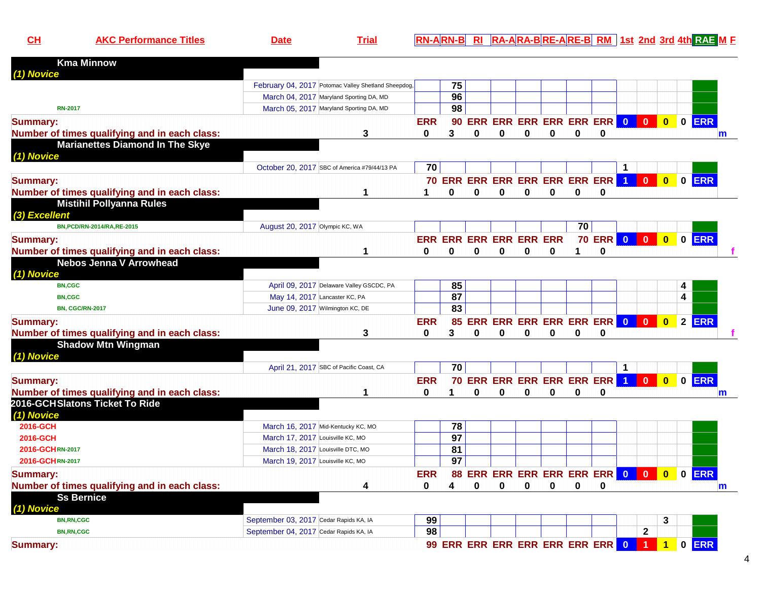| CH | AKC Performance Titles | Date | Trial | RN-A | RN-B | RI | RA-A | RA-B | RE-A | RE-B | RM | 1st | 2nd | 3rd | 4th | RAE | M | F |
|---|---|---|---|---|---|---|---|---|---|---|---|---|---|---|---|---|---|---|
| **Kma Minnow** | | | | | | | | | | | | | | | | | | |
| *(1) Novice* | | | | | | | | | | | | | | | | | | |
| | | February 04, 2017 | Potomac Valley Shetland Sheepdog, | | 75 | | | | | | | | | | | | | |
| | | March 04, 2017 | Maryland Sporting DA, MD | | 96 | | | | | | | | | | | | | |
| | RN-2017 | March 05, 2017 | Maryland Sporting DA, MD | | 98 | | | | | | | | | | | | | |
| **Summary:** | | | | ERR | 90 | ERR | ERR | ERR | ERR | ERR | ERR | 0 | 0 | 0 | 0 | ERR | | |
| **Number of times qualifying and in each class:** | | | 3 | 0 | 3 | 0 | 0 | 0 | 0 | 0 | 0 | | | | | | m | |
| **Marianettes Diamond In The Skye** | | | | | | | | | | | | | | | | | | |
| *(1) Novice* | | | | | | | | | | | | | | | | | | |
| | | October 20, 2017 | SBC of America #79/44/13 PA | 70 | | | | | | | | 1 | | | | | | |
| **Summary:** | | | | 70 | ERR | ERR | ERR | ERR | ERR | ERR | ERR | 1 | 0 | 0 | 0 | ERR | | |
| **Number of times qualifying and in each class:** | | | 1 | 1 | 0 | 0 | 0 | 0 | 0 | 0 | 0 | | | | | | | |
| **Mistihil Pollyanna Rules** | | | | | | | | | | | | | | | | | | |
| *(3) Excellent* | | | | | | | | | | | | | | | | | | |
| | BN,PCD/RN-2014/RA,RE-2015 | August 20, 2017 | Olympic KC, WA | | | | | | | 70 | | | | | | | | |
| **Summary:** | | | | ERR | ERR | ERR | ERR | ERR | ERR | 70 | ERR | 0 | 0 | 0 | 0 | ERR | | |
| **Number of times qualifying and in each class:** | | | 1 | 0 | 0 | 0 | 0 | 0 | 0 | 1 | 0 | | | | | | | f |
| **Nebos Jenna V Arrowhead** | | | | | | | | | | | | | | | | | | |
| *(1) Novice* | | | | | | | | | | | | | | | | | | |
| | BN,CGC | April 09, 2017 | Delaware Valley GSCDC, PA | | 85 | | | | | | | | | | 4 | | | |
| | BN,CGC | May 14, 2017 | Lancaster KC, PA | | 87 | | | | | | | | | | 4 | | | |
| | BN, CGC/RN-2017 | June 09, 2017 | Wilmington KC, DE | | 83 | | | | | | | | | | | | | |
| **Summary:** | | | | ERR | 85 | ERR | ERR | ERR | ERR | ERR | ERR | 0 | 0 | 0 | 2 | ERR | | |
| **Number of times qualifying and in each class:** | | | 3 | 0 | 3 | 0 | 0 | 0 | 0 | 0 | 0 | | | | | | | f |
| **Shadow Mtn Wingman** | | | | | | | | | | | | | | | | | | |
| *(1) Novice* | | | | | | | | | | | | | | | | | | |
| | | April 21, 2017 | SBC of Pacific Coast, CA | | 70 | | | | | | | 1 | | | | | | |
| **Summary:** | | | | ERR | 70 | ERR | ERR | ERR | ERR | ERR | ERR | 1 | 0 | 0 | 0 | ERR | | |
| **Number of times qualifying and in each class:** | | | 1 | 0 | 1 | 0 | 0 | 0 | 0 | 0 | 0 | | | | | | m | |
| 2016-GCH **Slatons Ticket To Ride** | | | | | | | | | | | | | | | | | | |
| *(1) Novice* | | | | | | | | | | | | | | | | | | |
| 2016-GCH | | March 16, 2017 | Mid-Kentucky KC, MO | | 78 | | | | | | | | | | | | | |
| 2016-GCH | | March 17, 2017 | Louisville KC, MO | | 97 | | | | | | | | | | | | | |
| 2016-GCH | RN-2017 | March 18, 2017 | Louisville DTC, MO | | 81 | | | | | | | | | | | | | |
| 2016-GCH | RN-2017 | March 19, 2017 | Louisville KC, MO | | 97 | | | | | | | | | | | | | |
| **Summary:** | | | | ERR | 88 | ERR | ERR | ERR | ERR | ERR | ERR | 0 | 0 | 0 | 0 | ERR | | |
| **Number of times qualifying and in each class:** | | | 4 | 0 | 4 | 0 | 0 | 0 | 0 | 0 | 0 | | | | | | m | |
| **Ss Bernice** | | | | | | | | | | | | | | | | | | |
| *(1) Novice* | | | | | | | | | | | | | | | | | | |
| | BN,RN,CGC | September 03, 2017 | Cedar Rapids KA, IA | 99 | | | | | | | | | | 3 | | | | |
| | BN,RN,CGC | September 04, 2017 | Cedar Rapids KA, IA | 98 | | | | | | | | | 2 | | | | | |
| **Summary:** | | | | 99 | ERR | ERR | ERR | ERR | ERR | ERR | ERR | 0 | 1 | 1 | 0 | ERR | | |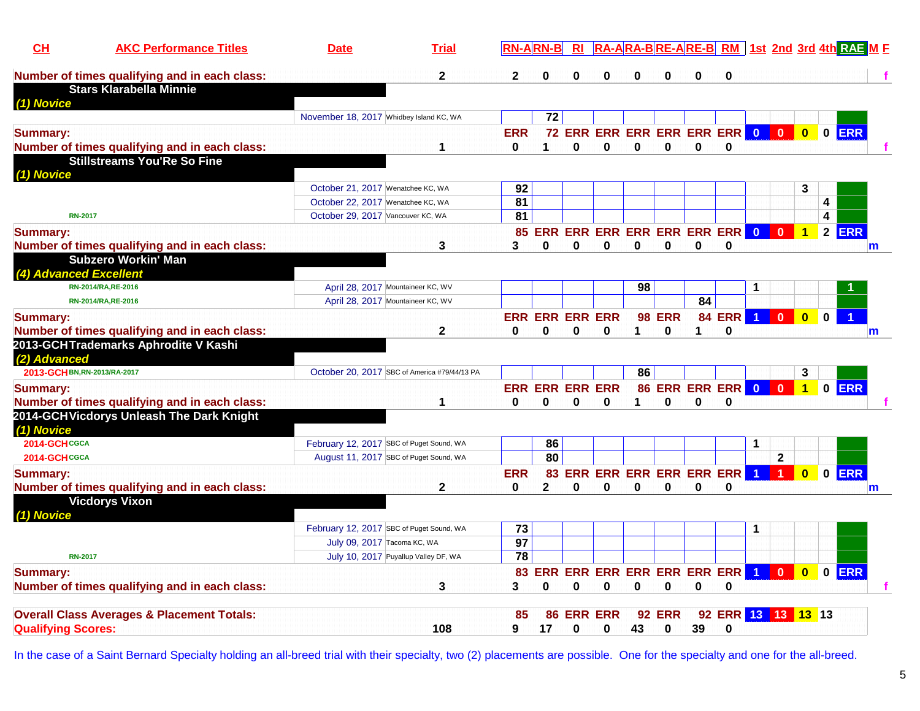| CH | AKC Performance Titles | Date | Trial | RN-A | RN-B | RI | RA-A | RA-B | RE-A | RE-B | RM | 1st | 2nd | 3rd | 4th | RAE | M F |
|---|---|---|---|---|---|---|---|---|---|---|---|---|---|---|---|---|---|
| **Number of times qualifying and in each class:** | | | 2 | 2 | 0 | 0 | 0 | 0 | 0 | 0 | 0 | | | | | | f |
| **Stars Klarabella Minnie** | | | | | | | | | | | | | | | | | |
| ***(1) Novice*** | | | | | | | | | | | | | | | | | |
| | | November 18, 2017 | Whidbey Island KC, WA | | 72 | | | | | | | | | | | | |
| **Summary:** | | | | ERR | 72 | ERR | ERR | ERR | ERR | ERR | ERR | 0 | 0 | 0 | 0 | ERR | |
| **Number of times qualifying and in each class:** | | | 1 | 0 | 1 | 0 | 0 | 0 | 0 | 0 | 0 | | | | | | f |
| **Stillstreams You'Re So Fine** | | | | | | | | | | | | | | | | | |
| ***(1) Novice*** | | | | | | | | | | | | | | | | | |
| | | October 21, 2017 | Wenatchee KC, WA | 92 | | | | | | | | | | 3 | | | |
| | | October 22, 2017 | Wenatchee KC, WA | 81 | | | | | | | | | | | 4 | | |
| | RN-2017 | October 29, 2017 | Vancouver KC, WA | 81 | | | | | | | | | | | 4 | | |
| **Summary:** | | | | 85 | ERR | ERR | ERR | ERR | ERR | ERR | ERR | 0 | 0 | 1 | 2 | ERR | |
| **Number of times qualifying and in each class:** | | | 3 | 3 | 0 | 0 | 0 | 0 | 0 | 0 | 0 | | | | | | m |
| **Subzero Workin' Man** | | | | | | | | | | | | | | | | | |
| ***(4) Advanced Excellent*** | | | | | | | | | | | | | | | | | |
| | RN-2014/RA,RE-2016 | April 28, 2017 | Mountaineer KC, WV | | | | | 98 | | | | 1 | | | | 1 | |
| | RN-2014/RA,RE-2016 | April 28, 2017 | Mountaineer KC, WV | | | | | | | 84 | | | | | | | |
| **Summary:** | | | | ERR | ERR | ERR | ERR | 98 | ERR | 84 | ERR | 1 | 0 | 0 | 0 | 1 | |
| **Number of times qualifying and in each class:** | | | 2 | 0 | 0 | 0 | 0 | 1 | 0 | 1 | 0 | | | | | | m |
| **2013-GCH Trademarks Aphrodite V Kashi** | | | | | | | | | | | | | | | | | |
| ***(2) Advanced*** | | | | | | | | | | | | | | | | | |
| 2013-GCH | BN,RN-2013/RA-2017 | October 20, 2017 | SBC of America #79/44/13 PA | | | | | 86 | | | | | | 3 | | | |
| **Summary:** | | | | ERR | ERR | ERR | ERR | 86 | ERR | ERR | ERR | 0 | 0 | 1 | 0 | ERR | |
| **Number of times qualifying and in each class:** | | | 1 | 0 | 0 | 0 | 0 | 1 | 0 | 0 | 0 | | | | | | f |
| **2014-GCH Vicdorys Unleash The Dark Knight** | | | | | | | | | | | | | | | | | |
| ***(1) Novice*** | | | | | | | | | | | | | | | | | |
| 2014-GCH | CGCA | February 12, 2017 | SBC of Puget Sound, WA | | 86 | | | | | | | 1 | | | | | |
| 2014-GCH | CGCA | August 11, 2017 | SBC of Puget Sound, WA | | 80 | | | | | | | | 2 | | | | |
| **Summary:** | | | | ERR | 83 | ERR | ERR | ERR | ERR | ERR | ERR | 1 | 1 | 0 | 0 | ERR | |
| **Number of times qualifying and in each class:** | | | 2 | 0 | 2 | 0 | 0 | 0 | 0 | 0 | 0 | | | | | | m |
| **Vicdorys Vixon** | | | | | | | | | | | | | | | | | |
| ***(1) Novice*** | | | | | | | | | | | | | | | | | |
| | | February 12, 2017 | SBC of Puget Sound, WA | 73 | | | | | | | | 1 | | | | | |
| | | July 09, 2017 | Tacoma KC, WA | 97 | | | | | | | | | | | | | |
| | RN-2017 | July 10, 2017 | Puyallup Valley DF, WA | 78 | | | | | | | | | | | | | |
| **Summary:** | | | | 83 | ERR | ERR | ERR | ERR | ERR | ERR | ERR | 1 | 0 | 0 | 0 | ERR | |
| **Number of times qualifying and in each class:** | | | 3 | 3 | 0 | 0 | 0 | 0 | 0 | 0 | 0 | | | | | | f |
| **Overall Class Averages & Placement Totals:** | | | | 85 | 86 | ERR | ERR | 92 | ERR | 92 | ERR | 13 | 13 | 13 | 13 | | |
| **Qualifying Scores:** | | | 108 | 9 | 17 | 0 | 0 | 43 | 0 | 39 | 0 | | | | | | |

In the case of a Saint Bernard Specialty holding an all-breed trial with their specialty, two (2) placements are possible. One for the specialty and one for the all-breed.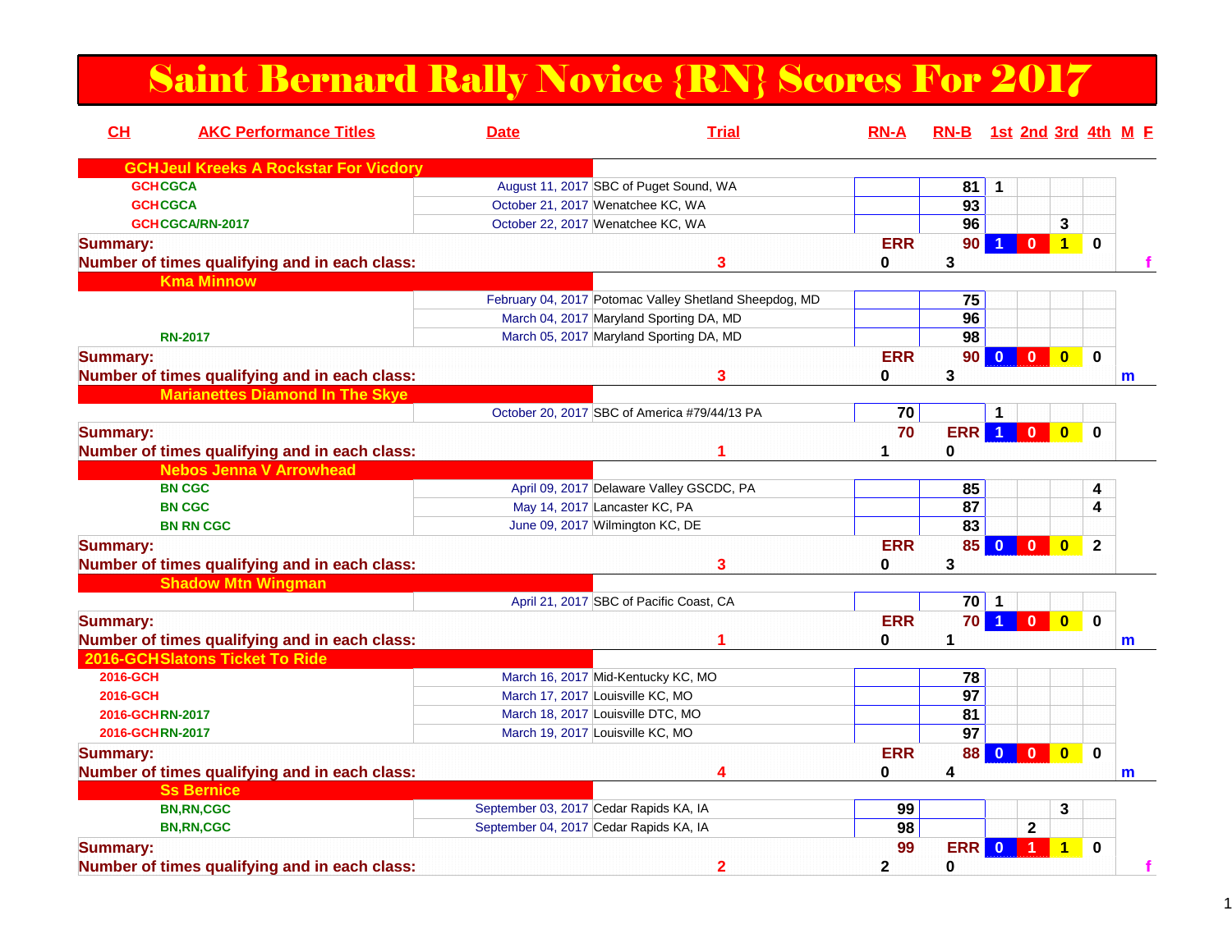# Saint Bernard Rally Novice {RN} Scores For 2017

| CH | AKC Performance Titles | Date | Trial | RN-A | RN-B | 1st | 2nd | 3rd | 4th | M | F |
|---|---|---|---|---|---|---|---|---|---|---|---|
| **GCH Jeul Kreeks A Rockstar For Vicdory** | | | | | | | | | | | |
| GCH | CGCA | August 11, 2017 | SBC of Puget Sound, WA | | 81 | 1 | | | | | |
| GCH | CGCA | October 21, 2017 | Wenatchee KC, WA | | 93 | | | | | | |
| GCH | CGCA/RN-2017 | October 22, 2017 | Wenatchee KC, WA | | 96 | | | 3 | | | |
| **Summary:** | | | | ERR | 90 | 1 | 0 | 1 | 0 | | |
| **Number of times qualifying and in each class:** | | 3 | | 0 | 3 | | | | | | f |
| **Kma Minnow** | | | | | | | | | | | |
| | | February 04, 2017 | Potomac Valley Shetland Sheepdog, MD | | 75 | | | | | | |
| | | March 04, 2017 | Maryland Sporting DA, MD | | 96 | | | | | | |
| | RN-2017 | March 05, 2017 | Maryland Sporting DA, MD | | 98 | | | | | | |
| **Summary:** | | | | ERR | 90 | 0 | 0 | 0 | 0 | | |
| **Number of times qualifying and in each class:** | | 3 | | 0 | 3 | | | | | m | |
| **Marianettes Diamond In The Skye** | | | | | | | | | | | |
| | | October 20, 2017 | SBC of America #79/44/13 PA | 70 | | 1 | | | | | |
| **Summary:** | | | | 70 | ERR | 1 | 0 | 0 | 0 | | |
| **Number of times qualifying and in each class:** | | 1 | | 1 | 0 | | | | | | |
| **Nebos Jenna V Arrowhead** | | | | | | | | | | | |
| | BN CGC | April 09, 2017 | Delaware Valley GSCDC, PA | | 85 | | | | 4 | | |
| | BN CGC | May 14, 2017 | Lancaster KC, PA | | 87 | | | | 4 | | |
| | BN RN CGC | June 09, 2017 | Wilmington KC, DE | | 83 | | | | | | |
| **Summary:** | | | | ERR | 85 | 0 | 0 | 0 | 2 | | |
| **Number of times qualifying and in each class:** | | 3 | | 0 | 3 | | | | | | |
| **Shadow Mtn Wingman** | | | | | | | | | | | |
| | | April 21, 2017 | SBC of Pacific Coast, CA | | 70 | 1 | | | | | |
| **Summary:** | | | | ERR | 70 | 1 | 0 | 0 | 0 | | |
| **Number of times qualifying and in each class:** | | 1 | | 0 | 1 | | | | | m | |
| **2016-GCH Slatons Ticket To Ride** | | | | | | | | | | | |
| 2016-GCH | | March 16, 2017 | Mid-Kentucky KC, MO | | 78 | | | | | | |
| 2016-GCH | | March 17, 2017 | Louisville KC, MO | | 97 | | | | | | |
| 2016-GCH | RN-2017 | March 18, 2017 | Louisville DTC, MO | | 81 | | | | | | |
| 2016-GCH | RN-2017 | March 19, 2017 | Louisville KC, MO | | 97 | | | | | | |
| **Summary:** | | | | ERR | 88 | 0 | 0 | 0 | 0 | | |
| **Number of times qualifying and in each class:** | | 4 | | 0 | 4 | | | | | m | |
| **Ss Bernice** | | | | | | | | | | | |
| | BN,RN,CGC | September 03, 2017 | Cedar Rapids KA, IA | 99 | | | | 3 | | | |
| | BN,RN,CGC | September 04, 2017 | Cedar Rapids KA, IA | 98 | | | 2 | | | | |
| **Summary:** | | | | 99 | ERR | 0 | 1 | 1 | 0 | | |
| **Number of times qualifying and in each class:** | | 2 | | 2 | 0 | | | | | | f |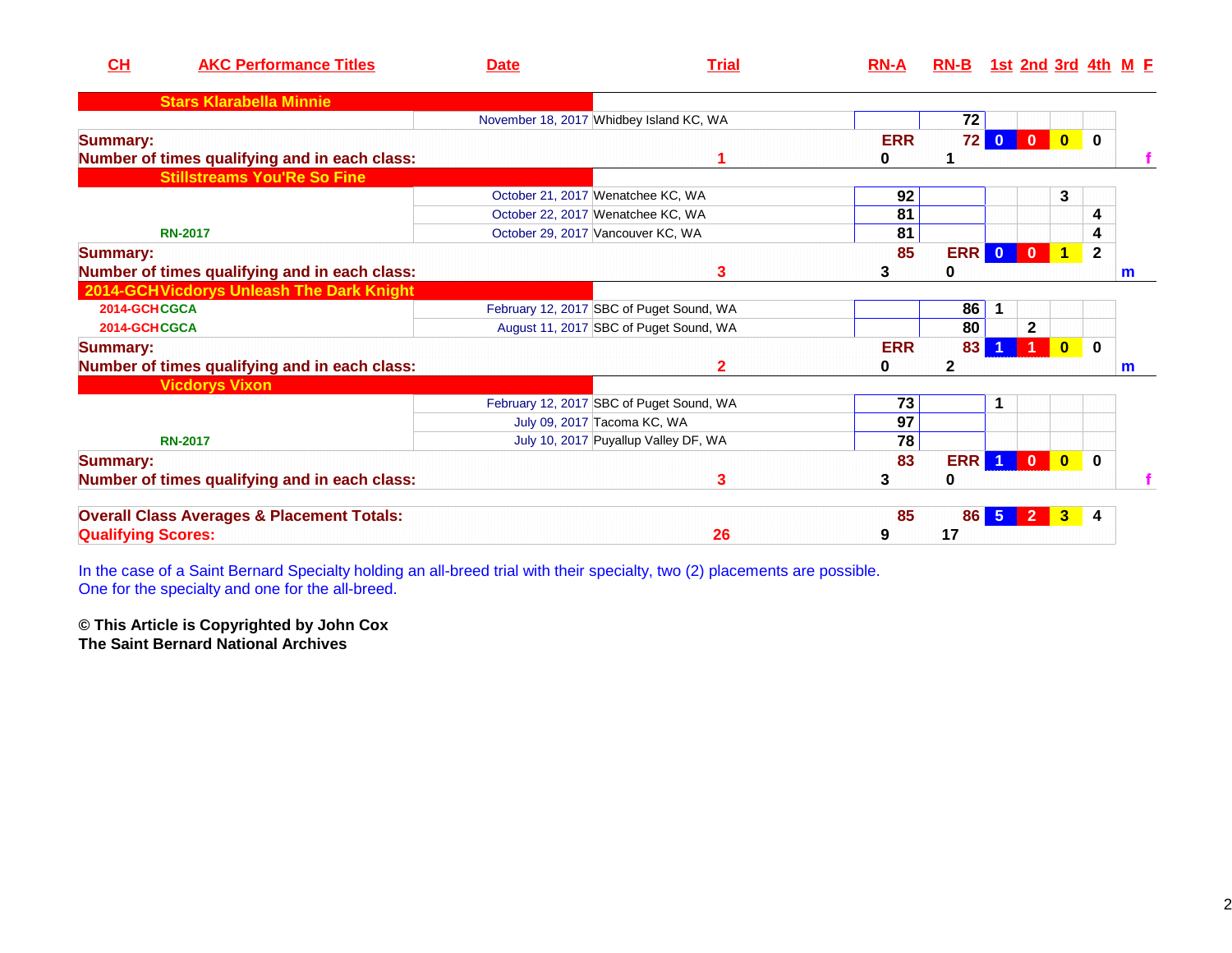| CH | AKC Performance Titles | Date | Trial | RN-A | RN-B | 1st | 2nd | 3rd | 4th | M | F |
|---|---|---|---|---|---|---|---|---|---|---|---|
| **Stars Klarabella Minnie** | | | | | | | | | | | |
| | | November 18, 2017 | Whidbey Island KC, WA | | 72 | | | | | | |
| **Summary:** | | | | ERR | 72 | 0 | 0 | 0 | 0 | | |
| **Number of times qualifying and in each class:** | | 1 | | 0 | 1 | | | | | | f |
| **Stillstreams You'Re So Fine** | | | | | | | | | | | |
| | | October 21, 2017 | Wenatchee KC, WA | 92 | | | | 3 | | | |
| | | October 22, 2017 | Wenatchee KC, WA | 81 | | | | | 4 | | |
| | RN-2017 | October 29, 2017 | Vancouver KC, WA | 81 | | | | | 4 | | |
| **Summary:** | | | | 85 | ERR | 0 | 0 | 1 | 2 | | |
| **Number of times qualifying and in each class:** | | 3 | | 3 | 0 | | | | | m | |
| **2014-GCH Vicdorys Unleash The Dark Knight** | | | | | | | | | | | |
| 2014-GCH | CGCA | February 12, 2017 | SBC of Puget Sound, WA | | 86 | 1 | | | | | |
| 2014-GCH | CGCA | August 11, 2017 | SBC of Puget Sound, WA | | 80 | | 2 | | | | |
| **Summary:** | | | | ERR | 83 | 1 | 1 | 0 | 0 | | |
| **Number of times qualifying and in each class:** | | 2 | | 0 | 2 | | | | | m | |
| **Vicdorys Vixon** | | | | | | | | | | | |
| | | February 12, 2017 | SBC of Puget Sound, WA | 73 | | 1 | | | | | |
| | | July 09, 2017 | Tacoma KC, WA | 97 | | | | | | | |
| | RN-2017 | July 10, 2017 | Puyallup Valley DF, WA | 78 | | | | | | | |
| **Summary:** | | | | 83 | ERR | 1 | 0 | 0 | 0 | | |
| **Number of times qualifying and in each class:** | | 3 | | 3 | 0 | | | | | | f |
| **Overall Class Averages & Placement Totals:** | | | | 85 | 86 | 5 | 2 | 3 | 4 | | |
| **Qualifying Scores:** | | 26 | | 9 | 17 | | | | | | |

In the case of a Saint Bernard Specialty holding an all-breed trial with their specialty, two (2) placements are possible.
One for the specialty and one for the all-breed.

**© This Article is Copyrighted by John Cox**
**The Saint Bernard National Archives**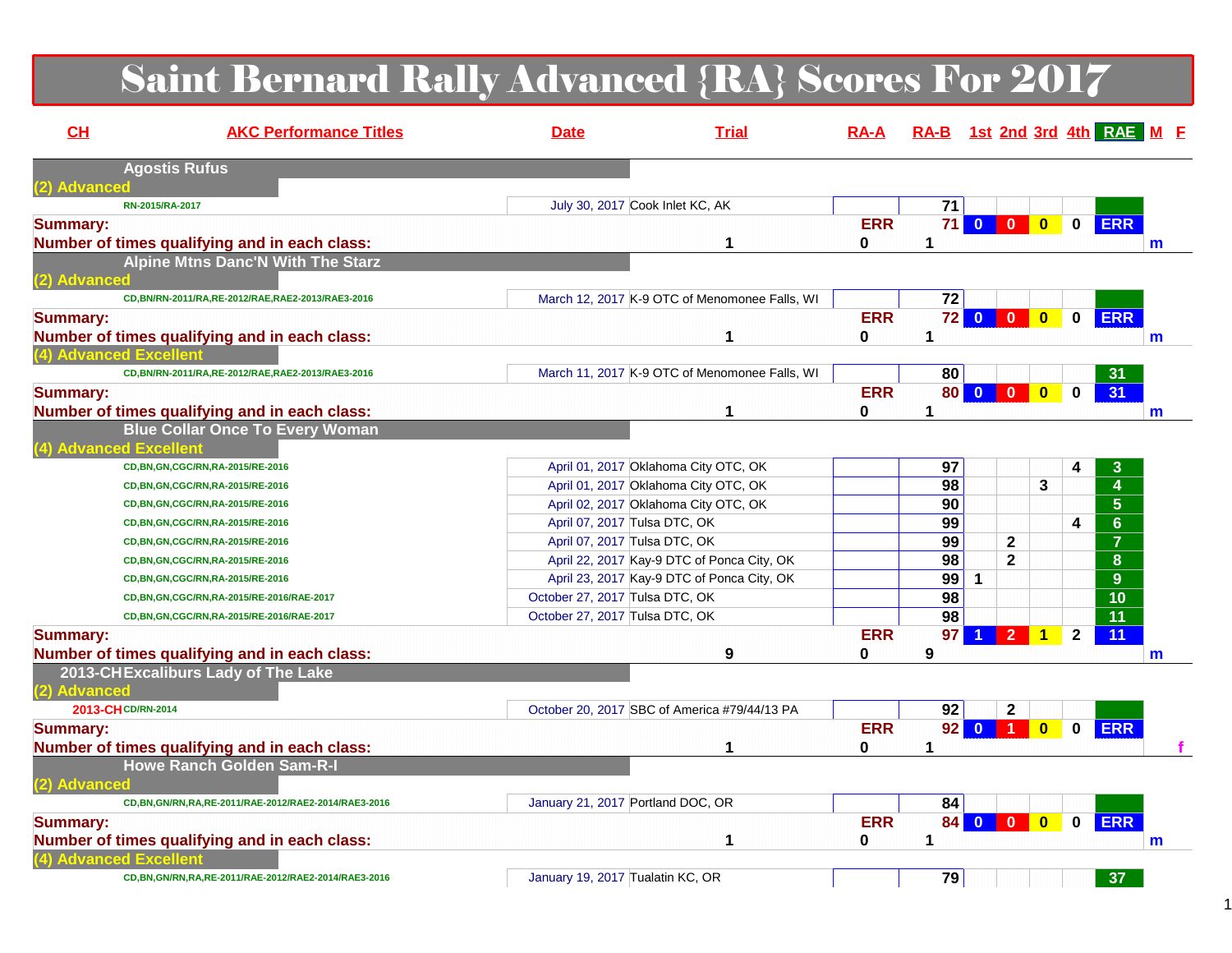# Saint Bernard Rally Advanced {RA} Scores For 2017

| CH | AKC Performance Titles | Date | Trial | RA-A | RA-B | 1st | 2nd | 3rd | 4th | RAE | M | F |
|---|---|---|---|---|---|---|---|---|---|---|---|---|
| | **Agostis Rufus** | | | | | | | | | | | |
| **(2) Advanced** | | | | | | | | | | | | |
| | RN-2015/RA-2017 | July 30, 2017 | Cook Inlet KC, AK | | 71 | | | | | | | |
| **Summary:** | | | | ERR | 71 | 0 | 0 | 0 | 0 | ERR | | |
| **Number of times qualifying and in each class:** | | | 1 | 0 | 1 | | | | | | m | |
| | **Alpine Mtns Danc'N With The Starz** | | | | | | | | | | | |
| **(2) Advanced** | | | | | | | | | | | | |
| | CD,BN/RN-2011/RA,RE-2012/RAE,RAE2-2013/RAE3-2016 | March 12, 2017 | K-9 OTC of Menomonee Falls, WI | | 72 | | | | | | | |
| **Summary:** | | | | ERR | 72 | 0 | 0 | 0 | 0 | ERR | | |
| **Number of times qualifying and in each class:** | | | 1 | 0 | 1 | | | | | | m | |
| **(4) Advanced Excellent** | | | | | | | | | | | | |
| | CD,BN/RN-2011/RA,RE-2012/RAE,RAE2-2013/RAE3-2016 | March 11, 2017 | K-9 OTC of Menomonee Falls, WI | | 80 | | | | | 31 | | |
| **Summary:** | | | | ERR | 80 | 0 | 0 | 0 | 0 | 31 | | |
| **Number of times qualifying and in each class:** | | | 1 | 0 | 1 | | | | | | m | |
| | **Blue Collar Once To Every Woman** | | | | | | | | | | | |
| **(4) Advanced Excellent** | | | | | | | | | | | | |
| | CD,BN,GN,CGC/RN,RA-2015/RE-2016 | April 01, 2017 | Oklahoma City OTC, OK | | 97 | | | | 4 | 3 | | |
| | CD,BN,GN,CGC/RN,RA-2015/RE-2016 | April 01, 2017 | Oklahoma City OTC, OK | | 98 | | | 3 | | 4 | | |
| | CD,BN,GN,CGC/RN,RA-2015/RE-2016 | April 02, 2017 | Oklahoma City OTC, OK | | 90 | | | | | 5 | | |
| | CD,BN,GN,CGC/RN,RA-2015/RE-2016 | April 07, 2017 | Tulsa DTC, OK | | 99 | | | | 4 | 6 | | |
| | CD,BN,GN,CGC/RN,RA-2015/RE-2016 | April 07, 2017 | Tulsa DTC, OK | | 99 | | 2 | | | 7 | | |
| | CD,BN,GN,CGC/RN,RA-2015/RE-2016 | April 22, 2017 | Kay-9 DTC of Ponca City, OK | | 98 | | 2 | | | 8 | | |
| | CD,BN,GN,CGC/RN,RA-2015/RE-2016 | April 23, 2017 | Kay-9 DTC of Ponca City, OK | | 99 | 1 | | | | 9 | | |
| | CD,BN,GN,CGC/RN,RA-2015/RE-2016/RAE-2017 | October 27, 2017 | Tulsa DTC, OK | | 98 | | | | | 10 | | |
| | CD,BN,GN,CGC/RN,RA-2015/RE-2016/RAE-2017 | October 27, 2017 | Tulsa DTC, OK | | 98 | | | | | 11 | | |
| **Summary:** | | | | ERR | 97 | 1 | 2 | 1 | 2 | 11 | | |
| **Number of times qualifying and in each class:** | | | 9 | 0 | 9 | | | | | | m | |
| 2013-CH | **Excaliburs Lady of The Lake** | | | | | | | | | | | |
| **(2) Advanced** | | | | | | | | | | | | |
| 2013-CH | CD/RN-2014 | October 20, 2017 | SBC of America #79/44/13 PA | | 92 | | 2 | | | | | |
| **Summary:** | | | | ERR | 92 | 0 | 1 | 0 | 0 | ERR | | |
| **Number of times qualifying and in each class:** | | | 1 | 0 | 1 | | | | | | | f |
| | **Howe Ranch Golden Sam-R-I** | | | | | | | | | | | |
| **(2) Advanced** | | | | | | | | | | | | |
| | CD,BN,GN/RN,RA,RE-2011/RAE-2012/RAE2-2014/RAE3-2016 | January 21, 2017 | Portland DOC, OR | | 84 | | | | | | | |
| **Summary:** | | | | ERR | 84 | 0 | 0 | 0 | 0 | ERR | | |
| **Number of times qualifying and in each class:** | | | 1 | 0 | 1 | | | | | | m | |
| **(4) Advanced Excellent** | | | | | | | | | | | | |
| | CD,BN,GN/RN,RA,RE-2011/RAE-2012/RAE2-2014/RAE3-2016 | January 19, 2017 | Tualatin KC, OR | | 79 | | | | | 37 | | |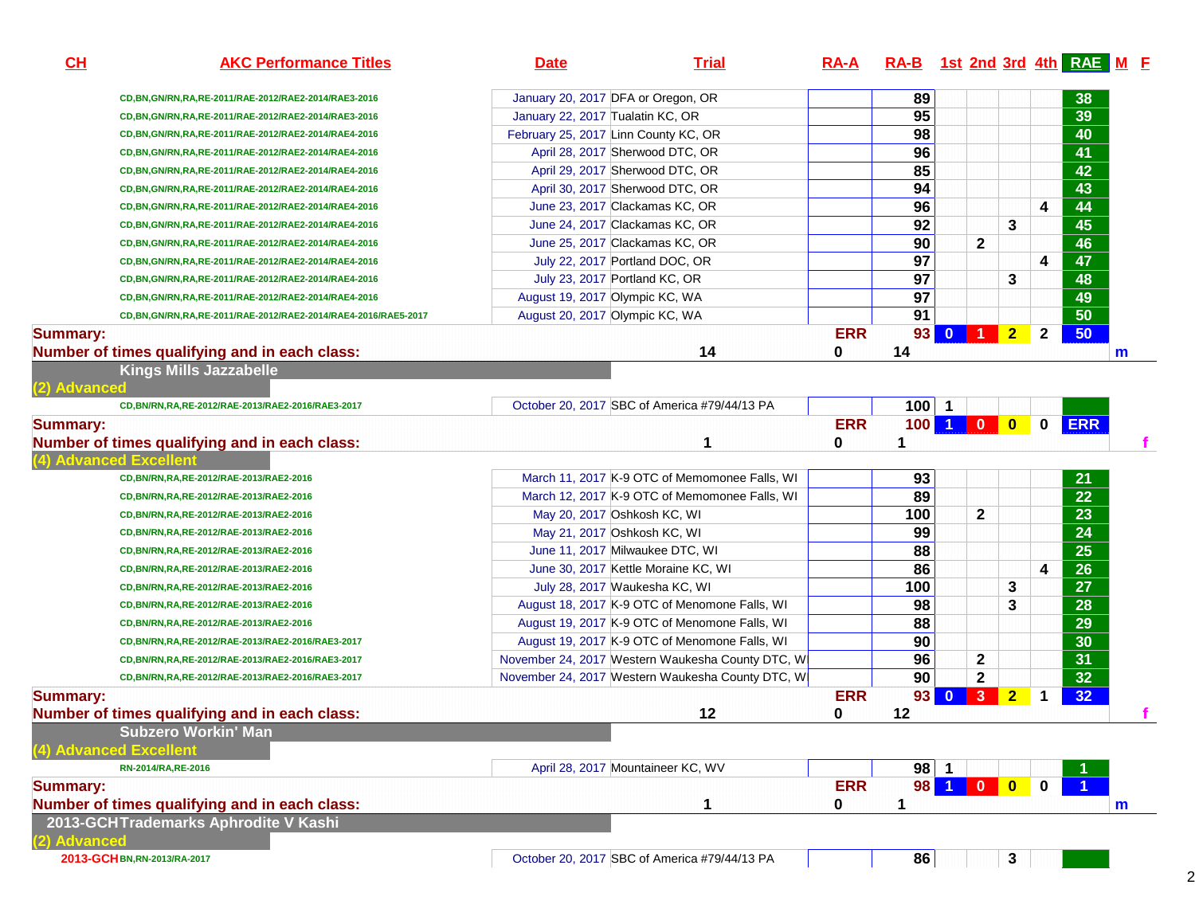| CH | AKC Performance Titles | Date | Trial | RA-A | RA-B | 1st | 2nd | 3rd | 4th | RAE | M | F |
|---|---|---|---|---|---|---|---|---|---|---|---|---|
| | CD,BN,GN/RN,RA,RE-2011/RAE-2012/RAE2-2014/RAE3-2016 | January 20, 2017 | DFA or Oregon, OR | | 89 | | | | | 38 | | |
| | CD,BN,GN/RN,RA,RE-2011/RAE-2012/RAE2-2014/RAE3-2016 | January 22, 2017 | Tualatin KC, OR | | 95 | | | | | 39 | | |
| | CD,BN,GN/RN,RA,RE-2011/RAE-2012/RAE2-2014/RAE4-2016 | February 25, 2017 | Linn County KC, OR | | 98 | | | | | 40 | | |
| | CD,BN,GN/RN,RA,RE-2011/RAE-2012/RAE2-2014/RAE4-2016 | April 28, 2017 | Sherwood DTC, OR | | 96 | | | | | 41 | | |
| | CD,BN,GN/RN,RA,RE-2011/RAE-2012/RAE2-2014/RAE4-2016 | April 29, 2017 | Sherwood DTC, OR | | 85 | | | | | 42 | | |
| | CD,BN,GN/RN,RA,RE-2011/RAE-2012/RAE2-2014/RAE4-2016 | April 30, 2017 | Sherwood DTC, OR | | 94 | | | | | 43 | | |
| | CD,BN,GN/RN,RA,RE-2011/RAE-2012/RAE2-2014/RAE4-2016 | June 23, 2017 | Clackamas KC, OR | | 96 | | | | 4 | 44 | | |
| | CD,BN,GN/RN,RA,RE-2011/RAE-2012/RAE2-2014/RAE4-2016 | June 24, 2017 | Clackamas KC, OR | | 92 | | | 3 | | 45 | | |
| | CD,BN,GN/RN,RA,RE-2011/RAE-2012/RAE2-2014/RAE4-2016 | June 25, 2017 | Clackamas KC, OR | | 90 | | 2 | | | 46 | | |
| | CD,BN,GN/RN,RA,RE-2011/RAE-2012/RAE2-2014/RAE4-2016 | July 22, 2017 | Portland DOC, OR | | 97 | | | | 4 | 47 | | |
| | CD,BN,GN/RN,RA,RE-2011/RAE-2012/RAE2-2014/RAE4-2016 | July 23, 2017 | Portland KC, OR | | 97 | | | 3 | | 48 | | |
| | CD,BN,GN/RN,RA,RE-2011/RAE-2012/RAE2-2014/RAE4-2016 | August 19, 2017 | Olympic KC, WA | | 97 | | | | | 49 | | |
| | CD,BN,GN/RN,RA,RE-2011/RAE-2012/RAE2-2014/RAE4-2016/RAE5-2017 | August 20, 2017 | Olympic KC, WA | | 91 | | | | | 50 | | |
| **Summary:** | | | | ERR | 93 | 0 | 1 | 2 | 2 | 50 | | |
| **Number of times qualifying and in each class:** | | | 14 | 0 | 14 | | | | | | m | |
| **Kings Mills Jazzabelle** | | | | | | | | | | | | |
| **(2) Advanced** | | | | | | | | | | | | |
| | CD,BN/RN,RA,RE-2012/RAE-2013/RAE2-2016/RAE3-2017 | October 20, 2017 | SBC of America #79/44/13 PA | | 100 | 1 | | | | | | |
| **Summary:** | | | | ERR | 100 | 1 | 0 | 0 | 0 | ERR | | |
| **Number of times qualifying and in each class:** | | | 1 | 0 | 1 | | | | | | | f |
| **(4) Advanced Excellent** | | | | | | | | | | | | |
| | CD,BN/RN,RA,RE-2012/RAE-2013/RAE2-2016 | March 11, 2017 | K-9 OTC of Memomonee Falls, WI | | 93 | | | | | 21 | | |
| | CD,BN/RN,RA,RE-2012/RAE-2013/RAE2-2016 | March 12, 2017 | K-9 OTC of Memomonee Falls, WI | | 89 | | | | | 22 | | |
| | CD,BN/RN,RA,RE-2012/RAE-2013/RAE2-2016 | May 20, 2017 | Oshkosh KC, WI | | 100 | | 2 | | | 23 | | |
| | CD,BN/RN,RA,RE-2012/RAE-2013/RAE2-2016 | May 21, 2017 | Oshkosh KC, WI | | 99 | | | | | 24 | | |
| | CD,BN/RN,RA,RE-2012/RAE-2013/RAE2-2016 | June 11, 2017 | Milwaukee DTC, WI | | 88 | | | | | 25 | | |
| | CD,BN/RN,RA,RE-2012/RAE-2013/RAE2-2016 | June 30, 2017 | Kettle Moraine KC, WI | | 86 | | | | 4 | 26 | | |
| | CD,BN/RN,RA,RE-2012/RAE-2013/RAE2-2016 | July 28, 2017 | Waukesha KC, WI | | 100 | | | 3 | | 27 | | |
| | CD,BN/RN,RA,RE-2012/RAE-2013/RAE2-2016 | August 18, 2017 | K-9 OTC of Menomone Falls, WI | | 98 | | | 3 | | 28 | | |
| | CD,BN/RN,RA,RE-2012/RAE-2013/RAE2-2016 | August 19, 2017 | K-9 OTC of Menomone Falls, WI | | 88 | | | | | 29 | | |
| | CD,BN/RN,RA,RE-2012/RAE-2013/RAE2-2016/RAE3-2017 | August 19, 2017 | K-9 OTC of Menomone Falls, WI | | 90 | | | | | 30 | | |
| | CD,BN/RN,RA,RE-2012/RAE-2013/RAE2-2016/RAE3-2017 | November 24, 2017 | Western Waukesha County DTC, WI | | 96 | | 2 | | | 31 | | |
| | CD,BN/RN,RA,RE-2012/RAE-2013/RAE2-2016/RAE3-2017 | November 24, 2017 | Western Waukesha County DTC, WI | | 90 | | 2 | | | 32 | | |
| **Summary:** | | | | ERR | 93 | 0 | 3 | 2 | 1 | 32 | | |
| **Number of times qualifying and in each class:** | | | 12 | 0 | 12 | | | | | | | f |
| **Subzero Workin' Man** | | | | | | | | | | | | |
| **(4) Advanced Excellent** | | | | | | | | | | | | |
| | RN-2014/RA,RE-2016 | April 28, 2017 | Mountaineer KC, WV | | 98 | 1 | | | | 1 | | |
| **Summary:** | | | | ERR | 98 | 1 | 0 | 0 | 0 | 1 | | |
| **Number of times qualifying and in each class:** | | | 1 | 0 | 1 | | | | | | m | |
| **2013-GCH Trademarks Aphrodite V Kashi** | | | | | | | | | | | | |
| **(2) Advanced** | | | | | | | | | | | | |
| 2013-GCH | BN,RN-2013/RA-2017 | October 20, 2017 | SBC of America #79/44/13 PA | | 86 | | | 3 | | | | |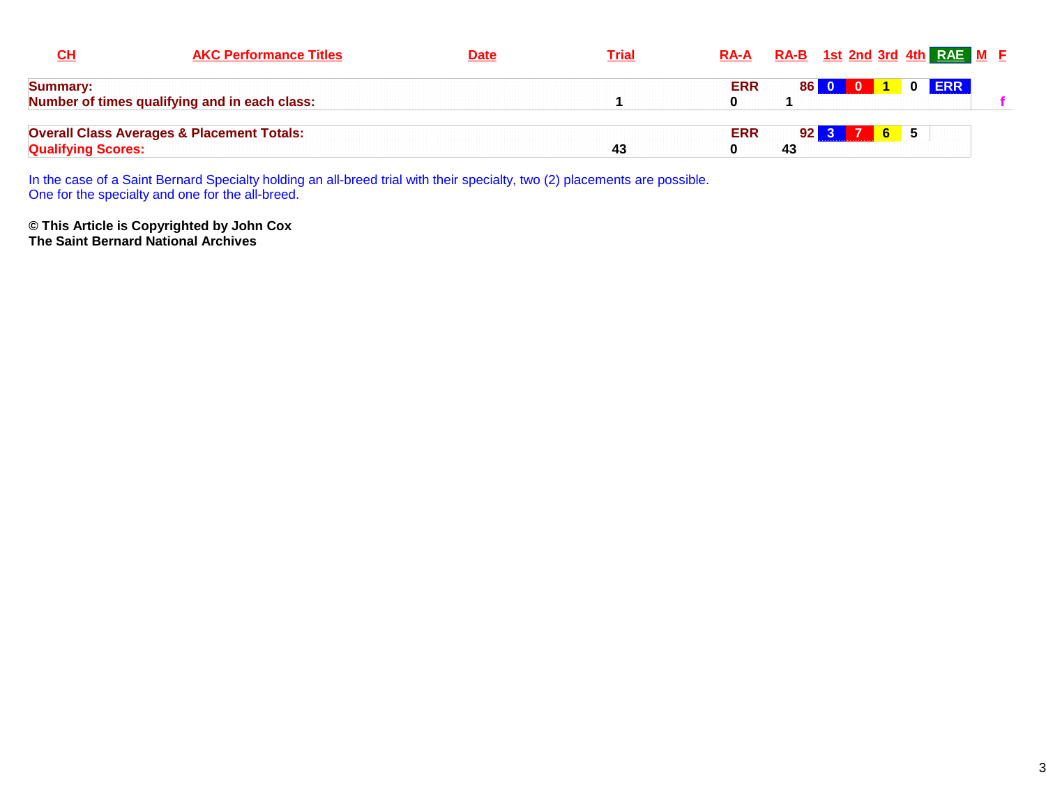| CH | AKC Performance Titles | Date | Trial | RA-A | RA-B | 1st | 2nd | 3rd | 4th | RAE | M | F |
|---|---|---|---|---|---|---|---|---|---|---|---|---|
| **Summary:** | | | | ERR | 86 | 0 | 0 | 1 | 0 | ERR | | |
| **Number of times qualifying and in each class:** | | | 1 | 0 | 1 | | | | | | | f |
| **Overall Class Averages & Placement Totals:** | | | | ERR | 92 | 3 | 7 | 6 | 5 | | | |
| **Qualifying Scores:** | | | 43 | 0 | 43 | | | | | | | |

In the case of a Saint Bernard Specialty holding an all-breed trial with their specialty, two (2) placements are possible.
One for the specialty and one for the all-breed.

**© This Article is Copyrighted by John Cox**
**The Saint Bernard National Archives**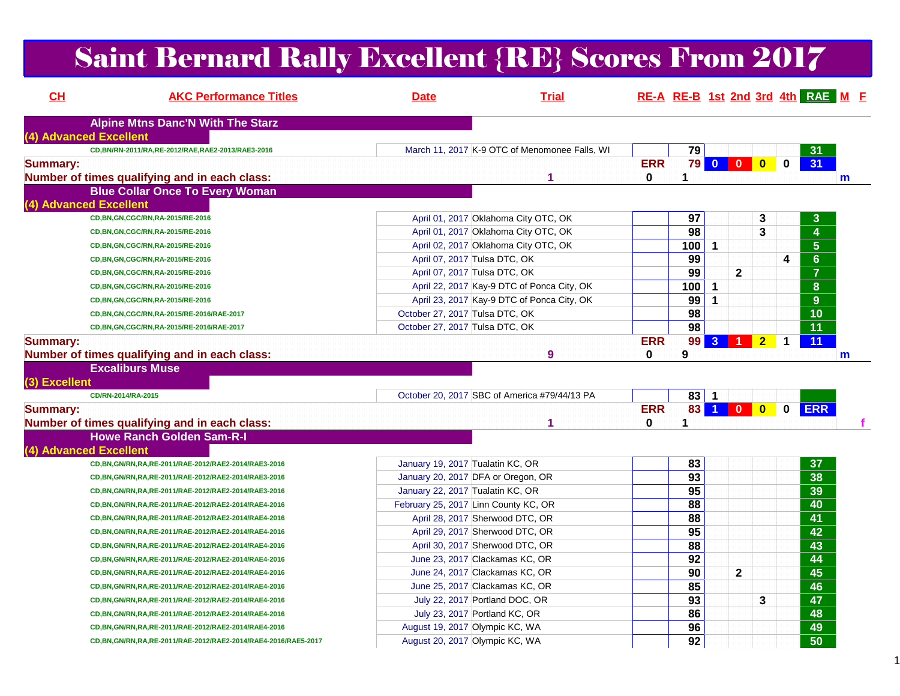# Saint Bernard Rally Excellent {RE} Scores From 2017

| CH | AKC Performance Titles | Date | Trial | RE-A | RE-B | 1st | 2nd | 3rd | 4th | RAE | M | F |
|---|---|---|---|---|---|---|---|---|---|---|---|---|
| | **Alpine Mtns Danc'N With The Starz** | | | | | | | | | | | |
| **(4) Advanced Excellent** | | | | | | | | | | | | |
| | CD,BN/RN-2011/RA,RE-2012/RAE,RAE2-2013/RAE3-2016 | March 11, 2017 | K-9 OTC of Menomonee Falls, WI | | 79 | | | | | 31 | | |
| **Summary:** | | | | ERR | 79 | 0 | 0 | 0 | 0 | 31 | | |
| **Number of times qualifying and in each class:** | | | 1 | 0 | 1 | | | | | | m | |
| | **Blue Collar Once To Every Woman** | | | | | | | | | | | |
| **(4) Advanced Excellent** | | | | | | | | | | | | |
| | CD,BN,GN,CGC/RN,RA-2015/RE-2016 | April 01, 2017 | Oklahoma City OTC, OK | | 97 | | | 3 | | 3 | | |
| | CD,BN,GN,CGC/RN,RA-2015/RE-2016 | April 01, 2017 | Oklahoma City OTC, OK | | 98 | | | 3 | | 4 | | |
| | CD,BN,GN,CGC/RN,RA-2015/RE-2016 | April 02, 2017 | Oklahoma City OTC, OK | | 100 | 1 | | | | 5 | | |
| | CD,BN,GN,CGC/RN,RA-2015/RE-2016 | April 07, 2017 | Tulsa DTC, OK | | 99 | | | | 4 | 6 | | |
| | CD,BN,GN,CGC/RN,RA-2015/RE-2016 | April 07, 2017 | Tulsa DTC, OK | | 99 | | 2 | | | 7 | | |
| | CD,BN,GN,CGC/RN,RA-2015/RE-2016 | April 22, 2017 | Kay-9 DTC of Ponca City, OK | | 100 | 1 | | | | 8 | | |
| | CD,BN,GN,CGC/RN,RA-2015/RE-2016 | April 23, 2017 | Kay-9 DTC of Ponca City, OK | | 99 | 1 | | | | 9 | | |
| | CD,BN,GN,CGC/RN,RA-2015/RE-2016/RAE-2017 | October 27, 2017 | Tulsa DTC, OK | | 98 | | | | | 10 | | |
| | CD,BN,GN,CGC/RN,RA-2015/RE-2016/RAE-2017 | October 27, 2017 | Tulsa DTC, OK | | 98 | | | | | 11 | | |
| **Summary:** | | | | ERR | 99 | 3 | 1 | 2 | 1 | 11 | | |
| **Number of times qualifying and in each class:** | | | 9 | 0 | 9 | | | | | | m | |
| | **Excaliburs Muse** | | | | | | | | | | | |
| **(3) Excellent** | | | | | | | | | | | | |
| | CD/RN-2014/RA-2015 | October 20, 2017 | SBC of America #79/44/13 PA | | 83 | 1 | | | | | | |
| **Summary:** | | | | ERR | 83 | 1 | 0 | 0 | 0 | ERR | | |
| **Number of times qualifying and in each class:** | | | 1 | 0 | 1 | | | | | | | f |
| | **Howe Ranch Golden Sam-R-I** | | | | | | | | | | | |
| **(4) Advanced Excellent** | | | | | | | | | | | | |
| | CD,BN,GN/RN,RA,RE-2011/RAE-2012/RAE2-2014/RAE3-2016 | January 19, 2017 | Tualatin KC, OR | | 83 | | | | | 37 | | |
| | CD,BN,GN/RN,RA,RE-2011/RAE-2012/RAE2-2014/RAE3-2016 | January 20, 2017 | DFA or Oregon, OR | | 93 | | | | | 38 | | |
| | CD,BN,GN/RN,RA,RE-2011/RAE-2012/RAE2-2014/RAE3-2016 | January 22, 2017 | Tualatin KC, OR | | 95 | | | | | 39 | | |
| | CD,BN,GN/RN,RA,RE-2011/RAE-2012/RAE2-2014/RAE4-2016 | February 25, 2017 | Linn County KC, OR | | 88 | | | | | 40 | | |
| | CD,BN,GN/RN,RA,RE-2011/RAE-2012/RAE2-2014/RAE4-2016 | April 28, 2017 | Sherwood DTC, OR | | 88 | | | | | 41 | | |
| | CD,BN,GN/RN,RA,RE-2011/RAE-2012/RAE2-2014/RAE4-2016 | April 29, 2017 | Sherwood DTC, OR | | 95 | | | | | 42 | | |
| | CD,BN,GN/RN,RA,RE-2011/RAE-2012/RAE2-2014/RAE4-2016 | April 30, 2017 | Sherwood DTC, OR | | 88 | | | | | 43 | | |
| | CD,BN,GN/RN,RA,RE-2011/RAE-2012/RAE2-2014/RAE4-2016 | June 23, 2017 | Clackamas KC, OR | | 92 | | | | | 44 | | |
| | CD,BN,GN/RN,RA,RE-2011/RAE-2012/RAE2-2014/RAE4-2016 | June 24, 2017 | Clackamas KC, OR | | 90 | | 2 | | | 45 | | |
| | CD,BN,GN/RN,RA,RE-2011/RAE-2012/RAE2-2014/RAE4-2016 | June 25, 2017 | Clackamas KC, OR | | 85 | | | | | 46 | | |
| | CD,BN,GN/RN,RA,RE-2011/RAE-2012/RAE2-2014/RAE4-2016 | July 22, 2017 | Portland DOC, OR | | 93 | | | 3 | | 47 | | |
| | CD,BN,GN/RN,RA,RE-2011/RAE-2012/RAE2-2014/RAE4-2016 | July 23, 2017 | Portland KC, OR | | 86 | | | | | 48 | | |
| | CD,BN,GN/RN,RA,RE-2011/RAE-2012/RAE2-2014/RAE4-2016 | August 19, 2017 | Olympic KC, WA | | 96 | | | | | 49 | | |
| | CD,BN,GN/RN,RA,RE-2011/RAE-2012/RAE2-2014/RAE4-2016/RAE5-2017 | August 20, 2017 | Olympic KC, WA | | 92 | | | | | 50 | | |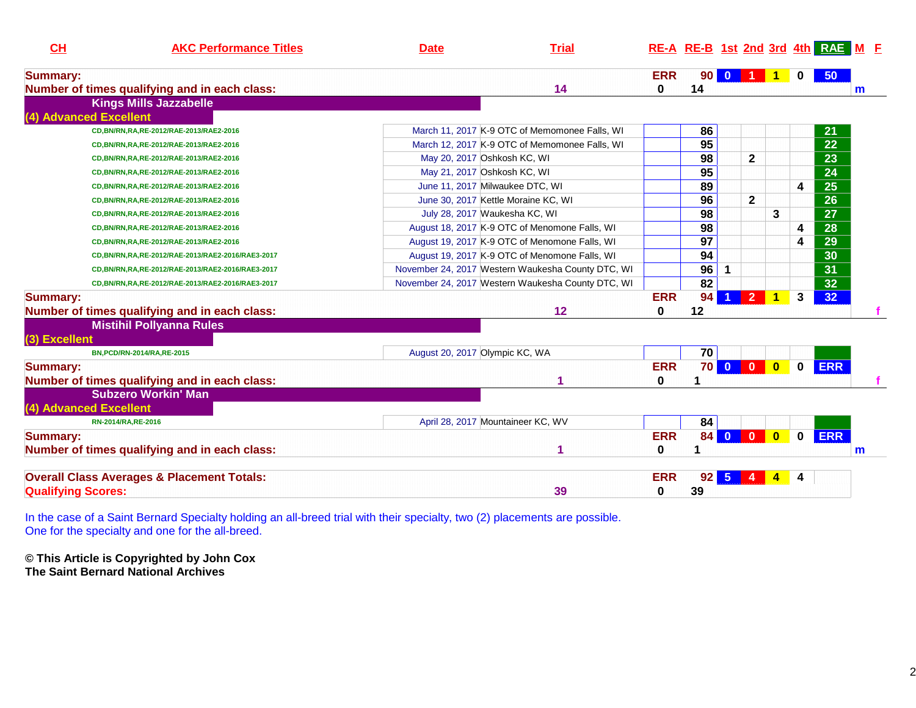| CH | AKC Performance Titles | Date | Trial | RE-A | RE-B | 1st | 2nd | 3rd | 4th | RAE | M | F |
|---|---|---|---|---|---|---|---|---|---|---|---|---|
| **Summary:** | | | | **ERR** | **90** | **0** | **1** | **1** | **0** | **50** | | |
| **Number of times qualifying and in each class:** | | | **14** | **0** | **14** | | | | | | **m** | |
| **Kings Mills Jazzabelle** | | | | | | | | | | | | |
| **(4) Advanced Excellent** | | | | | | | | | | | | |
| | CD,BN/RN,RA,RE-2012/RAE-2013/RAE2-2016 | March 11, 2017 | K-9 OTC of Memomonee Falls, WI | | 86 | | | | | 21 | | |
| | CD,BN/RN,RA,RE-2012/RAE-2013/RAE2-2016 | March 12, 2017 | K-9 OTC of Memomonee Falls, WI | | 95 | | | | | 22 | | |
| | CD,BN/RN,RA,RE-2012/RAE-2013/RAE2-2016 | May 20, 2017 | Oshkosh KC, WI | | 98 | | 2 | | | 23 | | |
| | CD,BN/RN,RA,RE-2012/RAE-2013/RAE2-2016 | May 21, 2017 | Oshkosh KC, WI | | 95 | | | | | 24 | | |
| | CD,BN/RN,RA,RE-2012/RAE-2013/RAE2-2016 | June 11, 2017 | Milwaukee DTC, WI | | 89 | | | | 4 | 25 | | |
| | CD,BN/RN,RA,RE-2012/RAE-2013/RAE2-2016 | June 30, 2017 | Kettle Moraine KC, WI | | 96 | | 2 | | | 26 | | |
| | CD,BN/RN,RA,RE-2012/RAE-2013/RAE2-2016 | July 28, 2017 | Waukesha KC, WI | | 98 | | | 3 | | 27 | | |
| | CD,BN/RN,RA,RE-2012/RAE-2013/RAE2-2016 | August 18, 2017 | K-9 OTC of Menomone Falls, WI | | 98 | | | | 4 | 28 | | |
| | CD,BN/RN,RA,RE-2012/RAE-2013/RAE2-2016 | August 19, 2017 | K-9 OTC of Menomone Falls, WI | | 97 | | | | 4 | 29 | | |
| | CD,BN/RN,RA,RE-2012/RAE-2013/RAE2-2016/RAE3-2017 | August 19, 2017 | K-9 OTC of Menomone Falls, WI | | 94 | | | | | 30 | | |
| | CD,BN/RN,RA,RE-2012/RAE-2013/RAE2-2016/RAE3-2017 | November 24, 2017 | Western Waukesha County DTC, WI | | 96 | 1 | | | | 31 | | |
| | CD,BN/RN,RA,RE-2012/RAE-2013/RAE2-2016/RAE3-2017 | November 24, 2017 | Western Waukesha County DTC, WI | | 82 | | | | | 32 | | |
| **Summary:** | | | | **ERR** | **94** | **1** | **2** | **1** | **3** | **32** | | |
| **Number of times qualifying and in each class:** | | | **12** | **0** | **12** | | | | | | | **f** |
| **Mistihil Pollyanna Rules** | | | | | | | | | | | | |
| **(3) Excellent** | | | | | | | | | | | | |
| | BN,PCD/RN-2014/RA,RE-2015 | August 20, 2017 | Olympic KC, WA | | 70 | | | | | | | |
| **Summary:** | | | | **ERR** | **70** | **0** | **0** | **0** | **0** | **ERR** | | |
| **Number of times qualifying and in each class:** | | | **1** | **0** | **1** | | | | | | | **f** |
| **Subzero Workin' Man** | | | | | | | | | | | | |
| **(4) Advanced Excellent** | | | | | | | | | | | | |
| | RN-2014/RA,RE-2016 | April 28, 2017 | Mountaineer KC, WV | | 84 | | | | | | | |
| **Summary:** | | | | **ERR** | **84** | **0** | **0** | **0** | **0** | **ERR** | | |
| **Number of times qualifying and in each class:** | | | **1** | **0** | **1** | | | | | | **m** | |
| **Overall Class Averages & Placement Totals:** | | | | **ERR** | **92** | **5** | **4** | **4** | **4** | | | |
| **Qualifying Scores:** | | | **39** | **0** | **39** | | | | | | | |

In the case of a Saint Bernard Specialty holding an all-breed trial with their specialty, two (2) placements are possible.
One for the specialty and one for the all-breed.

**© This Article is Copyrighted by John Cox**
**The Saint Bernard National Archives**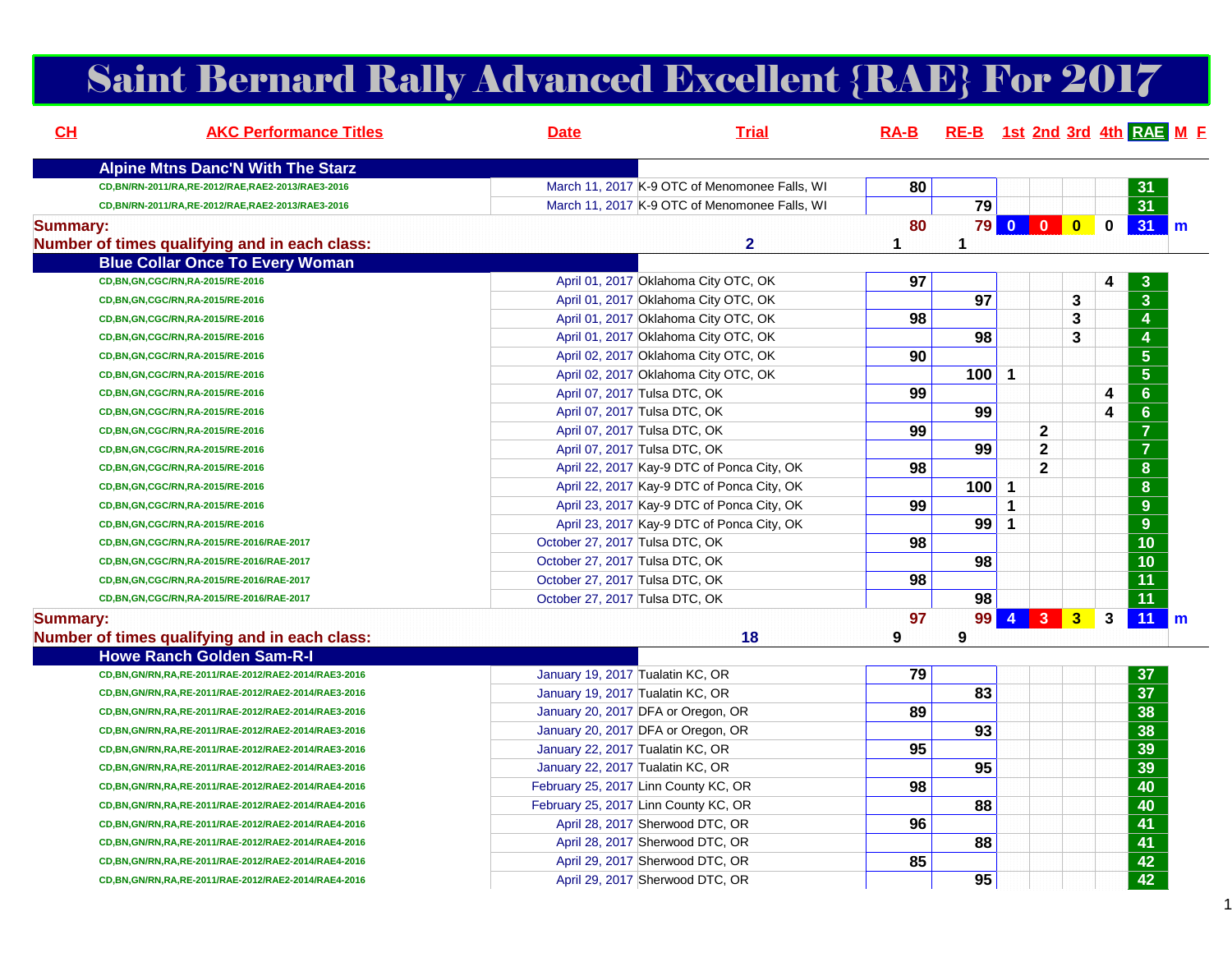# Saint Bernard Rally Advanced Excellent {RAE} For 2017

| CH | AKC Performance Titles | Date | Trial | RA-B | RE-B | 1st | 2nd | 3rd | 4th | RAE | M | F |
|---|---|---|---|---|---|---|---|---|---|---|---|---|
| | **Alpine Mtns Danc'N With The Starz** | | | | | | | | | | | |
| | CD,BN/RN-2011/RA,RE-2012/RAE,RAE2-2013/RAE3-2016 | March 11, 2017 | K-9 OTC of Menomonee Falls, WI | 80 | | | | | | 31 | | |
| | CD,BN/RN-2011/RA,RE-2012/RAE,RAE2-2013/RAE3-2016 | March 11, 2017 | K-9 OTC of Menomonee Falls, WI | | 79 | | | | | 31 | | |
| **Summary:** | | | | 80 | 79 | 0 | 0 | 0 | 0 | 31 | m | |
| **Number of times qualifying and in each class:** | | | 2 | 1 | 1 | | | | | | | |
| | **Blue Collar Once To Every Woman** | | | | | | | | | | | |
| | CD,BN,GN,CGC/RN,RA-2015/RE-2016 | April 01, 2017 | Oklahoma City OTC, OK | 97 | | | | | 4 | 3 | | |
| | CD,BN,GN,CGC/RN,RA-2015/RE-2016 | April 01, 2017 | Oklahoma City OTC, OK | | 97 | | | 3 | | 3 | | |
| | CD,BN,GN,CGC/RN,RA-2015/RE-2016 | April 01, 2017 | Oklahoma City OTC, OK | 98 | | | | 3 | | 4 | | |
| | CD,BN,GN,CGC/RN,RA-2015/RE-2016 | April 01, 2017 | Oklahoma City OTC, OK | | 98 | | | 3 | | 4 | | |
| | CD,BN,GN,CGC/RN,RA-2015/RE-2016 | April 02, 2017 | Oklahoma City OTC, OK | 90 | | | | | | 5 | | |
| | CD,BN,GN,CGC/RN,RA-2015/RE-2016 | April 02, 2017 | Oklahoma City OTC, OK | | 100 | 1 | | | | 5 | | |
| | CD,BN,GN,CGC/RN,RA-2015/RE-2016 | April 07, 2017 | Tulsa DTC, OK | 99 | | | | | 4 | 6 | | |
| | CD,BN,GN,CGC/RN,RA-2015/RE-2016 | April 07, 2017 | Tulsa DTC, OK | | 99 | | | | 4 | 6 | | |
| | CD,BN,GN,CGC/RN,RA-2015/RE-2016 | April 07, 2017 | Tulsa DTC, OK | 99 | | | 2 | | | 7 | | |
| | CD,BN,GN,CGC/RN,RA-2015/RE-2016 | April 07, 2017 | Tulsa DTC, OK | | 99 | | 2 | | | 7 | | |
| | CD,BN,GN,CGC/RN,RA-2015/RE-2016 | April 22, 2017 | Kay-9 DTC of Ponca City, OK | 98 | | | 2 | | | 8 | | |
| | CD,BN,GN,CGC/RN,RA-2015/RE-2016 | April 22, 2017 | Kay-9 DTC of Ponca City, OK | | 100 | 1 | | | | 8 | | |
| | CD,BN,GN,CGC/RN,RA-2015/RE-2016 | April 23, 2017 | Kay-9 DTC of Ponca City, OK | 99 | | 1 | | | | 9 | | |
| | CD,BN,GN,CGC/RN,RA-2015/RE-2016 | April 23, 2017 | Kay-9 DTC of Ponca City, OK | | 99 | 1 | | | | 9 | | |
| | CD,BN,GN,CGC/RN,RA-2015/RE-2016/RAE-2017 | October 27, 2017 | Tulsa DTC, OK | 98 | | | | | | 10 | | |
| | CD,BN,GN,CGC/RN,RA-2015/RE-2016/RAE-2017 | October 27, 2017 | Tulsa DTC, OK | | 98 | | | | | 10 | | |
| | CD,BN,GN,CGC/RN,RA-2015/RE-2016/RAE-2017 | October 27, 2017 | Tulsa DTC, OK | 98 | | | | | | 11 | | |
| | CD,BN,GN,CGC/RN,RA-2015/RE-2016/RAE-2017 | October 27, 2017 | Tulsa DTC, OK | | 98 | | | | | 11 | | |
| **Summary:** | | | | 97 | 99 | 4 | 3 | 3 | 3 | 11 | m | |
| **Number of times qualifying and in each class:** | | | 18 | 9 | 9 | | | | | | | |
| | **Howe Ranch Golden Sam-R-I** | | | | | | | | | | | |
| | CD,BN,GN/RN,RA,RE-2011/RAE-2012/RAE2-2014/RAE3-2016 | January 19, 2017 | Tualatin KC, OR | 79 | | | | | | 37 | | |
| | CD,BN,GN/RN,RA,RE-2011/RAE-2012/RAE2-2014/RAE3-2016 | January 19, 2017 | Tualatin KC, OR | | 83 | | | | | 37 | | |
| | CD,BN,GN/RN,RA,RE-2011/RAE-2012/RAE2-2014/RAE3-2016 | January 20, 2017 | DFA or Oregon, OR | 89 | | | | | | 38 | | |
| | CD,BN,GN/RN,RA,RE-2011/RAE-2012/RAE2-2014/RAE3-2016 | January 20, 2017 | DFA or Oregon, OR | | 93 | | | | | 38 | | |
| | CD,BN,GN/RN,RA,RE-2011/RAE-2012/RAE2-2014/RAE3-2016 | January 22, 2017 | Tualatin KC, OR | 95 | | | | | | 39 | | |
| | CD,BN,GN/RN,RA,RE-2011/RAE-2012/RAE2-2014/RAE3-2016 | January 22, 2017 | Tualatin KC, OR | | 95 | | | | | 39 | | |
| | CD,BN,GN/RN,RA,RE-2011/RAE-2012/RAE2-2014/RAE4-2016 | February 25, 2017 | Linn County KC, OR | 98 | | | | | | 40 | | |
| | CD,BN,GN/RN,RA,RE-2011/RAE-2012/RAE2-2014/RAE4-2016 | February 25, 2017 | Linn County KC, OR | | 88 | | | | | 40 | | |
| | CD,BN,GN/RN,RA,RE-2011/RAE-2012/RAE2-2014/RAE4-2016 | April 28, 2017 | Sherwood DTC, OR | 96 | | | | | | 41 | | |
| | CD,BN,GN/RN,RA,RE-2011/RAE-2012/RAE2-2014/RAE4-2016 | April 28, 2017 | Sherwood DTC, OR | | 88 | | | | | 41 | | |
| | CD,BN,GN/RN,RA,RE-2011/RAE-2012/RAE2-2014/RAE4-2016 | April 29, 2017 | Sherwood DTC, OR | 85 | | | | | | 42 | | |
| | CD,BN,GN/RN,RA,RE-2011/RAE-2012/RAE2-2014/RAE4-2016 | April 29, 2017 | Sherwood DTC, OR | | 95 | | | | | 42 | | |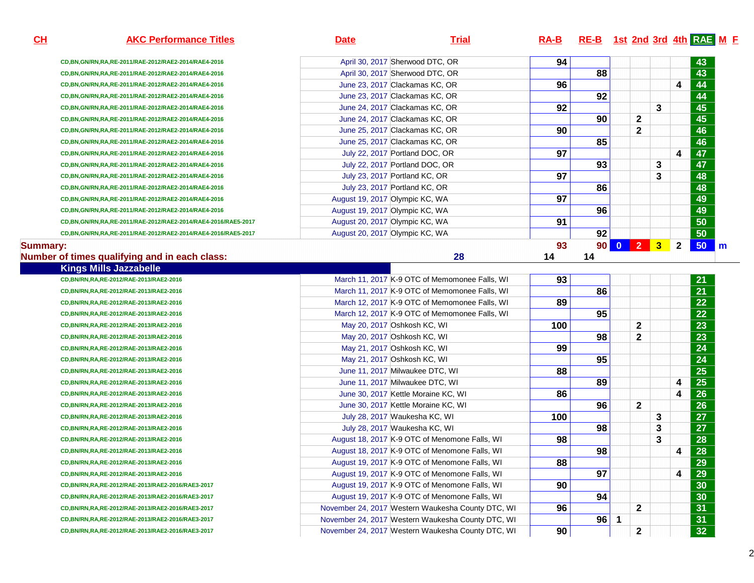| CH | AKC Performance Titles | Date | Trial | RA-B | RE-B | 1st | 2nd | 3rd | 4th | RAE | M | F |
|---|---|---|---|---|---|---|---|---|---|---|---|---|
| | CD,BN,GN/RN,RA,RE-2011/RAE-2012/RAE2-2014/RAE4-2016 | April 30, 2017 | Sherwood DTC, OR | 94 | | | | | | 43 | | |
| | CD,BN,GN/RN,RA,RE-2011/RAE-2012/RAE2-2014/RAE4-2016 | April 30, 2017 | Sherwood DTC, OR | | 88 | | | | | 43 | | |
| | CD,BN,GN/RN,RA,RE-2011/RAE-2012/RAE2-2014/RAE4-2016 | June 23, 2017 | Clackamas KC, OR | 96 | | | | | 4 | 44 | | |
| | CD,BN,GN/RN,RA,RE-2011/RAE-2012/RAE2-2014/RAE4-2016 | June 23, 2017 | Clackamas KC, OR | | 92 | | | | | 44 | | |
| | CD,BN,GN/RN,RA,RE-2011/RAE-2012/RAE2-2014/RAE4-2016 | June 24, 2017 | Clackamas KC, OR | 92 | | | | 3 | | 45 | | |
| | CD,BN,GN/RN,RA,RE-2011/RAE-2012/RAE2-2014/RAE4-2016 | June 24, 2017 | Clackamas KC, OR | | 90 | | 2 | | | 45 | | |
| | CD,BN,GN/RN,RA,RE-2011/RAE-2012/RAE2-2014/RAE4-2016 | June 25, 2017 | Clackamas KC, OR | 90 | | | 2 | | | 46 | | |
| | CD,BN,GN/RN,RA,RE-2011/RAE-2012/RAE2-2014/RAE4-2016 | June 25, 2017 | Clackamas KC, OR | | 85 | | | | | 46 | | |
| | CD,BN,GN/RN,RA,RE-2011/RAE-2012/RAE2-2014/RAE4-2016 | July 22, 2017 | Portland DOC, OR | 97 | | | | | 4 | 47 | | |
| | CD,BN,GN/RN,RA,RE-2011/RAE-2012/RAE2-2014/RAE4-2016 | July 22, 2017 | Portland DOC, OR | | 93 | | | 3 | | 47 | | |
| | CD,BN,GN/RN,RA,RE-2011/RAE-2012/RAE2-2014/RAE4-2016 | July 23, 2017 | Portland KC, OR | 97 | | | | 3 | | 48 | | |
| | CD,BN,GN/RN,RA,RE-2011/RAE-2012/RAE2-2014/RAE4-2016 | July 23, 2017 | Portland KC, OR | | 86 | | | | | 48 | | |
| | CD,BN,GN/RN,RA,RE-2011/RAE-2012/RAE2-2014/RAE4-2016 | August 19, 2017 | Olympic KC, WA | 97 | | | | | | 49 | | |
| | CD,BN,GN/RN,RA,RE-2011/RAE-2012/RAE2-2014/RAE4-2016 | August 19, 2017 | Olympic KC, WA | | 96 | | | | | 49 | | |
| | CD,BN,GN/RN,RA,RE-2011/RAE-2012/RAE2-2014/RAE4-2016/RAE5-2017 | August 20, 2017 | Olympic KC, WA | 91 | | | | | | 50 | | |
| | CD,BN,GN/RN,RA,RE-2011/RAE-2012/RAE2-2014/RAE4-2016/RAE5-2017 | August 20, 2017 | Olympic KC, WA | | 92 | | | | | 50 | | |
| **Summary:** | | | | 93 | 90 | 0 | 2 | 3 | 2 | 50 | m | |
| **Number of times qualifying and in each class:** | | 28 | | 14 | 14 | | | | | | | |
| **Kings Mills Jazzabelle** | | | | | | | | | | | | |
| | CD,BN/RN,RA,RE-2012/RAE-2013/RAE2-2016 | March 11, 2017 | K-9 OTC of Memomonee Falls, WI | 93 | | | | | | 21 | | |
| | CD,BN/RN,RA,RE-2012/RAE-2013/RAE2-2016 | March 11, 2017 | K-9 OTC of Memomonee Falls, WI | | 86 | | | | | 21 | | |
| | CD,BN/RN,RA,RE-2012/RAE-2013/RAE2-2016 | March 12, 2017 | K-9 OTC of Memomonee Falls, WI | 89 | | | | | | 22 | | |
| | CD,BN/RN,RA,RE-2012/RAE-2013/RAE2-2016 | March 12, 2017 | K-9 OTC of Memomonee Falls, WI | | 95 | | | | | 22 | | |
| | CD,BN/RN,RA,RE-2012/RAE-2013/RAE2-2016 | May 20, 2017 | Oshkosh KC, WI | 100 | | | 2 | | | 23 | | |
| | CD,BN/RN,RA,RE-2012/RAE-2013/RAE2-2016 | May 20, 2017 | Oshkosh KC, WI | | 98 | | 2 | | | 23 | | |
| | CD,BN/RN,RA,RE-2012/RAE-2013/RAE2-2016 | May 21, 2017 | Oshkosh KC, WI | 99 | | | | | | 24 | | |
| | CD,BN/RN,RA,RE-2012/RAE-2013/RAE2-2016 | May 21, 2017 | Oshkosh KC, WI | | 95 | | | | | 24 | | |
| | CD,BN/RN,RA,RE-2012/RAE-2013/RAE2-2016 | June 11, 2017 | Milwaukee DTC, WI | 88 | | | | | | 25 | | |
| | CD,BN/RN,RA,RE-2012/RAE-2013/RAE2-2016 | June 11, 2017 | Milwaukee DTC, WI | | 89 | | | | 4 | 25 | | |
| | CD,BN/RN,RA,RE-2012/RAE-2013/RAE2-2016 | June 30, 2017 | Kettle Moraine KC, WI | 86 | | | | | 4 | 26 | | |
| | CD,BN/RN,RA,RE-2012/RAE-2013/RAE2-2016 | June 30, 2017 | Kettle Moraine KC, WI | | 96 | | 2 | | | 26 | | |
| | CD,BN/RN,RA,RE-2012/RAE-2013/RAE2-2016 | July 28, 2017 | Waukesha KC, WI | 100 | | | | 3 | | 27 | | |
| | CD,BN/RN,RA,RE-2012/RAE-2013/RAE2-2016 | July 28, 2017 | Waukesha KC, WI | | 98 | | | 3 | | 27 | | |
| | CD,BN/RN,RA,RE-2012/RAE-2013/RAE2-2016 | August 18, 2017 | K-9 OTC of Menomone Falls, WI | 98 | | | | 3 | | 28 | | |
| | CD,BN/RN,RA,RE-2012/RAE-2013/RAE2-2016 | August 18, 2017 | K-9 OTC of Menomone Falls, WI | | 98 | | | | 4 | 28 | | |
| | CD,BN/RN,RA,RE-2012/RAE-2013/RAE2-2016 | August 19, 2017 | K-9 OTC of Menomone Falls, WI | 88 | | | | | | 29 | | |
| | CD,BN/RN,RA,RE-2012/RAE-2013/RAE2-2016 | August 19, 2017 | K-9 OTC of Menomone Falls, WI | | 97 | | | | 4 | 29 | | |
| | CD,BN/RN,RA,RE-2012/RAE-2013/RAE2-2016/RAE3-2017 | August 19, 2017 | K-9 OTC of Menomone Falls, WI | 90 | | | | | | 30 | | |
| | CD,BN/RN,RA,RE-2012/RAE-2013/RAE2-2016/RAE3-2017 | August 19, 2017 | K-9 OTC of Menomone Falls, WI | | 94 | | | | | 30 | | |
| | CD,BN/RN,RA,RE-2012/RAE-2013/RAE2-2016/RAE3-2017 | November 24, 2017 | Western Waukesha County DTC, WI | 96 | | | 2 | | | 31 | | |
| | CD,BN/RN,RA,RE-2012/RAE-2013/RAE2-2016/RAE3-2017 | November 24, 2017 | Western Waukesha County DTC, WI | | 96 | 1 | | | | 31 | | |
| | CD,BN/RN,RA,RE-2012/RAE-2013/RAE2-2016/RAE3-2017 | November 24, 2017 | Western Waukesha County DTC, WI | 90 | | | 2 | | | 32 | | |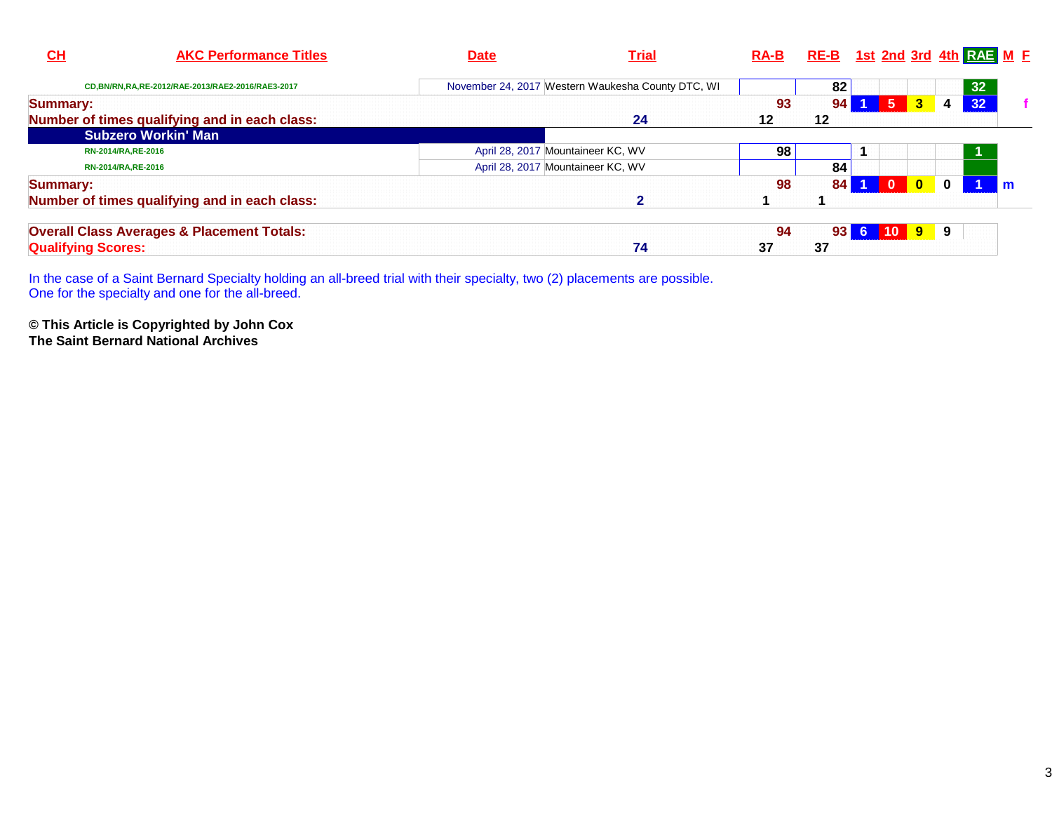| CH | AKC Performance Titles | Date | Trial | RA-B | RE-B | 1st | 2nd | 3rd | 4th | RAE | M | F |
|---|---|---|---|---|---|---|---|---|---|---|---|---|
| | CD,BN/RN,RA,RE-2012/RAE-2013/RAE2-2016/RAE3-2017 | November 24, 2017 | Western Waukesha County DTC, WI | | 82 | | | | | 32 | | |
| **Summary:** | | | | 93 | 94 | 1 | 5 | 3 | 4 | 32 | | f |
| **Number of times qualifying and in each class:** | | | 24 | 12 | 12 | | | | | | | |
| | **Subzero Workin' Man** | | | | | | | | | | | |
| | RN-2014/RA,RE-2016 | April 28, 2017 | Mountaineer KC, WV | 98 | | 1 | | | | 1 | | |
| | RN-2014/RA,RE-2016 | April 28, 2017 | Mountaineer KC, WV | | 84 | | | | | | | |
| **Summary:** | | | | 98 | 84 | 1 | 0 | 0 | 0 | 1 | m | |
| **Number of times qualifying and in each class:** | | | 2 | 1 | 1 | | | | | | | |
| **Overall Class Averages & Placement Totals:** | | | | 94 | 93 | 6 | 10 | 9 | 9 | | | |
| **Qualifying Scores:** | | | 74 | 37 | 37 | | | | | | | |

In the case of a Saint Bernard Specialty holding an all-breed trial with their specialty, two (2) placements are possible. One for the specialty and one for the all-breed.

**© This Article is Copyrighted by John Cox**
**The Saint Bernard National Archives**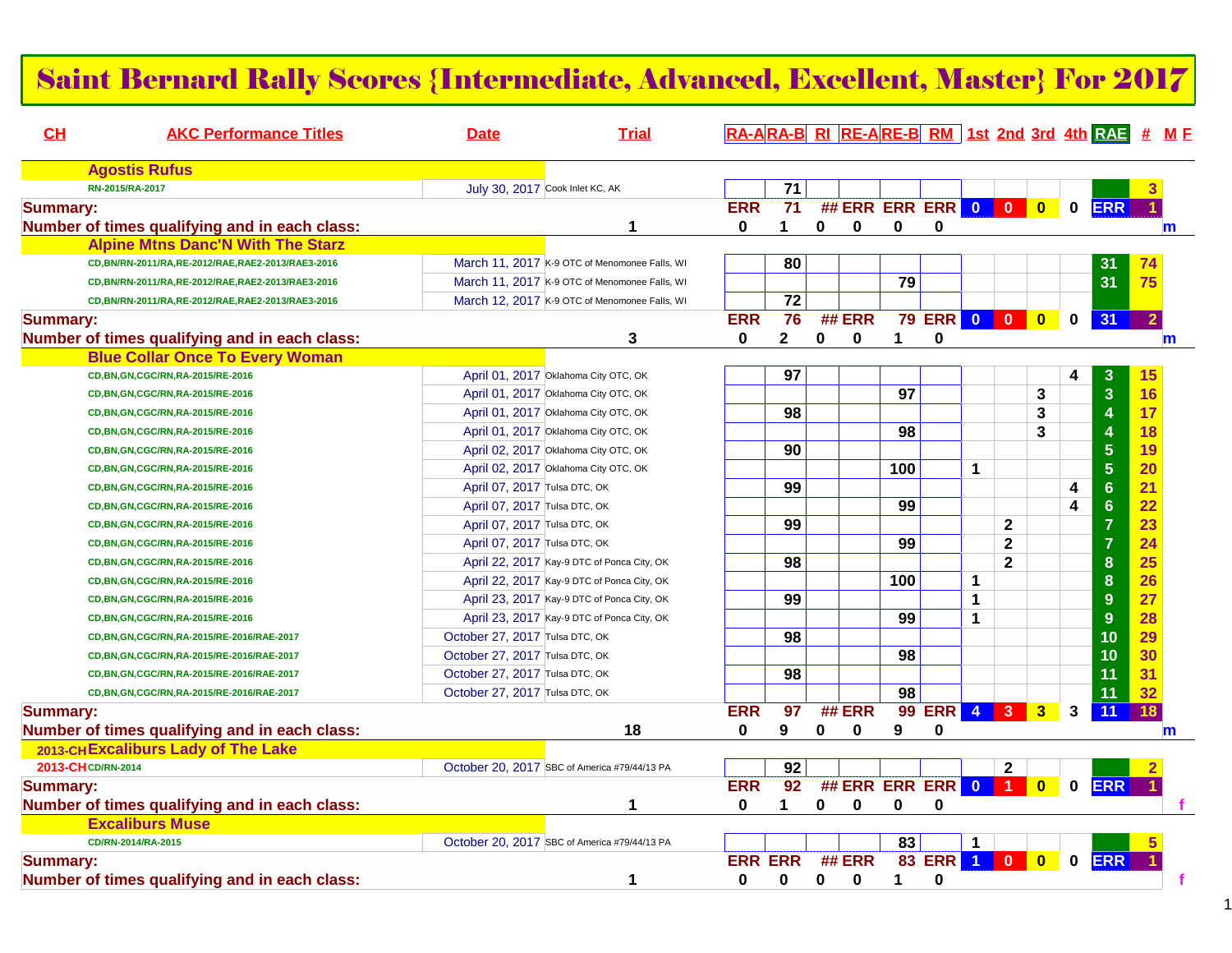# Saint Bernard Rally Scores {Intermediate, Advanced, Excellent, Master} For 2017

| CH | AKC Performance Titles | Date | Trial | RA-A | RA-B | RI | RE-A | RE-B | RM | 1st | 2nd | 3rd | 4th | RAE | # | M | F |
|---|---|---|---|---|---|---|---|---|---|---|---|---|---|---|---|---|---|
| | **Agostis Rufus** | | | | | | | | | | | | | | | | |
| | RN-2015/RA-2017 | July 30, 2017 | Cook Inlet KC, AK | | 71 | | | | | | | | | | 3 | | |
| **Summary:** | | | | ERR | 71 | ## | ERR | ERR | ERR | 0 | 0 | 0 | 0 | ERR | 1 | | |
| **Number of times qualifying and in each class:** | | | 1 | 0 | 1 | 0 | 0 | 0 | 0 | | | | | | | m | |
| | **Alpine Mtns Danc'N With The Starz** | | | | | | | | | | | | | | | | |
| | CD,BN/RN-2011/RA,RE-2012/RAE,RAE2-2013/RAE3-2016 | March 11, 2017 | K-9 OTC of Menomonee Falls, WI | | 80 | | | | | | | | | 31 | 74 | | |
| | CD,BN/RN-2011/RA,RE-2012/RAE,RAE2-2013/RAE3-2016 | March 11, 2017 | K-9 OTC of Menomonee Falls, WI | | | | | 79 | | | | | | 31 | 75 | | |
| | CD,BN/RN-2011/RA,RE-2012/RAE,RAE2-2013/RAE3-2016 | March 12, 2017 | K-9 OTC of Menomonee Falls, WI | | 72 | | | | | | | | | | | | |
| **Summary:** | | | | ERR | 76 | ## | ERR | 79 | ERR | 0 | 0 | 0 | 0 | 31 | 2 | | |
| **Number of times qualifying and in each class:** | | | 3 | 0 | 2 | 0 | 0 | 1 | 0 | | | | | | | m | |
| | **Blue Collar Once To Every Woman** | | | | | | | | | | | | | | | | |
| | CD,BN,GN,CGC/RN,RA-2015/RE-2016 | April 01, 2017 | Oklahoma City OTC, OK | | 97 | | | | | | | | 4 | 3 | 15 | | |
| | CD,BN,GN,CGC/RN,RA-2015/RE-2016 | April 01, 2017 | Oklahoma City OTC, OK | | | | | 97 | | | | 3 | | 3 | 16 | | |
| | CD,BN,GN,CGC/RN,RA-2015/RE-2016 | April 01, 2017 | Oklahoma City OTC, OK | | 98 | | | | | | | 3 | | 4 | 17 | | |
| | CD,BN,GN,CGC/RN,RA-2015/RE-2016 | April 01, 2017 | Oklahoma City OTC, OK | | | | | 98 | | | | 3 | | 4 | 18 | | |
| | CD,BN,GN,CGC/RN,RA-2015/RE-2016 | April 02, 2017 | Oklahoma City OTC, OK | | 90 | | | | | | | | | 5 | 19 | | |
| | CD,BN,GN,CGC/RN,RA-2015/RE-2016 | April 02, 2017 | Oklahoma City OTC, OK | | | | | 100 | | 1 | | | | 5 | 20 | | |
| | CD,BN,GN,CGC/RN,RA-2015/RE-2016 | April 07, 2017 | Tulsa DTC, OK | | 99 | | | | | | | | 4 | 6 | 21 | | |
| | CD,BN,GN,CGC/RN,RA-2015/RE-2016 | April 07, 2017 | Tulsa DTC, OK | | | | | 99 | | | | | 4 | 6 | 22 | | |
| | CD,BN,GN,CGC/RN,RA-2015/RE-2016 | April 07, 2017 | Tulsa DTC, OK | | 99 | | | | | | 2 | | | 7 | 23 | | |
| | CD,BN,GN,CGC/RN,RA-2015/RE-2016 | April 07, 2017 | Tulsa DTC, OK | | | | | 99 | | | 2 | | | 7 | 24 | | |
| | CD,BN,GN,CGC/RN,RA-2015/RE-2016 | April 22, 2017 | Kay-9 DTC of Ponca City, OK | | 98 | | | | | | 2 | | | 8 | 25 | | |
| | CD,BN,GN,CGC/RN,RA-2015/RE-2016 | April 22, 2017 | Kay-9 DTC of Ponca City, OK | | | | | 100 | | 1 | | | | 8 | 26 | | |
| | CD,BN,GN,CGC/RN,RA-2015/RE-2016 | April 23, 2017 | Kay-9 DTC of Ponca City, OK | | 99 | | | | | 1 | | | | 9 | 27 | | |
| | CD,BN,GN,CGC/RN,RA-2015/RE-2016 | April 23, 2017 | Kay-9 DTC of Ponca City, OK | | | | | 99 | | 1 | | | | 9 | 28 | | |
| | CD,BN,GN,CGC/RN,RA-2015/RE-2016/RAE-2017 | October 27, 2017 | Tulsa DTC, OK | | 98 | | | | | | | | | 10 | 29 | | |
| | CD,BN,GN,CGC/RN,RA-2015/RE-2016/RAE-2017 | October 27, 2017 | Tulsa DTC, OK | | | | | 98 | | | | | | 10 | 30 | | |
| | CD,BN,GN,CGC/RN,RA-2015/RE-2016/RAE-2017 | October 27, 2017 | Tulsa DTC, OK | | 98 | | | | | | | | | 11 | 31 | | |
| | CD,BN,GN,CGC/RN,RA-2015/RE-2016/RAE-2017 | October 27, 2017 | Tulsa DTC, OK | | | | | 98 | | | | | | 11 | 32 | | |
| **Summary:** | | | | ERR | 97 | ## | ERR | 99 | ERR | 4 | 3 | 3 | 3 | 11 | 18 | | |
| **Number of times qualifying and in each class:** | | | 18 | 0 | 9 | 0 | 0 | 9 | 0 | | | | | | | m | |
| 2013-CH | **Excaliburs Lady of The Lake** | | | | | | | | | | | | | | | | |
| 2013-CH | CD/RN-2014 | October 20, 2017 | SBC of America #79/44/13 PA | | 92 | | | | | | 2 | | | | 2 | | |
| **Summary:** | | | | ERR | 92 | ## | ERR | ERR | ERR | 0 | 1 | 0 | 0 | ERR | 1 | | |
| **Number of times qualifying and in each class:** | | | 1 | 0 | 1 | 0 | 0 | 0 | 0 | | | | | | | | f |
| | **Excaliburs Muse** | | | | | | | | | | | | | | | | |
| | CD/RN-2014/RA-2015 | October 20, 2017 | SBC of America #79/44/13 PA | | | | | 83 | | 1 | | | | | 5 | | |
| **Summary:** | | | | ERR | ERR | ## | ERR | 83 | ERR | 1 | 0 | 0 | 0 | ERR | 1 | | |
| **Number of times qualifying and in each class:** | | | 1 | 0 | 0 | 0 | 0 | 1 | 0 | | | | | | | | f |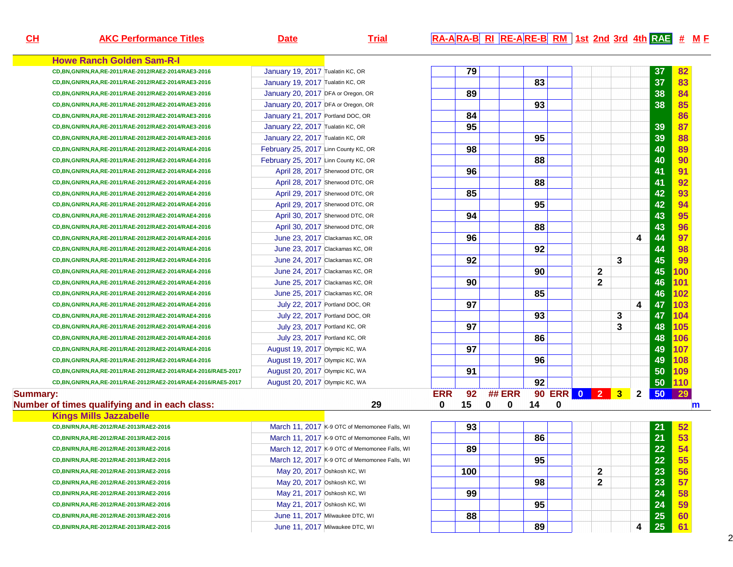| CH | AKC Performance Titles | Date | Trial | RA-A | RA-B | RI | RE-A | RE-B | RM | 1st | 2nd | 3rd | 4th | RAE | # | M F |
|---|---|---|---|---|---|---|---|---|---|---|---|---|---|---|---|---|
| | **Howe Ranch Golden Sam-R-I** | | | | | | | | | | | | | | | |
| | CD,BN,GN/RN,RA,RE-2011/RAE-2012/RAE2-2014/RAE3-2016 | January 19, 2017 | Tualatin KC, OR | | 79 | | | | | | | | | 37 | 82 | |
| | CD,BN,GN/RN,RA,RE-2011/RAE-2012/RAE2-2014/RAE3-2016 | January 19, 2017 | Tualatin KC, OR | | | | | 83 | | | | | | 37 | 83 | |
| | CD,BN,GN/RN,RA,RE-2011/RAE-2012/RAE2-2014/RAE3-2016 | January 20, 2017 | DFA or Oregon, OR | | 89 | | | | | | | | | 38 | 84 | |
| | CD,BN,GN/RN,RA,RE-2011/RAE-2012/RAE2-2014/RAE3-2016 | January 20, 2017 | DFA or Oregon, OR | | | | | 93 | | | | | | 38 | 85 | |
| | CD,BN,GN/RN,RA,RE-2011/RAE-2012/RAE2-2014/RAE3-2016 | January 21, 2017 | Portland DOC, OR | | 84 | | | | | | | | | | 86 | |
| | CD,BN,GN/RN,RA,RE-2011/RAE-2012/RAE2-2014/RAE3-2016 | January 22, 2017 | Tualatin KC, OR | | 95 | | | | | | | | | 39 | 87 | |
| | CD,BN,GN/RN,RA,RE-2011/RAE-2012/RAE2-2014/RAE3-2016 | January 22, 2017 | Tualatin KC, OR | | | | | 95 | | | | | | 39 | 88 | |
| | CD,BN,GN/RN,RA,RE-2011/RAE-2012/RAE2-2014/RAE4-2016 | February 25, 2017 | Linn County KC, OR | | 98 | | | | | | | | | 40 | 89 | |
| | CD,BN,GN/RN,RA,RE-2011/RAE-2012/RAE2-2014/RAE4-2016 | February 25, 2017 | Linn County KC, OR | | | | | 88 | | | | | | 40 | 90 | |
| | CD,BN,GN/RN,RA,RE-2011/RAE-2012/RAE2-2014/RAE4-2016 | April 28, 2017 | Sherwood DTC, OR | | 96 | | | | | | | | | 41 | 91 | |
| | CD,BN,GN/RN,RA,RE-2011/RAE-2012/RAE2-2014/RAE4-2016 | April 28, 2017 | Sherwood DTC, OR | | | | | 88 | | | | | | 41 | 92 | |
| | CD,BN,GN/RN,RA,RE-2011/RAE-2012/RAE2-2014/RAE4-2016 | April 29, 2017 | Sherwood DTC, OR | | 85 | | | | | | | | | 42 | 93 | |
| | CD,BN,GN/RN,RA,RE-2011/RAE-2012/RAE2-2014/RAE4-2016 | April 29, 2017 | Sherwood DTC, OR | | | | | 95 | | | | | | 42 | 94 | |
| | CD,BN,GN/RN,RA,RE-2011/RAE-2012/RAE2-2014/RAE4-2016 | April 30, 2017 | Sherwood DTC, OR | | 94 | | | | | | | | | 43 | 95 | |
| | CD,BN,GN/RN,RA,RE-2011/RAE-2012/RAE2-2014/RAE4-2016 | April 30, 2017 | Sherwood DTC, OR | | | | | 88 | | | | | | 43 | 96 | |
| | CD,BN,GN/RN,RA,RE-2011/RAE-2012/RAE2-2014/RAE4-2016 | June 23, 2017 | Clackamas KC, OR | | 96 | | | | | | | | 4 | 44 | 97 | |
| | CD,BN,GN/RN,RA,RE-2011/RAE-2012/RAE2-2014/RAE4-2016 | June 23, 2017 | Clackamas KC, OR | | | | | 92 | | | | | | 44 | 98 | |
| | CD,BN,GN/RN,RA,RE-2011/RAE-2012/RAE2-2014/RAE4-2016 | June 24, 2017 | Clackamas KC, OR | | 92 | | | | | | | 3 | | 45 | 99 | |
| | CD,BN,GN/RN,RA,RE-2011/RAE-2012/RAE2-2014/RAE4-2016 | June 24, 2017 | Clackamas KC, OR | | | | | 90 | | | 2 | | | 45 | 100 | |
| | CD,BN,GN/RN,RA,RE-2011/RAE-2012/RAE2-2014/RAE4-2016 | June 25, 2017 | Clackamas KC, OR | | 90 | | | | | | 2 | | | 46 | 101 | |
| | CD,BN,GN/RN,RA,RE-2011/RAE-2012/RAE2-2014/RAE4-2016 | June 25, 2017 | Clackamas KC, OR | | | | | 85 | | | | | | 46 | 102 | |
| | CD,BN,GN/RN,RA,RE-2011/RAE-2012/RAE2-2014/RAE4-2016 | July 22, 2017 | Portland DOC, OR | | 97 | | | | | | | | 4 | 47 | 103 | |
| | CD,BN,GN/RN,RA,RE-2011/RAE-2012/RAE2-2014/RAE4-2016 | July 22, 2017 | Portland DOC, OR | | | | | 93 | | | | 3 | | 47 | 104 | |
| | CD,BN,GN/RN,RA,RE-2011/RAE-2012/RAE2-2014/RAE4-2016 | July 23, 2017 | Portland KC, OR | | 97 | | | | | | | 3 | | 48 | 105 | |
| | CD,BN,GN/RN,RA,RE-2011/RAE-2012/RAE2-2014/RAE4-2016 | July 23, 2017 | Portland KC, OR | | | | | 86 | | | | | | 48 | 106 | |
| | CD,BN,GN/RN,RA,RE-2011/RAE-2012/RAE2-2014/RAE4-2016 | August 19, 2017 | Olympic KC, WA | | 97 | | | | | | | | | 49 | 107 | |
| | CD,BN,GN/RN,RA,RE-2011/RAE-2012/RAE2-2014/RAE4-2016 | August 19, 2017 | Olympic KC, WA | | | | | 96 | | | | | | 49 | 108 | |
| | CD,BN,GN/RN,RA,RE-2011/RAE-2012/RAE2-2014/RAE4-2016/RAE5-2017 | August 20, 2017 | Olympic KC, WA | | 91 | | | | | | | | | 50 | 109 | |
| | CD,BN,GN/RN,RA,RE-2011/RAE-2012/RAE2-2014/RAE4-2016/RAE5-2017 | August 20, 2017 | Olympic KC, WA | | | | | 92 | | | | | | 50 | 110 | |
| **Summary:** | | | | ERR | 92 | ## | ERR | 90 | ERR | 0 | 2 | 3 | 2 | 50 | 29 | |
| **Number of times qualifying and in each class:** | | | 29 | 0 | 15 | 0 | 0 | 14 | 0 | | | | | | | m |
| | **Kings Mills Jazzabelle** | | | | | | | | | | | | | | | |
| | CD,BN/RN,RA,RE-2012/RAE-2013/RAE2-2016 | March 11, 2017 | K-9 OTC of Memomonee Falls, WI | | 93 | | | | | | | | | 21 | 52 | |
| | CD,BN/RN,RA,RE-2012/RAE-2013/RAE2-2016 | March 11, 2017 | K-9 OTC of Memomonee Falls, WI | | | | | 86 | | | | | | 21 | 53 | |
| | CD,BN/RN,RA,RE-2012/RAE-2013/RAE2-2016 | March 12, 2017 | K-9 OTC of Memomonee Falls, WI | | 89 | | | | | | | | | 22 | 54 | |
| | CD,BN/RN,RA,RE-2012/RAE-2013/RAE2-2016 | March 12, 2017 | K-9 OTC of Memomonee Falls, WI | | | | | 95 | | | | | | 22 | 55 | |
| | CD,BN/RN,RA,RE-2012/RAE-2013/RAE2-2016 | May 20, 2017 | Oshkosh KC, WI | | 100 | | | | | | 2 | | | 23 | 56 | |
| | CD,BN/RN,RA,RE-2012/RAE-2013/RAE2-2016 | May 20, 2017 | Oshkosh KC, WI | | | | | 98 | | | 2 | | | 23 | 57 | |
| | CD,BN/RN,RA,RE-2012/RAE-2013/RAE2-2016 | May 21, 2017 | Oshkosh KC, WI | | 99 | | | | | | | | | 24 | 58 | |
| | CD,BN/RN,RA,RE-2012/RAE-2013/RAE2-2016 | May 21, 2017 | Oshkosh KC, WI | | | | | 95 | | | | | | 24 | 59 | |
| | CD,BN/RN,RA,RE-2012/RAE-2013/RAE2-2016 | June 11, 2017 | Milwaukee DTC, WI | | 88 | | | | | | | | | 25 | 60 | |
| | CD,BN/RN,RA,RE-2012/RAE-2013/RAE2-2016 | June 11, 2017 | Milwaukee DTC, WI | | | | | 89 | | | | | 4 | 25 | 61 | |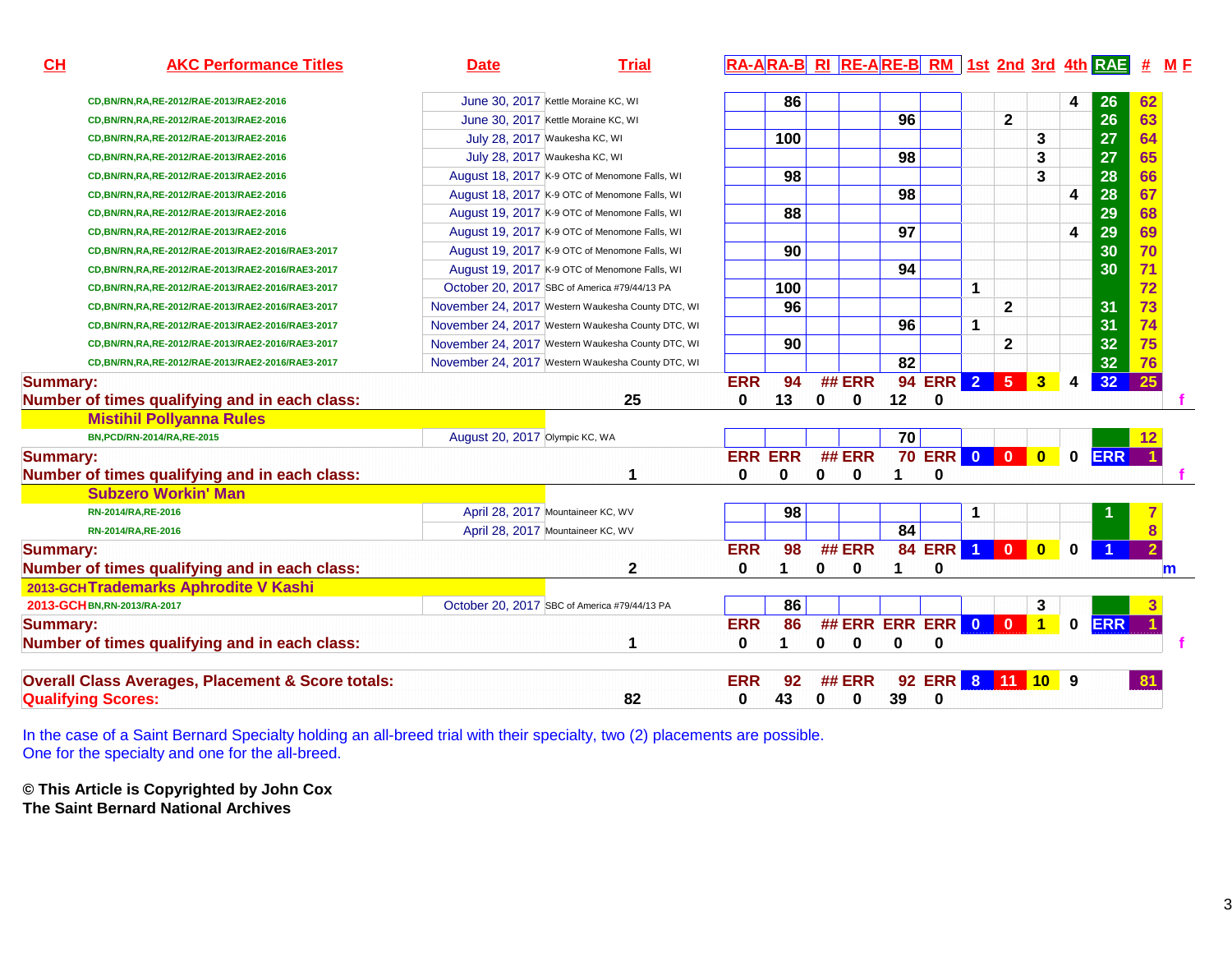| CH | AKC Performance Titles | Date | Trial | RA-A | RA-B | RI | RE-A | RE-B | RM | 1st | 2nd | 3rd | 4th | RAE | # | M F |
|---|---|---|---|---|---|---|---|---|---|---|---|---|---|---|---|---|
| | CD,BN/RN,RA,RE-2012/RAE-2013/RAE2-2016 | June 30, 2017 | Kettle Moraine KC, WI | | 86 | | | | | | | | 4 | 26 | 62 | |
| | CD,BN/RN,RA,RE-2012/RAE-2013/RAE2-2016 | June 30, 2017 | Kettle Moraine KC, WI | | | | | 96 | | | 2 | | | 26 | 63 | |
| | CD,BN/RN,RA,RE-2012/RAE-2013/RAE2-2016 | July 28, 2017 | Waukesha KC, WI | | 100 | | | | | | | 3 | | 27 | 64 | |
| | CD,BN/RN,RA,RE-2012/RAE-2013/RAE2-2016 | July 28, 2017 | Waukesha KC, WI | | | | | 98 | | | | 3 | | 27 | 65 | |
| | CD,BN/RN,RA,RE-2012/RAE-2013/RAE2-2016 | August 18, 2017 | K-9 OTC of Menomone Falls, WI | | 98 | | | | | | | 3 | | 28 | 66 | |
| | CD,BN/RN,RA,RE-2012/RAE-2013/RAE2-2016 | August 18, 2017 | K-9 OTC of Menomone Falls, WI | | | | | 98 | | | | | 4 | 28 | 67 | |
| | CD,BN/RN,RA,RE-2012/RAE-2013/RAE2-2016 | August 19, 2017 | K-9 OTC of Menomone Falls, WI | | 88 | | | | | | | | | 29 | 68 | |
| | CD,BN/RN,RA,RE-2012/RAE-2013/RAE2-2016 | August 19, 2017 | K-9 OTC of Menomone Falls, WI | | | | | 97 | | | | | 4 | 29 | 69 | |
| | CD,BN/RN,RA,RE-2012/RAE-2013/RAE2-2016/RAE3-2017 | August 19, 2017 | K-9 OTC of Menomone Falls, WI | | 90 | | | | | | | | | 30 | 70 | |
| | CD,BN/RN,RA,RE-2012/RAE-2013/RAE2-2016/RAE3-2017 | August 19, 2017 | K-9 OTC of Menomone Falls, WI | | | | | 94 | | | | | | 30 | 71 | |
| | CD,BN/RN,RA,RE-2012/RAE-2013/RAE2-2016/RAE3-2017 | October 20, 2017 | SBC of America #79/44/13 PA | | 100 | | | | | 1 | | | | | 72 | |
| | CD,BN/RN,RA,RE-2012/RAE-2013/RAE2-2016/RAE3-2017 | November 24, 2017 | Western Waukesha County DTC, WI | | 96 | | | | | | 2 | | | 31 | 73 | |
| | CD,BN/RN,RA,RE-2012/RAE-2013/RAE2-2016/RAE3-2017 | November 24, 2017 | Western Waukesha County DTC, WI | | | | | 96 | | 1 | | | | 31 | 74 | |
| | CD,BN/RN,RA,RE-2012/RAE-2013/RAE2-2016/RAE3-2017 | November 24, 2017 | Western Waukesha County DTC, WI | | 90 | | | | | | 2 | | | 32 | 75 | |
| | CD,BN/RN,RA,RE-2012/RAE-2013/RAE2-2016/RAE3-2017 | November 24, 2017 | Western Waukesha County DTC, WI | | | | | 82 | | | | | | 32 | 76 | |
| **Summary:** | | | | ERR | 94 | ## | ERR | 94 | ERR | 2 | 5 | 3 | 4 | 32 | 25 | |
| **Number of times qualifying and in each class:** | | | 25 | 0 | 13 | 0 | 0 | 12 | 0 | | | | | | | f |
| | **Mistihil Pollyanna Rules** | | | | | | | | | | | | | | | |
| | BN,PCD/RN-2014/RA,RE-2015 | August 20, 2017 | Olympic KC, WA | | | | | 70 | | | | | | | 12 | |
| **Summary:** | | | | ERR | ERR | ## | ERR | 70 | ERR | 0 | 0 | 0 | 0 | ERR | 1 | |
| **Number of times qualifying and in each class:** | | | 1 | 0 | 0 | 0 | 0 | 1 | 0 | | | | | | | f |
| | **Subzero Workin' Man** | | | | | | | | | | | | | | | |
| | RN-2014/RA,RE-2016 | April 28, 2017 | Mountaineer KC, WV | | 98 | | | | | 1 | | | | 1 | 7 | |
| | RN-2014/RA,RE-2016 | April 28, 2017 | Mountaineer KC, WV | | | | | 84 | | | | | | | 8 | |
| **Summary:** | | | | ERR | 98 | ## | ERR | 84 | ERR | 1 | 0 | 0 | 0 | 1 | 2 | |
| **Number of times qualifying and in each class:** | | | 2 | 0 | 1 | 0 | 0 | 1 | 0 | | | | | | | m |
| 2013-GCH | **Trademarks Aphrodite V Kashi** | | | | | | | | | | | | | | | |
| 2013-GCH | BN,RN-2013/RA-2017 | October 20, 2017 | SBC of America #79/44/13 PA | | 86 | | | | | | | 3 | | | 3 | |
| **Summary:** | | | | ERR | 86 | ## | ERR | ERR | ERR | 0 | 0 | 1 | 0 | ERR | 1 | |
| **Number of times qualifying and in each class:** | | | 1 | 0 | 1 | 0 | 0 | 0 | 0 | | | | | | | f |
| **Overall Class Averages, Placement & Score totals:** | | | | ERR | 92 | ## | ERR | 92 | ERR | 8 | 11 | 10 | 9 | | 81 | |
| **Qualifying Scores:** | | | 82 | 0 | 43 | 0 | 0 | 39 | 0 | | | | | | | |

In the case of a Saint Bernard Specialty holding an all-breed trial with their specialty, two (2) placements are possible.
One for the specialty and one for the all-breed.

**© This Article is Copyrighted by John Cox**
**The Saint Bernard National Archives**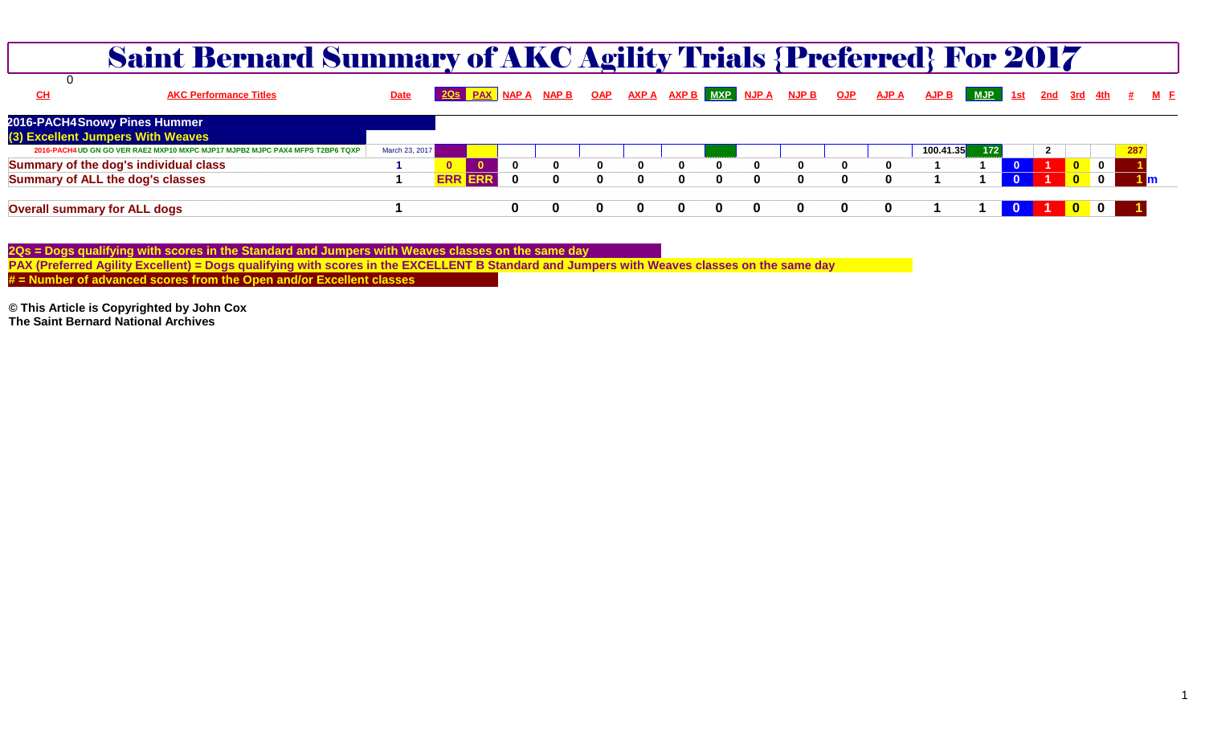# Saint Bernard Summary of AKC Agility Trials {Preferred} For 2017

0

| CH | AKC Performance Titles | Date | 2Qs | PAX | NAP A | NAP B | OAP | AXP A | AXP B | MXP | NJP A | NJP B | OJP | AJP A | AJP B | MJP | 1st | 2nd | 3rd | 4th | # | M F |
|---|---|---|---|---|---|---|---|---|---|---|---|---|---|---|---|---|---|---|---|---|---|---|
| **2016-PACH4 Snowy Pines Hummer** | | | | | | | | | | | | | | | | | | | | | | |
| **(3) Excellent Jumpers With Weaves** | | | | | | | | | | | | | | | | | | | | | | |
| 2016-PACH4 | UD GN GO VER RAE2 MXP10 MXPC MJP17 MJPB2 MJPC PAX4 MFPS T2BP6 TQXP | March 23, 2017 | | | | | | | | | | | | | 100.41.35 | 172 | | 2 | | | 287 | |
| **Summary of the dog's individual class** | | 1 | 0 | 0 | 0 | 0 | 0 | 0 | 0 | 0 | 0 | 0 | 0 | 0 | 1 | 1 | 0 | 1 | 0 | 0 | 1 | |
| **Summary of ALL the dog's classes** | | 1 | ERR | ERR | 0 | 0 | 0 | 0 | 0 | 0 | 0 | 0 | 0 | 0 | 1 | 1 | 0 | 1 | 0 | 0 | 1 | m |
| **Overall summary for ALL dogs** | | 1 | | | 0 | 0 | 0 | 0 | 0 | 0 | 0 | 0 | 0 | 0 | 1 | 1 | 0 | 1 | 0 | 0 | 1 | |

**2Qs = Dogs qualifying with scores in the Standard and Jumpers with Weaves classes on the same day**

**PAX (Preferred Agility Excellent) = Dogs qualifying with scores in the EXCELLENT B Standard and Jumpers with Weaves classes on the same day**

**# = Number of advanced scores from the Open and/or Excellent classes**

**© This Article is Copyrighted by John Cox**
**The Saint Bernard National Archives**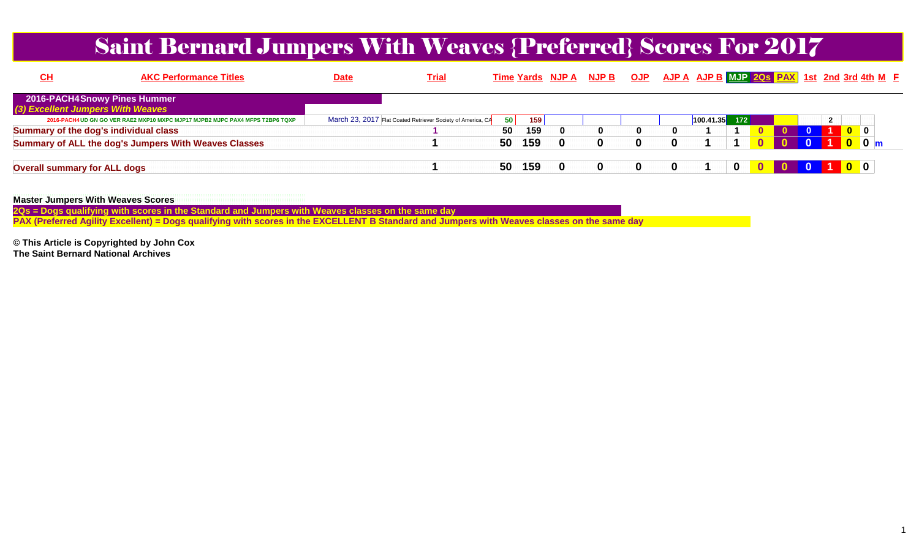# Saint Bernard Jumpers With Weaves {Preferred} Scores For 2017

| CH | AKC Performance Titles | Date | Trial | Time | Yards | NJP A | NJP B | OJP | AJP A | AJP B | MJP | 2Qs | PAX | 1st | 2nd | 3rd | 4th | M | F |
|---|---|---|---|---|---|---|---|---|---|---|---|---|---|---|---|---|---|---|---|
| **2016-PACH4Snowy Pines Hummer** | | | | | | | | | | | | | | | | | | | |
| ***(3) Excellent Jumpers With Weaves*** | | | | | | | | | | | | | | | | | | | |
| | 2016-PACH4UD GN GO VER RAE2 MXP10 MXPC MJP17 MJPB2 MJPC PAX4 MFPS T2BP6 TQXP | March 23, 2017 | Flat Coated Retriever Society of America, CA | 50 | 159 | | | | | 100.41.35 | 172 | | | | 2 | | | | |
| **Summary of the dog's individual class** | | | 1 | 50 | 159 | 0 | 0 | 0 | 0 | 1 | 1 | 0 | 0 | 0 | 1 | 0 | 0 | | |
| **Summary of ALL the dog's Jumpers With Weaves Classes** | | | 1 | 50 | 159 | 0 | 0 | 0 | 0 | 1 | 1 | 0 | 0 | 0 | 1 | 0 | 0 | m | |
| **Overall summary for ALL dogs** | | | 1 | 50 | 159 | 0 | 0 | 0 | 0 | 1 | 0 | 0 | 0 | 0 | 1 | 0 | 0 | | |

**Master Jumpers With Weaves Scores**

**2Qs = Dogs qualifying with scores in the Standard and Jumpers with Weaves classes on the same day**

**PAX (Preferred Agility Excellent) = Dogs qualifying with scores in the EXCELLENT B Standard and Jumpers with Weaves classes on the same day**

**© This Article is Copyrighted by John Cox**
**The Saint Bernard National Archives**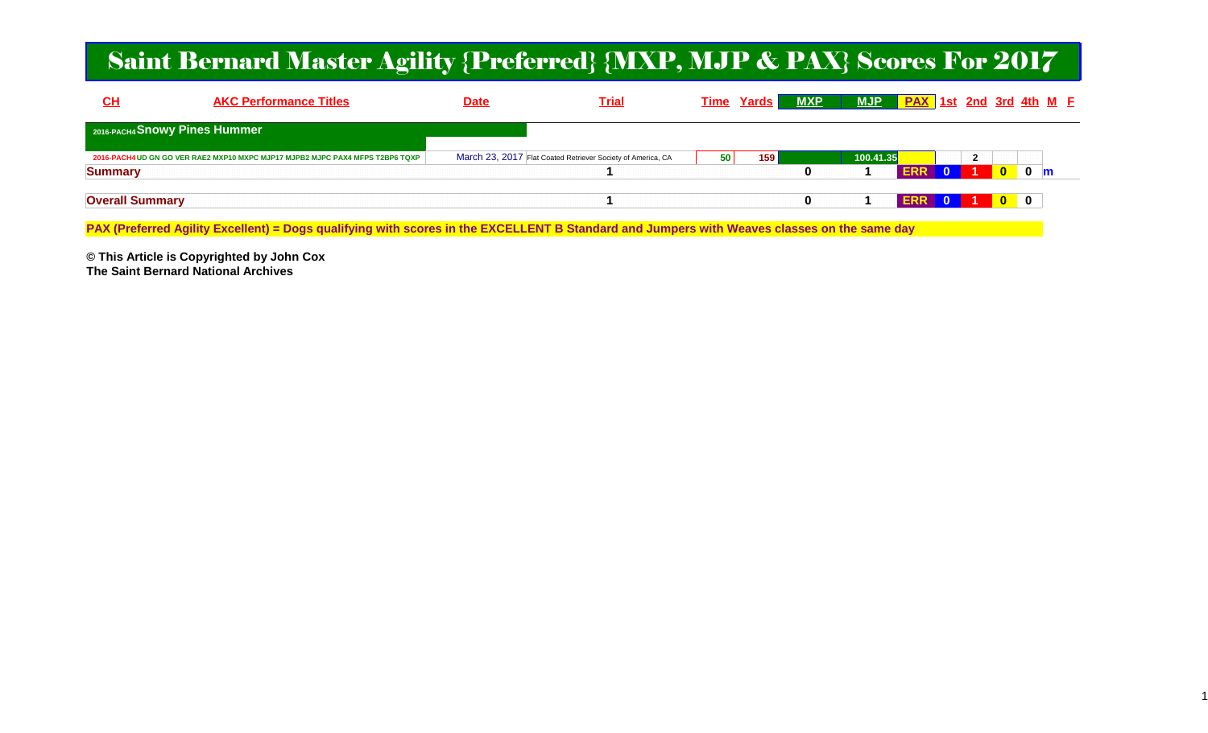# Saint Bernard Master Agility {Preferred} {MXP, MJP & PAX} Scores For 2017

| CH | AKC Performance Titles | Date | Trial | Time | Yards | MXP | MJP | PAX | 1st | 2nd | 3rd | 4th | M | F |
|---|---|---|---|---|---|---|---|---|---|---|---|---|---|---|
| 2016-PACH4 **Snowy Pines Hummer** | | | | | | | | | | | | | | |
| 2016-PACH4 | UD GN GO VER RAE2 MXP10 MXPC MJP17 MJPB2 MJPC PAX4 MFPS T2BP6 TQXP | March 23, 2017 | Flat Coated Retriever Society of America, CA | 50 | 159 | | 100.41.35 | | | 2 | | | | |
| **Summary** | | | 1 | | | 0 | 1 | ERR | 0 | 1 | 0 | 0 | m | |
| **Overall Summary** | | | 1 | | | 0 | 1 | ERR | 0 | 1 | 0 | 0 | | |

**PAX (Preferred Agility Excellent) = Dogs qualifying with scores in the EXCELLENT B Standard and Jumpers with Weaves classes on the same day**

**© This Article is Copyrighted by John Cox**
**The Saint Bernard National Archives**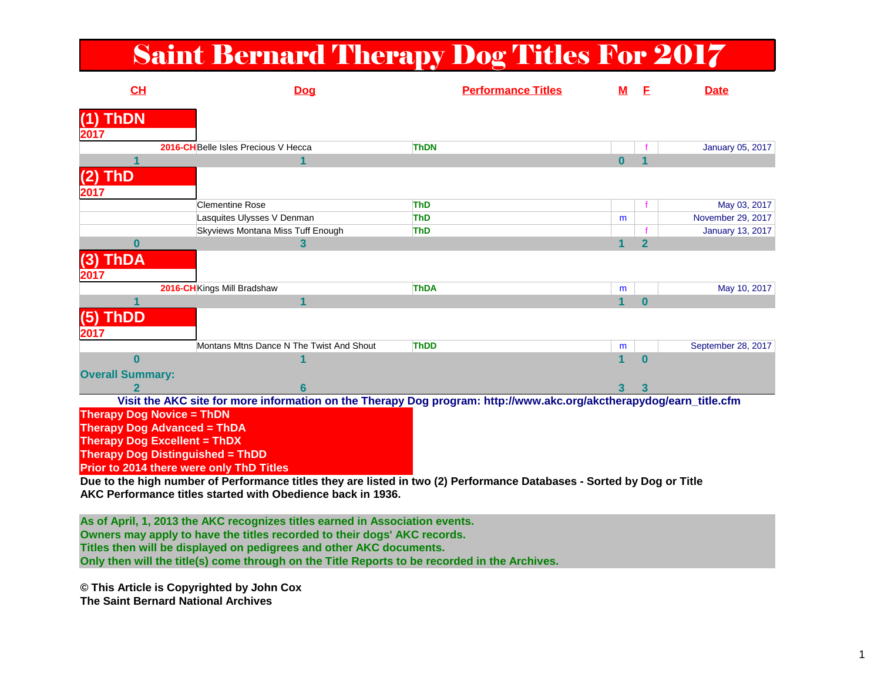# Saint Bernard Therapy Dog Titles For 2017

| CH | Dog | Performance Titles | M | F | Date |
|---|---|---|---|---|---|
| **(1) ThDN** | | | | | |
| **2017** | | | | | |
| 2016-CH | Belle Isles Precious V Hecca | ThDN | | f | January 05, 2017 |
| **1** | **1** | | **0** | **1** | |
| **(2) ThD** | | | | | |
| **2017** | | | | | |
| | Clementine Rose | ThD | | f | May 03, 2017 |
| | Lasquites Ulysses V Denman | ThD | m | | November 29, 2017 |
| | Skyviews Montana Miss Tuff Enough | ThD | | f | January 13, 2017 |
| **0** | **3** | | **1** | **2** | |
| **(3) ThDA** | | | | | |
| **2017** | | | | | |
| 2016-CH | Kings Mill Bradshaw | ThDA | m | | May 10, 2017 |
| **1** | **1** | | **1** | **0** | |
| **(5) ThDD** | | | | | |
| **2017** | | | | | |
| | Montans Mtns Dance N The Twist And Shout | ThDD | m | | September 28, 2017 |
| **0** | **1** | | **1** | **0** | |
| **Overall Summary:** | | | | | |
| **2** | **6** | | **3** | **3** | |

**Visit the AKC site for more information on the Therapy Dog program: http://www.akc.org/akctherapydog/earn_title.cfm**

**Therapy Dog Novice = ThDN**
**Therapy Dog Advanced = ThDA**
**Therapy Dog Excellent = ThDX**
**Therapy Dog Distinguished = ThDD**
**Prior to 2014 there were only ThD Titles**

**Due to the high number of Performance titles they are listed in two (2) Performance Databases - Sorted by Dog or Title**
**AKC Performance titles started with Obedience back in 1936.**

**As of April, 1, 2013 the AKC recognizes titles earned in Association events.**
**Owners may apply to have the titles recorded to their dogs' AKC records.**
**Titles then will be displayed on pedigrees and other AKC documents.**
**Only then will the title(s) come through on the Title Reports to be recorded in the Archives.**

**© This Article is Copyrighted by John Cox**
**The Saint Bernard National Archives**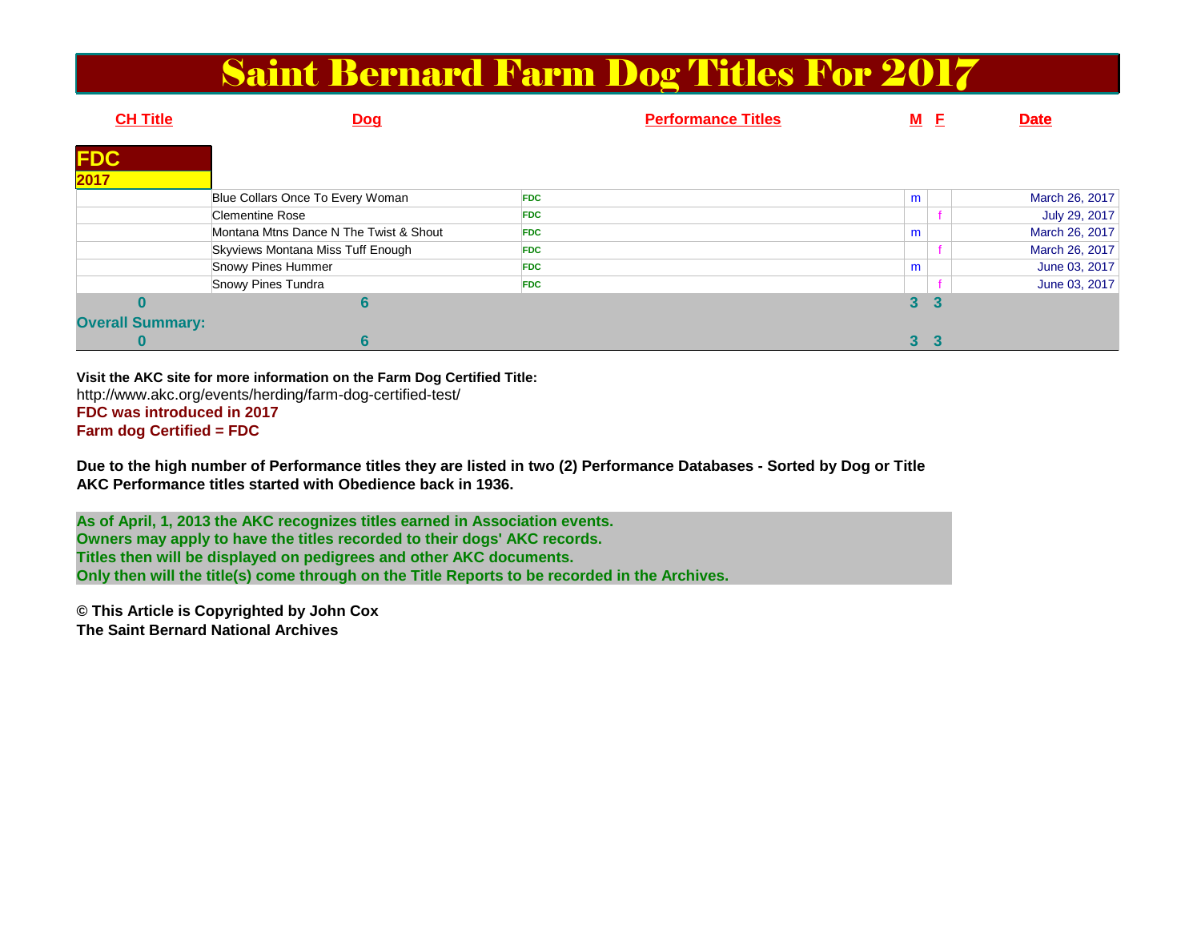# Saint Bernard Farm Dog Titles For 2017

| CH Title | Dog | Performance Titles | M | F | Date |
|---|---|---|---|---|---|
| **FDC** | | | | | |
| **2017** | | | | | |
| | Blue Collars Once To Every Woman | FDC | m | | March 26, 2017 |
| | Clementine Rose | FDC | | f | July 29, 2017 |
| | Montana Mtns Dance N The Twist & Shout | FDC | m | | March 26, 2017 |
| | Skyviews Montana Miss Tuff Enough | FDC | | f | March 26, 2017 |
| | Snowy Pines Hummer | FDC | m | | June 03, 2017 |
| | Snowy Pines Tundra | FDC | | f | June 03, 2017 |
| **0** | **6** | | **3** | **3** | |
| **Overall Summary:** | | | | | |
| **0** | **6** | | **3** | **3** | |

**Visit the AKC site for more information on the Farm Dog Certified Title:**
http://www.akc.org/events/herding/farm-dog-certified-test/
**FDC was introduced in 2017**
**Farm dog Certified = FDC**

**Due to the high number of Performance titles they are listed in two (2) Performance Databases - Sorted by Dog or Title**
**AKC Performance titles started with Obedience back in 1936.**

**As of April, 1, 2013 the AKC recognizes titles earned in Association events.**
**Owners may apply to have the titles recorded to their dogs' AKC records.**
**Titles then will be displayed on pedigrees and other AKC documents.**
**Only then will the title(s) come through on the Title Reports to be recorded in the Archives.**

**© This Article is Copyrighted by John Cox**
**The Saint Bernard National Archives**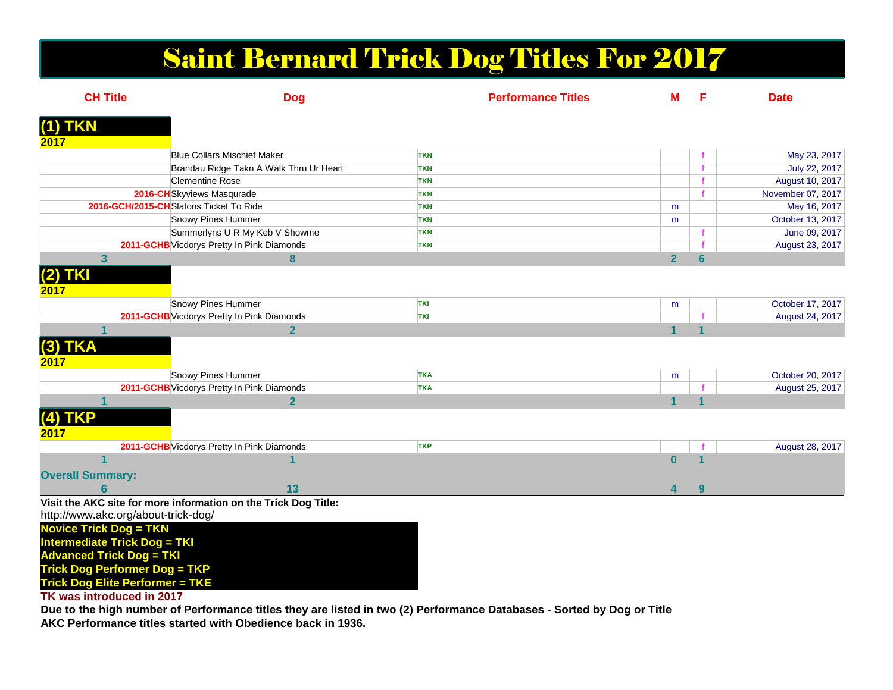# Saint Bernard Trick Dog Titles For 2017

| CH Title | Dog | Performance Titles | M | F | Date |
|---|---|---|---|---|---|
| **(1) TKN** | | | | | |
| **2017** | | | | | |
| | Blue Collars Mischief Maker | TKN | | f | May 23, 2017 |
| | Brandau Ridge Takn A Walk Thru Ur Heart | TKN | | f | July 22, 2017 |
| | Clementine Rose | TKN | | f | August 10, 2017 |
| 2016-CH | Skyviews Masqurade | TKN | | f | November 07, 2017 |
| 2016-GCH/2015-CH | Slatons Ticket To Ride | TKN | m | | May 16, 2017 |
| | Snowy Pines Hummer | TKN | m | | October 13, 2017 |
| | Summerlyns U R My Keb V Showme | TKN | | f | June 09, 2017 |
| 2011-GCHB | Vicdorys Pretty In Pink Diamonds | TKN | | f | August 23, 2017 |
| **3** | **8** | | **2** | **6** | |
| **(2) TKI** | | | | | |
| **2017** | | | | | |
| | Snowy Pines Hummer | TKI | m | | October 17, 2017 |
| 2011-GCHB | Vicdorys Pretty In Pink Diamonds | TKI | | f | August 24, 2017 |
| **1** | **2** | | **1** | **1** | |
| **(3) TKA** | | | | | |
| **2017** | | | | | |
| | Snowy Pines Hummer | TKA | m | | October 20, 2017 |
| 2011-GCHB | Vicdorys Pretty In Pink Diamonds | TKA | | f | August 25, 2017 |
| **1** | **2** | | **1** | **1** | |
| **(4) TKP** | | | | | |
| **2017** | | | | | |
| 2011-GCHB | Vicdorys Pretty In Pink Diamonds | TKP | | f | August 28, 2017 |
| **1** | **1** | | **0** | **1** | |
| **Overall Summary:** | | | | | |
| **6** | **13** | | **4** | **9** | |

**Visit the AKC site for more information on the Trick Dog Title:**

http://www.akc.org/about-trick-dog/

**Novice Trick Dog = TKN**
**Intermediate Trick Dog = TKI**
**Advanced Trick Dog = TKI**
**Trick Dog Performer Dog = TKP**
**Trick Dog Elite Performer = TKE**

**TK was introduced in 2017**

**Due to the high number of Performance titles they are listed in two (2) Performance Databases - Sorted by Dog or Title**

**AKC Performance titles started with Obedience back in 1936.**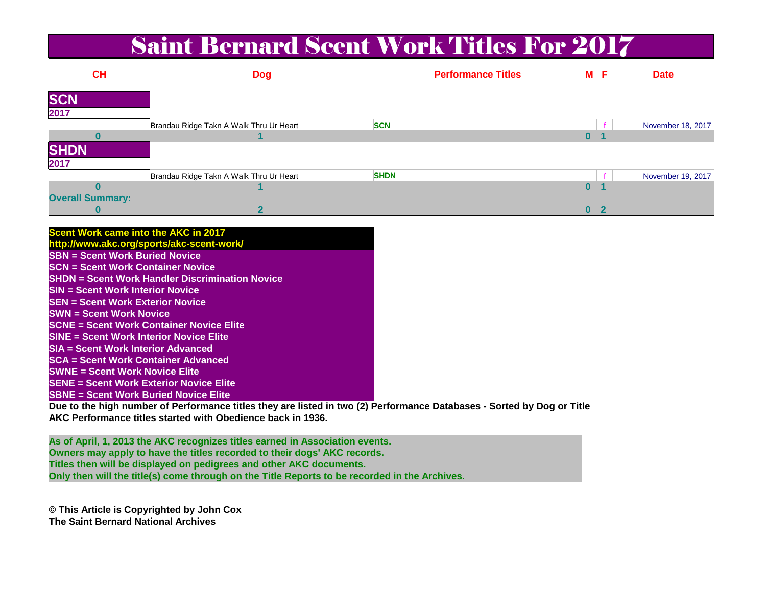# Saint Bernard Scent Work Titles For 2017

| CH | Dog | Performance Titles | M | F | Date |
|---|---|---|---|---|---|
| **SCN** | | | | | |
| **2017** | | | | | |
| | Brandau Ridge Takn A Walk Thru Ur Heart | SCN | | f | November 18, 2017 |
| 0 | 1 | | 0 | 1 | |
| **SHDN** | | | | | |
| **2017** | | | | | |
| | Brandau Ridge Takn A Walk Thru Ur Heart | SHDN | | f | November 19, 2017 |
| 0 | 1 | | 0 | 1 | |
| **Overall Summary:** | | | | | |
| 0 | 2 | | 0 | 2 | |

**Scent Work came into the AKC in 2017**
**http://www.akc.org/sports/akc-scent-work/**
**SBN = Scent Work Buried Novice**
**SCN = Scent Work Container Novice**
**SHDN = Scent Work Handler Discrimination Novice**
**SIN = Scent Work Interior Novice**
**SEN = Scent Work Exterior Novice**
**SWN = Scent Work Novice**
**SCNE = Scent Work Container Novice Elite**
**SINE = Scent Work Interior Novice Elite**
**SIA = Scent Work Interior Advanced**
**SCA = Scent Work Container Advanced**
**SWNE = Scent Work Novice Elite**
**SENE = Scent Work Exterior Novice Elite**
**SBNE = Scent Work Buried Novice Elite**

**Due to the high number of Performance titles they are listed in two (2) Performance Databases - Sorted by Dog or Title**
**AKC Performance titles started with Obedience back in 1936.**

**As of April, 1, 2013 the AKC recognizes titles earned in Association events.**
**Owners may apply to have the titles recorded to their dogs' AKC records.**
**Titles then will be displayed on pedigrees and other AKC documents.**
**Only then will the title(s) come through on the Title Reports to be recorded in the Archives.**

**© This Article is Copyrighted by John Cox**
**The Saint Bernard National Archives**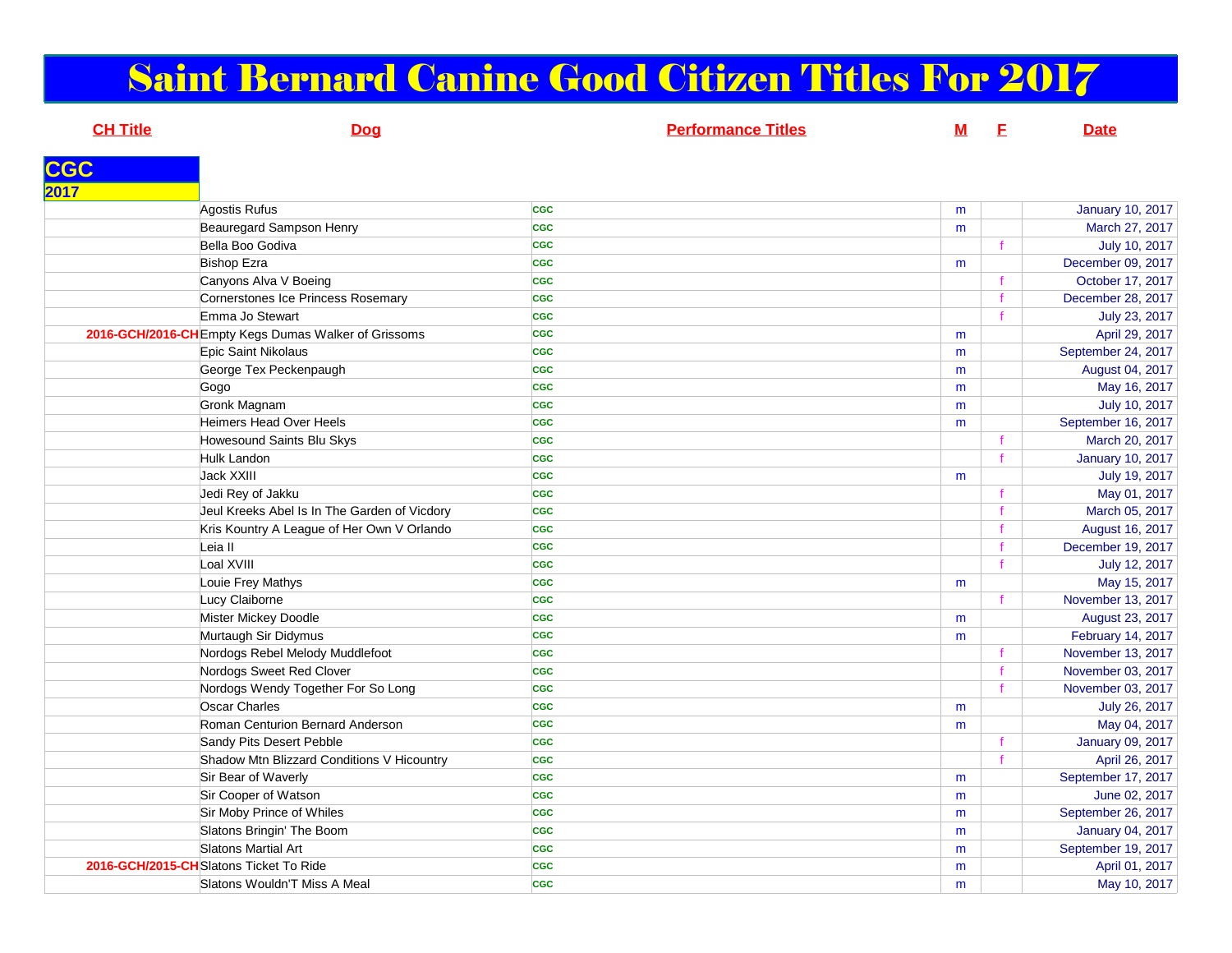# Saint Bernard Canine Good Citizen Titles For 2017

## CGC

### 2017

| CH Title | Dog | Performance Titles | M | F | Date |
|---|---|---|---|---|---|
| | Agostis Rufus | CGC | m | | January 10, 2017 |
| | Beauregard Sampson Henry | CGC | m | | March 27, 2017 |
| | Bella Boo Godiva | CGC | | f | July 10, 2017 |
| | Bishop Ezra | CGC | m | | December 09, 2017 |
| | Canyons Alva V Boeing | CGC | | f | October 17, 2017 |
| | Cornerstones Ice Princess Rosemary | CGC | | f | December 28, 2017 |
| | Emma Jo Stewart | CGC | | f | July 23, 2017 |
| 2016-GCH/2016-CH | Empty Kegs Dumas Walker of Grissoms | CGC | m | | April 29, 2017 |
| | Epic Saint Nikolaus | CGC | m | | September 24, 2017 |
| | George Tex Peckenpaugh | CGC | m | | August 04, 2017 |
| | Gogo | CGC | m | | May 16, 2017 |
| | Gronk Magnam | CGC | m | | July 10, 2017 |
| | Heimers Head Over Heels | CGC | m | | September 16, 2017 |
| | Howesound Saints Blu Skys | CGC | | f | March 20, 2017 |
| | Hulk Landon | CGC | | f | January 10, 2017 |
| | Jack XXIII | CGC | m | | July 19, 2017 |
| | Jedi Rey of Jakku | CGC | | f | May 01, 2017 |
| | Jeul Kreeks Abel Is In The Garden of Vicdory | CGC | | f | March 05, 2017 |
| | Kris Kountry A League of Her Own V Orlando | CGC | | f | August 16, 2017 |
| | Leia II | CGC | | f | December 19, 2017 |
| | Loal XVIII | CGC | | f | July 12, 2017 |
| | Louie Frey Mathys | CGC | m | | May 15, 2017 |
| | Lucy Claiborne | CGC | | f | November 13, 2017 |
| | Mister Mickey Doodle | CGC | m | | August 23, 2017 |
| | Murtaugh Sir Didymus | CGC | m | | February 14, 2017 |
| | Nordogs Rebel Melody Muddlefoot | CGC | | f | November 13, 2017 |
| | Nordogs Sweet Red Clover | CGC | | f | November 03, 2017 |
| | Nordogs Wendy Together For So Long | CGC | | f | November 03, 2017 |
| | Oscar Charles | CGC | m | | July 26, 2017 |
| | Roman Centurion Bernard Anderson | CGC | m | | May 04, 2017 |
| | Sandy Pits Desert Pebble | CGC | | f | January 09, 2017 |
| | Shadow Mtn Blizzard Conditions V Hicountry | CGC | | f | April 26, 2017 |
| | Sir Bear of Waverly | CGC | m | | September 17, 2017 |
| | Sir Cooper of Watson | CGC | m | | June 02, 2017 |
| | Sir Moby Prince of Whiles | CGC | m | | September 26, 2017 |
| | Slatons Bringin' The Boom | CGC | m | | January 04, 2017 |
| | Slatons Martial Art | CGC | m | | September 19, 2017 |
| 2016-GCH/2015-CH | Slatons Ticket To Ride | CGC | m | | April 01, 2017 |
| | Slatons Wouldn'T Miss A Meal | CGC | m | | May 10, 2017 |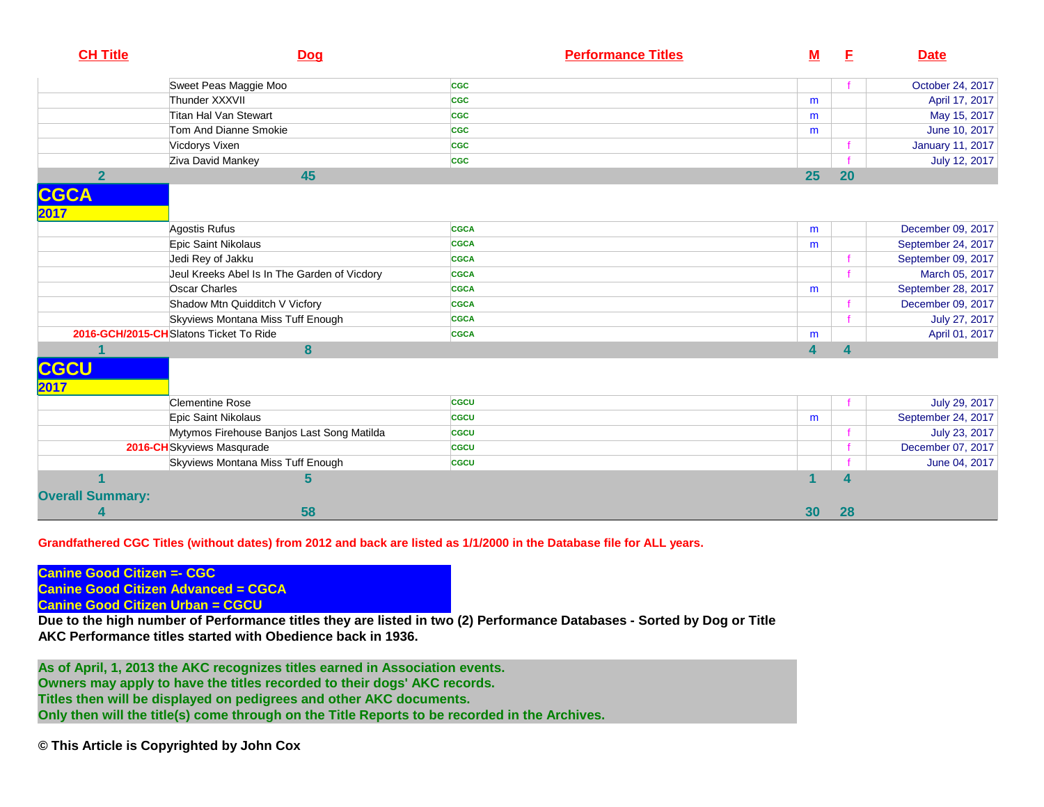| CH Title | Dog | Performance Titles | M | F | Date |
|---|---|---|---|---|---|
| | Sweet Peas Maggie Moo | CGC | | f | October 24, 2017 |
| | Thunder XXXVII | CGC | m | | April 17, 2017 |
| | Titan Hal Van Stewart | CGC | m | | May 15, 2017 |
| | Tom And Dianne Smokie | CGC | m | | June 10, 2017 |
| | Vicdorys Vixen | CGC | | f | January 11, 2017 |
| | Ziva David Mankey | CGC | | f | July 12, 2017 |
| 2 | 45 | | 25 | 20 | |
| **CGCA** | | | | | |
| **2017** | | | | | |
| | Agostis Rufus | CGCA | m | | December 09, 2017 |
| | Epic Saint Nikolaus | CGCA | m | | September 24, 2017 |
| | Jedi Rey of Jakku | CGCA | | f | September 09, 2017 |
| | Jeul Kreeks Abel Is In The Garden of Vicdory | CGCA | | f | March 05, 2017 |
| | Oscar Charles | CGCA | m | | September 28, 2017 |
| | Shadow Mtn Quidditch V Vicfory | CGCA | | f | December 09, 2017 |
| | Skyviews Montana Miss Tuff Enough | CGCA | | f | July 27, 2017 |
| 2016-GCH/2015-CH | Slatons Ticket To Ride | CGCA | m | | April 01, 2017 |
| 1 | 8 | | 4 | 4 | |
| **CGCU** | | | | | |
| **2017** | | | | | |
| | Clementine Rose | CGCU | | f | July 29, 2017 |
| | Epic Saint Nikolaus | CGCU | m | | September 24, 2017 |
| | Mytymos Firehouse Banjos Last Song Matilda | CGCU | | f | July 23, 2017 |
| 2016-CH | Skyviews Masqurade | CGCU | | f | December 07, 2017 |
| | Skyviews Montana Miss Tuff Enough | CGCU | | f | June 04, 2017 |
| 1 | 5 | | 1 | 4 | |
| **Overall Summary:** | | | | | |
| 4 | 58 | | 30 | 28 | |

**Grandfathered CGC Titles (without dates) from 2012 and back are listed as 1/1/2000 in the Database file for ALL years.**

**Canine Good Citizen =- CGC**
**Canine Good Citizen Advanced = CGCA**
**Canine Good Citizen Urban = CGCU**

**Due to the high number of Performance titles they are listed in two (2) Performance Databases - Sorted by Dog or Title**
**AKC Performance titles started with Obedience back in 1936.**

**As of April, 1, 2013 the AKC recognizes titles earned in Association events.**
**Owners may apply to have the titles recorded to their dogs' AKC records.**
**Titles then will be displayed on pedigrees and other AKC documents.**
**Only then will the title(s) come through on the Title Reports to be recorded in the Archives.**

**© This Article is Copyrighted by John Cox**